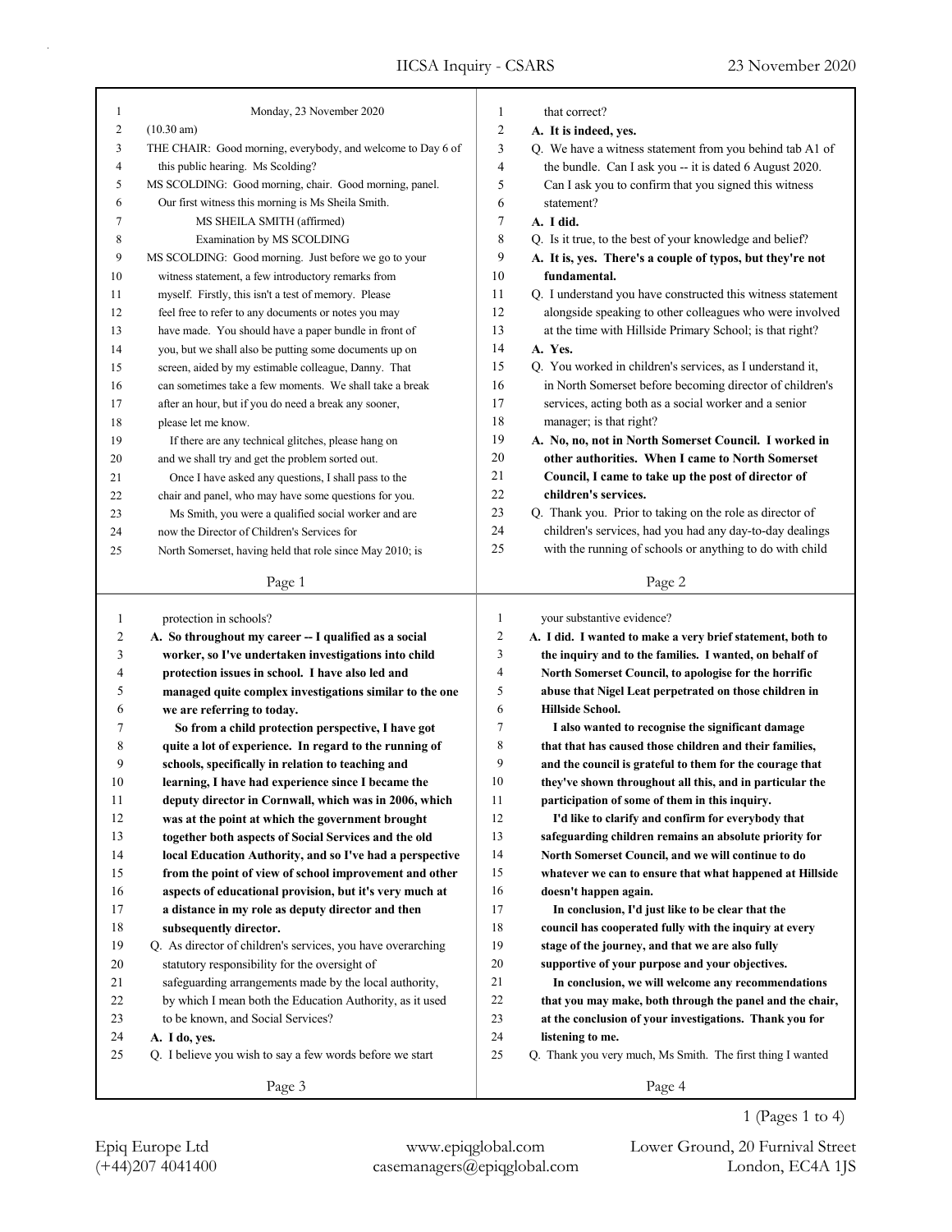Monday, 23 November 2020

(10.30 am)

THE CHAIR: Good morning, everybody, and welcome to Day 6 of this public hearing. Ms Scolding?

MS SCOLDING: Good morning, chair. Good morning, panel. Our first witness this morning is Ms Sheila Smith.

MS SHEILA SMITH (affirmed)

Examination by MS SCOLDING

MS SCOLDING: Good morning. Just before we go to your witness statement, a few introductory remarks from myself. Firstly, this isn't a test of memory. Please feel free to refer to any documents or notes you may have made. You should have a paper bundle in front of you, but we shall also be putting some documents up on screen, aided by my estimable colleague, Danny. That can sometimes take a few moments. We shall take a break after an hour, but if you do need a break any sooner, please let me know.

If there are any technical glitches, please hang on and we shall try and get the problem sorted out.

Once I have asked any questions, I shall pass to the chair and panel, who may have some questions for you.

Ms Smith, you were a qualified social worker and are now the Director of Children's Services for North Somerset, having held that role since May 2010; is that correct?

**A. It is indeed, yes.**

Q. We have a witness statement from you behind tab A1 of the bundle. Can I ask you -- it is dated 6 August 2020. Can I ask you to confirm that you signed this witness statement?

**A. I did.**

Q. Is it true, to the best of your knowledge and belief?

**A. It is, yes. There's a couple of typos, but they're not fundamental.**

Q. I understand you have constructed this witness statement alongside speaking to other colleagues who were involved at the time with Hillside Primary School; is that right?

**A. Yes.**

Q. You worked in children's services, as I understand it, in North Somerset before becoming director of children's services, acting both as a social worker and a senior manager; is that right?

**A. No, no, not in North Somerset Council. I worked in other authorities. When I came to North Somerset Council, I came to take up the post of director of children's services.**

Q. Thank you. Prior to taking on the role as director of children's services, had you had any day-to-day dealings with the running of schools or anything to do with child protection in schools?

**A. So throughout my career -- I qualified as a social worker, so I've undertaken investigations into child protection issues in school. I have also led and managed quite complex investigations similar to the one we are referring to today.**

**So from a child protection perspective, I have got quite a lot of experience. In regard to the running of schools, specifically in relation to teaching and learning, I have had experience since I became the deputy director in Cornwall, which was in 2006, which was at the point at which the government brought together both aspects of Social Services and the old local Education Authority, and so I've had a perspective from the point of view of school improvement and other aspects of educational provision, but it's very much at a distance in my role as deputy director and then subsequently director.**

Q. As director of children's services, you have overarching statutory responsibility for the oversight of safeguarding arrangements made by the local authority, by which I mean both the Education Authority, as it used to be known, and Social Services?

**A. I do, yes.**

Q. I believe you wish to say a few words before we start your substantive evidence?

**A. I did. I wanted to make a very brief statement, both to the inquiry and to the families. I wanted, on behalf of North Somerset Council, to apologise for the horrific abuse that Nigel Leat perpetrated on those children in Hillside School.**

**I also wanted to recognise the significant damage that that has caused those children and their families, and the council is grateful to them for the courage that they've shown throughout all this, and in particular the participation of some of them in this inquiry.**

**I'd like to clarify and confirm for everybody that safeguarding children remains an absolute priority for North Somerset Council, and we will continue to do whatever we can to ensure that what happened at Hillside doesn't happen again.**

**In conclusion, I'd just like to be clear that the council has cooperated fully with the inquiry at every stage of the journey, and that we are also fully supportive of your purpose and your objectives.**

**In conclusion, we will welcome any recommendations that you may make, both through the panel and the chair, at the conclusion of your investigations. Thank you for listening to me.**

Q. Thank you very much, Ms Smith. The first thing I wanted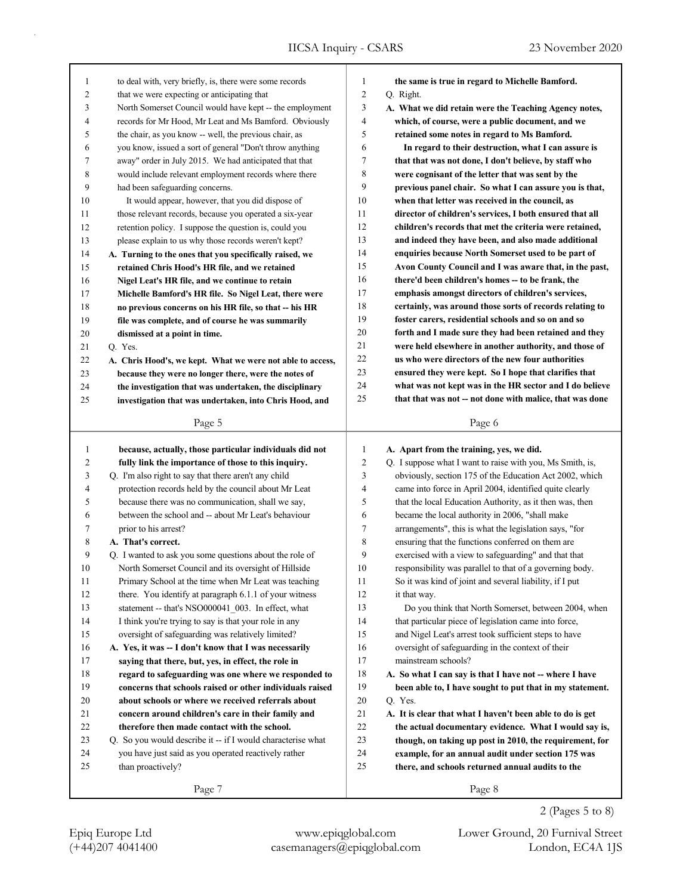to deal with, very briefly, is, there were some records that we were expecting or anticipating that North Somerset Council would have kept -- the employment records for Mr Hood, Mr Leat and Ms Bamford. Obviously the chair, as you know -- well, the previous chair, as you know, issued a sort of general "Don't throw anything away" order in July 2015. We had anticipated that that would include relevant employment records where there had been safeguarding concerns.

It would appear, however, that you did dispose of those relevant records, because you operated a six-year retention policy. I suppose the question is, could you please explain to us why those records weren't kept?

**A. Turning to the ones that you specifically raised, we retained Chris Hood's HR file, and we retained Nigel Leat's HR file, and we continue to retain Michelle Bamford's HR file. So Nigel Leat, there were no previous concerns on his HR file, so that -- his HR file was complete, and of course he was summarily dismissed at a point in time.**

Q. Yes.

**A. Chris Hood's, we kept. What we were not able to access, because they were no longer there, were the notes of the investigation that was undertaken, the disciplinary investigation that was undertaken, into Chris Hood, and the same is true in regard to Michelle Bamford.**

Q. Right.

**A. What we did retain were the Teaching Agency notes, which, of course, were a public document, and we retained some notes in regard to Ms Bamford.**

**In regard to their destruction, what I can assure is that that was not done, I don't believe, by staff who were cognisant of the letter that was sent by the previous panel chair. So what I can assure you is that, when that letter was received in the council, as director of children's services, I both ensured that all children's records that met the criteria were retained, and indeed they have been, and also made additional enquiries because North Somerset used to be part of Avon County Council and I was aware that, in the past, there'd been children's homes -- to be frank, the emphasis amongst directors of children's services, certainly, was around those sorts of records relating to foster carers, residential schools and so on and so forth and I made sure they had been retained and they were held elsewhere in another authority, and those of us who were directors of the new four authorities ensured they were kept. So I hope that clarifies that what was not kept was in the HR sector and I do believe that that was not -- not done with malice, that was done because, actually, those particular individuals did not fully link the importance of those to this inquiry.**

Q. I'm also right to say that there aren't any child protection records held by the council about Mr Leat because there was no communication, shall we say, between the school and -- about Mr Leat's behaviour prior to his arrest?

**A. That's correct.**

Q. I wanted to ask you some questions about the role of North Somerset Council and its oversight of Hillside Primary School at the time when Mr Leat was teaching there. You identify at paragraph 6.1.1 of your witness statement -- that's NSO000041_003. In effect, what I think you're trying to say is that your role in any oversight of safeguarding was relatively limited?

**A. Yes, it was -- I don't know that I was necessarily saying that there, but, yes, in effect, the role in regard to safeguarding was one where we responded to concerns that schools raised or other individuals raised about schools or where we received referrals about concern around children's care in their family and therefore then made contact with the school.**

Q. So you would describe it -- if I would characterise what you have just said as you operated reactively rather than proactively?

**A. Apart from the training, yes, we did.**

Q. I suppose what I want to raise with you, Ms Smith, is, obviously, section 175 of the Education Act 2002, which came into force in April 2004, identified quite clearly that the local Education Authority, as it then was, then became the local authority in 2006, "shall make arrangements", this is what the legislation says, "for ensuring that the functions conferred on them are exercised with a view to safeguarding" and that that responsibility was parallel to that of a governing body. So it was kind of joint and several liability, if I put it that way.

Do you think that North Somerset, between 2004, when that particular piece of legislation came into force, and Nigel Leat's arrest took sufficient steps to have oversight of safeguarding in the context of their mainstream schools?

**A. So what I can say is that I have not -- where I have been able to, I have sought to put that in my statement.**

Q. Yes.

**A. It is clear that what I haven't been able to do is get the actual documentary evidence. What I would say is, though, on taking up post in 2010, the requirement, for example, for an annual audit under section 175 was there, and schools returned annual audits to the**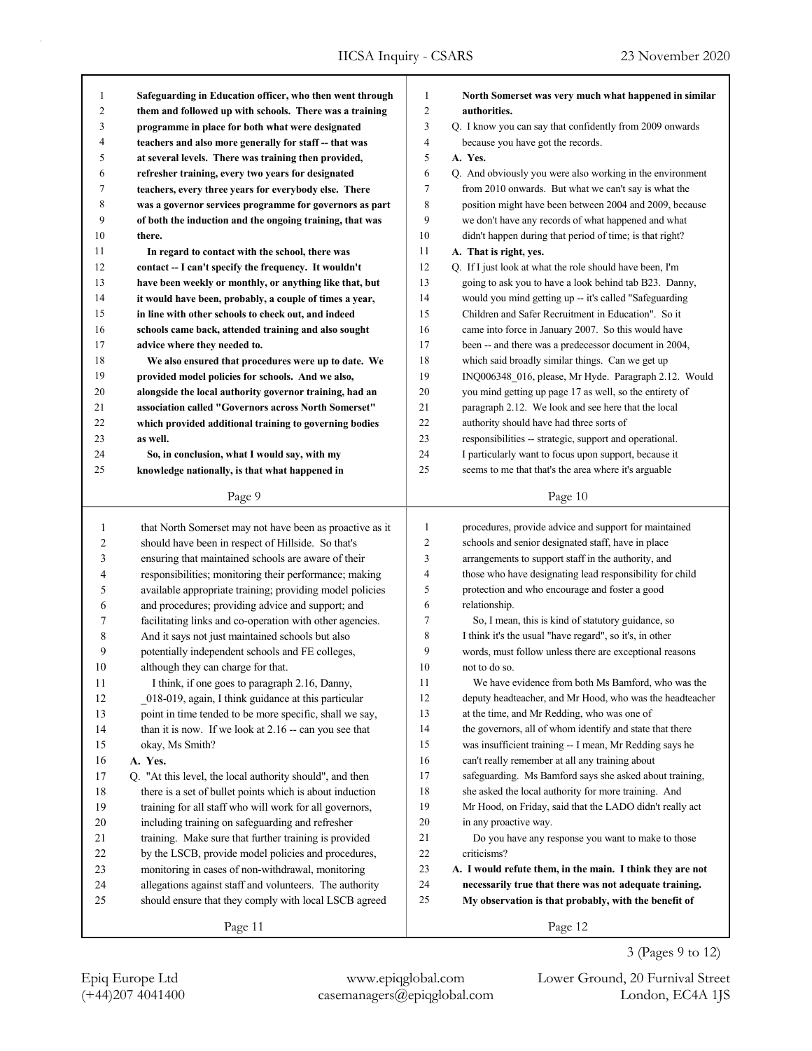Safeguarding in Education officer, who then went through them and followed up with schools. There was a training programme in place for both what were designated teachers and also more generally for staff -- that was at several levels. There was training then provided, refresher training, every two years for designated teachers, every three years for everybody else. There was a governor services programme for governors as part of both the induction and the ongoing training, that was there.

In regard to contact with the school, there was contact -- I can't specify the frequency. It wouldn't have been weekly or monthly, or anything like that, but it would have been, probably, a couple of times a year, in line with other schools to check out, and indeed schools came back, attended training and also sought advice where they needed to.

We also ensured that procedures were up to date. We provided model policies for schools. And we also, alongside the local authority governor training, had an association called "Governors across North Somerset" which provided additional training to governing bodies as well.

So, in conclusion, what I would say, with my knowledge nationally, is that what happened in North Somerset was very much what happened in similar authorities.

Q. I know you can say that confidently from 2009 onwards because you have got the records.

A. Yes.

Q. And obviously you were also working in the environment from 2010 onwards. But what we can't say is what the position might have been between 2004 and 2009, because we don't have any records of what happened and what didn't happen during that period of time; is that right?

A. That is right, yes.

Q. If I just look at what the role should have been, I'm going to ask you to have a look behind tab B23. Danny, would you mind getting up -- it's called "Safeguarding Children and Safer Recruitment in Education". So it came into force in January 2007. So this would have been -- and there was a predecessor document in 2004, which said broadly similar things. Can we get up INQ006348_016, please, Mr Hyde. Paragraph 2.12. Would you mind getting up page 17 as well, so the entirety of paragraph 2.12. We look and see here that the local authority should have had three sorts of responsibilities -- strategic, support and operational. I particularly want to focus upon support, because it seems to me that that's the area where it's arguable that North Somerset may not have been as proactive as it should have been in respect of Hillside. So that's ensuring that maintained schools are aware of their responsibilities; monitoring their performance; making available appropriate training; providing model policies and procedures; providing advice and support; and facilitating links and co-operation with other agencies. And it says not just maintained schools but also potentially independent schools and FE colleges, although they can charge for that.

I think, if one goes to paragraph 2.16, Danny, _018-019, again, I think guidance at this particular point in time tended to be more specific, shall we say, than it is now. If we look at 2.16 -- can you see that okay, Ms Smith?

A. Yes.

Q. "At this level, the local authority should", and then there is a set of bullet points which is about induction training for all staff who will work for all governors, including training on safeguarding and refresher training. Make sure that further training is provided by the LSCB, provide model policies and procedures, monitoring in cases of non-withdrawal, monitoring allegations against staff and volunteers. The authority should ensure that they comply with local LSCB agreed procedures, provide advice and support for maintained schools and senior designated staff, have in place arrangements to support staff in the authority, and those who have designating lead responsibility for child protection and who encourage and foster a good relationship.

So, I mean, this is kind of statutory guidance, so I think it's the usual "have regard", so it's, in other words, must follow unless there are exceptional reasons not to do so.

We have evidence from both Ms Bamford, who was the deputy headteacher, and Mr Hood, who was the headteacher at the time, and Mr Redding, who was one of the governors, all of whom identify and state that there was insufficient training -- I mean, Mr Redding says he can't really remember at all any training about safeguarding. Ms Bamford says she asked about training, she asked the local authority for more training. And Mr Hood, on Friday, said that the LADO didn't really act in any proactive way.

Do you have any response you want to make to those criticisms?

A. I would refute them, in the main. I think they are not necessarily true that there was not adequate training. My observation is that probably, with the benefit of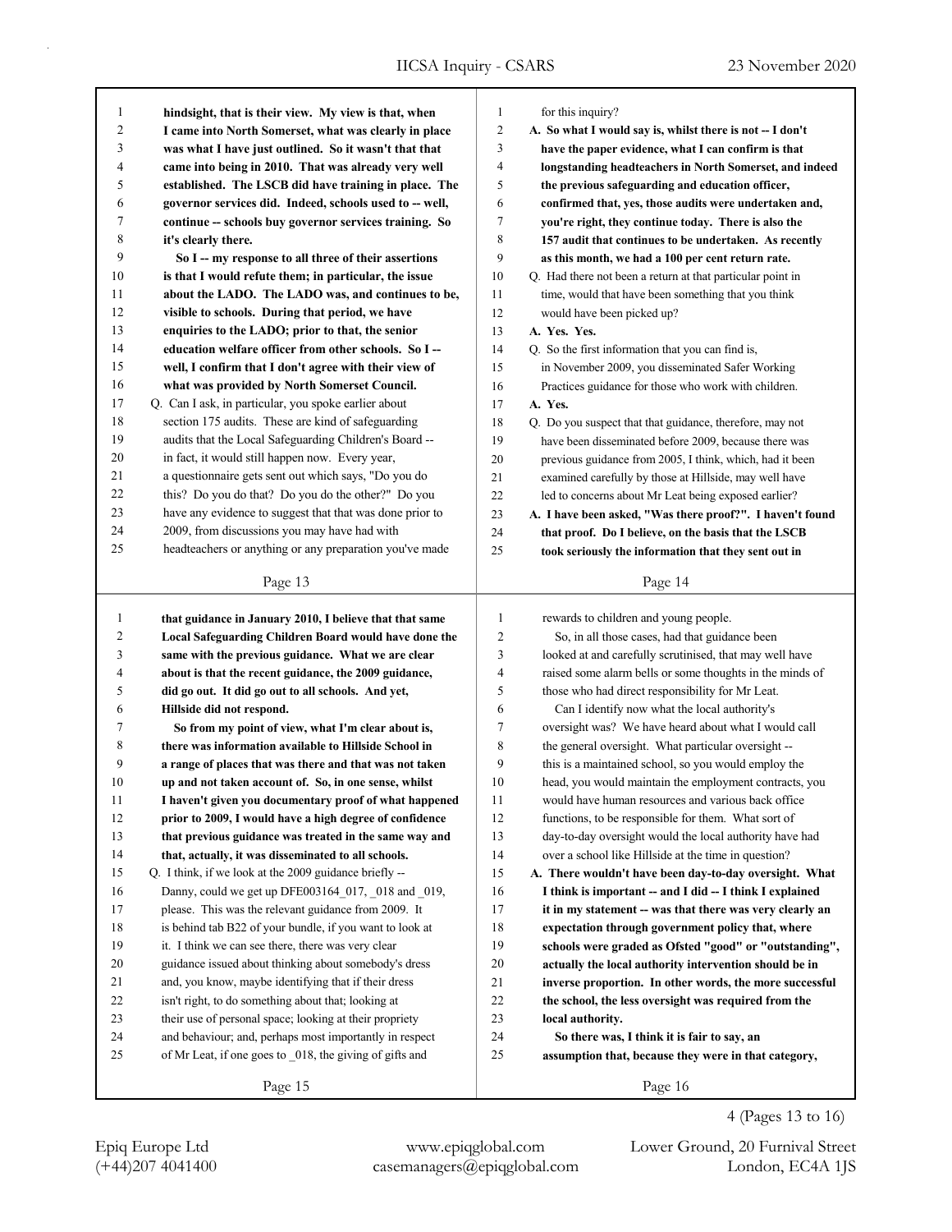**hindsight, that is their view. My view is that, when I came into North Somerset, what was clearly in place was what I have just outlined. So it wasn't that that came into being in 2010. That was already very well established. The LSCB did have training in place. The governor services did. Indeed, schools used to -- well, continue -- schools buy governor services training. So it's clearly there.**

**So I -- my response to all three of their assertions is that I would refute them; in particular, the issue about the LADO. The LADO was, and continues to be, visible to schools. During that period, we have enquiries to the LADO; prior to that, the senior education welfare officer from other schools. So I -- well, I confirm that I don't agree with their view of what was provided by North Somerset Council.**

Q. Can I ask, in particular, you spoke earlier about section 175 audits. These are kind of safeguarding audits that the Local Safeguarding Children's Board -- in fact, it would still happen now. Every year, a questionnaire gets sent out which says, "Do you do this? Do you do that? Do you do the other?" Do you have any evidence to suggest that that was done prior to 2009, from discussions you may have had with headteachers or anything or any preparation you've made for this inquiry?

**A. So what I would say is, whilst there is not -- I don't have the paper evidence, what I can confirm is that longstanding headteachers in North Somerset, and indeed the previous safeguarding and education officer, confirmed that, yes, those audits were undertaken and, you're right, they continue today. There is also the 157 audit that continues to be undertaken. As recently as this month, we had a 100 per cent return rate.**

Q. Had there not been a return at that particular point in time, would that have been something that you think would have been picked up?

**A. Yes. Yes.**

Q. So the first information that you can find is, in November 2009, you disseminated Safer Working Practices guidance for those who work with children.

**A. Yes.**

Q. Do you suspect that that guidance, therefore, may not have been disseminated before 2009, because there was previous guidance from 2005, I think, which, had it been examined carefully by those at Hillside, may well have led to concerns about Mr Leat being exposed earlier?

**A. I have been asked, "Was there proof?". I haven't found that proof. Do I believe, on the basis that the LSCB took seriously the information that they sent out in that guidance in January 2010, I believe that that same Local Safeguarding Children Board would have done the same with the previous guidance. What we are clear about is that the recent guidance, the 2009 guidance, did go out. It did go out to all schools. And yet, Hillside did not respond.**

**So from my point of view, what I'm clear about is, there was information available to Hillside School in a range of places that was there and that was not taken up and not taken account of. So, in one sense, whilst I haven't given you documentary proof of what happened prior to 2009, I would have a high degree of confidence that previous guidance was treated in the same way and that, actually, it was disseminated to all schools.**

Q. I think, if we look at the 2009 guidance briefly -- Danny, could we get up DFE003164_017, _018 and _019, please. This was the relevant guidance from 2009. It is behind tab B22 of your bundle, if you want to look at it. I think we can see there, there was very clear guidance issued about thinking about somebody's dress and, you know, maybe identifying that if their dress isn't right, to do something about that; looking at their use of personal space; looking at their propriety and behaviour; and, perhaps most importantly in respect of Mr Leat, if one goes to _018, the giving of gifts and rewards to children and young people.

So, in all those cases, had that guidance been looked at and carefully scrutinised, that may well have raised some alarm bells or some thoughts in the minds of those who had direct responsibility for Mr Leat.

Can I identify now what the local authority's oversight was? We have heard about what I would call the general oversight. What particular oversight -- this is a maintained school, so you would employ the head, you would maintain the employment contracts, you would have human resources and various back office functions, to be responsible for them. What sort of day-to-day oversight would the local authority have had over a school like Hillside at the time in question?

**A. There wouldn't have been day-to-day oversight. What I think is important -- and I did -- I think I explained it in my statement -- was that there was very clearly an expectation through government policy that, where schools were graded as Ofsted "good" or "outstanding", actually the local authority intervention should be in inverse proportion. In other words, the more successful the school, the less oversight was required from the local authority.**

**So there was, I think it is fair to say, an assumption that, because they were in that category,**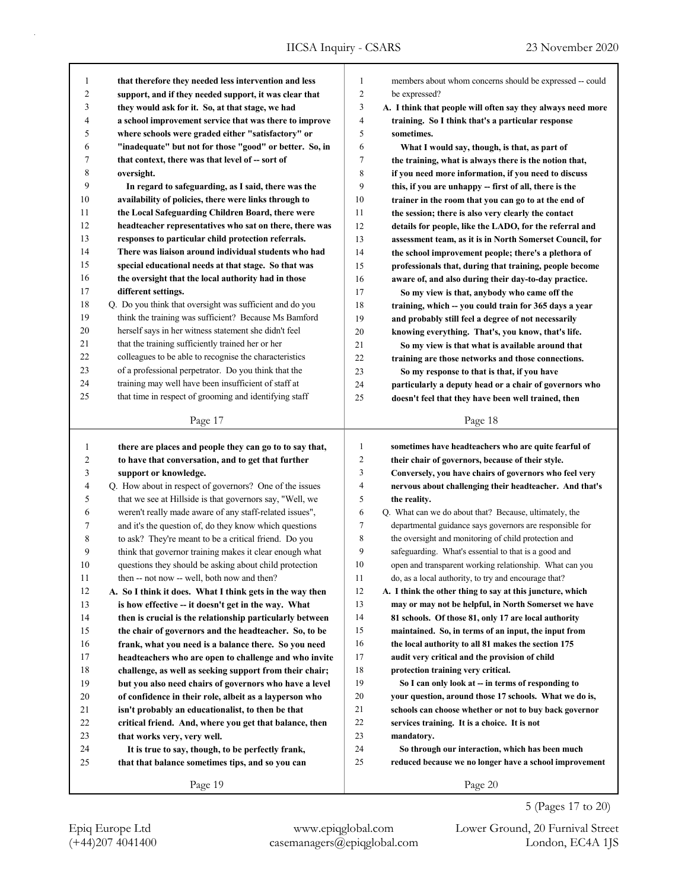that therefore they needed less intervention and less support, and if they needed support, it was clear that they would ask for it. So, at that stage, we had a school improvement service that was there to improve where schools were graded either "satisfactory" or "inadequate" but not for those "good" or better. So, in that context, there was that level of -- sort of oversight.

In regard to safeguarding, as I said, there was the availability of policies, there were links through to the Local Safeguarding Children Board, there were headteacher representatives who sat on there, there was responses to particular child protection referrals. There was liaison around individual students who had special educational needs at that stage. So that was the oversight that the local authority had in those different settings.

Q. Do you think that oversight was sufficient and do you think the training was sufficient? Because Ms Bamford herself says in her witness statement she didn't feel that the training sufficiently trained her or her colleagues to be able to recognise the characteristics of a professional perpetrator. Do you think that the training may well have been insufficient of staff at that time in respect of grooming and identifying staff members about whom concerns should be expressed -- could be expressed?

A. I think that people will often say they always need more training. So I think that's a particular response sometimes.

What I would say, though, is that, as part of the training, what is always there is the notion that, if you need more information, if you need to discuss this, if you are unhappy -- first of all, there is the trainer in the room that you can go to at the end of the session; there is also very clearly the contact details for people, like the LADO, for the referral and assessment team, as it is in North Somerset Council, for the school improvement people; there's a plethora of professionals that, during that training, people become aware of, and also during their day-to-day practice.

So my view is that, anybody who came off the training, which -- you could train for 365 days a year and probably still feel a degree of not necessarily knowing everything. That's, you know, that's life.

So my view is that what is available around that training are those networks and those connections.

So my response to that is that, if you have particularly a deputy head or a chair of governors who doesn't feel that they have been well trained, then there are places and people they can go to to say that, to have that conversation, and to get that further support or knowledge.

Q. How about in respect of governors? One of the issues that we see at Hillside is that governors say, "Well, we weren't really made aware of any staff-related issues", and it's the question of, do they know which questions to ask? They're meant to be a critical friend. Do you think that governor training makes it clear enough what questions they should be asking about child protection then -- not now -- well, both now and then?

A. So I think it does. What I think gets in the way then is how effective -- it doesn't get in the way. What then is crucial is the relationship particularly between the chair of governors and the headteacher. So, to be frank, what you need is a balance there. So you need headteachers who are open to challenge and who invite challenge, as well as seeking support from their chair; but you also need chairs of governors who have a level of confidence in their role, albeit as a layperson who isn't probably an educationalist, to then be that critical friend. And, where you get that balance, then that works very, very well.

It is true to say, though, to be perfectly frank, that that balance sometimes tips, and so you can sometimes have headteachers who are quite fearful of their chair of governors, because of their style. Conversely, you have chairs of governors who feel very nervous about challenging their headteacher. And that's the reality.

Q. What can we do about that? Because, ultimately, the departmental guidance says governors are responsible for the oversight and monitoring of child protection and safeguarding. What's essential to that is a good and open and transparent working relationship. What can you do, as a local authority, to try and encourage that?

A. I think the other thing to say at this juncture, which may or may not be helpful, in North Somerset we have 81 schools. Of those 81, only 17 are local authority maintained. So, in terms of an input, the input from the local authority to all 81 makes the section 175 audit very critical and the provision of child protection training very critical.

So I can only look at -- in terms of responding to your question, around those 17 schools. What we do is, schools can choose whether or not to buy back governor services training. It is a choice. It is not mandatory.

So through our interaction, which has been much reduced because we no longer have a school improvement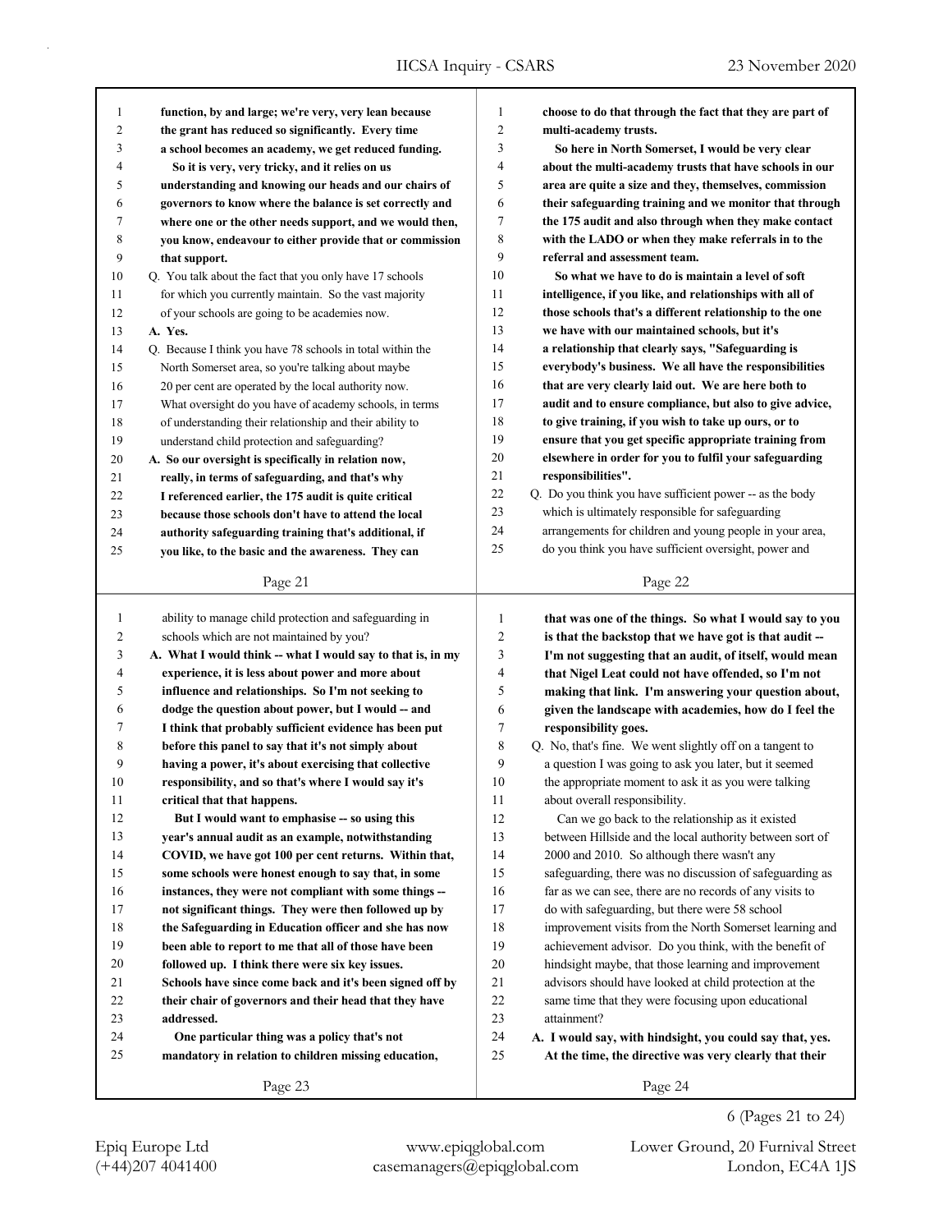function, by and large; we're very, very lean because the grant has reduced so significantly. Every time a school becomes an academy, we get reduced funding.

So it is very, very tricky, and it relies on us understanding and knowing our heads and our chairs of governors to know where the balance is set correctly and where one or the other needs support, and we would then, you know, endeavour to either provide that or commission that support.

Q. You talk about the fact that you only have 17 schools for which you currently maintain. So the vast majority of your schools are going to be academies now.

A. Yes.

Q. Because I think you have 78 schools in total within the North Somerset area, so you're talking about maybe 20 per cent are operated by the local authority now. What oversight do you have of academy schools, in terms of understanding their relationship and their ability to understand child protection and safeguarding?

A. So our oversight is specifically in relation now, really, in terms of safeguarding, and that's why I referenced earlier, the 175 audit is quite critical because those schools don't have to attend the local authority safeguarding training that's additional, if you like, to the basic and the awareness. They can choose to do that through the fact that they are part of multi-academy trusts.

So here in North Somerset, I would be very clear about the multi-academy trusts that have schools in our area are quite a size and they, themselves, commission their safeguarding training and we monitor that through the 175 audit and also through when they make contact with the LADO or when they make referrals in to the referral and assessment team.

So what we have to do is maintain a level of soft intelligence, if you like, and relationships with all of those schools that's a different relationship to the one we have with our maintained schools, but it's a relationship that clearly says, "Safeguarding is everybody's business. We all have the responsibilities that are very clearly laid out. We are here both to audit and to ensure compliance, but also to give advice, to give training, if you wish to take up ours, or to ensure that you get specific appropriate training from elsewhere in order for you to fulfil your safeguarding responsibilities".

Q. Do you think you have sufficient power -- as the body which is ultimately responsible for safeguarding arrangements for children and young people in your area, do you think you have sufficient oversight, power and ability to manage child protection and safeguarding in schools which are not maintained by you?

A. What I would think -- what I would say to that is, in my experience, it is less about power and more about influence and relationships. So I'm not seeking to dodge the question about power, but I would -- and I think that probably sufficient evidence has been put before this panel to say that it's not simply about having a power, it's about exercising that collective responsibility, and so that's where I would say it's critical that that happens.

But I would want to emphasise -- so using this year's annual audit as an example, notwithstanding COVID, we have got 100 per cent returns. Within that, some schools were honest enough to say that, in some instances, they were not compliant with some things -- not significant things. They were then followed up by the Safeguarding in Education officer and she has now been able to report to me that all of those have been followed up. I think there were six key issues. Schools have since come back and it's been signed off by their chair of governors and their head that they have addressed.

One particular thing was a policy that's not mandatory in relation to children missing education, that was one of the things. So what I would say to you is that the backstop that we have got is that audit -- I'm not suggesting that an audit, of itself, would mean that Nigel Leat could not have offended, so I'm not making that link. I'm answering your question about, given the landscape with academies, how do I feel the responsibility goes.

Q. No, that's fine. We went slightly off on a tangent to a question I was going to ask you later, but it seemed the appropriate moment to ask it as you were talking about overall responsibility.

Can we go back to the relationship as it existed between Hillside and the local authority between sort of 2000 and 2010. So although there wasn't any safeguarding, there was no discussion of safeguarding as far as we can see, there are no records of any visits to do with safeguarding, but there were 58 school improvement visits from the North Somerset learning and achievement advisor. Do you think, with the benefit of hindsight maybe, that those learning and improvement advisors should have looked at child protection at the same time that they were focusing upon educational attainment?

A. I would say, with hindsight, you could say that, yes. At the time, the directive was very clearly that their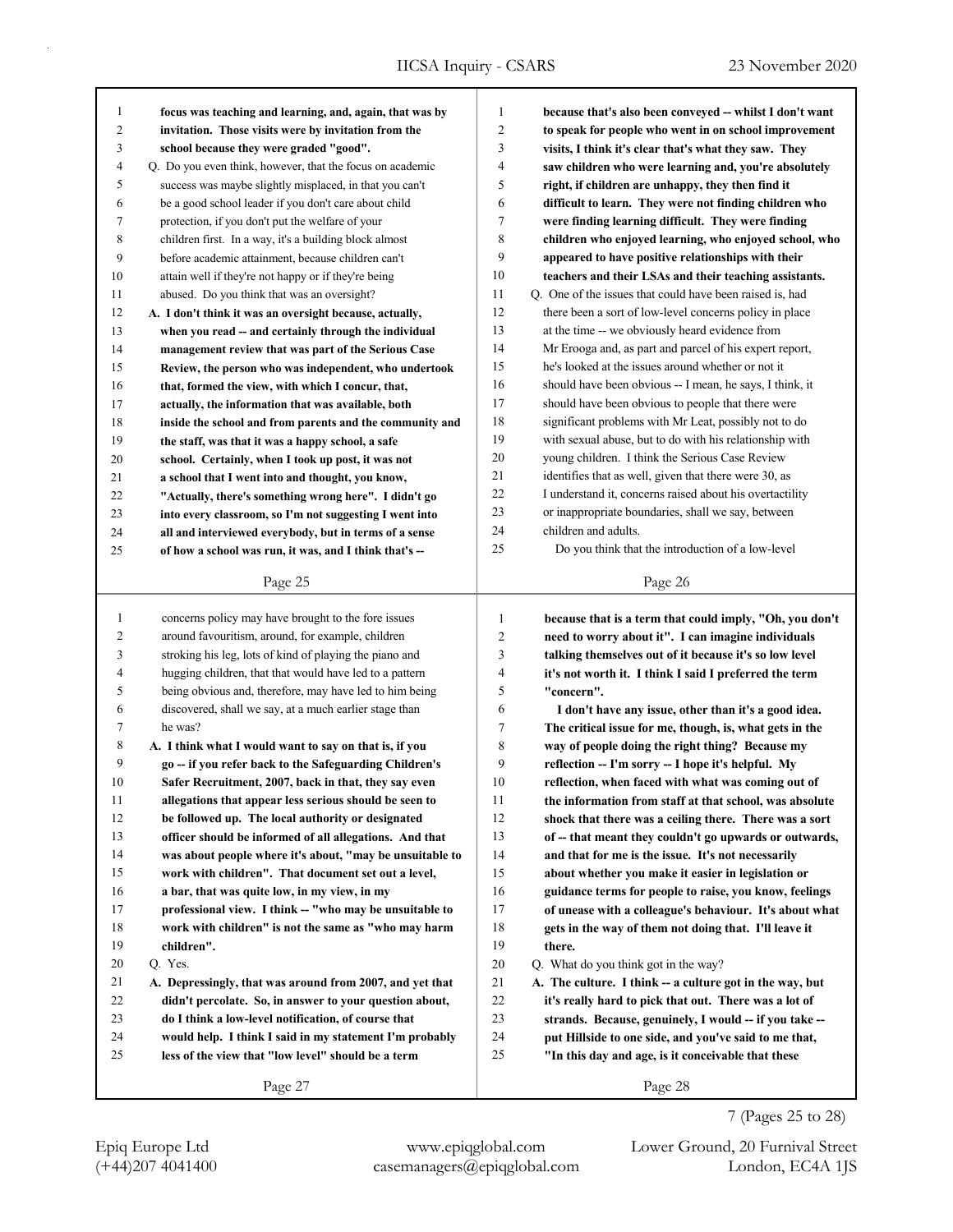focus was teaching and learning, and, again, that was by invitation. Those visits were by invitation from the school because they were graded "good".

Q. Do you even think, however, that the focus on academic success was maybe slightly misplaced, in that you can't be a good school leader if you don't care about child protection, if you don't put the welfare of your children first. In a way, it's a building block almost before academic attainment, because children can't attain well if they're not happy or if they're being abused. Do you think that was an oversight?

A. I don't think it was an oversight because, actually, when you read -- and certainly through the individual management review that was part of the Serious Case Review, the person who was independent, who undertook that, formed the view, with which I concur, that, actually, the information that was available, both inside the school and from parents and the community and the staff, was that it was a happy school, a safe school. Certainly, when I took up post, it was not a school that I went into and thought, you know, "Actually, there's something wrong here". I didn't go into every classroom, so I'm not suggesting I went into all and interviewed everybody, but in terms of a sense of how a school was run, it was, and I think that's -- because that's also been conveyed -- whilst I don't want to speak for people who went in on school improvement visits, I think it's clear that's what they saw. They saw children who were learning and, you're absolutely right, if children are unhappy, they then find it difficult to learn. They were not finding children who were finding learning difficult. They were finding children who enjoyed learning, who enjoyed school, who appeared to have positive relationships with their teachers and their LSAs and their teaching assistants.

Q. One of the issues that could have been raised is, had there been a sort of low-level concerns policy in place at the time -- we obviously heard evidence from Mr Erooga and, as part and parcel of his expert report, he's looked at the issues around whether or not it should have been obvious -- I mean, he says, I think, it should have been obvious to people that there were significant problems with Mr Leat, possibly not to do with sexual abuse, but to do with his relationship with young children. I think the Serious Case Review identifies that as well, given that there were 30, as I understand it, concerns raised about his overtactility or inappropriate boundaries, shall we say, between children and adults.

Do you think that the introduction of a low-level concerns policy may have brought to the fore issues around favouritism, around, for example, children stroking his leg, lots of kind of playing the piano and hugging children, that that would have led to a pattern being obvious and, therefore, may have led to him being discovered, shall we say, at a much earlier stage than he was?

A. I think what I would want to say on that is, if you go -- if you refer back to the Safeguarding Children's Safer Recruitment, 2007, back in that, they say even allegations that appear less serious should be seen to be followed up. The local authority or designated officer should be informed of all allegations. And that was about people where it's about, "may be unsuitable to work with children". That document set out a level, a bar, that was quite low, in my view, in my professional view. I think -- "who may be unsuitable to work with children" is not the same as "who may harm children".

Q. Yes.

A. Depressingly, that was around from 2007, and yet that didn't percolate. So, in answer to your question about, do I think a low-level notification, of course that would help. I think I said in my statement I'm probably less of the view that "low level" should be a term because that is a term that could imply, "Oh, you don't need to worry about it". I can imagine individuals talking themselves out of it because it's so low level it's not worth it. I think I said I preferred the term "concern".

I don't have any issue, other than it's a good idea. The critical issue for me, though, is, what gets in the way of people doing the right thing? Because my reflection -- I'm sorry -- I hope it's helpful. My reflection, when faced with what was coming out of the information from staff at that school, was absolute shock that there was a ceiling there. There was a sort of -- that meant they couldn't go upwards or outwards, and that for me is the issue. It's not necessarily about whether you make it easier in legislation or guidance terms for people to raise, you know, feelings of unease with a colleague's behaviour. It's about what gets in the way of them not doing that. I'll leave it there.

Q. What do you think got in the way?

A. The culture. I think -- a culture got in the way, but it's really hard to pick that out. There was a lot of strands. Because, genuinely, I would -- if you take -- put Hillside to one side, and you've said to me that, "In this day and age, is it conceivable that these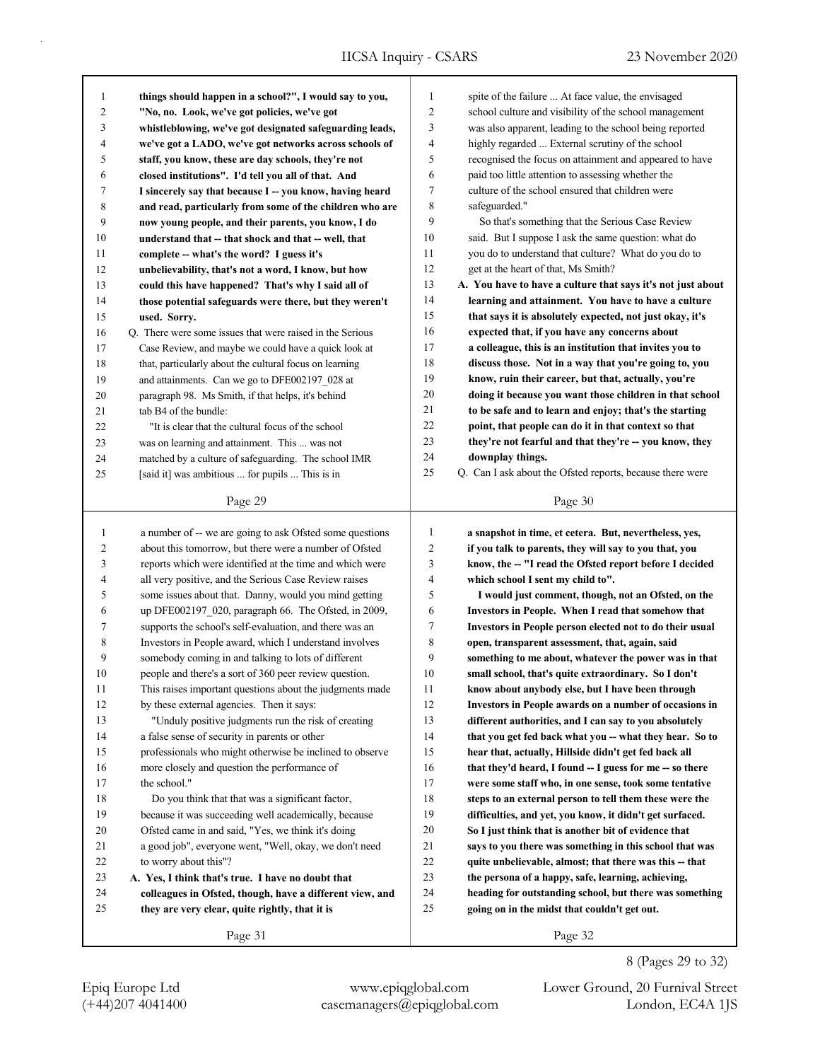things should happen in a school?", I would say to you, "No, no. Look, we've got policies, we've got whistleblowing, we've got designated safeguarding leads, we've got a LADO, we've got networks across schools of staff, you know, these are day schools, they're not closed institutions". I'd tell you all of that. And I sincerely say that because I -- you know, having heard and read, particularly from some of the children who are now young people, and their parents, you know, I do understand that -- that shock and that -- well, that complete -- what's the word? I guess it's unbelievability, that's not a word, I know, but how could this have happened? That's why I said all of those potential safeguards were there, but they weren't used. Sorry.

Q. There were some issues that were raised in the Serious Case Review, and maybe we could have a quick look at that, particularly about the cultural focus on learning and attainments. Can we go to DFE002197_028 at paragraph 98. Ms Smith, if that helps, it's behind tab B4 of the bundle:

"It is clear that the cultural focus of the school was on learning and attainment. This ... was not matched by a culture of safeguarding. The school IMR [said it] was ambitious ... for pupils ... This is in spite of the failure ... At face value, the envisaged school culture and visibility of the school management was also apparent, leading to the school being reported highly regarded ... External scrutiny of the school recognised the focus on attainment and appeared to have paid too little attention to assessing whether the culture of the school ensured that children were safeguarded."

So that's something that the Serious Case Review said. But I suppose I ask the same question: what do you do to understand that culture? What do you do to get at the heart of that, Ms Smith?

**A. You have to have a culture that says it's not just about learning and attainment. You have to have a culture that says it is absolutely expected, not just okay, it's expected that, if you have any concerns about a colleague, this is an institution that invites you to discuss those. Not in a way that you're going to, you know, ruin their career, but that, actually, you're doing it because you want those children in that school to be safe and to learn and enjoy; that's the starting point, that people can do it in that context so that they're not fearful and that they're -- you know, they downplay things.**

Q. Can I ask about the Ofsted reports, because there were a number of -- we are going to ask Ofsted some questions about this tomorrow, but there were a number of Ofsted reports which were identified at the time and which were all very positive, and the Serious Case Review raises some issues about that. Danny, would you mind getting up DFE002197_020, paragraph 66. The Ofsted, in 2009, supports the school's self-evaluation, and there was an Investors in People award, which I understand involves somebody coming in and talking to lots of different people and there's a sort of 360 peer review question. This raises important questions about the judgments made by these external agencies. Then it says:

"Unduly positive judgments run the risk of creating a false sense of security in parents or other professionals who might otherwise be inclined to observe more closely and question the performance of the school."

Do you think that that was a significant factor, because it was succeeding well academically, because Ofsted came in and said, "Yes, we think it's doing a good job", everyone went, "Well, okay, we don't need to worry about this"?

**A. Yes, I think that's true. I have no doubt that colleagues in Ofsted, though, have a different view, and they are very clear, quite rightly, that it is a snapshot in time, et cetera. But, nevertheless, yes, if you talk to parents, they will say to you that, you know, the -- "I read the Ofsted report before I decided which school I sent my child to".**

**I would just comment, though, not an Ofsted, on the Investors in People. When I read that somehow that Investors in People person elected not to do their usual open, transparent assessment, that, again, said something to me about, whatever the power was in that small school, that's quite extraordinary. So I don't know about anybody else, but I have been through Investors in People awards on a number of occasions in different authorities, and I can say to you absolutely that you get fed back what you -- what they hear. So to hear that, actually, Hillside didn't get fed back all that they'd heard, I found -- I guess for me -- so there were some staff who, in one sense, took some tentative steps to an external person to tell them these were the difficulties, and yet, you know, it didn't get surfaced. So I just think that is another bit of evidence that says to you there was something in this school that was quite unbelievable, almost; that there was this -- that the persona of a happy, safe, learning, achieving, heading for outstanding school, but there was something going on in the midst that couldn't get out.**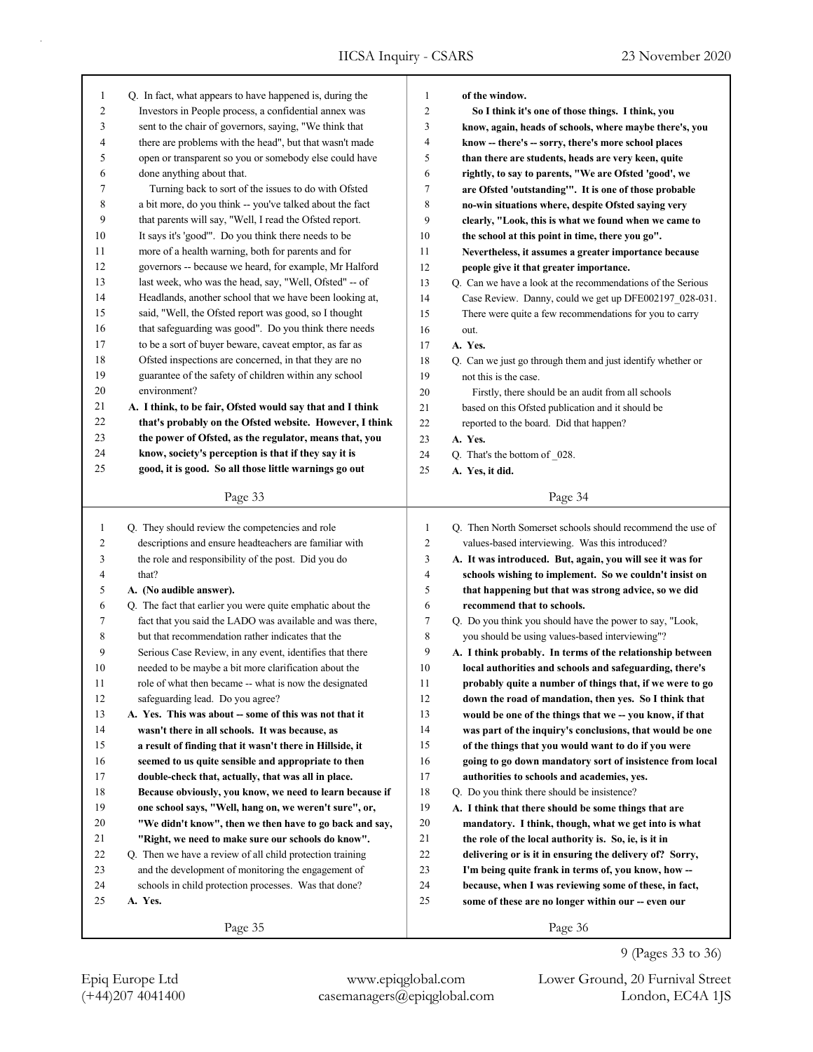Q. In fact, what appears to have happened is, during the Investors in People process, a confidential annex was sent to the chair of governors, saying, "We think that there are problems with the head", but that wasn't made open or transparent so you or somebody else could have done anything about that.

Turning back to sort of the issues to do with Ofsted a bit more, do you think -- you've talked about the fact that parents will say, "Well, I read the Ofsted report. It says it's 'good'". Do you think there needs to be more of a health warning, both for parents and for governors -- because we heard, for example, Mr Halford last week, who was the head, say, "Well, Ofsted" -- of Headlands, another school that we have been looking at, said, "Well, the Ofsted report was good, so I thought that safeguarding was good". Do you think there needs to be a sort of buyer beware, caveat emptor, as far as Ofsted inspections are concerned, in that they are no guarantee of the safety of children within any school environment?

**A. I think, to be fair, Ofsted would say that and I think that's probably on the Ofsted website. However, I think the power of Ofsted, as the regulator, means that, you know, society's perception is that if they say it is good, it is good. So all those little warnings go out of the window.**

**So I think it's one of those things. I think, you know, again, heads of schools, where maybe there's, you know -- there's -- sorry, there's more school places than there are students, heads are very keen, quite rightly, to say to parents, "We are Ofsted 'good', we are Ofsted 'outstanding'". It is one of those probable no-win situations where, despite Ofsted saying very clearly, "Look, this is what we found when we came to the school at this point in time, there you go". Nevertheless, it assumes a greater importance because people give it that greater importance.**

Q. Can we have a look at the recommendations of the Serious Case Review. Danny, could we get up DFE002197_028-031. There were quite a few recommendations for you to carry out.

**A. Yes.**

Q. Can we just go through them and just identify whether or not this is the case.

Firstly, there should be an audit from all schools based on this Ofsted publication and it should be reported to the board. Did that happen?

**A. Yes.**

Q. That's the bottom of _028.

**A. Yes, it did.**

Q. They should review the competencies and role descriptions and ensure headteachers are familiar with the role and responsibility of the post. Did you do that?

**A. (No audible answer).**

Q. The fact that earlier you were quite emphatic about the fact that you said the LADO was available and was there, but that recommendation rather indicates that the Serious Case Review, in any event, identifies that there needed to be maybe a bit more clarification about the role of what then became -- what is now the designated safeguarding lead. Do you agree?

**A. Yes. This was about -- some of this was not that it wasn't there in all schools. It was because, as a result of finding that it wasn't there in Hillside, it seemed to us quite sensible and appropriate to then double-check that, actually, that was all in place. Because obviously, you know, we need to learn because if one school says, "Well, hang on, we weren't sure", or, "We didn't know", then we then have to go back and say, "Right, we need to make sure our schools do know".**

Q. Then we have a review of all child protection training and the development of monitoring the engagement of schools in child protection processes. Was that done?

**A. Yes.**

Q. Then North Somerset schools should recommend the use of values-based interviewing. Was this introduced?

**A. It was introduced. But, again, you will see it was for schools wishing to implement. So we couldn't insist on that happening but that was strong advice, so we did recommend that to schools.**

Q. Do you think you should have the power to say, "Look, you should be using values-based interviewing"?

**A. I think probably. In terms of the relationship between local authorities and schools and safeguarding, there's probably quite a number of things that, if we were to go down the road of mandation, then yes. So I think that would be one of the things that we -- you know, if that was part of the inquiry's conclusions, that would be one of the things that you would want to do if you were going to go down mandatory sort of insistence from local authorities to schools and academies, yes.**

Q. Do you think there should be insistence?

**A. I think that there should be some things that are mandatory. I think, though, what we get into is what the role of the local authority is. So, ie, is it in delivering or is it in ensuring the delivery of? Sorry, I'm being quite frank in terms of, you know, how -- because, when I was reviewing some of these, in fact, some of these are no longer within our -- even our**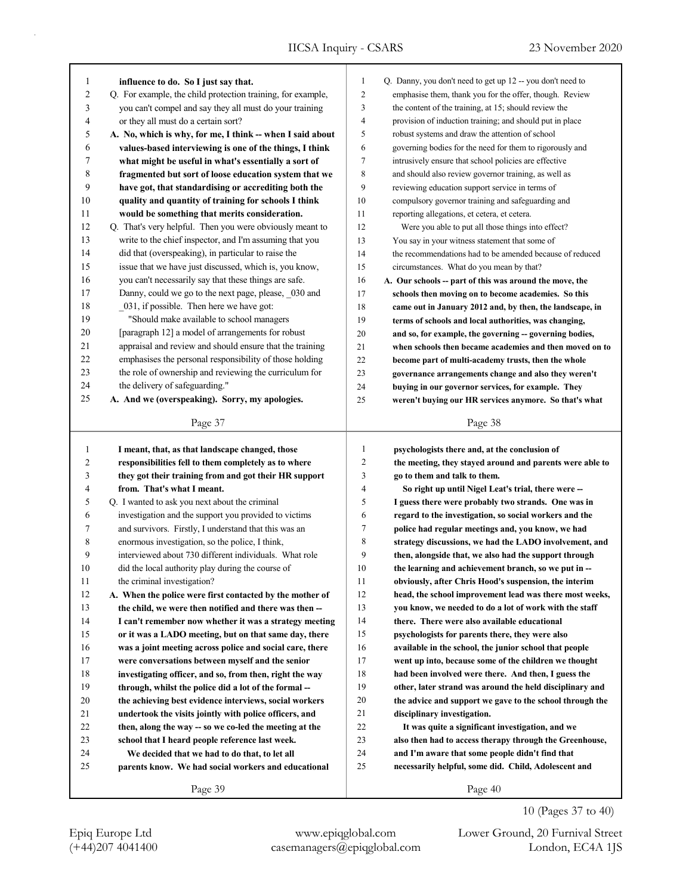**influence to do. So I just say that.**

Q. For example, the child protection training, for example, you can't compel and say they all must do your training or they all must do a certain sort?

**A. No, which is why, for me, I think -- when I said about values-based interviewing is one of the things, I think what might be useful in what's essentially a sort of fragmented but sort of loose education system that we have got, that standardising or accrediting both the quality and quantity of training for schools I think would be something that merits consideration.**

Q. That's very helpful. Then you were obviously meant to write to the chief inspector, and I'm assuming that you did that (overspeaking), in particular to raise the issue that we have just discussed, which is, you know, you can't necessarily say that these things are safe.

Danny, could we go to the next page, please, _030 and _031, if possible. Then here we have got:

"Should make available to school managers [paragraph 12] a model of arrangements for robust appraisal and review and should ensure that the training emphasises the personal responsibility of those holding the role of ownership and reviewing the curriculum for the delivery of safeguarding."

**A. And we (overspeaking). Sorry, my apologies.**

Q. Danny, you don't need to get up 12 -- you don't need to emphasise them, thank you for the offer, though. Review the content of the training, at 15; should review the provision of induction training; and should put in place robust systems and draw the attention of school governing bodies for the need for them to rigorously and intrusively ensure that school policies are effective and should also review governor training, as well as reviewing education support service in terms of compulsory governor training and safeguarding and reporting allegations, et cetera, et cetera.

Were you able to put all those things into effect? You say in your witness statement that some of the recommendations had to be amended because of reduced circumstances. What do you mean by that?

**A. Our schools -- part of this was around the move, the schools then moving on to become academies. So this came out in January 2012 and, by then, the landscape, in terms of schools and local authorities, was changing, and so, for example, the governing -- governing bodies, when schools then became academies and then moved on to become part of multi-academy trusts, then the whole governance arrangements change and also they weren't buying in our governor services, for example. They weren't buying our HR services anymore. So that's what I meant, that, as that landscape changed, those responsibilities fell to them completely as to where they got their training from and got their HR support from. That's what I meant.**

Q. I wanted to ask you next about the criminal investigation and the support you provided to victims and survivors. Firstly, I understand that this was an enormous investigation, so the police, I think, interviewed about 730 different individuals. What role did the local authority play during the course of the criminal investigation?

**A. When the police were first contacted by the mother of the child, we were then notified and there was then -- I can't remember now whether it was a strategy meeting or it was a LADO meeting, but on that same day, there was a joint meeting across police and social care, there were conversations between myself and the senior investigating officer, and so, from then, right the way through, whilst the police did a lot of the formal -- the achieving best evidence interviews, social workers undertook the visits jointly with police officers, and then, along the way -- so we co-led the meeting at the school that I heard people reference last week.**

**We decided that we had to do that, to let all parents know. We had social workers and educational psychologists there and, at the conclusion of the meeting, they stayed around and parents were able to go to them and talk to them.**

**So right up until Nigel Leat's trial, there were -- I guess there were probably two strands. One was in regard to the investigation, so social workers and the police had regular meetings and, you know, we had strategy discussions, we had the LADO involvement, and then, alongside that, we also had the support through the learning and achievement branch, so we put in -- obviously, after Chris Hood's suspension, the interim head, the school improvement lead was there most weeks, you know, we needed to do a lot of work with the staff there. There were also available educational psychologists for parents there, they were also available in the school, the junior school that people went up into, because some of the children we thought had been involved were there. And then, I guess the other, later strand was around the held disciplinary and the advice and support we gave to the school through the disciplinary investigation.**

**It was quite a significant investigation, and we also then had to access therapy through the Greenhouse, and I'm aware that some people didn't find that necessarily helpful, some did. Child, Adolescent and**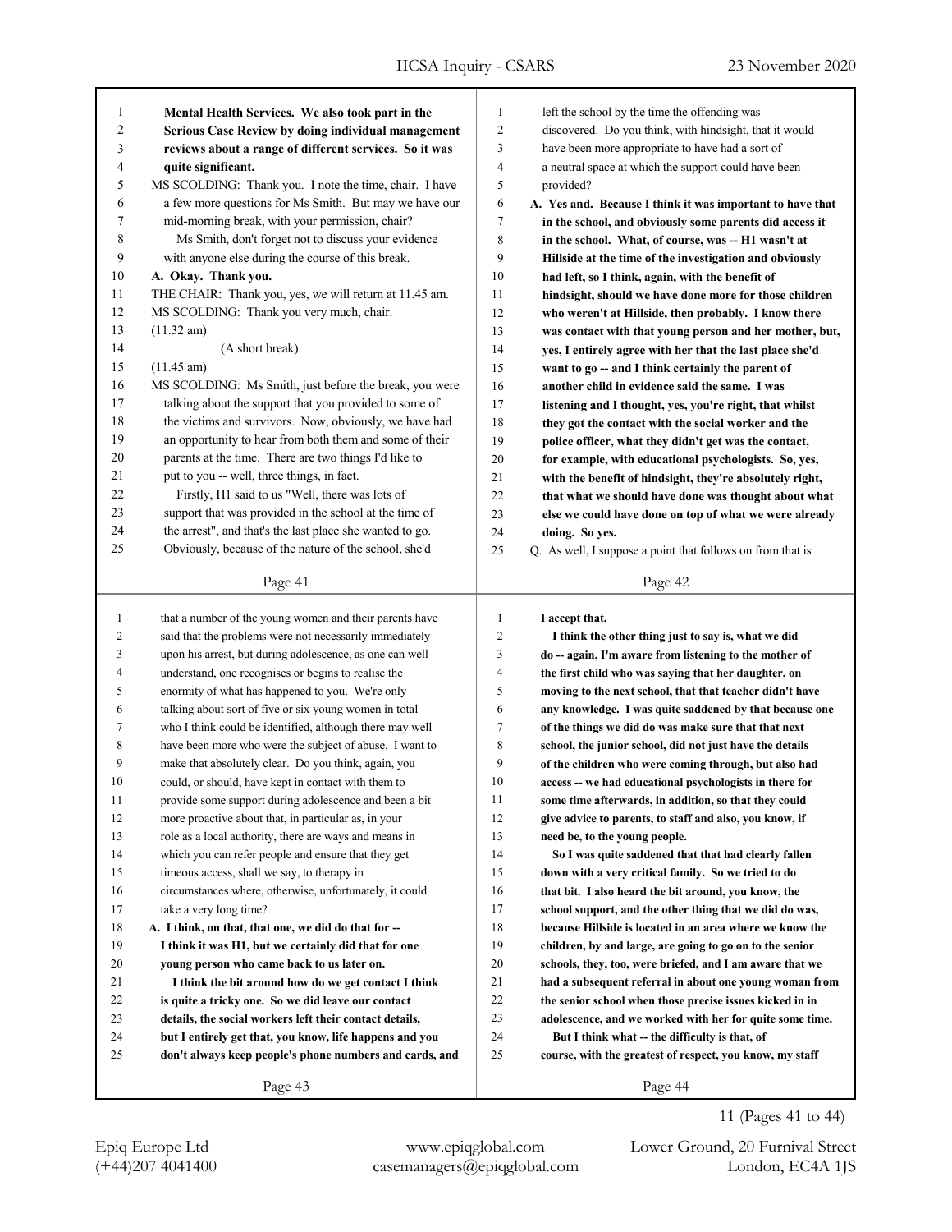**Mental Health Services. We also took part in the Serious Case Review by doing individual management reviews about a range of different services. So it was quite significant.**

MS SCOLDING: Thank you. I note the time, chair. I have a few more questions for Ms Smith. But may we have our mid-morning break, with your permission, chair?

Ms Smith, don't forget not to discuss your evidence with anyone else during the course of this break.

**A. Okay. Thank you.**

THE CHAIR: Thank you, yes, we will return at 11.45 am.

MS SCOLDING: Thank you very much, chair.

(11.32 am)

(A short break)

(11.45 am)

MS SCOLDING: Ms Smith, just before the break, you were talking about the support that you provided to some of the victims and survivors. Now, obviously, we have had an opportunity to hear from both them and some of their parents at the time. There are two things I'd like to put to you -- well, three things, in fact.

Firstly, H1 said to us "Well, there was lots of support that was provided in the school at the time of the arrest", and that's the last place she wanted to go. Obviously, because of the nature of the school, she'd left the school by the time the offending was discovered. Do you think, with hindsight, that it would have been more appropriate to have had a sort of a neutral space at which the support could have been provided?

**A. Yes and. Because I think it was important to have that in the school, and obviously some parents did access it in the school. What, of course, was -- H1 wasn't at Hillside at the time of the investigation and obviously had left, so I think, again, with the benefit of hindsight, should we have done more for those children who weren't at Hillside, then probably. I know there was contact with that young person and her mother, but, yes, I entirely agree with her that the last place she'd want to go -- and I think certainly the parent of another child in evidence said the same. I was listening and I thought, yes, you're right, that whilst they got the contact with the social worker and the police officer, what they didn't get was the contact, for example, with educational psychologists. So, yes, with the benefit of hindsight, they're absolutely right, that what we should have done was thought about what else we could have done on top of what we were already doing. So yes.**

Q. As well, I suppose a point that follows on from that is that a number of the young women and their parents have said that the problems were not necessarily immediately upon his arrest, but during adolescence, as one can well understand, one recognises or begins to realise the enormity of what has happened to you. We're only talking about sort of five or six young women in total who I think could be identified, although there may well have been more who were the subject of abuse. I want to make that absolutely clear. Do you think, again, you could, or should, have kept in contact with them to provide some support during adolescence and been a bit more proactive about that, in particular as, in your role as a local authority, there are ways and means in which you can refer people and ensure that they get timeous access, shall we say, to therapy in circumstances where, otherwise, unfortunately, it could take a very long time?

**A. I think, on that, that one, we did do that for -- I think it was H1, but we certainly did that for one young person who came back to us later on.**

**I think the bit around how do we get contact I think is quite a tricky one. So we did leave our contact details, the social workers left their contact details, but I entirely get that, you know, life happens and you don't always keep people's phone numbers and cards, and I accept that.**

**I think the other thing just to say is, what we did do -- again, I'm aware from listening to the mother of the first child who was saying that her daughter, on moving to the next school, that that teacher didn't have any knowledge. I was quite saddened by that because one of the things we did do was make sure that that next school, the junior school, did not just have the details of the children who were coming through, but also had access -- we had educational psychologists in there for some time afterwards, in addition, so that they could give advice to parents, to staff and also, you know, if need be, to the young people.**

**So I was quite saddened that that had clearly fallen down with a very critical family. So we tried to do that bit. I also heard the bit around, you know, the school support, and the other thing that we did do was, because Hillside is located in an area where we know the children, by and large, are going to go on to the senior schools, they, too, were briefed, and I am aware that we had a subsequent referral in about one young woman from the senior school when those precise issues kicked in in adolescence, and we worked with her for quite some time.**

**But I think what -- the difficulty is that, of course, with the greatest of respect, you know, my staff**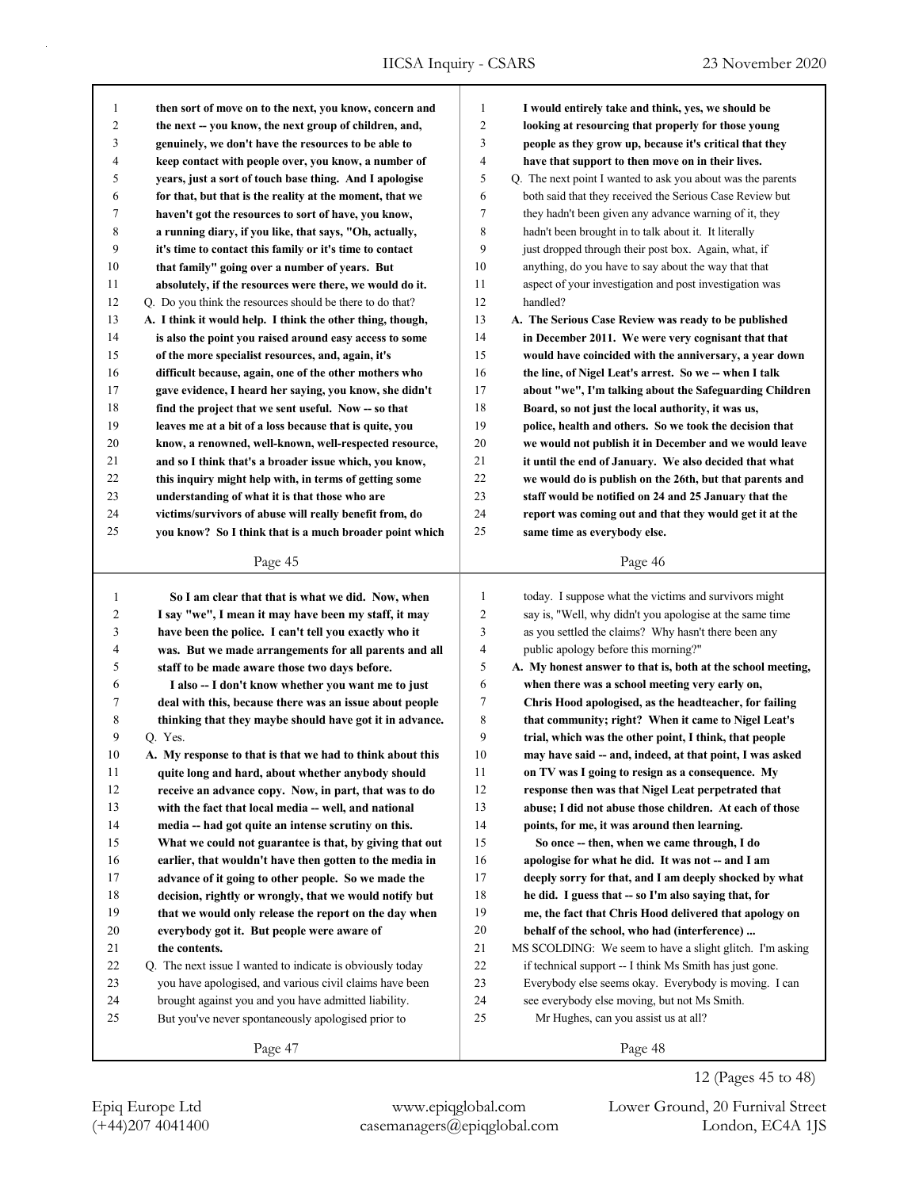then sort of move on to the next, you know, concern and the next -- you know, the next group of children, and, genuinely, we don't have the resources to be able to keep contact with people over, you know, a number of years, just a sort of touch base thing. And I apologise for that, but that is the reality at the moment, that we haven't got the resources to sort of have, you know, a running diary, if you like, that says, "Oh, actually, it's time to contact this family or it's time to contact that family" going over a number of years. But absolutely, if the resources were there, we would do it.

Q. Do you think the resources should be there to do that?

A. I think it would help. I think the other thing, though, is also the point you raised around easy access to some of the more specialist resources, and, again, it's difficult because, again, one of the other mothers who gave evidence, I heard her saying, you know, she didn't find the project that we sent useful. Now -- so that leaves me at a bit of a loss because that is quite, you know, a renowned, well-known, well-respected resource, and so I think that's a broader issue which, you know, this inquiry might help with, in terms of getting some understanding of what it is that those who are victims/survivors of abuse will really benefit from, do you know? So I think that is a much broader point which I would entirely take and think, yes, we should be looking at resourcing that properly for those young people as they grow up, because it's critical that they have that support to then move on in their lives.

Q. The next point I wanted to ask you about was the parents both said that they received the Serious Case Review but they hadn't been given any advance warning of it, they hadn't been brought in to talk about it. It literally just dropped through their post box. Again, what, if anything, do you have to say about the way that that aspect of your investigation and post investigation was handled?

A. The Serious Case Review was ready to be published in December 2011. We were very cognisant that that would have coincided with the anniversary, a year down the line, of Nigel Leat's arrest. So we -- when I talk about "we", I'm talking about the Safeguarding Children Board, so not just the local authority, it was us, police, health and others. So we took the decision that we would not publish it in December and we would leave it until the end of January. We also decided that what we would do is publish on the 26th, but that parents and staff would be notified on 24 and 25 January that the report was coming out and that they would get it at the same time as everybody else.

So I am clear that that is what we did. Now, when I say "we", I mean it may have been my staff, it may have been the police. I can't tell you exactly who it was. But we made arrangements for all parents and all staff to be made aware those two days before.

I also -- I don't know whether you want me to just deal with this, because there was an issue about people thinking that they maybe should have got it in advance.

Q. Yes.

A. My response to that is that we had to think about this quite long and hard, about whether anybody should receive an advance copy. Now, in part, that was to do with the fact that local media -- well, and national media -- had got quite an intense scrutiny on this. What we could not guarantee is that, by giving that out earlier, that wouldn't have then gotten to the media in advance of it going to other people. So we made the decision, rightly or wrongly, that we would notify but that we would only release the report on the day when everybody got it. But people were aware of the contents.

Q. The next issue I wanted to indicate is obviously today you have apologised, and various civil claims have been brought against you and you have admitted liability. But you've never spontaneously apologised prior to today. I suppose what the victims and survivors might say is, "Well, why didn't you apologise at the same time as you settled the claims? Why hasn't there been any public apology before this morning?"

A. My honest answer to that is, both at the school meeting, when there was a school meeting very early on, Chris Hood apologised, as the headteacher, for failing that community; right? When it came to Nigel Leat's trial, which was the other point, I think, that people may have said -- and, indeed, at that point, I was asked on TV was I going to resign as a consequence. My response then was that Nigel Leat perpetrated that abuse; I did not abuse those children. At each of those points, for me, it was around then learning.

So once -- then, when we came through, I do apologise for what he did. It was not -- and I am deeply sorry for that, and I am deeply shocked by what he did. I guess that -- so I'm also saying that, for me, the fact that Chris Hood delivered that apology on behalf of the school, who had (interference) ...

MS SCOLDING: We seem to have a slight glitch. I'm asking if technical support -- I think Ms Smith has just gone. Everybody else seems okay. Everybody is moving. I can see everybody else moving, but not Ms Smith.

Mr Hughes, can you assist us at all?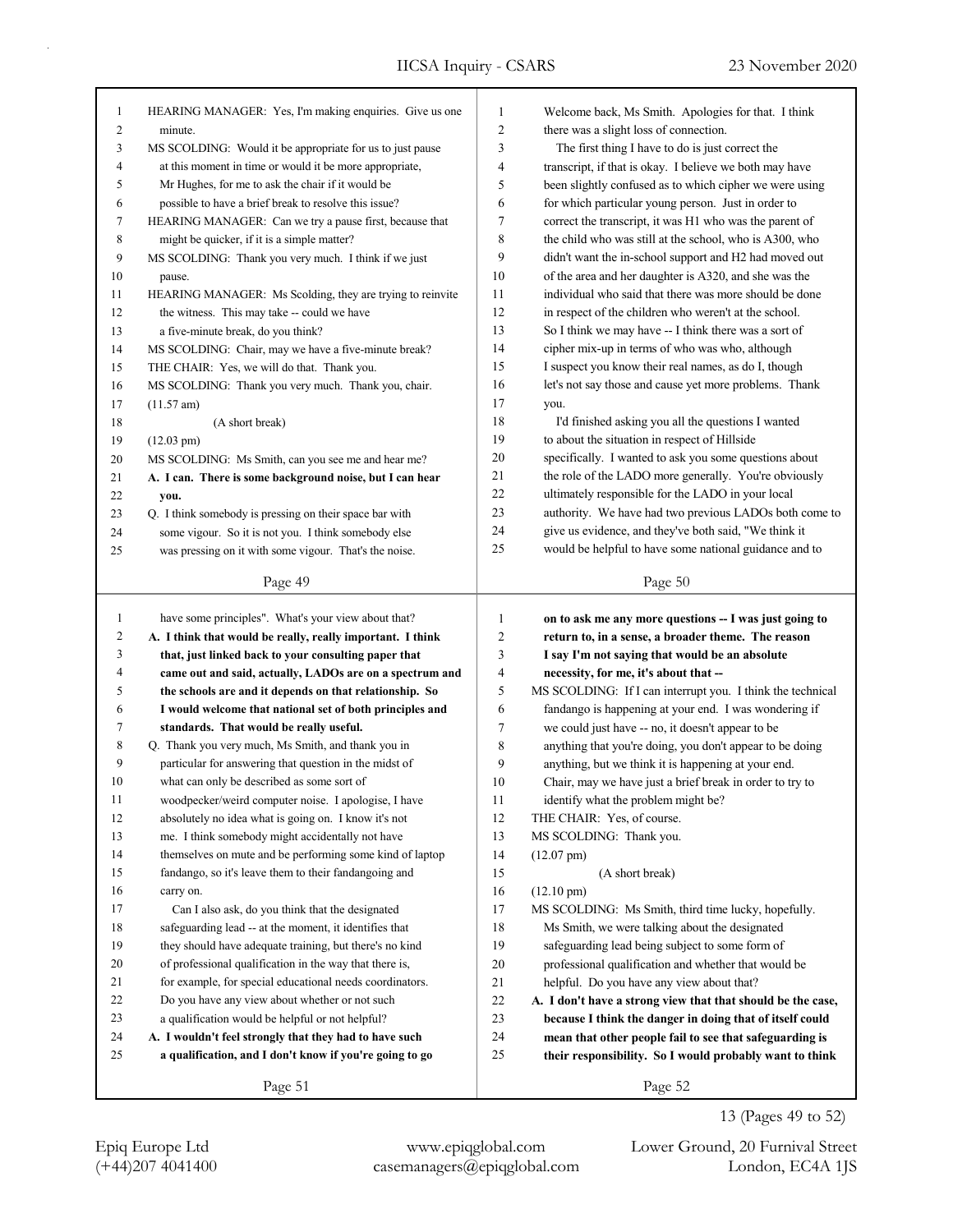HEARING MANAGER: Yes, I'm making enquiries. Give us one minute.

MS SCOLDING: Would it be appropriate for us to just pause at this moment in time or would it be more appropriate, Mr Hughes, for me to ask the chair if it would be possible to have a brief break to resolve this issue?

HEARING MANAGER: Can we try a pause first, because that might be quicker, if it is a simple matter?

MS SCOLDING: Thank you very much. I think if we just pause.

HEARING MANAGER: Ms Scolding, they are trying to reinvite the witness. This may take -- could we have a five-minute break, do you think?

MS SCOLDING: Chair, may we have a five-minute break?

THE CHAIR: Yes, we will do that. Thank you.

MS SCOLDING: Thank you very much. Thank you, chair.

(11.57 am)

(A short break)

(12.03 pm)

MS SCOLDING: Ms Smith, can you see me and hear me?

**A. I can. There is some background noise, but I can hear you.**

Q. I think somebody is pressing on their space bar with some vigour. So it is not you. I think somebody else was pressing on it with some vigour. That's the noise.

Welcome back, Ms Smith. Apologies for that. I think there was a slight loss of connection.

The first thing I have to do is just correct the transcript, if that is okay. I believe we both may have been slightly confused as to which cipher we were using for which particular young person. Just in order to correct the transcript, it was H1 who was the parent of the child who was still at the school, who is A300, who didn't want the in-school support and H2 had moved out of the area and her daughter is A320, and she was the individual who said that there was more should be done in respect of the children who weren't at the school. So I think we may have -- I think there was a sort of cipher mix-up in terms of who was who, although I suspect you know their real names, as do I, though let's not say those and cause yet more problems. Thank you.

I'd finished asking you all the questions I wanted to about the situation in respect of Hillside specifically. I wanted to ask you some questions about the role of the LADO more generally. You're obviously ultimately responsible for the LADO in your local authority. We have had two previous LADOs both come to give us evidence, and they've both said, "We think it would be helpful to have some national guidance and to have some principles". What's your view about that?

**A. I think that would be really, really important. I think that, just linked back to your consulting paper that came out and said, actually, LADOs are on a spectrum and the schools are and it depends on that relationship. So I would welcome that national set of both principles and standards. That would be really useful.**

Q. Thank you very much, Ms Smith, and thank you in particular for answering that question in the midst of what can only be described as some sort of woodpecker/weird computer noise. I apologise, I have absolutely no idea what is going on. I know it's not me. I think somebody might accidentally not have themselves on mute and be performing some kind of laptop fandango, so it's leave them to their fandangoing and carry on.

Can I also ask, do you think that the designated safeguarding lead -- at the moment, it identifies that they should have adequate training, but there's no kind of professional qualification in the way that there is, for example, for special educational needs coordinators. Do you have any view about whether or not such a qualification would be helpful or not helpful?

**A. I wouldn't feel strongly that they had to have such a qualification, and I don't know if you're going to go on to ask me any more questions -- I was just going to return to, in a sense, a broader theme. The reason I say I'm not saying that would be an absolute necessity, for me, it's about that --**

MS SCOLDING: If I can interrupt you. I think the technical fandango is happening at your end. I was wondering if we could just have -- no, it doesn't appear to be anything that you're doing, you don't appear to be doing anything, but we think it is happening at your end. Chair, may we have just a brief break in order to try to identify what the problem might be?

THE CHAIR: Yes, of course.

MS SCOLDING: Thank you.

(12.07 pm)

(A short break)

(12.10 pm)

MS SCOLDING: Ms Smith, third time lucky, hopefully. Ms Smith, we were talking about the designated safeguarding lead being subject to some form of professional qualification and whether that would be helpful. Do you have any view about that?

**A. I don't have a strong view that that should be the case, because I think the danger in doing that of itself could mean that other people fail to see that safeguarding is their responsibility. So I would probably want to think**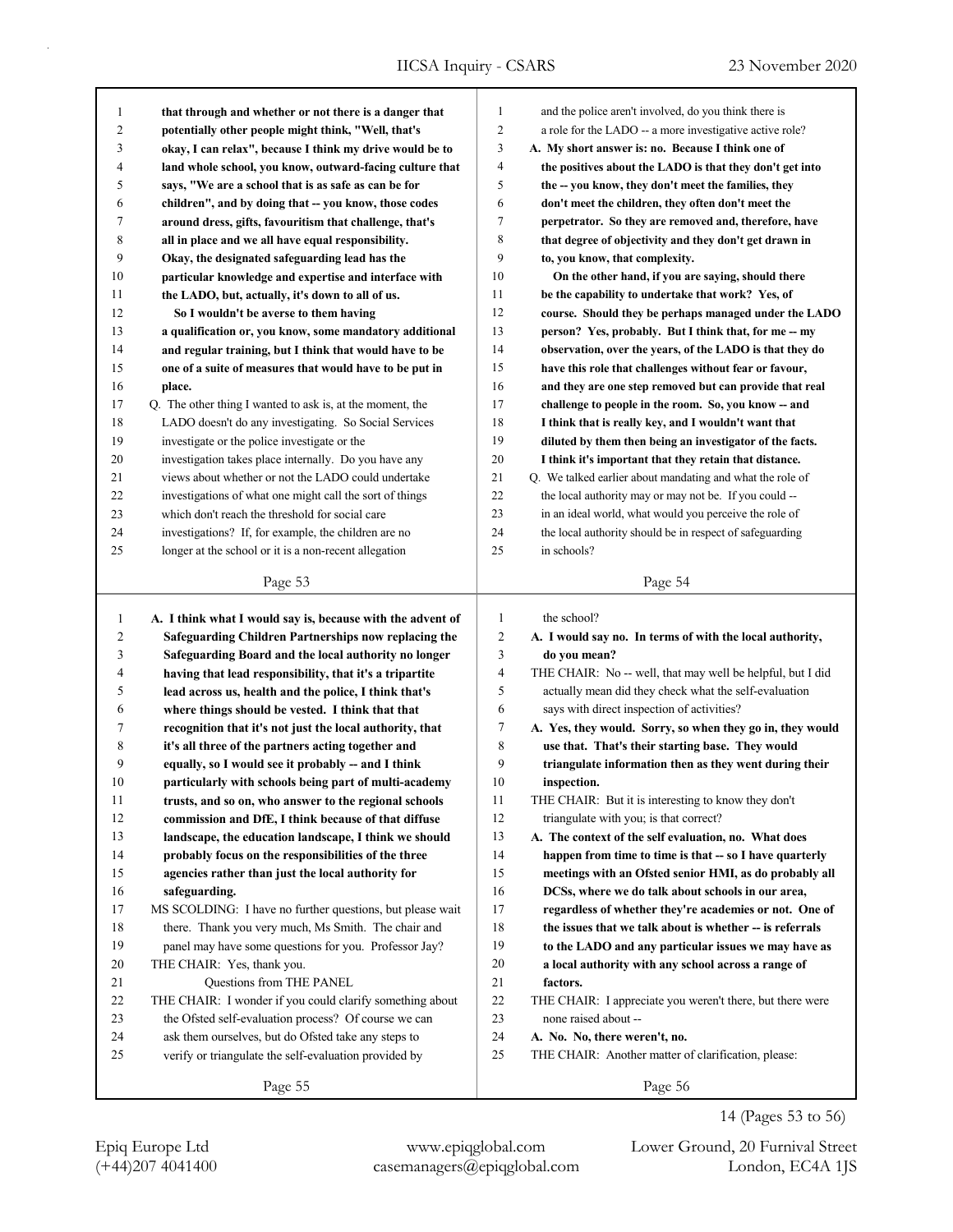**that through and whether or not there is a danger that potentially other people might think, "Well, that's okay, I can relax", because I think my drive would be to land whole school, you know, outward-facing culture that says, "We are a school that is as safe as can be for children", and by doing that -- you know, those codes around dress, gifts, favouritism that challenge, that's all in place and we all have equal responsibility. Okay, the designated safeguarding lead has the particular knowledge and expertise and interface with the LADO, but, actually, it's down to all of us.**

**So I wouldn't be averse to them having a qualification or, you know, some mandatory additional and regular training, but I think that would have to be one of a suite of measures that would have to be put in place.**

Q. The other thing I wanted to ask is, at the moment, the LADO doesn't do any investigating. So Social Services investigate or the police investigate or the investigation takes place internally. Do you have any views about whether or not the LADO could undertake investigations of what one might call the sort of things which don't reach the threshold for social care investigations? If, for example, the children are no longer at the school or it is a non-recent allegation and the police aren't involved, do you think there is a role for the LADO -- a more investigative active role?

**A. My short answer is: no. Because I think one of the positives about the LADO is that they don't get into the -- you know, they don't meet the families, they don't meet the children, they often don't meet the perpetrator. So they are removed and, therefore, have that degree of objectivity and they don't get drawn in to, you know, that complexity.**

**On the other hand, if you are saying, should there be the capability to undertake that work? Yes, of course. Should they be perhaps managed under the LADO person? Yes, probably. But I think that, for me -- my observation, over the years, of the LADO is that they do have this role that challenges without fear or favour, and they are one step removed but can provide that real challenge to people in the room. So, you know -- and I think that is really key, and I wouldn't want that diluted by them then being an investigator of the facts. I think it's important that they retain that distance.**

Q. We talked earlier about mandating and what the role of the local authority may or may not be. If you could -- in an ideal world, what would you perceive the role of the local authority should be in respect of safeguarding in schools?

**A. I think what I would say is, because with the advent of Safeguarding Children Partnerships now replacing the Safeguarding Board and the local authority no longer having that lead responsibility, that it's a tripartite lead across us, health and the police, I think that's where things should be vested. I think that that recognition that it's not just the local authority, that it's all three of the partners acting together and equally, so I would see it probably -- and I think particularly with schools being part of multi-academy trusts, and so on, who answer to the regional schools commission and DfE, I think because of that diffuse landscape, the education landscape, I think we should probably focus on the responsibilities of the three agencies rather than just the local authority for safeguarding.**

MS SCOLDING: I have no further questions, but please wait there. Thank you very much, Ms Smith. The chair and panel may have some questions for you. Professor Jay?

THE CHAIR: Yes, thank you.

Questions from THE PANEL

THE CHAIR: I wonder if you could clarify something about the Ofsted self-evaluation process? Of course we can ask them ourselves, but do Ofsted take any steps to verify or triangulate the self-evaluation provided by the school?

**A. I would say no. In terms of with the local authority, do you mean?**

THE CHAIR: No -- well, that may well be helpful, but I did actually mean did they check what the self-evaluation says with direct inspection of activities?

**A. Yes, they would. Sorry, so when they go in, they would use that. That's their starting base. They would triangulate information then as they went during their inspection.**

THE CHAIR: But it is interesting to know they don't triangulate with you; is that correct?

**A. The context of the self evaluation, no. What does happen from time to time is that -- so I have quarterly meetings with an Ofsted senior HMI, as do probably all DCSs, where we do talk about schools in our area, regardless of whether they're academies or not. One of the issues that we talk about is whether -- is referrals to the LADO and any particular issues we may have as a local authority with any school across a range of factors.**

THE CHAIR: I appreciate you weren't there, but there were none raised about --

**A. No. No, there weren't, no.**

THE CHAIR: Another matter of clarification, please: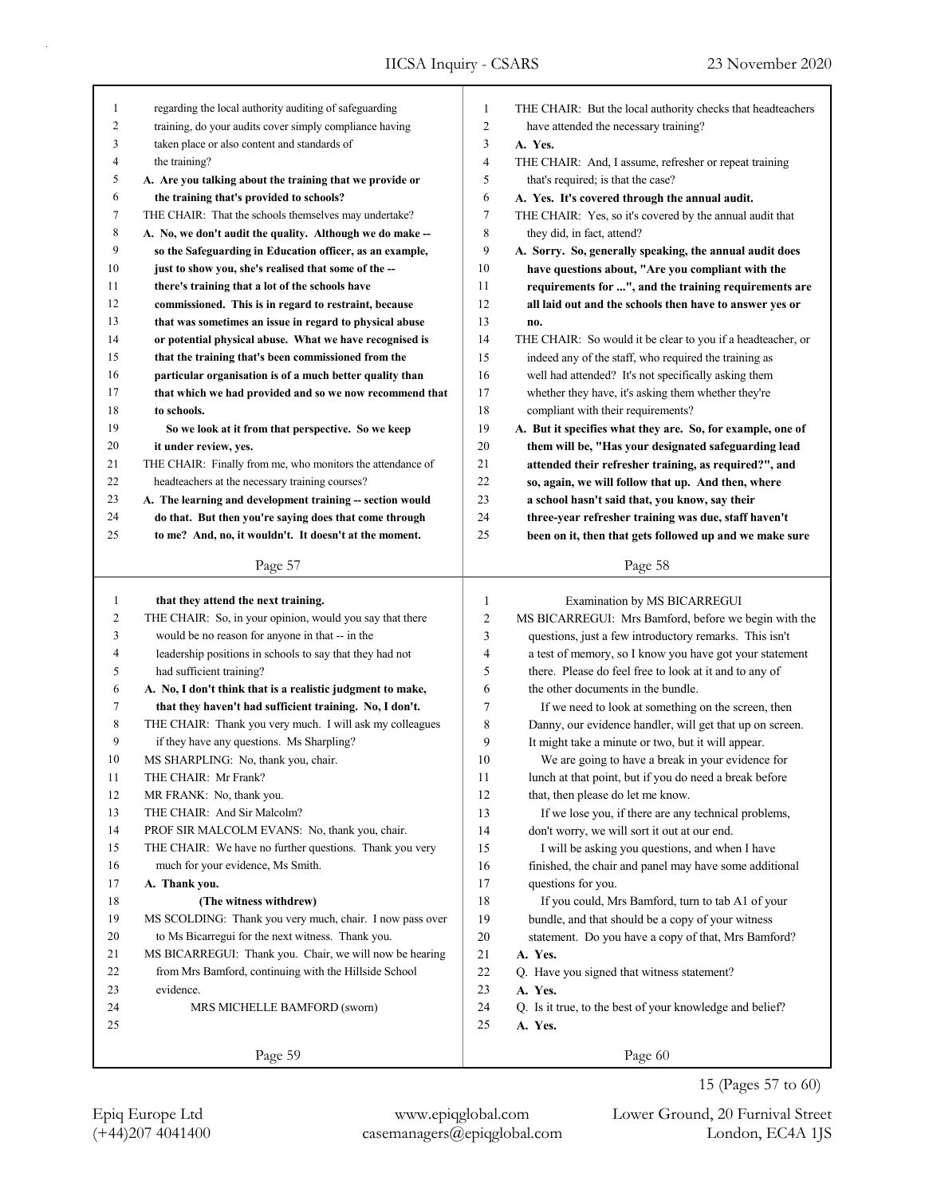regarding the local authority auditing of safeguarding training, do your audits cover simply compliance having taken place or also content and standards of the training?

**A. Are you talking about the training that we provide or the training that's provided to schools?**

THE CHAIR: That the schools themselves may undertake?

**A. No, we don't audit the quality. Although we do make -- so the Safeguarding in Education officer, as an example, just to show you, she's realised that some of the -- there's training that a lot of the schools have commissioned. This is in regard to restraint, because that was sometimes an issue in regard to physical abuse or potential physical abuse. What we have recognised is that the training that's been commissioned from the particular organisation is of a much better quality than that which we had provided and so we now recommend that to schools.**

**So we look at it from that perspective. So we keep it under review, yes.**

THE CHAIR: Finally from me, who monitors the attendance of headteachers at the necessary training courses?

**A. The learning and development training -- section would do that. But then you're saying does that come through to me? And, no, it wouldn't. It doesn't at the moment.**

THE CHAIR: But the local authority checks that headteachers have attended the necessary training?

**A. Yes.**

THE CHAIR: And, I assume, refresher or repeat training that's required; is that the case?

**A. Yes. It's covered through the annual audit.**

THE CHAIR: Yes, so it's covered by the annual audit that they did, in fact, attend?

**A. Sorry. So, generally speaking, the annual audit does have questions about, "Are you compliant with the requirements for ...", and the training requirements are all laid out and the schools then have to answer yes or no.**

THE CHAIR: So would it be clear to you if a headteacher, or indeed any of the staff, who required the training as well had attended? It's not specifically asking them whether they have, it's asking them whether they're compliant with their requirements?

**A. But it specifies what they are. So, for example, one of them will be, "Has your designated safeguarding lead attended their refresher training, as required?", and so, again, we will follow that up. And then, where a school hasn't said that, you know, say their three-year refresher training was due, staff haven't been on it, then that gets followed up and we make sure that they attend the next training.**

THE CHAIR: So, in your opinion, would you say that there would be no reason for anyone in that -- in the leadership positions in schools to say that they had not had sufficient training?

**A. No, I don't think that is a realistic judgment to make, that they haven't had sufficient training. No, I don't.**

THE CHAIR: Thank you very much. I will ask my colleagues if they have any questions. Ms Sharpling?

MS SHARPLING: No, thank you, chair.

THE CHAIR: Mr Frank?

MR FRANK: No, thank you.

THE CHAIR: And Sir Malcolm?

PROF SIR MALCOLM EVANS: No, thank you, chair.

THE CHAIR: We have no further questions. Thank you very much for your evidence, Ms Smith.

**A. Thank you.**

**(The witness withdrew)**

MS SCOLDING: Thank you very much, chair. I now pass over to Ms Bicarregui for the next witness. Thank you.

MS BICARREGUI: Thank you. Chair, we will now be hearing from Mrs Bamford, continuing with the Hillside School evidence.

MRS MICHELLE BAMFORD (sworn)

Examination by MS BICARREGUI

MS BICARREGUI: Mrs Bamford, before we begin with the questions, just a few introductory remarks. This isn't a test of memory, so I know you have got your statement there. Please do feel free to look at it and to any of the other documents in the bundle.

If we need to look at something on the screen, then Danny, our evidence handler, will get that up on screen. It might take a minute or two, but it will appear.

We are going to have a break in your evidence for lunch at that point, but if you do need a break before that, then please do let me know.

If we lose you, if there are any technical problems, don't worry, we will sort it out at our end.

I will be asking you questions, and when I have finished, the chair and panel may have some additional questions for you.

If you could, Mrs Bamford, turn to tab A1 of your bundle, and that should be a copy of your witness statement. Do you have a copy of that, Mrs Bamford?

**A. Yes.**

Q. Have you signed that witness statement?

**A. Yes.**

Q. Is it true, to the best of your knowledge and belief?

**A. Yes.**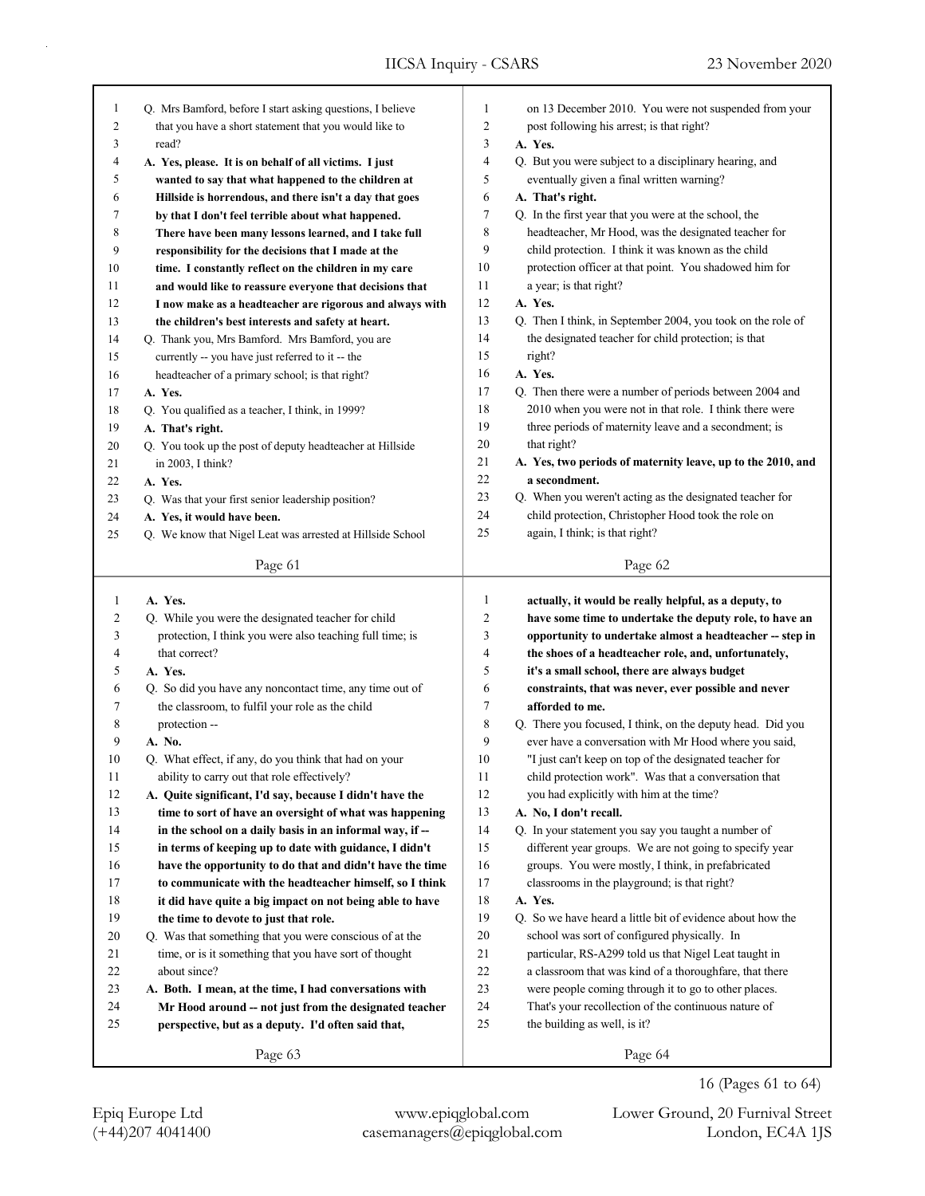Q. Mrs Bamford, before I start asking questions, I believe that you have a short statement that you would like to read?

**A. Yes, please. It is on behalf of all victims. I just wanted to say that what happened to the children at Hillside is horrendous, and there isn't a day that goes by that I don't feel terrible about what happened. There have been many lessons learned, and I take full responsibility for the decisions that I made at the time. I constantly reflect on the children in my care and would like to reassure everyone that decisions that I now make as a headteacher are rigorous and always with the children's best interests and safety at heart.**

Q. Thank you, Mrs Bamford. Mrs Bamford, you are currently -- you have just referred to it -- the headteacher of a primary school; is that right?

**A. Yes.**

Q. You qualified as a teacher, I think, in 1999?

**A. That's right.**

Q. You took up the post of deputy headteacher at Hillside in 2003, I think?

**A. Yes.**

Q. Was that your first senior leadership position?

**A. Yes, it would have been.**

Q. We know that Nigel Leat was arrested at Hillside School on 13 December 2010. You were not suspended from your post following his arrest; is that right?

**A. Yes.**

Q. But you were subject to a disciplinary hearing, and eventually given a final written warning?

**A. That's right.**

Q. In the first year that you were at the school, the headteacher, Mr Hood, was the designated teacher for child protection. I think it was known as the child protection officer at that point. You shadowed him for a year; is that right?

**A. Yes.**

Q. Then I think, in September 2004, you took on the role of the designated teacher for child protection; is that right?

**A. Yes.**

Q. Then there were a number of periods between 2004 and 2010 when you were not in that role. I think there were three periods of maternity leave and a secondment; is that right?

**A. Yes, two periods of maternity leave, up to the 2010, and a secondment.**

Q. When you weren't acting as the designated teacher for child protection, Christopher Hood took the role on again, I think; is that right?

**A. Yes.**

Q. While you were the designated teacher for child protection, I think you were also teaching full time; is that correct?

**A. Yes.**

Q. So did you have any noncontact time, any time out of the classroom, to fulfil your role as the child protection --

**A. No.**

Q. What effect, if any, do you think that had on your ability to carry out that role effectively?

**A. Quite significant, I'd say, because I didn't have the time to sort of have an oversight of what was happening in the school on a daily basis in an informal way, if -- in terms of keeping up to date with guidance, I didn't have the opportunity to do that and didn't have the time to communicate with the headteacher himself, so I think it did have quite a big impact on not being able to have the time to devote to just that role.**

Q. Was that something that you were conscious of at the time, or is it something that you have sort of thought about since?

**A. Both. I mean, at the time, I had conversations with Mr Hood around -- not just from the designated teacher perspective, but as a deputy. I'd often said that, actually, it would be really helpful, as a deputy, to have some time to undertake the deputy role, to have an opportunity to undertake almost a headteacher -- step in the shoes of a headteacher role, and, unfortunately, it's a small school, there are always budget constraints, that was never, ever possible and never afforded to me.**

Q. There you focused, I think, on the deputy head. Did you ever have a conversation with Mr Hood where you said, "I just can't keep on top of the designated teacher for child protection work". Was that a conversation that you had explicitly with him at the time?

**A. No, I don't recall.**

Q. In your statement you say you taught a number of different year groups. We are not going to specify year groups. You were mostly, I think, in prefabricated classrooms in the playground; is that right?

**A. Yes.**

Q. So we have heard a little bit of evidence about how the school was sort of configured physically. In particular, RS-A299 told us that Nigel Leat taught in a classroom that was kind of a thoroughfare, that there were people coming through it to go to other places. That's your recollection of the continuous nature of the building as well, is it?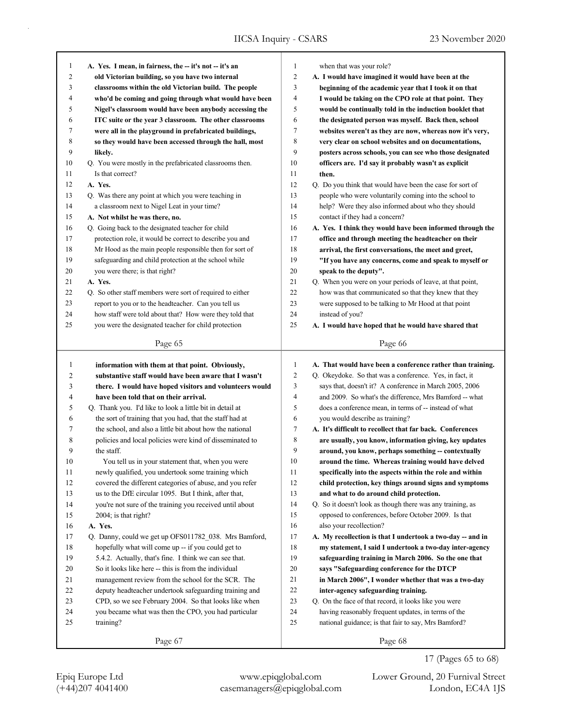A. **Yes. I mean, in fairness, the -- it's not -- it's an old Victorian building, so you have two internal classrooms within the old Victorian build. The people who'd be coming and going through what would have been Nigel's classroom would have been anybody accessing the ITC suite or the year 3 classroom. The other classrooms were all in the playground in prefabricated buildings, so they would have been accessed through the hall, most likely.**

Q. You were mostly in the prefabricated classrooms then. Is that correct?

A. **Yes.**

Q. Was there any point at which you were teaching in a classroom next to Nigel Leat in your time?

A. **Not whilst he was there, no.**

Q. Going back to the designated teacher for child protection role, it would be correct to describe you and Mr Hood as the main people responsible then for sort of safeguarding and child protection at the school while you were there; is that right?

A. **Yes.**

Q. So other staff members were sort of required to either report to you or to the headteacher. Can you tell us how staff were told about that? How were they told that you were the designated teacher for child protection when that was your role?

A. **I would have imagined it would have been at the beginning of the academic year that I took it on that I would be taking on the CPO role at that point. They would be continually told in the induction booklet that the designated person was myself. Back then, school websites weren't as they are now, whereas now it's very, very clear on school websites and on documentations, posters across schools, you can see who those designated officers are. I'd say it probably wasn't as explicit then.**

Q. Do you think that would have been the case for sort of people who were voluntarily coming into the school to help? Were they also informed about who they should contact if they had a concern?

A. **Yes. I think they would have been informed through the office and through meeting the headteacher on their arrival, the first conversations, the meet and greet, "If you have any concerns, come and speak to myself or speak to the deputy".**

Q. When you were on your periods of leave, at that point, how was that communicated so that they knew that they were supposed to be talking to Mr Hood at that point instead of you?

A. **I would have hoped that he would have shared that information with them at that point. Obviously, substantive staff would have been aware that I wasn't there. I would have hoped visitors and volunteers would have been told that on their arrival.**

Q. Thank you. I'd like to look a little bit in detail at the sort of training that you had, that the staff had at the school, and also a little bit about how the national policies and local policies were kind of disseminated to the staff.

You tell us in your statement that, when you were newly qualified, you undertook some training which covered the different categories of abuse, and you refer us to the DfE circular 1095. But I think, after that, you're not sure of the training you received until about 2004; is that right?

A. **Yes.**

Q. Danny, could we get up OFS011782_038. Mrs Bamford, hopefully what will come up -- if you could get to 5.4.2. Actually, that's fine. I think we can see that. So it looks like here -- this is from the individual management review from the school for the SCR. The deputy headteacher undertook safeguarding training and CPD, so we see February 2004. So that looks like when you became what was then the CPO, you had particular training?

A. **That would have been a conference rather than training.**

Q. Okeydoke. So that was a conference. Yes, in fact, it says that, doesn't it? A conference in March 2005, 2006 and 2009. So what's the difference, Mrs Bamford -- what does a conference mean, in terms of -- instead of what you would describe as training?

A. **It's difficult to recollect that far back. Conferences are usually, you know, information giving, key updates around, you know, perhaps something -- contextually around the time. Whereas training would have delved specifically into the aspects within the role and within child protection, key things around signs and symptoms and what to do around child protection.**

Q. So it doesn't look as though there was any training, as opposed to conferences, before October 2009. Is that also your recollection?

A. **My recollection is that I undertook a two-day -- and in my statement, I said I undertook a two-day inter-agency safeguarding training in March 2006. So the one that says "Safeguarding conference for the DTCP in March 2006", I wonder whether that was a two-day inter-agency safeguarding training.**

Q. On the face of that record, it looks like you were having reasonably frequent updates, in terms of the national guidance; is that fair to say, Mrs Bamford?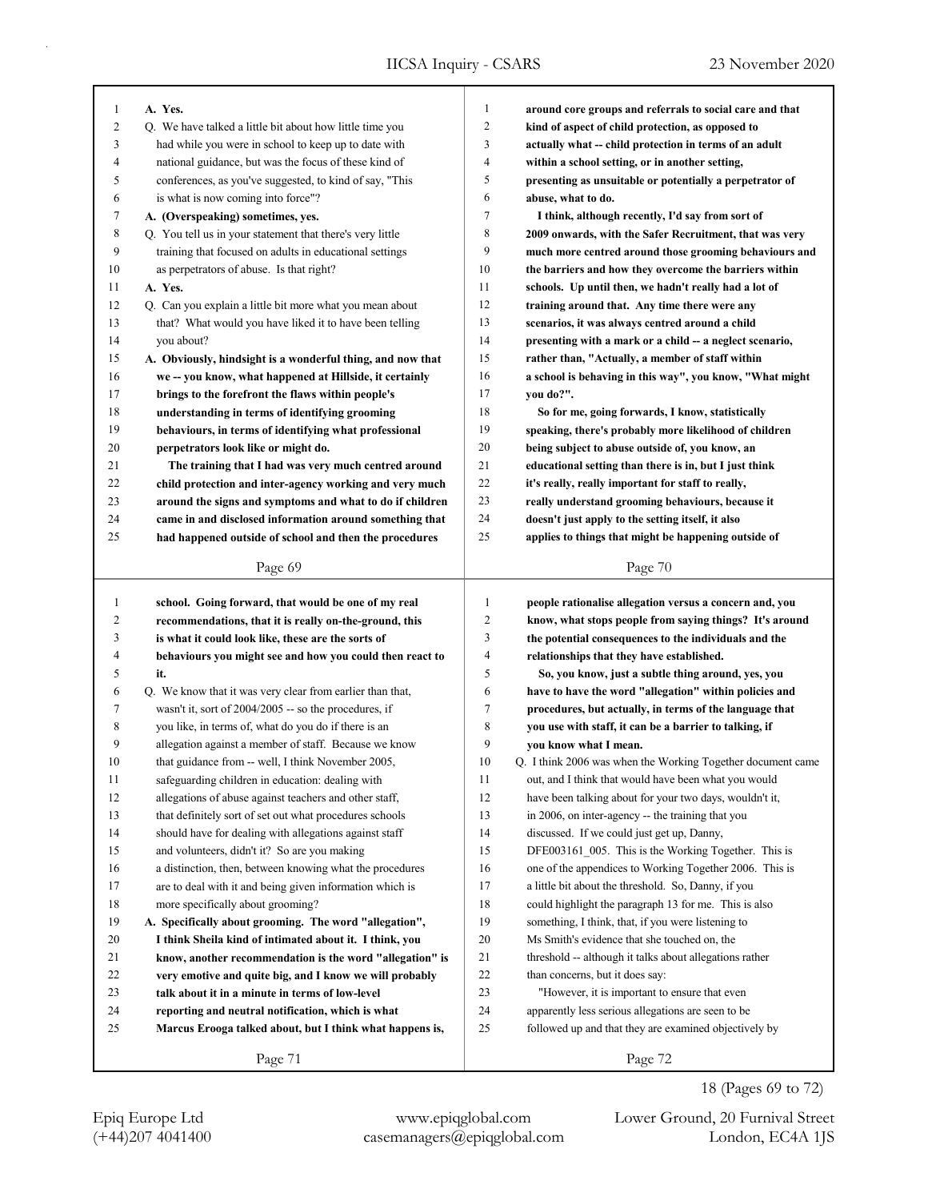A. Yes.

Q. We have talked a little bit about how little time you had while you were in school to keep up to date with national guidance, but was the focus of these kind of conferences, as you've suggested, to kind of say, "This is what is now coming into force"?

A. (Overspeaking) sometimes, yes.

Q. You tell us in your statement that there's very little training that focused on adults in educational settings as perpetrators of abuse. Is that right?

A. Yes.

Q. Can you explain a little bit more what you mean about that? What would you have liked it to have been telling you about?

**A. Obviously, hindsight is a wonderful thing, and now that we -- you know, what happened at Hillside, it certainly brings to the forefront the flaws within people's understanding in terms of identifying grooming behaviours, in terms of identifying what professional perpetrators look like or might do.**

**The training that I had was very much centred around child protection and inter-agency working and very much around the signs and symptoms and what to do if children came in and disclosed information around something that had happened outside of school and then the procedures around core groups and referrals to social care and that kind of aspect of child protection, as opposed to actually what -- child protection in terms of an adult within a school setting, or in another setting, presenting as unsuitable or potentially a perpetrator of abuse, what to do.**

**I think, although recently, I'd say from sort of 2009 onwards, with the Safer Recruitment, that was very much more centred around those grooming behaviours and the barriers and how they overcome the barriers within schools. Up until then, we hadn't really had a lot of training around that. Any time there were any scenarios, it was always centred around a child presenting with a mark or a child -- a neglect scenario, rather than, "Actually, a member of staff within a school is behaving in this way", you know, "What might you do?".**

**So for me, going forwards, I know, statistically speaking, there's probably more likelihood of children being subject to abuse outside of, you know, an educational setting than there is in, but I just think it's really, really important for staff to really, really understand grooming behaviours, because it doesn't just apply to the setting itself, it also applies to things that might be happening outside of school. Going forward, that would be one of my real recommendations, that it is really on-the-ground, this is what it could look like, these are the sorts of behaviours you might see and how you could then react to it.**

Q. We know that it was very clear from earlier than that, wasn't it, sort of 2004/2005 -- so the procedures, if you like, in terms of, what do you do if there is an allegation against a member of staff. Because we know that guidance from -- well, I think November 2005, safeguarding children in education: dealing with allegations of abuse against teachers and other staff, that definitely sort of set out what procedures schools should have for dealing with allegations against staff and volunteers, didn't it? So are you making a distinction, then, between knowing what the procedures are to deal with it and being given information which is more specifically about grooming?

**A. Specifically about grooming. The word "allegation", I think Sheila kind of intimated about it. I think, you know, another recommendation is the word "allegation" is very emotive and quite big, and I know we will probably talk about it in a minute in terms of low-level reporting and neutral notification, which is what Marcus Erooga talked about, but I think what happens is, people rationalise allegation versus a concern and, you know, what stops people from saying things? It's around the potential consequences to the individuals and the relationships that they have established.**

**So, you know, just a subtle thing around, yes, you have to have the word "allegation" within policies and procedures, but actually, in terms of the language that you use with staff, it can be a barrier to talking, if you know what I mean.**

Q. I think 2006 was when the Working Together document came out, and I think that would have been what you would have been talking about for your two days, wouldn't it, in 2006, on inter-agency -- the training that you discussed. If we could just get up, Danny, DFE003161_005. This is the Working Together. This is one of the appendices to Working Together 2006. This is a little bit about the threshold. So, Danny, if you could highlight the paragraph 13 for me. This is also something, I think, that, if you were listening to Ms Smith's evidence that she touched on, the threshold -- although it talks about allegations rather than concerns, but it does say:

"However, it is important to ensure that even apparently less serious allegations are seen to be followed up and that they are examined objectively by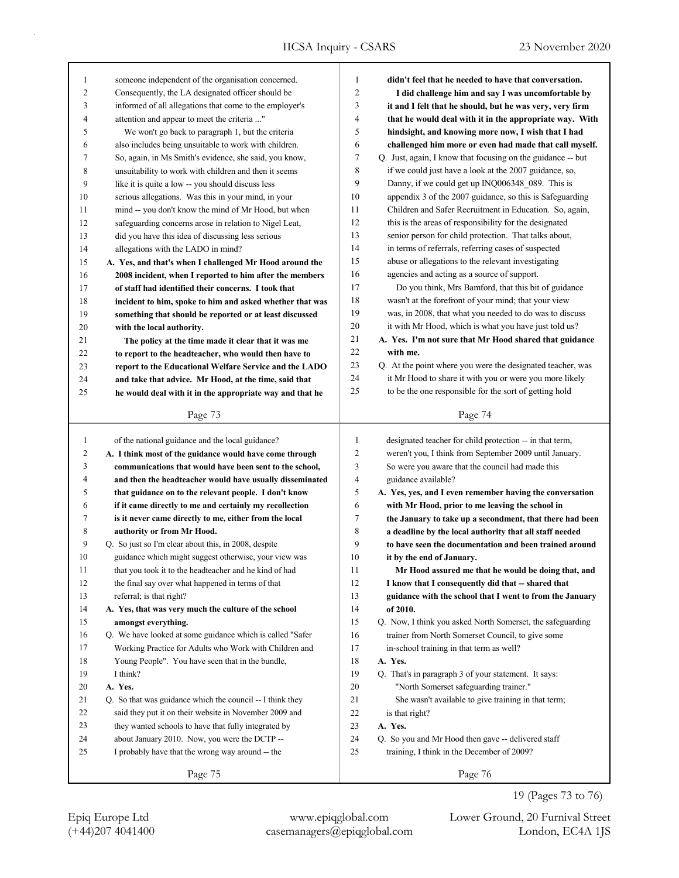someone independent of the organisation concerned. Consequently, the LA designated officer should be informed of all allegations that come to the employer's attention and appear to meet the criteria ..."

We won't go back to paragraph 1, but the criteria also includes being unsuitable to work with children. So, again, in Ms Smith's evidence, she said, you know, unsuitability to work with children and then it seems like it is quite a low -- you should discuss less serious allegations. Was this in your mind, in your mind -- you don't know the mind of Mr Hood, but when safeguarding concerns arose in relation to Nigel Leat, did you have this idea of discussing less serious allegations with the LADO in mind?

**A. Yes, and that's when I challenged Mr Hood around the 2008 incident, when I reported to him after the members of staff had identified their concerns. I took that incident to him, spoke to him and asked whether that was something that should be reported or at least discussed with the local authority.**

**The policy at the time made it clear that it was me to report to the headteacher, who would then have to report to the Educational Welfare Service and the LADO and take that advice. Mr Hood, at the time, said that he would deal with it in the appropriate way and that he didn't feel that he needed to have that conversation.**

**I did challenge him and say I was uncomfortable by it and I felt that he should, but he was very, very firm that he would deal with it in the appropriate way. With hindsight, and knowing more now, I wish that I had challenged him more or even had made that call myself.**

Q. Just, again, I know that focusing on the guidance -- but if we could just have a look at the 2007 guidance, so, Danny, if we could get up INQ006348_089. This is appendix 3 of the 2007 guidance, so this is Safeguarding Children and Safer Recruitment in Education. So, again, this is the areas of responsibility for the designated senior person for child protection. That talks about, in terms of referrals, referring cases of suspected abuse or allegations to the relevant investigating agencies and acting as a source of support.

Do you think, Mrs Bamford, that this bit of guidance wasn't at the forefront of your mind; that your view was, in 2008, that what you needed to do was to discuss it with Mr Hood, which is what you have just told us?

**A. Yes. I'm not sure that Mr Hood shared that guidance with me.**

Q. At the point where you were the designated teacher, was it Mr Hood to share it with you or were you more likely to be the one responsible for the sort of getting hold of the national guidance and the local guidance?

**A. I think most of the guidance would have come through communications that would have been sent to the school, and then the headteacher would have usually disseminated that guidance on to the relevant people. I don't know if it came directly to me and certainly my recollection is it never came directly to me, either from the local authority or from Mr Hood.**

Q. So just so I'm clear about this, in 2008, despite guidance which might suggest otherwise, your view was that you took it to the headteacher and he kind of had the final say over what happened in terms of that referral; is that right?

**A. Yes, that was very much the culture of the school amongst everything.**

Q. We have looked at some guidance which is called "Safer Working Practice for Adults who Work with Children and Young People". You have seen that in the bundle, I think?

**A. Yes.**

Q. So that was guidance which the council -- I think they said they put it on their website in November 2009 and they wanted schools to have that fully integrated by about January 2010. Now, you were the DCTP -- I probably have that the wrong way around -- the designated teacher for child protection -- in that term, weren't you, I think from September 2009 until January. So were you aware that the council had made this guidance available?

**A. Yes, yes, and I even remember having the conversation with Mr Hood, prior to me leaving the school in the January to take up a secondment, that there had been a deadline by the local authority that all staff needed to have seen the documentation and been trained around it by the end of January.**

**Mr Hood assured me that he would be doing that, and I know that I consequently did that -- shared that guidance with the school that I went to from the January of 2010.**

Q. Now, I think you asked North Somerset, the safeguarding trainer from North Somerset Council, to give some in-school training in that term as well?

**A. Yes.**

Q. That's in paragraph 3 of your statement. It says:

"North Somerset safeguarding trainer."

She wasn't available to give training in that term; is that right?

**A. Yes.**

Q. So you and Mr Hood then gave -- delivered staff training, I think in the December of 2009?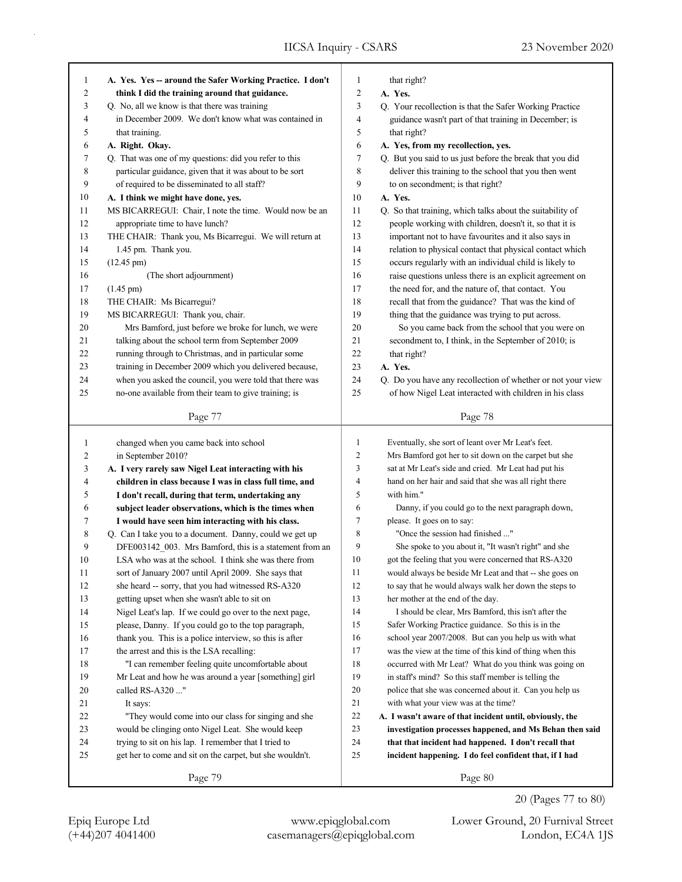A. Yes. Yes -- around the Safer Working Practice. I don't think I did the training around that guidance.

Q. No, all we know is that there was training in December 2009. We don't know what was contained in that training.

A. Right. Okay.

Q. That was one of my questions: did you refer to this particular guidance, given that it was about to be sort of required to be disseminated to all staff?

A. I think we might have done, yes.

MS BICARREGUI: Chair, I note the time. Would now be an appropriate time to have lunch?

THE CHAIR: Thank you, Ms Bicarregui. We will return at 1.45 pm. Thank you.

(12.45 pm)

(The short adjournment)

(1.45 pm)

THE CHAIR: Ms Bicarregui?

MS BICARREGUI: Thank you, chair.

Mrs Bamford, just before we broke for lunch, we were talking about the school term from September 2009 running through to Christmas, and in particular some training in December 2009 which you delivered because, when you asked the council, you were told that there was no-one available from their team to give training; is that right?

A. Yes.

Q. Your recollection is that the Safer Working Practice guidance wasn't part of that training in December; is that right?

A. Yes, from my recollection, yes.

Q. But you said to us just before the break that you did deliver this training to the school that you then went to on secondment; is that right?

A. Yes.

Q. So that training, which talks about the suitability of people working with children, doesn't it, so that it is important not to have favourites and it also says in relation to physical contact that physical contact which occurs regularly with an individual child is likely to raise questions unless there is an explicit agreement on the need for, and the nature of, that contact. You recall that from the guidance? That was the kind of thing that the guidance was trying to put across.

So you came back from the school that you were on secondment to, I think, in the September of 2010; is that right?

A. Yes.

Q. Do you have any recollection of whether or not your view of how Nigel Leat interacted with children in his class changed when you came back into school in September 2010?

A. I very rarely saw Nigel Leat interacting with his children in class because I was in class full time, and I don't recall, during that term, undertaking any subject leader observations, which is the times when I would have seen him interacting with his class.

Q. Can I take you to a document. Danny, could we get up DFE003142_003. Mrs Bamford, this is a statement from an LSA who was at the school. I think she was there from sort of January 2007 until April 2009. She says that she heard -- sorry, that you had witnessed RS-A320 getting upset when she wasn't able to sit on Nigel Leat's lap. If we could go over to the next page, please, Danny. If you could go to the top paragraph, thank you. This is a police interview, so this is after the arrest and this is the LSA recalling:

"I can remember feeling quite uncomfortable about Mr Leat and how he was around a year [something] girl called RS-A320 ..."

It says:

"They would come into our class for singing and she would be clinging onto Nigel Leat. She would keep trying to sit on his lap. I remember that I tried to get her to come and sit on the carpet, but she wouldn't. Eventually, she sort of leant over Mr Leat's feet. Mrs Bamford got her to sit down on the carpet but she sat at Mr Leat's side and cried. Mr Leat had put his hand on her hair and said that she was all right there with him."

Danny, if you could go to the next paragraph down, please. It goes on to say:

"Once the session had finished ..."

She spoke to you about it, "It wasn't right" and she got the feeling that you were concerned that RS-A320 would always be beside Mr Leat and that -- she goes on to say that he would always walk her down the steps to her mother at the end of the day.

I should be clear, Mrs Bamford, this isn't after the Safer Working Practice guidance. So this is in the school year 2007/2008. But can you help us with what was the view at the time of this kind of thing when this occurred with Mr Leat? What do you think was going on in staff's mind? So this staff member is telling the police that she was concerned about it. Can you help us with what your view was at the time?

A. I wasn't aware of that incident until, obviously, the investigation processes happened, and Ms Behan then said that that incident had happened. I don't recall that incident happening. I do feel confident that, if I had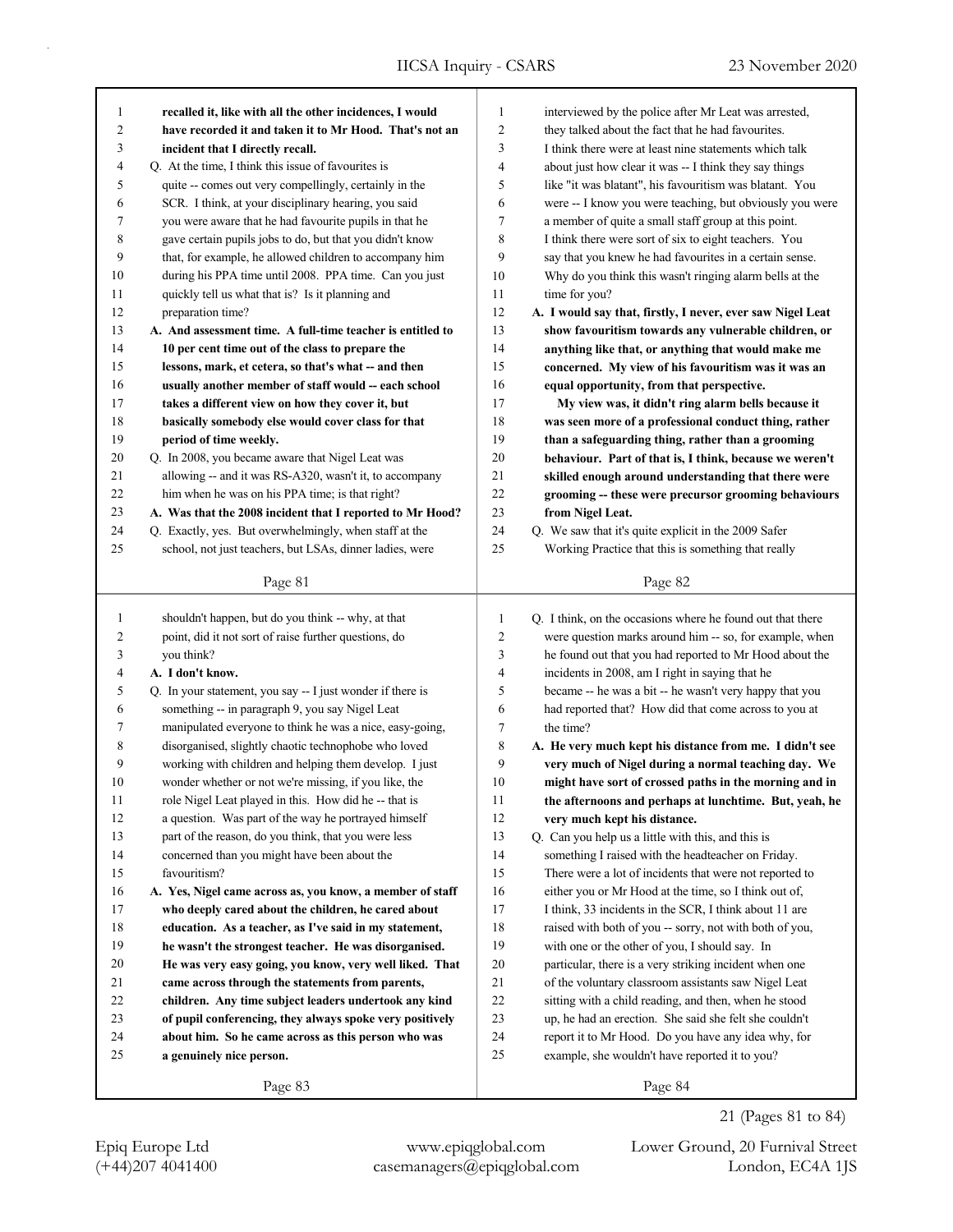**recalled it, like with all the other incidences, I would have recorded it and taken it to Mr Hood. That's not an incident that I directly recall.**

Q. At the time, I think this issue of favourites is quite -- comes out very compellingly, certainly in the SCR. I think, at your disciplinary hearing, you said you were aware that he had favourite pupils in that he gave certain pupils jobs to do, but that you didn't know that, for example, he allowed children to accompany him during his PPA time until 2008. PPA time. Can you just quickly tell us what that is? Is it planning and preparation time?

**A. And assessment time. A full-time teacher is entitled to 10 per cent time out of the class to prepare the lessons, mark, et cetera, so that's what -- and then usually another member of staff would -- each school takes a different view on how they cover it, but basically somebody else would cover class for that period of time weekly.**

Q. In 2008, you became aware that Nigel Leat was allowing -- and it was RS-A320, wasn't it, to accompany him when he was on his PPA time; is that right?

**A. Was that the 2008 incident that I reported to Mr Hood?**

Q. Exactly, yes. But overwhelmingly, when staff at the school, not just teachers, but LSAs, dinner ladies, were interviewed by the police after Mr Leat was arrested, they talked about the fact that he had favourites. I think there were at least nine statements which talk about just how clear it was -- I think they say things like "it was blatant", his favouritism was blatant. You were -- I know you were teaching, but obviously you were a member of quite a small staff group at this point. I think there were sort of six to eight teachers. You say that you knew he had favourites in a certain sense. Why do you think this wasn't ringing alarm bells at the time for you?

**A. I would say that, firstly, I never, ever saw Nigel Leat show favouritism towards any vulnerable children, or anything like that, or anything that would make me concerned. My view of his favouritism was it was an equal opportunity, from that perspective.**

**My view was, it didn't ring alarm bells because it was seen more of a professional conduct thing, rather than a safeguarding thing, rather than a grooming behaviour. Part of that is, I think, because we weren't skilled enough around understanding that there were grooming -- these were precursor grooming behaviours from Nigel Leat.**

Q. We saw that it's quite explicit in the 2009 Safer Working Practice that this is something that really shouldn't happen, but do you think -- why, at that point, did it not sort of raise further questions, do you think?

**A. I don't know.**

Q. In your statement, you say -- I just wonder if there is something -- in paragraph 9, you say Nigel Leat manipulated everyone to think he was a nice, easy-going, disorganised, slightly chaotic technophobe who loved working with children and helping them develop. I just wonder whether or not we're missing, if you like, the role Nigel Leat played in this. How did he -- that is a question. Was part of the way he portrayed himself part of the reason, do you think, that you were less concerned than you might have been about the favouritism?

**A. Yes, Nigel came across as, you know, a member of staff who deeply cared about the children, he cared about education. As a teacher, as I've said in my statement, he wasn't the strongest teacher. He was disorganised. He was very easy going, you know, very well liked. That came across through the statements from parents, children. Any time subject leaders undertook any kind of pupil conferencing, they always spoke very positively about him. So he came across as this person who was a genuinely nice person.**

Q. I think, on the occasions where he found out that there were question marks around him -- so, for example, when he found out that you had reported to Mr Hood about the incidents in 2008, am I right in saying that he became -- he was a bit -- he wasn't very happy that you had reported that? How did that come across to you at the time?

**A. He very much kept his distance from me. I didn't see very much of Nigel during a normal teaching day. We might have sort of crossed paths in the morning and in the afternoons and perhaps at lunchtime. But, yeah, he very much kept his distance.**

Q. Can you help us a little with this, and this is something I raised with the headteacher on Friday. There were a lot of incidents that were not reported to either you or Mr Hood at the time, so I think out of, I think, 33 incidents in the SCR, I think about 11 are raised with both of you -- sorry, not with both of you, with one or the other of you, I should say. In particular, there is a very striking incident when one of the voluntary classroom assistants saw Nigel Leat sitting with a child reading, and then, when he stood up, he had an erection. She said she felt she couldn't report it to Mr Hood. Do you have any idea why, for example, she wouldn't have reported it to you?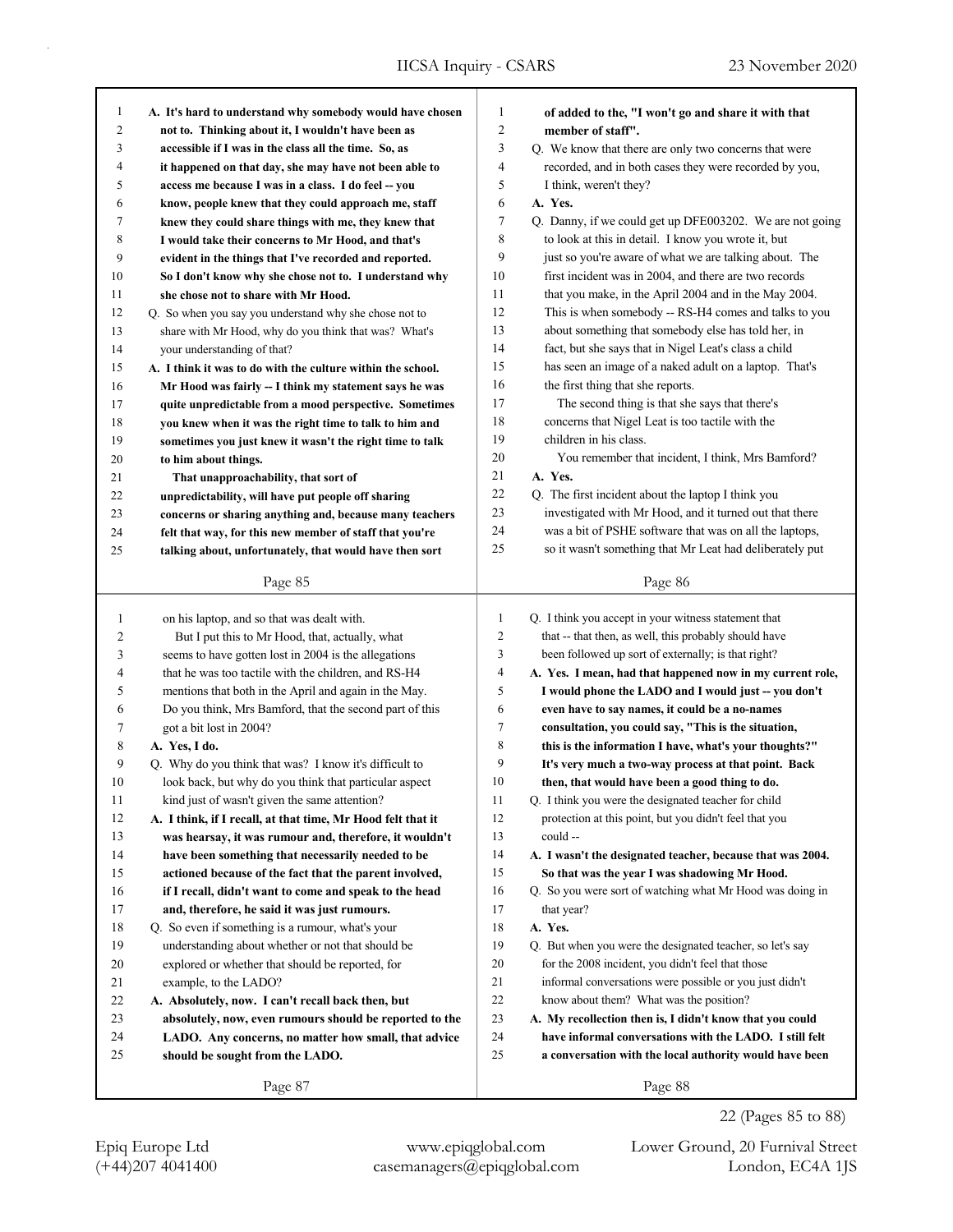A. It's hard to understand why somebody would have chosen not to. Thinking about it, I wouldn't have been as accessible if I was in the class all the time. So, as it happened on that day, she may have not been able to access me because I was in a class. I do feel -- you know, people knew that they could approach me, staff knew they could share things with me, they knew that I would take their concerns to Mr Hood, and that's evident in the things that I've recorded and reported. So I don't know why she chose not to. I understand why she chose not to share with Mr Hood.

Q. So when you say you understand why she chose not to share with Mr Hood, why do you think that was? What's your understanding of that?

A. I think it was to do with the culture within the school. Mr Hood was fairly -- I think my statement says he was quite unpredictable from a mood perspective. Sometimes you knew when it was the right time to talk to him and sometimes you just knew it wasn't the right time to talk to him about things.

That unapproachability, that sort of unpredictability, will have put people off sharing concerns or sharing anything and, because many teachers felt that way, for this new member of staff that you're talking about, unfortunately, that would have then sort of added to the, "I won't go and share it with that member of staff".

Q. We know that there are only two concerns that were recorded, and in both cases they were recorded by you, I think, weren't they?

A. Yes.

Q. Danny, if we could get up DFE003202. We are not going to look at this in detail. I know you wrote it, but just so you're aware of what we are talking about. The first incident was in 2004, and there are two records that you make, in the April 2004 and in the May 2004. This is when somebody -- RS-H4 comes and talks to you about something that somebody else has told her, in fact, but she says that in Nigel Leat's class a child has seen an image of a naked adult on a laptop. That's the first thing that she reports.

The second thing is that she says that there's concerns that Nigel Leat is too tactile with the children in his class.

You remember that incident, I think, Mrs Bamford?

A. Yes.

Q. The first incident about the laptop I think you investigated with Mr Hood, and it turned out that there was a bit of PSHE software that was on all the laptops, so it wasn't something that Mr Leat had deliberately put on his laptop, and so that was dealt with.

But I put this to Mr Hood, that, actually, what seems to have gotten lost in 2004 is the allegations that he was too tactile with the children, and RS-H4 mentions that both in the April and again in the May. Do you think, Mrs Bamford, that the second part of this got a bit lost in 2004?

A. Yes, I do.

Q. Why do you think that was? I know it's difficult to look back, but why do you think that particular aspect kind just of wasn't given the same attention?

A. I think, if I recall, at that time, Mr Hood felt that it was hearsay, it was rumour and, therefore, it wouldn't have been something that necessarily needed to be actioned because of the fact that the parent involved, if I recall, didn't want to come and speak to the head and, therefore, he said it was just rumours.

Q. So even if something is a rumour, what's your understanding about whether or not that should be explored or whether that should be reported, for example, to the LADO?

A. Absolutely, now. I can't recall back then, but absolutely, now, even rumours should be reported to the LADO. Any concerns, no matter how small, that advice should be sought from the LADO.

Q. I think you accept in your witness statement that that -- that then, as well, this probably should have been followed up sort of externally; is that right?

A. Yes. I mean, had that happened now in my current role, I would phone the LADO and I would just -- you don't even have to say names, it could be a no-names consultation, you could say, "This is the situation, this is the information I have, what's your thoughts?" It's very much a two-way process at that point. Back then, that would have been a good thing to do.

Q. I think you were the designated teacher for child protection at this point, but you didn't feel that you could --

A. I wasn't the designated teacher, because that was 2004. So that was the year I was shadowing Mr Hood.

Q. So you were sort of watching what Mr Hood was doing in that year?

A. Yes.

Q. But when you were the designated teacher, so let's say for the 2008 incident, you didn't feel that those informal conversations were possible or you just didn't know about them? What was the position?

A. My recollection then is, I didn't know that you could have informal conversations with the LADO. I still felt a conversation with the local authority would have been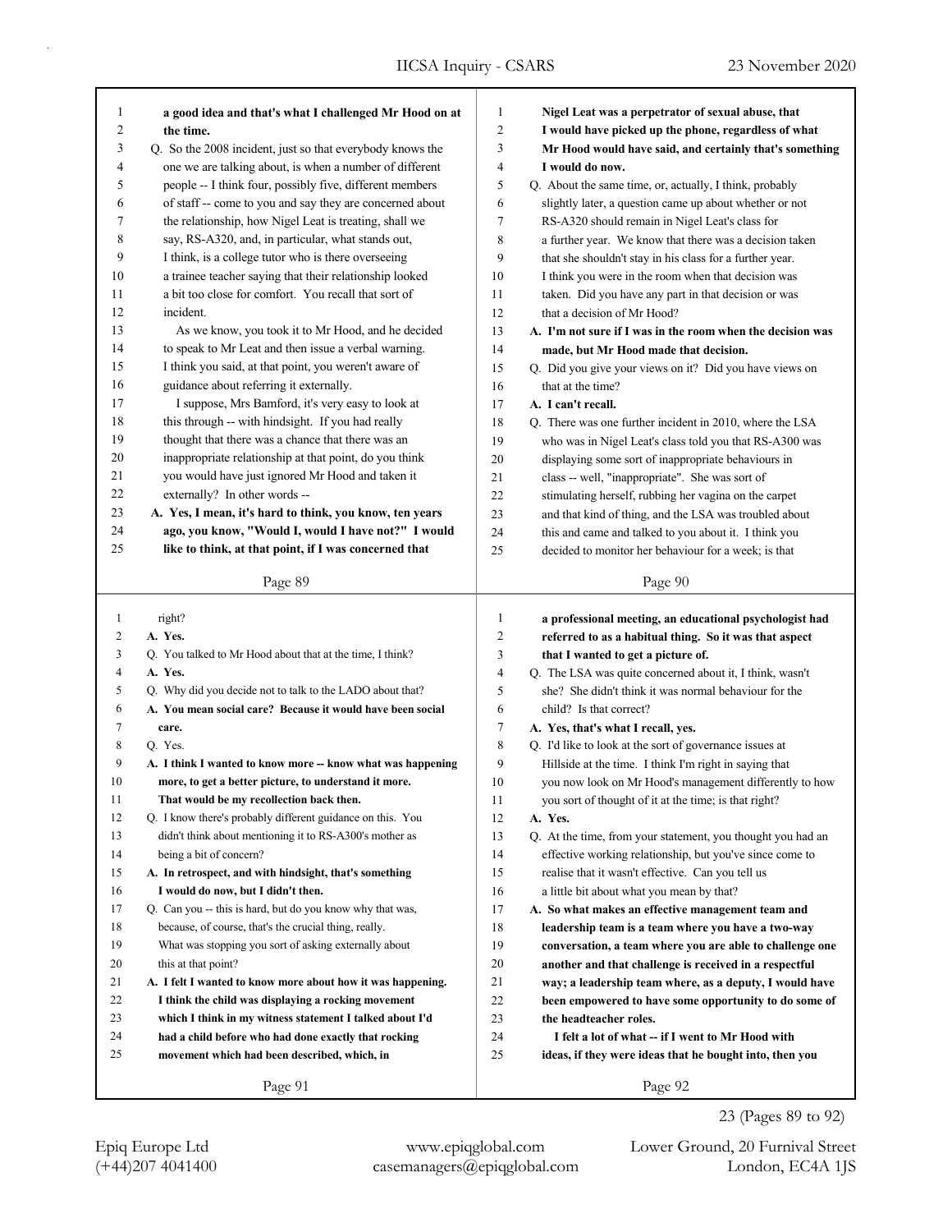a good idea and that's what I challenged Mr Hood on at the time.

Q. So the 2008 incident, just so that everybody knows the one we are talking about, is when a number of different people -- I think four, possibly five, different members of staff -- come to you and say they are concerned about the relationship, how Nigel Leat is treating, shall we say, RS-A320, and, in particular, what stands out, I think, is a college tutor who is there overseeing a trainee teacher saying that their relationship looked a bit too close for comfort. You recall that sort of incident.

As we know, you took it to Mr Hood, and he decided to speak to Mr Leat and then issue a verbal warning. I think you said, at that point, you weren't aware of guidance about referring it externally.

I suppose, Mrs Bamford, it's very easy to look at this through -- with hindsight. If you had really thought that there was a chance that there was an inappropriate relationship at that point, do you think you would have just ignored Mr Hood and taken it externally? In other words --

**A. Yes, I mean, it's hard to think, you know, ten years ago, you know, "Would I, would I have not?" I would like to think, at that point, if I was concerned that Nigel Leat was a perpetrator of sexual abuse, that I would have picked up the phone, regardless of what Mr Hood would have said, and certainly that's something I would do now.**

Q. About the same time, or, actually, I think, probably slightly later, a question came up about whether or not RS-A320 should remain in Nigel Leat's class for a further year. We know that there was a decision taken that she shouldn't stay in his class for a further year. I think you were in the room when that decision was taken. Did you have any part in that decision or was that a decision of Mr Hood?

**A. I'm not sure if I was in the room when the decision was made, but Mr Hood made that decision.**

Q. Did you give your views on it? Did you have views on that at the time?

**A. I can't recall.**

Q. There was one further incident in 2010, where the LSA who was in Nigel Leat's class told you that RS-A300 was displaying some sort of inappropriate behaviours in class -- well, "inappropriate". She was sort of stimulating herself, rubbing her vagina on the carpet and that kind of thing, and the LSA was troubled about this and came and talked to you about it. I think you decided to monitor her behaviour for a week; is that right?

**A. Yes.**

Q. You talked to Mr Hood about that at the time, I think?

**A. Yes.**

Q. Why did you decide not to talk to the LADO about that?

**A. You mean social care? Because it would have been social care.**

Q. Yes.

**A. I think I wanted to know more -- know what was happening more, to get a better picture, to understand it more. That would be my recollection back then.**

Q. I know there's probably different guidance on this. You didn't think about mentioning it to RS-A300's mother as being a bit of concern?

**A. In retrospect, and with hindsight, that's something I would do now, but I didn't then.**

Q. Can you -- this is hard, but do you know why that was, because, of course, that's the crucial thing, really. What was stopping you sort of asking externally about this at that point?

**A. I felt I wanted to know more about how it was happening. I think the child was displaying a rocking movement which I think in my witness statement I talked about I'd had a child before who had done exactly that rocking movement which had been described, which, in a professional meeting, an educational psychologist had referred to as a habitual thing. So it was that aspect that I wanted to get a picture of.**

Q. The LSA was quite concerned about it, I think, wasn't she? She didn't think it was normal behaviour for the child? Is that correct?

**A. Yes, that's what I recall, yes.**

Q. I'd like to look at the sort of governance issues at Hillside at the time. I think I'm right in saying that you now look on Mr Hood's management differently to how you sort of thought of it at the time; is that right?

**A. Yes.**

Q. At the time, from your statement, you thought you had an effective working relationship, but you've since come to realise that it wasn't effective. Can you tell us a little bit about what you mean by that?

**A. So what makes an effective management team and leadership team is a team where you have a two-way conversation, a team where you are able to challenge one another and that challenge is received in a respectful way; a leadership team where, as a deputy, I would have been empowered to have some opportunity to do some of the headteacher roles.**

**I felt a lot of what -- if I went to Mr Hood with ideas, if they were ideas that he bought into, then you**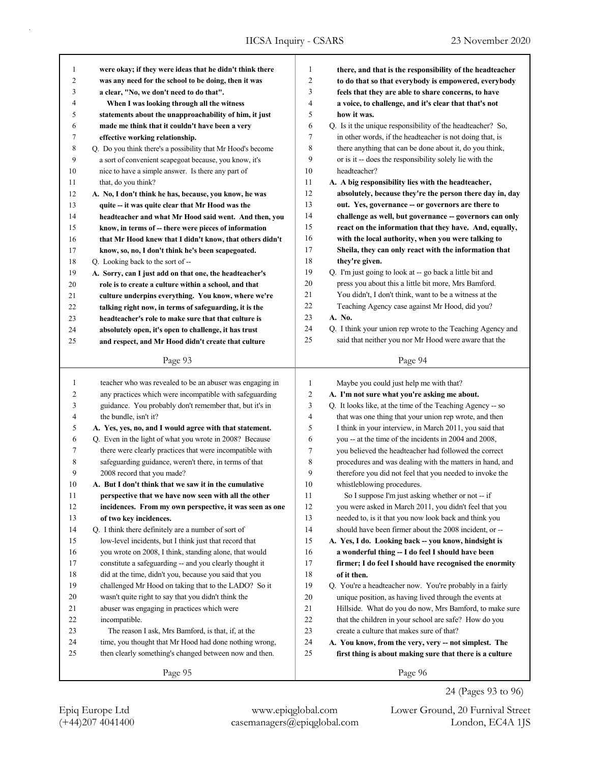were okay; if they were ideas that he didn't think there was any need for the school to be doing, then it was a clear, "No, we don't need to do that".

When I was looking through all the witness statements about the unapproachability of him, it just made me think that it couldn't have been a very effective working relationship.

Q. Do you think there's a possibility that Mr Hood's become a sort of convenient scapegoat because, you know, it's nice to have a simple answer. Is there any part of that, do you think?

**A. No, I don't think he has, because, you know, he was quite -- it was quite clear that Mr Hood was the headteacher and what Mr Hood said went. And then, you know, in terms of -- there were pieces of information that Mr Hood knew that I didn't know, that others didn't know, so, no, I don't think he's been scapegoated.**

Q. Looking back to the sort of --

**A. Sorry, can I just add on that one, the headteacher's role is to create a culture within a school, and that culture underpins everything. You know, where we're talking right now, in terms of safeguarding, it is the headteacher's role to make sure that that culture is absolutely open, it's open to challenge, it has trust and respect, and Mr Hood didn't create that culture there, and that is the responsibility of the headteacher to do that so that everybody is empowered, everybody feels that they are able to share concerns, to have a voice, to challenge, and it's clear that that's not how it was.**

Q. Is it the unique responsibility of the headteacher? So, in other words, if the headteacher is not doing that, is there anything that can be done about it, do you think, or is it -- does the responsibility solely lie with the headteacher?

**A. A big responsibility lies with the headteacher, absolutely, because they're the person there day in, day out. Yes, governance -- or governors are there to challenge as well, but governance -- governors can only react on the information that they have. And, equally, with the local authority, when you were talking to Sheila, they can only react with the information that they're given.**

Q. I'm just going to look at -- go back a little bit and press you about this a little bit more, Mrs Bamford. You didn't, I don't think, want to be a witness at the Teaching Agency case against Mr Hood, did you?

**A. No.**

Q. I think your union rep wrote to the Teaching Agency and said that neither you nor Mr Hood were aware that the teacher who was revealed to be an abuser was engaging in any practices which were incompatible with safeguarding guidance. You probably don't remember that, but it's in the bundle, isn't it?

**A. Yes, yes, no, and I would agree with that statement.**

Q. Even in the light of what you wrote in 2008? Because there were clearly practices that were incompatible with safeguarding guidance, weren't there, in terms of that 2008 record that you made?

**A. But I don't think that we saw it in the cumulative perspective that we have now seen with all the other incidences. From my own perspective, it was seen as one of two key incidences.**

Q. I think there definitely are a number of sort of low-level incidents, but I think just that record that you wrote on 2008, I think, standing alone, that would constitute a safeguarding -- and you clearly thought it did at the time, didn't you, because you said that you challenged Mr Hood on taking that to the LADO? So it wasn't quite right to say that you didn't think the abuser was engaging in practices which were incompatible.

The reason I ask, Mrs Bamford, is that, if, at the time, you thought that Mr Hood had done nothing wrong, then clearly something's changed between now and then. Maybe you could just help me with that?

**A. I'm not sure what you're asking me about.**

Q. It looks like, at the time of the Teaching Agency -- so that was one thing that your union rep wrote, and then I think in your interview, in March 2011, you said that you -- at the time of the incidents in 2004 and 2008, you believed the headteacher had followed the correct procedures and was dealing with the matters in hand, and therefore you did not feel that you needed to invoke the whistleblowing procedures.

So I suppose I'm just asking whether or not -- if you were asked in March 2011, you didn't feel that you needed to, is it that you now look back and think you should have been firmer about the 2008 incident, or --

**A. Yes, I do. Looking back -- you know, hindsight is a wonderful thing -- I do feel I should have been firmer; I do feel I should have recognised the enormity of it then.**

Q. You're a headteacher now. You're probably in a fairly unique position, as having lived through the events at Hillside. What do you do now, Mrs Bamford, to make sure that the children in your school are safe? How do you create a culture that makes sure of that?

**A. You know, from the very, very -- not simplest. The first thing is about making sure that there is a culture**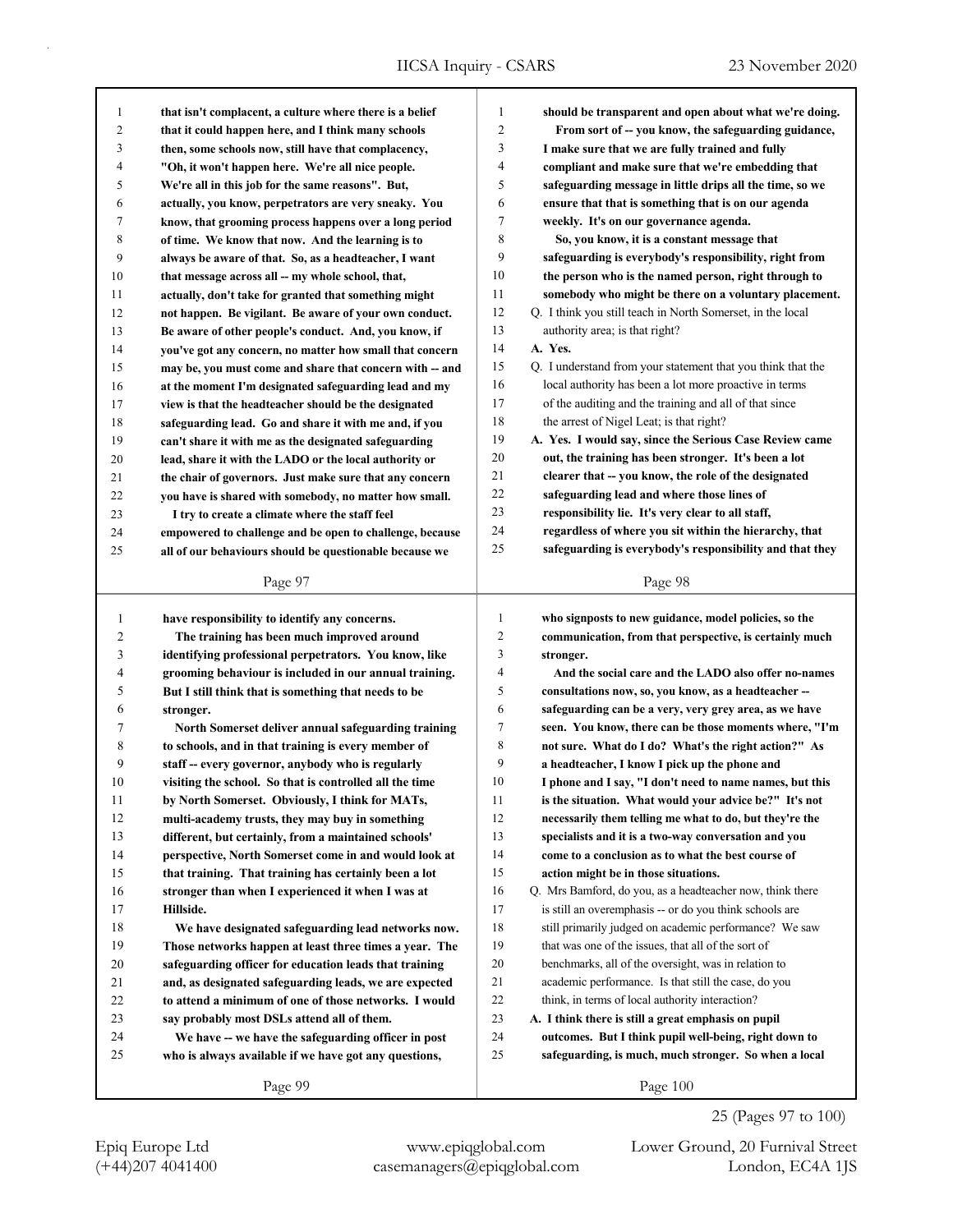that isn't complacent, a culture where there is a belief that it could happen here, and I think many schools then, some schools now, still have that complacency, "Oh, it won't happen here. We're all nice people. We're all in this job for the same reasons". But, actually, you know, perpetrators are very sneaky. You know, that grooming process happens over a long period of time. We know that now. And the learning is to always be aware of that. So, as a headteacher, I want that message across all -- my whole school, that, actually, don't take for granted that something might not happen. Be vigilant. Be aware of your own conduct. Be aware of other people's conduct. And, you know, if you've got any concern, no matter how small that concern may be, you must come and share that concern with -- and at the moment I'm designated safeguarding lead and my view is that the headteacher should be the designated safeguarding lead. Go and share it with me and, if you can't share it with me as the designated safeguarding lead, share it with the LADO or the local authority or the chair of governors. Just make sure that any concern you have is shared with somebody, no matter how small.

I try to create a climate where the staff feel empowered to challenge and be open to challenge, because all of our behaviours should be questionable because we should be transparent and open about what we're doing.

From sort of -- you know, the safeguarding guidance, I make sure that we are fully trained and fully compliant and make sure that we're embedding that safeguarding message in little drips all the time, so we ensure that that is something that is on our agenda weekly. It's on our governance agenda.

So, you know, it is a constant message that safeguarding is everybody's responsibility, right from the person who is the named person, right through to somebody who might be there on a voluntary placement.

Q. I think you still teach in North Somerset, in the local authority area; is that right?

A. Yes.

Q. I understand from your statement that you think that the local authority has been a lot more proactive in terms of the auditing and the training and all of that since the arrest of Nigel Leat; is that right?

A. Yes. I would say, since the Serious Case Review came out, the training has been stronger. It's been a lot clearer that -- you know, the role of the designated safeguarding lead and where those lines of responsibility lie. It's very clear to all staff, regardless of where you sit within the hierarchy, that safeguarding is everybody's responsibility and that they have responsibility to identify any concerns.

The training has been much improved around identifying professional perpetrators. You know, like grooming behaviour is included in our annual training. But I still think that is something that needs to be stronger.

North Somerset deliver annual safeguarding training to schools, and in that training is every member of staff -- every governor, anybody who is regularly visiting the school. So that is controlled all the time by North Somerset. Obviously, I think for MATs, multi-academy trusts, they may buy in something different, but certainly, from a maintained schools' perspective, North Somerset come in and would look at that training. That training has certainly been a lot stronger than when I experienced it when I was at Hillside.

We have designated safeguarding lead networks now. Those networks happen at least three times a year. The safeguarding officer for education leads that training and, as designated safeguarding leads, we are expected to attend a minimum of one of those networks. I would say probably most DSLs attend all of them.

We have -- we have the safeguarding officer in post who is always available if we have got any questions, who signposts to new guidance, model policies, so the communication, from that perspective, is certainly much stronger.

And the social care and the LADO also offer no-names consultations now, so, you know, as a headteacher -- safeguarding can be a very, very grey area, as we have seen. You know, there can be those moments where, "I'm not sure. What do I do? What's the right action?" As a headteacher, I know I pick up the phone and I phone and I say, "I don't need to name names, but this is the situation. What would your advice be?" It's not necessarily them telling me what to do, but they're the specialists and it is a two-way conversation and you come to a conclusion as to what the best course of action might be in those situations.

Q. Mrs Bamford, do you, as a headteacher now, think there is still an overemphasis -- or do you think schools are still primarily judged on academic performance? We saw that was one of the issues, that all of the sort of benchmarks, all of the oversight, was in relation to academic performance. Is that still the case, do you think, in terms of local authority interaction?

A. I think there is still a great emphasis on pupil outcomes. But I think pupil well-being, right down to safeguarding, is much, much stronger. So when a local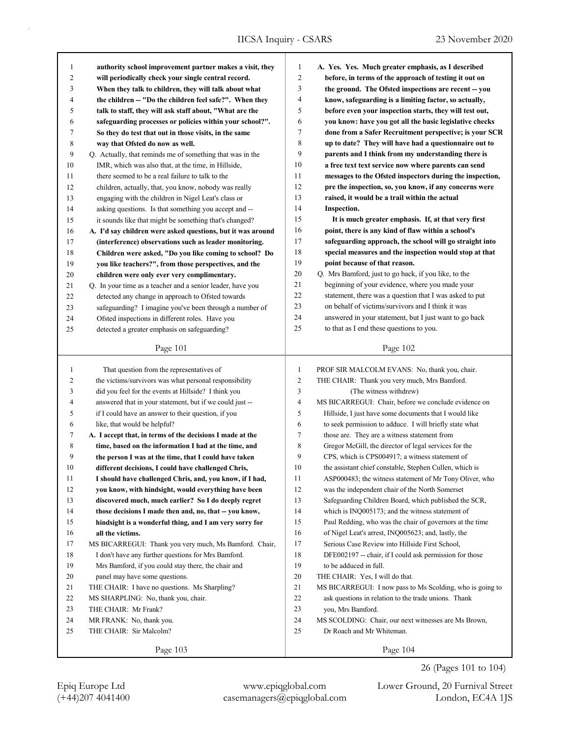authority school improvement partner makes a visit, they will periodically check your single central record. When they talk to children, they will talk about what the children -- "Do the children feel safe?". When they talk to staff, they will ask staff about, "What are the safeguarding processes or policies within your school?". So they do test that out in those visits, in the same way that Ofsted do now as well.

Q. Actually, that reminds me of something that was in the IMR, which was also that, at the time, in Hillside, there seemed to be a real failure to talk to the children, actually, that, you know, nobody was really engaging with the children in Nigel Leat's class or asking questions. Is that something you accept and -- it sounds like that might be something that's changed?

A. I'd say children were asked questions, but it was around (interference) observations such as leader monitoring. Children were asked, "Do you like coming to school? Do you like teachers?", from those perspectives, and the children were only ever very complimentary.

Q. In your time as a teacher and a senior leader, have you detected any change in approach to Ofsted towards safeguarding? I imagine you've been through a number of Ofsted inspections in different roles. Have you detected a greater emphasis on safeguarding?

A. Yes. Yes. Much greater emphasis, as I described before, in terms of the approach of testing it out on the ground. The Ofsted inspections are recent -- you know, safeguarding is a limiting factor, so actually, before even your inspection starts, they will test out, you know: have you got all the basic legislative checks done from a Safer Recruitment perspective; is your SCR up to date? They will have had a questionnaire out to parents and I think from my understanding there is a free text text service now where parents can send messages to the Ofsted inspectors during the inspection, pre the inspection, so, you know, if any concerns were raised, it would be a trail within the actual Inspection.

It is much greater emphasis. If, at that very first point, there is any kind of flaw within a school's safeguarding approach, the school will go straight into special measures and the inspection would stop at that point because of that reason.

Q. Mrs Bamford, just to go back, if you like, to the beginning of your evidence, where you made your statement, there was a question that I was asked to put on behalf of victims/survivors and I think it was answered in your statement, but I just want to go back to that as I end these questions to you.

That question from the representatives of the victims/survivors was what personal responsibility did you feel for the events at Hillside? I think you answered that in your statement, but if we could just -- if I could have an answer to their question, if you like, that would be helpful?

A. I accept that, in terms of the decisions I made at the time, based on the information I had at the time, and the person I was at the time, that I could have taken different decisions, I could have challenged Chris, I should have challenged Chris, and, you know, if I had, you know, with hindsight, would everything have been discovered much, much earlier? So I do deeply regret those decisions I made then and, no, that -- you know, hindsight is a wonderful thing, and I am very sorry for all the victims.

MS BICARREGUI: Thank you very much, Ms Bamford. Chair, I don't have any further questions for Mrs Bamford. Mrs Bamford, if you could stay there, the chair and panel may have some questions.

THE CHAIR: I have no questions. Ms Sharpling?

MS SHARPLING: No, thank you, chair.

THE CHAIR: Mr Frank?

MR FRANK: No, thank you.

THE CHAIR: Sir Malcolm?

PROF SIR MALCOLM EVANS: No, thank you, chair.

THE CHAIR: Thank you very much, Mrs Bamford.

(The witness withdrew)

MS BICARREGUI: Chair, before we conclude evidence on Hillside, I just have some documents that I would like to seek permission to adduce. I will briefly state what those are. They are a witness statement from Gregor McGill, the director of legal services for the CPS, which is CPS004917; a witness statement of the assistant chief constable, Stephen Cullen, which is ASP000483; the witness statement of Mr Tony Oliver, who was the independent chair of the North Somerset Safeguarding Children Board, which published the SCR, which is INQ005173; and the witness statement of Paul Redding, who was the chair of governors at the time of Nigel Leat's arrest, INQ005623; and, lastly, the Serious Case Review into Hillside First School, DFE002197 -- chair, if I could ask permission for those to be adduced in full.

THE CHAIR: Yes, I will do that.

MS BICARREGUI: I now pass to Ms Scolding, who is going to ask questions in relation to the trade unions. Thank you, Mrs Bamford.

MS SCOLDING: Chair, our next witnesses are Ms Brown, Dr Roach and Mr Whiteman.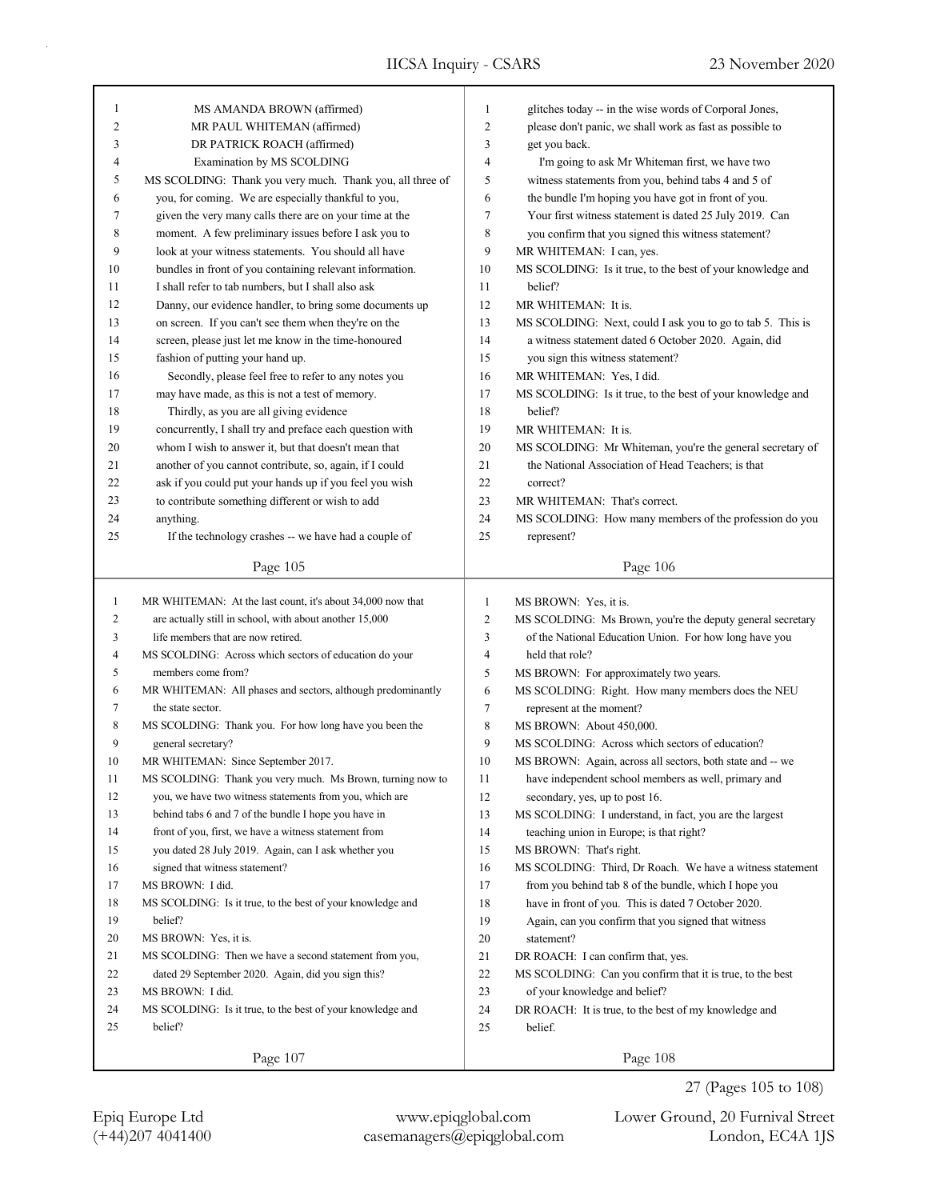MS AMANDA BROWN (affirmed)

MR PAUL WHITEMAN (affirmed)

DR PATRICK ROACH (affirmed)

Examination by MS SCOLDING

MS SCOLDING: Thank you very much. Thank you, all three of you, for coming. We are especially thankful to you, given the very many calls there are on your time at the moment. A few preliminary issues before I ask you to look at your witness statements. You should all have bundles in front of you containing relevant information. I shall refer to tab numbers, but I shall also ask Danny, our evidence handler, to bring some documents up on screen. If you can't see them when they're on the screen, please just let me know in the time-honoured fashion of putting your hand up.

Secondly, please feel free to refer to any notes you may have made, as this is not a test of memory.

Thirdly, as you are all giving evidence concurrently, I shall try and preface each question with whom I wish to answer it, but that doesn't mean that another of you cannot contribute, so, again, if I could ask if you could put your hands up if you feel you wish to contribute something different or wish to add anything.

If the technology crashes -- we have had a couple of glitches today -- in the wise words of Corporal Jones, please don't panic, we shall work as fast as possible to get you back.

I'm going to ask Mr Whiteman first, we have two witness statements from you, behind tabs 4 and 5 of the bundle I'm hoping you have got in front of you. Your first witness statement is dated 25 July 2019. Can you confirm that you signed this witness statement?

MR WHITEMAN: I can, yes.

MS SCOLDING: Is it true, to the best of your knowledge and belief?

MR WHITEMAN: It is.

MS SCOLDING: Next, could I ask you to go to tab 5. This is a witness statement dated 6 October 2020. Again, did you sign this witness statement?

MR WHITEMAN: Yes, I did.

MS SCOLDING: Is it true, to the best of your knowledge and belief?

MR WHITEMAN: It is.

MS SCOLDING: Mr Whiteman, you're the general secretary of the National Association of Head Teachers; is that correct?

MR WHITEMAN: That's correct.

MS SCOLDING: How many members of the profession do you represent?

MR WHITEMAN: At the last count, it's about 34,000 now that are actually still in school, with about another 15,000 life members that are now retired.

MS SCOLDING: Across which sectors of education do your members come from?

MR WHITEMAN: All phases and sectors, although predominantly the state sector.

MS SCOLDING: Thank you. For how long have you been the general secretary?

MR WHITEMAN: Since September 2017.

MS SCOLDING: Thank you very much. Ms Brown, turning now to you, we have two witness statements from you, which are behind tabs 6 and 7 of the bundle I hope you have in front of you, first, we have a witness statement from you dated 28 July 2019. Again, can I ask whether you signed that witness statement?

MS BROWN: I did.

MS SCOLDING: Is it true, to the best of your knowledge and belief?

MS BROWN: Yes, it is.

MS SCOLDING: Then we have a second statement from you, dated 29 September 2020. Again, did you sign this?

MS BROWN: I did.

MS SCOLDING: Is it true, to the best of your knowledge and belief?

MS BROWN: Yes, it is.

MS SCOLDING: Ms Brown, you're the deputy general secretary of the National Education Union. For how long have you held that role?

MS BROWN: For approximately two years.

MS SCOLDING: Right. How many members does the NEU represent at the moment?

MS BROWN: About 450,000.

MS SCOLDING: Across which sectors of education?

MS BROWN: Again, across all sectors, both state and -- we have independent school members as well, primary and secondary, yes, up to post 16.

MS SCOLDING: I understand, in fact, you are the largest teaching union in Europe; is that right?

MS BROWN: That's right.

MS SCOLDING: Third, Dr Roach. We have a witness statement from you behind tab 8 of the bundle, which I hope you have in front of you. This is dated 7 October 2020. Again, can you confirm that you signed that witness statement?

DR ROACH: I can confirm that, yes.

MS SCOLDING: Can you confirm that it is true, to the best of your knowledge and belief?

DR ROACH: It is true, to the best of my knowledge and belief.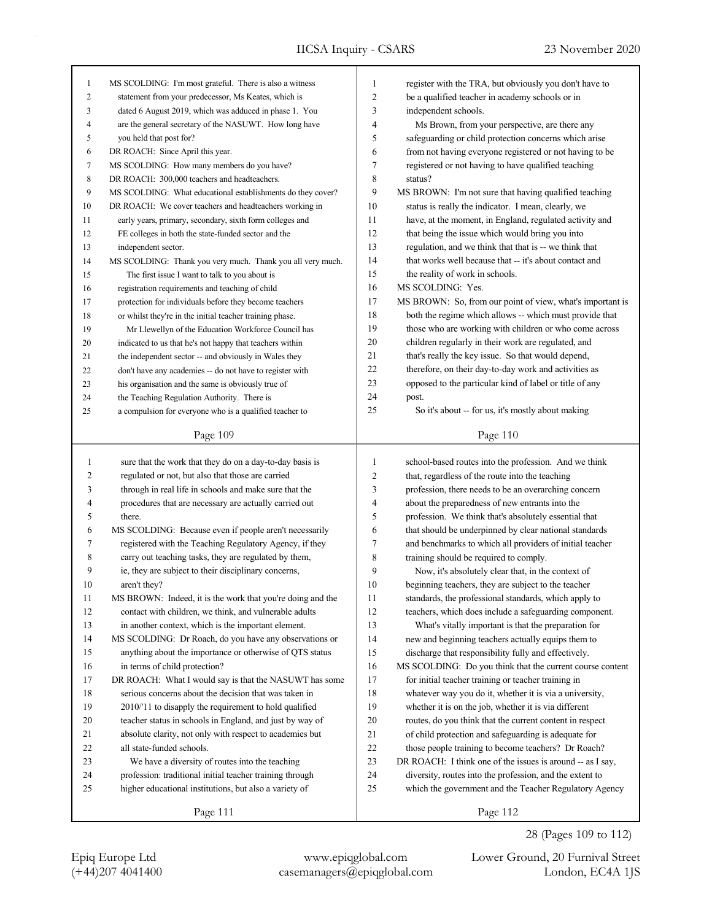MS SCOLDING: I'm most grateful. There is also a witness statement from your predecessor, Ms Keates, which is dated 6 August 2019, which was adduced in phase 1. You are the general secretary of the NASUWT. How long have you held that post for?

DR ROACH: Since April this year.

MS SCOLDING: How many members do you have?

DR ROACH: 300,000 teachers and headteachers.

MS SCOLDING: What educational establishments do they cover?

DR ROACH: We cover teachers and headteachers working in early years, primary, secondary, sixth form colleges and FE colleges in both the state-funded sector and the independent sector.

MS SCOLDING: Thank you very much. Thank you all very much.

The first issue I want to talk to you about is registration requirements and teaching of child protection for individuals before they become teachers or whilst they're in the initial teacher training phase.

Mr Llewellyn of the Education Workforce Council has indicated to us that he's not happy that teachers within the independent sector -- and obviously in Wales they don't have any academies -- do not have to register with his organisation and the same is obviously true of the Teaching Regulation Authority. There is a compulsion for everyone who is a qualified teacher to register with the TRA, but obviously you don't have to be a qualified teacher in academy schools or in independent schools.

Ms Brown, from your perspective, are there any safeguarding or child protection concerns which arise from not having everyone registered or not having to be registered or not having to have qualified teaching status?

MS BROWN: I'm not sure that having qualified teaching status is really the indicator. I mean, clearly, we have, at the moment, in England, regulated activity and that being the issue which would bring you into regulation, and we think that that is -- we think that that works well because that -- it's about contact and the reality of work in schools.

MS SCOLDING: Yes.

MS BROWN: So, from our point of view, what's important is both the regime which allows -- which must provide that those who are working with children or who come across children regularly in their work are regulated, and that's really the key issue. So that would depend, therefore, on their day-to-day work and activities as opposed to the particular kind of label or title of any post.

So it's about -- for us, it's mostly about making sure that the work that they do on a day-to-day basis is regulated or not, but also that those are carried through in real life in schools and make sure that the procedures that are necessary are actually carried out there.

MS SCOLDING: Because even if people aren't necessarily registered with the Teaching Regulatory Agency, if they carry out teaching tasks, they are regulated by them, ie, they are subject to their disciplinary concerns, aren't they?

MS BROWN: Indeed, it is the work that you're doing and the contact with children, we think, and vulnerable adults in another context, which is the important element.

MS SCOLDING: Dr Roach, do you have any observations or anything about the importance or otherwise of QTS status in terms of child protection?

DR ROACH: What I would say is that the NASUWT has some serious concerns about the decision that was taken in 2010/'11 to disapply the requirement to hold qualified teacher status in schools in England, and just by way of absolute clarity, not only with respect to academies but all state-funded schools.

We have a diversity of routes into the teaching profession: traditional initial teacher training through higher educational institutions, but also a variety of school-based routes into the profession. And we think that, regardless of the route into the teaching profession, there needs to be an overarching concern about the preparedness of new entrants into the profession. We think that's absolutely essential that that should be underpinned by clear national standards and benchmarks to which all providers of initial teacher training should be required to comply.

Now, it's absolutely clear that, in the context of beginning teachers, they are subject to the teacher standards, the professional standards, which apply to teachers, which does include a safeguarding component.

What's vitally important is that the preparation for new and beginning teachers actually equips them to discharge that responsibility fully and effectively.

MS SCOLDING: Do you think that the current course content for initial teacher training or teacher training in whatever way you do it, whether it is via a university, whether it is on the job, whether it is via different routes, do you think that the current content in respect of child protection and safeguarding is adequate for those people training to become teachers? Dr Roach?

DR ROACH: I think one of the issues is around -- as I say, diversity, routes into the profession, and the extent to which the government and the Teacher Regulatory Agency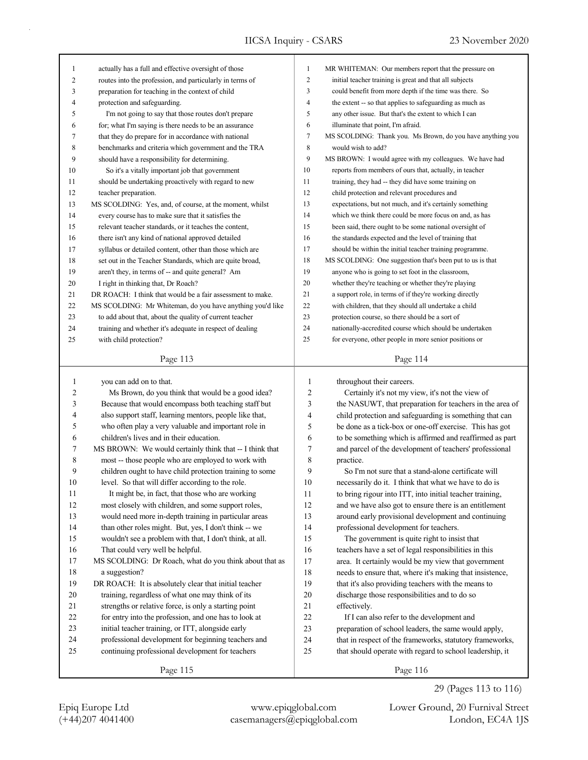actually has a full and effective oversight of those routes into the profession, and particularly in terms of preparation for teaching in the context of child protection and safeguarding.

I'm not going to say that those routes don't prepare for; what I'm saying is there needs to be an assurance that they do prepare for in accordance with national benchmarks and criteria which government and the TRA should have a responsibility for determining.

So it's a vitally important job that government should be undertaking proactively with regard to new teacher preparation.

MS SCOLDING: Yes, and, of course, at the moment, whilst every course has to make sure that it satisfies the relevant teacher standards, or it teaches the content, there isn't any kind of national approved detailed syllabus or detailed content, other than those which are set out in the Teacher Standards, which are quite broad, aren't they, in terms of -- and quite general? Am I right in thinking that, Dr Roach?

DR ROACH: I think that would be a fair assessment to make.

MS SCOLDING: Mr Whiteman, do you have anything you'd like to add about that, about the quality of current teacher training and whether it's adequate in respect of dealing with child protection?

MR WHITEMAN: Our members report that the pressure on initial teacher training is great and that all subjects could benefit from more depth if the time was there. So the extent -- so that applies to safeguarding as much as any other issue. But that's the extent to which I can illuminate that point, I'm afraid.

MS SCOLDING: Thank you. Ms Brown, do you have anything you would wish to add?

MS BROWN: I would agree with my colleagues. We have had reports from members of ours that, actually, in teacher training, they had -- they did have some training on child protection and relevant procedures and expectations, but not much, and it's certainly something which we think there could be more focus on and, as has been said, there ought to be some national oversight of the standards expected and the level of training that should be within the initial teacher training programme.

MS SCOLDING: One suggestion that's been put to us is that anyone who is going to set foot in the classroom, whether they're teaching or whether they're playing a support role, in terms of if they're working directly with children, that they should all undertake a child protection course, so there should be a sort of nationally-accredited course which should be undertaken for everyone, other people in more senior positions or you can add on to that.

Ms Brown, do you think that would be a good idea? Because that would encompass both teaching staff but also support staff, learning mentors, people like that, who often play a very valuable and important role in children's lives and in their education.

MS BROWN: We would certainly think that -- I think that most -- those people who are employed to work with children ought to have child protection training to some level. So that will differ according to the role.

It might be, in fact, that those who are working most closely with children, and some support roles, would need more in-depth training in particular areas than other roles might. But, yes, I don't think -- we wouldn't see a problem with that, I don't think, at all. That could very well be helpful.

MS SCOLDING: Dr Roach, what do you think about that as a suggestion?

DR ROACH: It is absolutely clear that initial teacher training, regardless of what one may think of its strengths or relative force, is only a starting point for entry into the profession, and one has to look at initial teacher training, or ITT, alongside early professional development for beginning teachers and continuing professional development for teachers throughout their careers.

Certainly it's not my view, it's not the view of the NASUWT, that preparation for teachers in the area of child protection and safeguarding is something that can be done as a tick-box or one-off exercise. This has got to be something which is affirmed and reaffirmed as part and parcel of the development of teachers' professional practice.

So I'm not sure that a stand-alone certificate will necessarily do it. I think that what we have to do is to bring rigour into ITT, into initial teacher training, and we have also got to ensure there is an entitlement around early provisional development and continuing professional development for teachers.

The government is quite right to insist that teachers have a set of legal responsibilities in this area. It certainly would be my view that government needs to ensure that, where it's making that insistence, that it's also providing teachers with the means to discharge those responsibilities and to do so effectively.

If I can also refer to the development and preparation of school leaders, the same would apply, that in respect of the frameworks, statutory frameworks, that should operate with regard to school leadership, it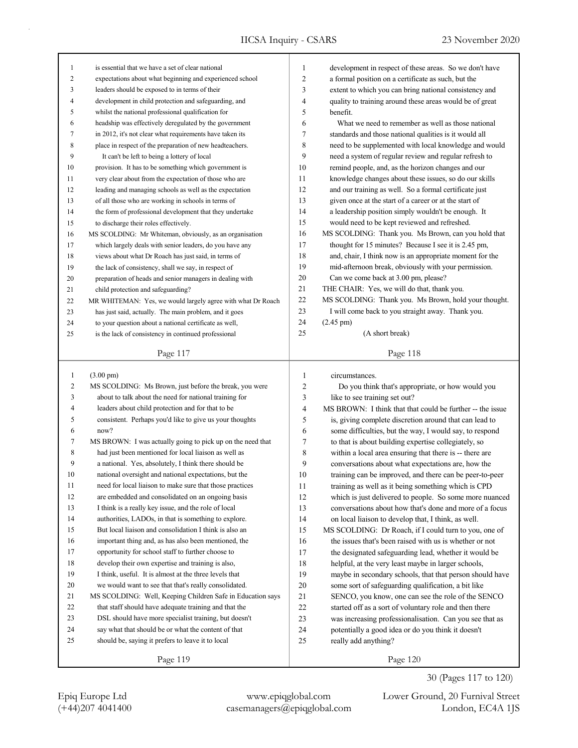is essential that we have a set of clear national expectations about what beginning and experienced school leaders should be exposed to in terms of their development in child protection and safeguarding, and whilst the national professional qualification for headship was effectively deregulated by the government in 2012, it's not clear what requirements have taken its place in respect of the preparation of new headteachers.

It can't be left to being a lottery of local provision. It has to be something which government is very clear about from the expectation of those who are leading and managing schools as well as the expectation of all those who are working in schools in terms of the form of professional development that they undertake to discharge their roles effectively.

MS SCOLDING: Mr Whiteman, obviously, as an organisation which largely deals with senior leaders, do you have any views about what Dr Roach has just said, in terms of the lack of consistency, shall we say, in respect of preparation of heads and senior managers in dealing with child protection and safeguarding?

MR WHITEMAN: Yes, we would largely agree with what Dr Roach has just said, actually. The main problem, and it goes to your question about a national certificate as well, is the lack of consistency in continued professional development in respect of these areas. So we don't have a formal position on a certificate as such, but the extent to which you can bring national consistency and quality to training around these areas would be of great benefit.

What we need to remember as well as those national standards and those national qualities is it would all need to be supplemented with local knowledge and would need a system of regular review and regular refresh to remind people, and, as the horizon changes and our knowledge changes about these issues, so do our skills and our training as well. So a formal certificate just given once at the start of a career or at the start of a leadership position simply wouldn't be enough. It would need to be kept reviewed and refreshed.

MS SCOLDING: Thank you. Ms Brown, can you hold that thought for 15 minutes? Because I see it is 2.45 pm, and, chair, I think now is an appropriate moment for the mid-afternoon break, obviously with your permission. Can we come back at 3.00 pm, please?

THE CHAIR: Yes, we will do that, thank you.

MS SCOLDING: Thank you. Ms Brown, hold your thought. I will come back to you straight away. Thank you.

(2.45 pm)

(A short break)

(3.00 pm)

MS SCOLDING: Ms Brown, just before the break, you were about to talk about the need for national training for leaders about child protection and for that to be consistent. Perhaps you'd like to give us your thoughts now?

MS BROWN: I was actually going to pick up on the need that had just been mentioned for local liaison as well as a national. Yes, absolutely, I think there should be national oversight and national expectations, but the need for local liaison to make sure that those practices are embedded and consolidated on an ongoing basis I think is a really key issue, and the role of local authorities, LADOs, in that is something to explore. But local liaison and consolidation I think is also an important thing and, as has also been mentioned, the opportunity for school staff to further choose to develop their own expertise and training is also, I think, useful. It is almost at the three levels that we would want to see that that's really consolidated.

MS SCOLDING: Well, Keeping Children Safe in Education says that staff should have adequate training and that the DSL should have more specialist training, but doesn't say what that should be or what the content of that should be, saying it prefers to leave it to local circumstances.

Do you think that's appropriate, or how would you like to see training set out?

MS BROWN: I think that that could be further -- the issue is, giving complete discretion around that can lead to some difficulties, but the way, I would say, to respond to that is about building expertise collegiately, so within a local area ensuring that there is -- there are conversations about what expectations are, how the training can be improved, and there can be peer-to-peer training as well as it being something which is CPD which is just delivered to people. So some more nuanced conversations about how that's done and more of a focus on local liaison to develop that, I think, as well.

MS SCOLDING: Dr Roach, if I could turn to you, one of the issues that's been raised with us is whether or not the designated safeguarding lead, whether it would be helpful, at the very least maybe in larger schools, maybe in secondary schools, that that person should have some sort of safeguarding qualification, a bit like SENCO, you know, one can see the role of the SENCO started off as a sort of voluntary role and then there was increasing professionalisation. Can you see that as potentially a good idea or do you think it doesn't really add anything?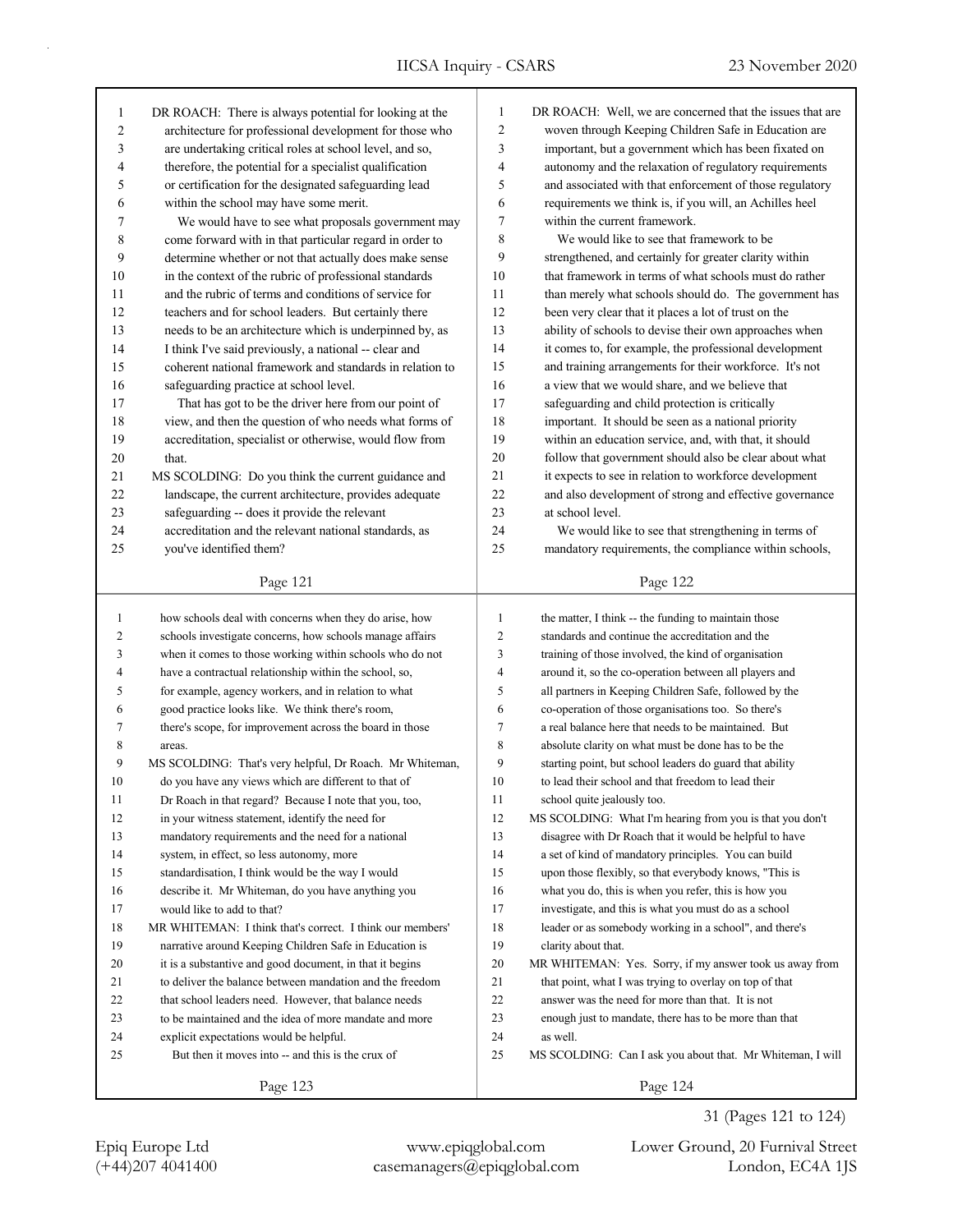DR ROACH: There is always potential for looking at the architecture for professional development for those who are undertaking critical roles at school level, and so, therefore, the potential for a specialist qualification or certification for the designated safeguarding lead within the school may have some merit.

We would have to see what proposals government may come forward with in that particular regard in order to determine whether or not that actually does make sense in the context of the rubric of professional standards and the rubric of terms and conditions of service for teachers and for school leaders. But certainly there needs to be an architecture which is underpinned by, as I think I've said previously, a national -- clear and coherent national framework and standards in relation to safeguarding practice at school level.

That has got to be the driver here from our point of view, and then the question of who needs what forms of accreditation, specialist or otherwise, would flow from that.

MS SCOLDING: Do you think the current guidance and landscape, the current architecture, provides adequate safeguarding -- does it provide the relevant accreditation and the relevant national standards, as you've identified them?

DR ROACH: Well, we are concerned that the issues that are woven through Keeping Children Safe in Education are important, but a government which has been fixated on autonomy and the relaxation of regulatory requirements and associated with that enforcement of those regulatory requirements we think is, if you will, an Achilles heel within the current framework.

We would like to see that framework to be strengthened, and certainly for greater clarity within that framework in terms of what schools must do rather than merely what schools should do. The government has been very clear that it places a lot of trust on the ability of schools to devise their own approaches when it comes to, for example, the professional development and training arrangements for their workforce. It's not a view that we would share, and we believe that safeguarding and child protection is critically important. It should be seen as a national priority within an education service, and, with that, it should follow that government should also be clear about what it expects to see in relation to workforce development and also development of strong and effective governance at school level.

We would like to see that strengthening in terms of mandatory requirements, the compliance within schools, how schools deal with concerns when they do arise, how schools investigate concerns, how schools manage affairs when it comes to those working within schools who do not have a contractual relationship within the school, so, for example, agency workers, and in relation to what good practice looks like. We think there's room, there's scope, for improvement across the board in those areas.

MS SCOLDING: That's very helpful, Dr Roach. Mr Whiteman, do you have any views which are different to that of Dr Roach in that regard? Because I note that you, too, in your witness statement, identify the need for mandatory requirements and the need for a national system, in effect, so less autonomy, more standardisation, I think would be the way I would describe it. Mr Whiteman, do you have anything you would like to add to that?

MR WHITEMAN: I think that's correct. I think our members' narrative around Keeping Children Safe in Education is it is a substantive and good document, in that it begins to deliver the balance between mandation and the freedom that school leaders need. However, that balance needs to be maintained and the idea of more mandate and more explicit expectations would be helpful.

But then it moves into -- and this is the crux of the matter, I think -- the funding to maintain those standards and continue the accreditation and the training of those involved, the kind of organisation around it, so the co-operation between all players and all partners in Keeping Children Safe, followed by the co-operation of those organisations too. So there's a real balance here that needs to be maintained. But absolute clarity on what must be done has to be the starting point, but school leaders do guard that ability to lead their school and that freedom to lead their school quite jealously too.

MS SCOLDING: What I'm hearing from you is that you don't disagree with Dr Roach that it would be helpful to have a set of kind of mandatory principles. You can build upon those flexibly, so that everybody knows, "This is what you do, this is when you refer, this is how you investigate, and this is what you must do as a school leader or as somebody working in a school", and there's clarity about that.

MR WHITEMAN: Yes. Sorry, if my answer took us away from that point, what I was trying to overlay on top of that answer was the need for more than that. It is not enough just to mandate, there has to be more than that as well.

MS SCOLDING: Can I ask you about that. Mr Whiteman, I will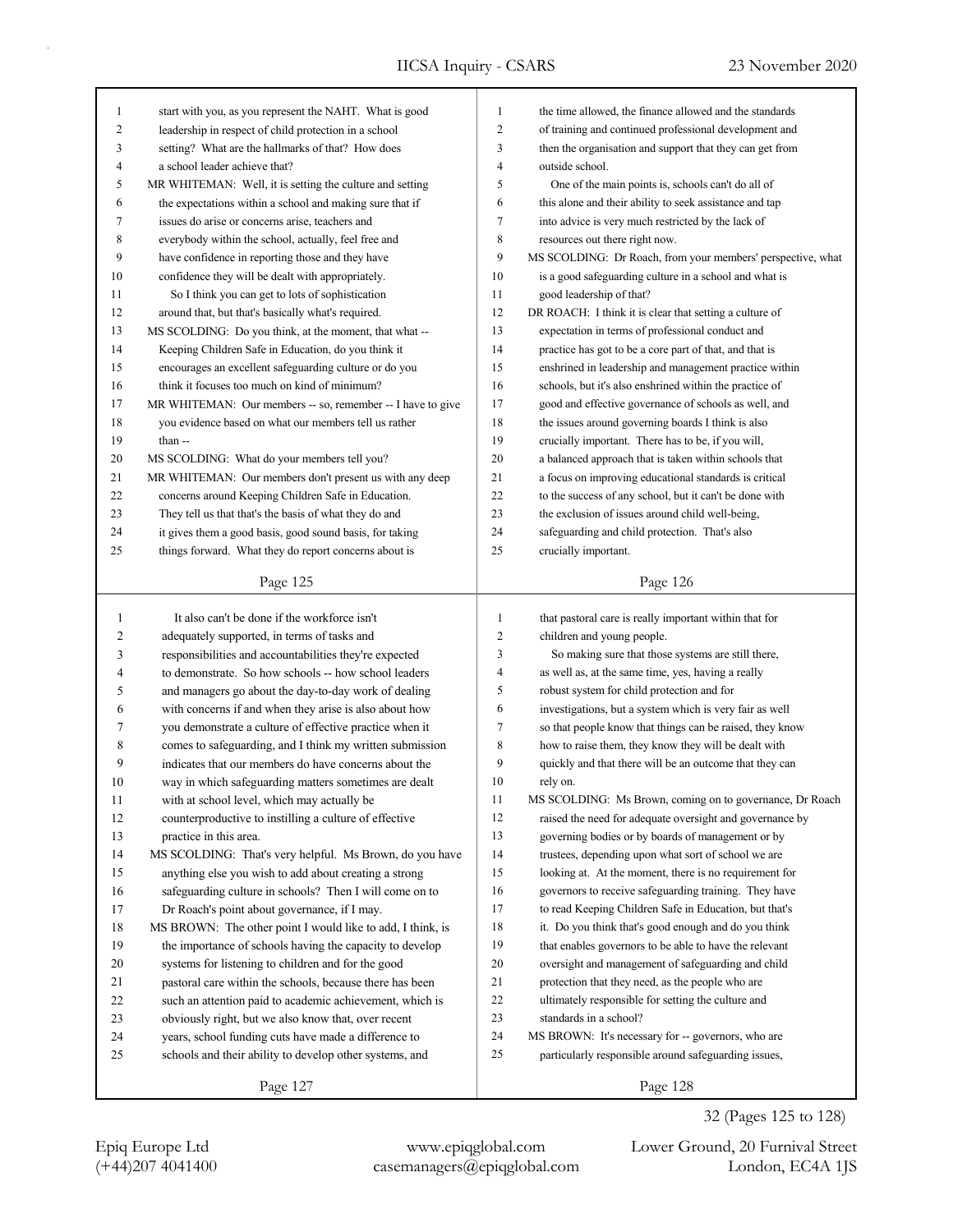start with you, as you represent the NAHT. What is good leadership in respect of child protection in a school setting? What are the hallmarks of that? How does a school leader achieve that?

MR WHITEMAN: Well, it is setting the culture and setting the expectations within a school and making sure that if issues do arise or concerns arise, teachers and everybody within the school, actually, feel free and have confidence in reporting those and they have confidence they will be dealt with appropriately.

So I think you can get to lots of sophistication around that, but that's basically what's required.

MS SCOLDING: Do you think, at the moment, that what -- Keeping Children Safe in Education, do you think it encourages an excellent safeguarding culture or do you think it focuses too much on kind of minimum?

MR WHITEMAN: Our members -- so, remember -- I have to give you evidence based on what our members tell us rather than --

MS SCOLDING: What do your members tell you?

MR WHITEMAN: Our members don't present us with any deep concerns around Keeping Children Safe in Education. They tell us that that's the basis of what they do and it gives them a good basis, good sound basis, for taking things forward. What they do report concerns about is the time allowed, the finance allowed and the standards of training and continued professional development and then the organisation and support that they can get from outside school.

One of the main points is, schools can't do all of this alone and their ability to seek assistance and tap into advice is very much restricted by the lack of resources out there right now.

MS SCOLDING: Dr Roach, from your members' perspective, what is a good safeguarding culture in a school and what is good leadership of that?

DR ROACH: I think it is clear that setting a culture of expectation in terms of professional conduct and practice has got to be a core part of that, and that is enshrined in leadership and management practice within schools, but it's also enshrined within the practice of good and effective governance of schools as well, and the issues around governing boards I think is also crucially important. There has to be, if you will, a balanced approach that is taken within schools that a focus on improving educational standards is critical to the success of any school, but it can't be done with the exclusion of issues around child well-being, safeguarding and child protection. That's also crucially important.

It also can't be done if the workforce isn't adequately supported, in terms of tasks and responsibilities and accountabilities they're expected to demonstrate. So how schools -- how school leaders and managers go about the day-to-day work of dealing with concerns if and when they arise is also about how you demonstrate a culture of effective practice when it comes to safeguarding, and I think my written submission indicates that our members do have concerns about the way in which safeguarding matters sometimes are dealt with at school level, which may actually be counterproductive to instilling a culture of effective practice in this area.

MS SCOLDING: That's very helpful. Ms Brown, do you have anything else you wish to add about creating a strong safeguarding culture in schools? Then I will come on to Dr Roach's point about governance, if I may.

MS BROWN: The other point I would like to add, I think, is the importance of schools having the capacity to develop systems for listening to children and for the good pastoral care within the schools, because there has been such an attention paid to academic achievement, which is obviously right, but we also know that, over recent years, school funding cuts have made a difference to schools and their ability to develop other systems, and that pastoral care is really important within that for children and young people.

So making sure that those systems are still there, as well as, at the same time, yes, having a really robust system for child protection and for investigations, but a system which is very fair as well so that people know that things can be raised, they know how to raise them, they know they will be dealt with quickly and that there will be an outcome that they can rely on.

MS SCOLDING: Ms Brown, coming on to governance, Dr Roach raised the need for adequate oversight and governance by governing bodies or by boards of management or by trustees, depending upon what sort of school we are looking at. At the moment, there is no requirement for governors to receive safeguarding training. They have to read Keeping Children Safe in Education, but that's it. Do you think that's good enough and do you think that enables governors to be able to have the relevant oversight and management of safeguarding and child protection that they need, as the people who are ultimately responsible for setting the culture and standards in a school?

MS BROWN: It's necessary for -- governors, who are particularly responsible around safeguarding issues,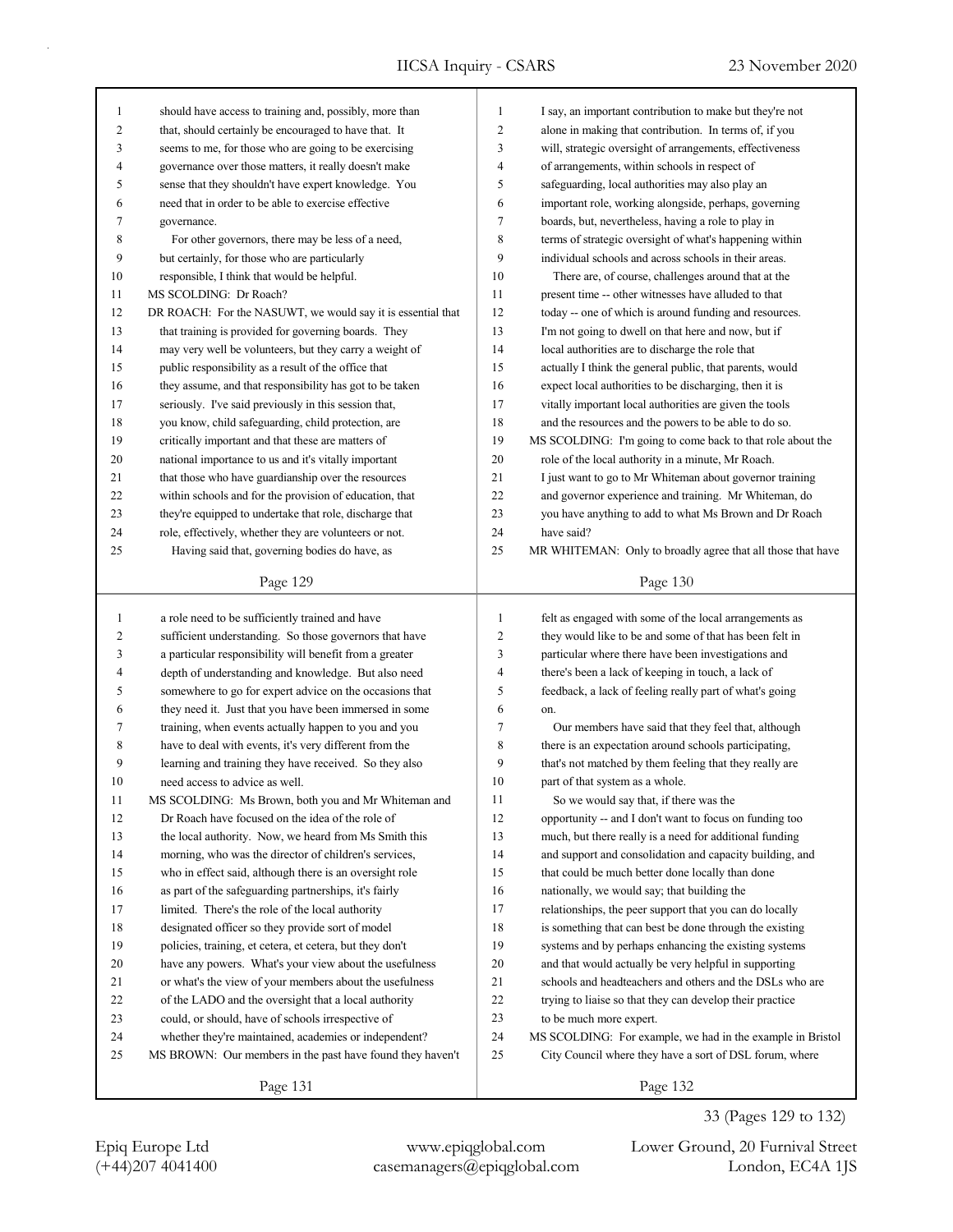should have access to training and, possibly, more than that, should certainly be encouraged to have that. It seems to me, for those who are going to be exercising governance over those matters, it really doesn't make sense that they shouldn't have expert knowledge. You need that in order to be able to exercise effective governance.

For other governors, there may be less of a need, but certainly, for those who are particularly responsible, I think that would be helpful.

MS SCOLDING: Dr Roach?

DR ROACH: For the NASUWT, we would say it is essential that training is provided for governing boards. They may very well be volunteers, but they carry a weight of public responsibility as a result of the office that they assume, and that responsibility has got to be taken seriously. I've said previously in this session that, you know, child safeguarding, child protection, are critically important and that these are matters of national importance to us and it's vitally important that those who have guardianship over the resources within schools and for the provision of education, that they're equipped to undertake that role, discharge that role, effectively, whether they are volunteers or not.

Having said that, governing bodies do have, as I say, an important contribution to make but they're not alone in making that contribution. In terms of, if you will, strategic oversight of arrangements, effectiveness of arrangements, within schools in respect of safeguarding, local authorities may also play an important role, working alongside, perhaps, governing boards, but, nevertheless, having a role to play in terms of strategic oversight of what's happening within individual schools and across schools in their areas.

There are, of course, challenges around that at the present time -- other witnesses have alluded to that today -- one of which is around funding and resources. I'm not going to dwell on that here and now, but if local authorities are to discharge the role that actually I think the general public, that parents, would expect local authorities to be discharging, then it is vitally important local authorities are given the tools and the resources and the powers to be able to do so.

MS SCOLDING: I'm going to come back to that role about the role of the local authority in a minute, Mr Roach. I just want to go to Mr Whiteman about governor training and governor experience and training. Mr Whiteman, do you have anything to add to what Ms Brown and Dr Roach have said?

MR WHITEMAN: Only to broadly agree that all those that have a role need to be sufficiently trained and have sufficient understanding. So those governors that have a particular responsibility will benefit from a greater depth of understanding and knowledge. But also need somewhere to go for expert advice on the occasions that they need it. Just that you have been immersed in some training, when events actually happen to you and you have to deal with events, it's very different from the learning and training they have received. So they also need access to advice as well.

MS SCOLDING: Ms Brown, both you and Mr Whiteman and Dr Roach have focused on the idea of the role of the local authority. Now, we heard from Ms Smith this morning, who was the director of children's services, who in effect said, although there is an oversight role as part of the safeguarding partnerships, it's fairly limited. There's the role of the local authority designated officer so they provide sort of model policies, training, et cetera, et cetera, but they don't have any powers. What's your view about the usefulness or what's the view of your members about the usefulness of the LADO and the oversight that a local authority could, or should, have of schools irrespective of whether they're maintained, academies or independent?

MS BROWN: Our members in the past have found they haven't felt as engaged with some of the local arrangements as they would like to be and some of that has been felt in particular where there have been investigations and there's been a lack of keeping in touch, a lack of feedback, a lack of feeling really part of what's going on.

Our members have said that they feel that, although there is an expectation around schools participating, that's not matched by them feeling that they really are part of that system as a whole.

So we would say that, if there was the opportunity -- and I don't want to focus on funding too much, but there really is a need for additional funding and support and consolidation and capacity building, and that could be much better done locally than done nationally, we would say; that building the relationships, the peer support that you can do locally is something that can best be done through the existing systems and by perhaps enhancing the existing systems and that would actually be very helpful in supporting schools and headteachers and others and the DSLs who are trying to liaise so that they can develop their practice to be much more expert.

MS SCOLDING: For example, we had in the example in Bristol City Council where they have a sort of DSL forum, where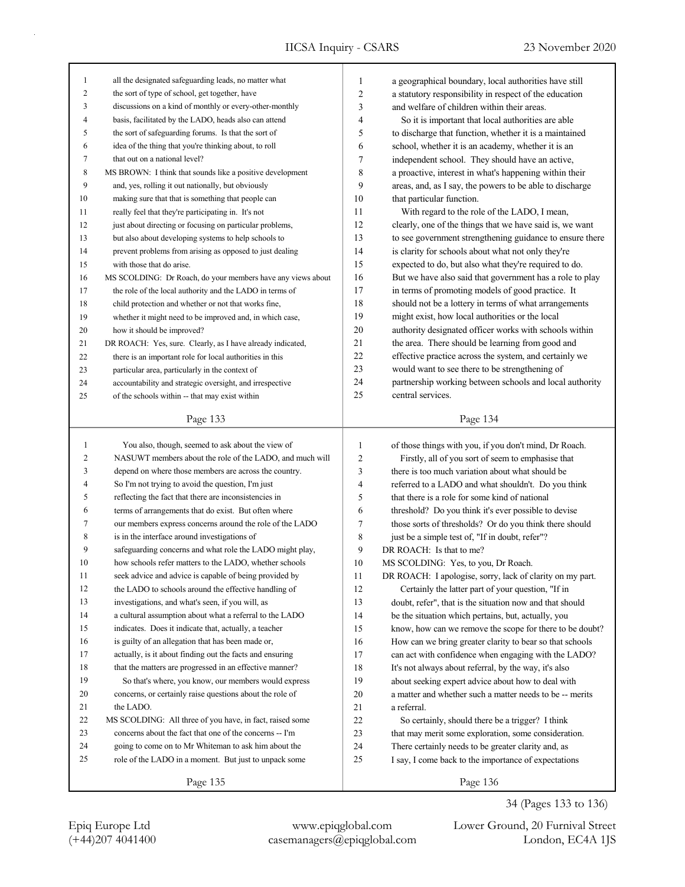all the designated safeguarding leads, no matter what the sort of type of school, get together, have discussions on a kind of monthly or every-other-monthly basis, facilitated by the LADO, heads also can attend the sort of safeguarding forums. Is that the sort of idea of the thing that you're thinking about, to roll that out on a national level?

MS BROWN: I think that sounds like a positive development and, yes, rolling it out nationally, but obviously making sure that that is something that people can really feel that they're participating in. It's not just about directing or focusing on particular problems, but also about developing systems to help schools to prevent problems from arising as opposed to just dealing with those that do arise.

MS SCOLDING: Dr Roach, do your members have any views about the role of the local authority and the LADO in terms of child protection and whether or not that works fine, whether it might need to be improved and, in which case, how it should be improved?

DR ROACH: Yes, sure. Clearly, as I have already indicated, there is an important role for local authorities in this particular area, particularly in the context of accountability and strategic oversight, and irrespective of the schools within -- that may exist within a geographical boundary, local authorities have still a statutory responsibility in respect of the education and welfare of children within their areas.

So it is important that local authorities are able to discharge that function, whether it is a maintained school, whether it is an academy, whether it is an independent school. They should have an active, a proactive, interest in what's happening within their areas, and, as I say, the powers to be able to discharge that particular function.

With regard to the role of the LADO, I mean, clearly, one of the things that we have said is, we want to see government strengthening guidance to ensure there is clarity for schools about what not only they're expected to do, but also what they're required to do. But we have also said that government has a role to play in terms of promoting models of good practice. It should not be a lottery in terms of what arrangements might exist, how local authorities or the local authority designated officer works with schools within the area. There should be learning from good and effective practice across the system, and certainly we would want to see there to be strengthening of partnership working between schools and local authority central services.

You also, though, seemed to ask about the view of NASUWT members about the role of the LADO, and much will depend on where those members are across the country. So I'm not trying to avoid the question, I'm just reflecting the fact that there are inconsistencies in terms of arrangements that do exist. But often where our members express concerns around the role of the LADO is in the interface around investigations of safeguarding concerns and what role the LADO might play, how schools refer matters to the LADO, whether schools seek advice and advice is capable of being provided by the LADO to schools around the effective handling of investigations, and what's seen, if you will, as a cultural assumption about what a referral to the LADO indicates. Does it indicate that, actually, a teacher is guilty of an allegation that has been made or, actually, is it about finding out the facts and ensuring that the matters are progressed in an effective manner?

So that's where, you know, our members would express concerns, or certainly raise questions about the role of the LADO.

MS SCOLDING: All three of you have, in fact, raised some concerns about the fact that one of the concerns -- I'm going to come on to Mr Whiteman to ask him about the role of the LADO in a moment. But just to unpack some of those things with you, if you don't mind, Dr Roach.

Firstly, all of you sort of seem to emphasise that there is too much variation about what should be referred to a LADO and what shouldn't. Do you think that there is a role for some kind of national threshold? Do you think it's ever possible to devise those sorts of thresholds? Or do you think there should just be a simple test of, "If in doubt, refer"?

DR ROACH: Is that to me?

MS SCOLDING: Yes, to you, Dr Roach.

DR ROACH: I apologise, sorry, lack of clarity on my part.

Certainly the latter part of your question, "If in doubt, refer", that is the situation now and that should be the situation which pertains, but, actually, you know, how can we remove the scope for there to be doubt? How can we bring greater clarity to bear so that schools can act with confidence when engaging with the LADO? It's not always about referral, by the way, it's also about seeking expert advice about how to deal with a matter and whether such a matter needs to be -- merits a referral.

So certainly, should there be a trigger? I think that may merit some exploration, some consideration. There certainly needs to be greater clarity and, as I say, I come back to the importance of expectations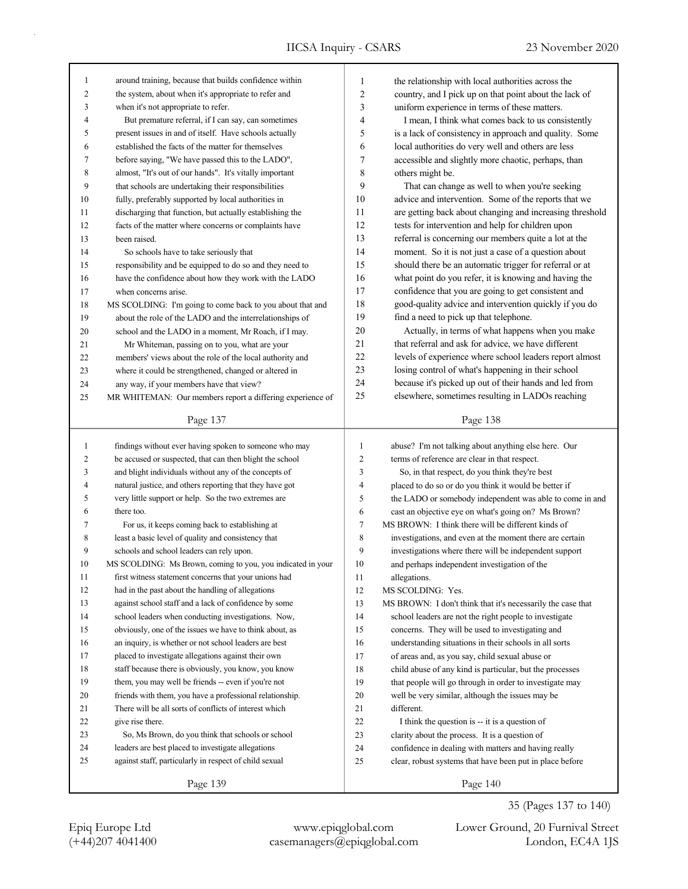around training, because that builds confidence within the system, about when it's appropriate to refer and when it's not appropriate to refer.

But premature referral, if I can say, can sometimes present issues in and of itself. Have schools actually established the facts of the matter for themselves before saying, "We have passed this to the LADO", almost, "It's out of our hands". It's vitally important that schools are undertaking their responsibilities fully, preferably supported by local authorities in discharging that function, but actually establishing the facts of the matter where concerns or complaints have been raised.

So schools have to take seriously that responsibility and be equipped to do so and they need to have the confidence about how they work with the LADO when concerns arise.

MS SCOLDING: I'm going to come back to you about that and about the role of the LADO and the interrelationships of school and the LADO in a moment, Mr Roach, if I may.

Mr Whiteman, passing on to you, what are your members' views about the role of the local authority and where it could be strengthened, changed or altered in any way, if your members have that view?

MR WHITEMAN: Our members report a differing experience of the relationship with local authorities across the country, and I pick up on that point about the lack of uniform experience in terms of these matters.

I mean, I think what comes back to us consistently is a lack of consistency in approach and quality. Some local authorities do very well and others are less accessible and slightly more chaotic, perhaps, than others might be.

That can change as well to when you're seeking advice and intervention. Some of the reports that we are getting back about changing and increasing threshold tests for intervention and help for children upon referral is concerning our members quite a lot at the moment. So it is not just a case of a question about should there be an automatic trigger for referral or at what point do you refer, it is knowing and having the confidence that you are going to get consistent and good-quality advice and intervention quickly if you do find a need to pick up that telephone.

Actually, in terms of what happens when you make that referral and ask for advice, we have different levels of experience where school leaders report almost losing control of what's happening in their school because it's picked up out of their hands and led from elsewhere, sometimes resulting in LADOs reaching findings without ever having spoken to someone who may be accused or suspected, that can then blight the school and blight individuals without any of the concepts of natural justice, and others reporting that they have got very little support or help. So the two extremes are there too.

For us, it keeps coming back to establishing at least a basic level of quality and consistency that schools and school leaders can rely upon.

MS SCOLDING: Ms Brown, coming to you, you indicated in your first witness statement concerns that your unions had had in the past about the handling of allegations against school staff and a lack of confidence by some school leaders when conducting investigations. Now, obviously, one of the issues we have to think about, as an inquiry, is whether or not school leaders are best placed to investigate allegations against their own staff because there is obviously, you know, you know them, you may well be friends -- even if you're not friends with them, you have a professional relationship. There will be all sorts of conflicts of interest which give rise there.

So, Ms Brown, do you think that schools or school leaders are best placed to investigate allegations against staff, particularly in respect of child sexual abuse? I'm not talking about anything else here. Our terms of reference are clear in that respect.

So, in that respect, do you think they're best placed to do so or do you think it would be better if the LADO or somebody independent was able to come in and cast an objective eye on what's going on? Ms Brown?

MS BROWN: I think there will be different kinds of investigations, and even at the moment there are certain investigations where there will be independent support and perhaps independent investigation of the allegations.

MS SCOLDING: Yes.

MS BROWN: I don't think that it's necessarily the case that school leaders are not the right people to investigate concerns. They will be used to investigating and understanding situations in their schools in all sorts of areas and, as you say, child sexual abuse or child abuse of any kind is particular, but the processes that people will go through in order to investigate may well be very similar, although the issues may be different.

I think the question is -- it is a question of clarity about the process. It is a question of confidence in dealing with matters and having really clear, robust systems that have been put in place before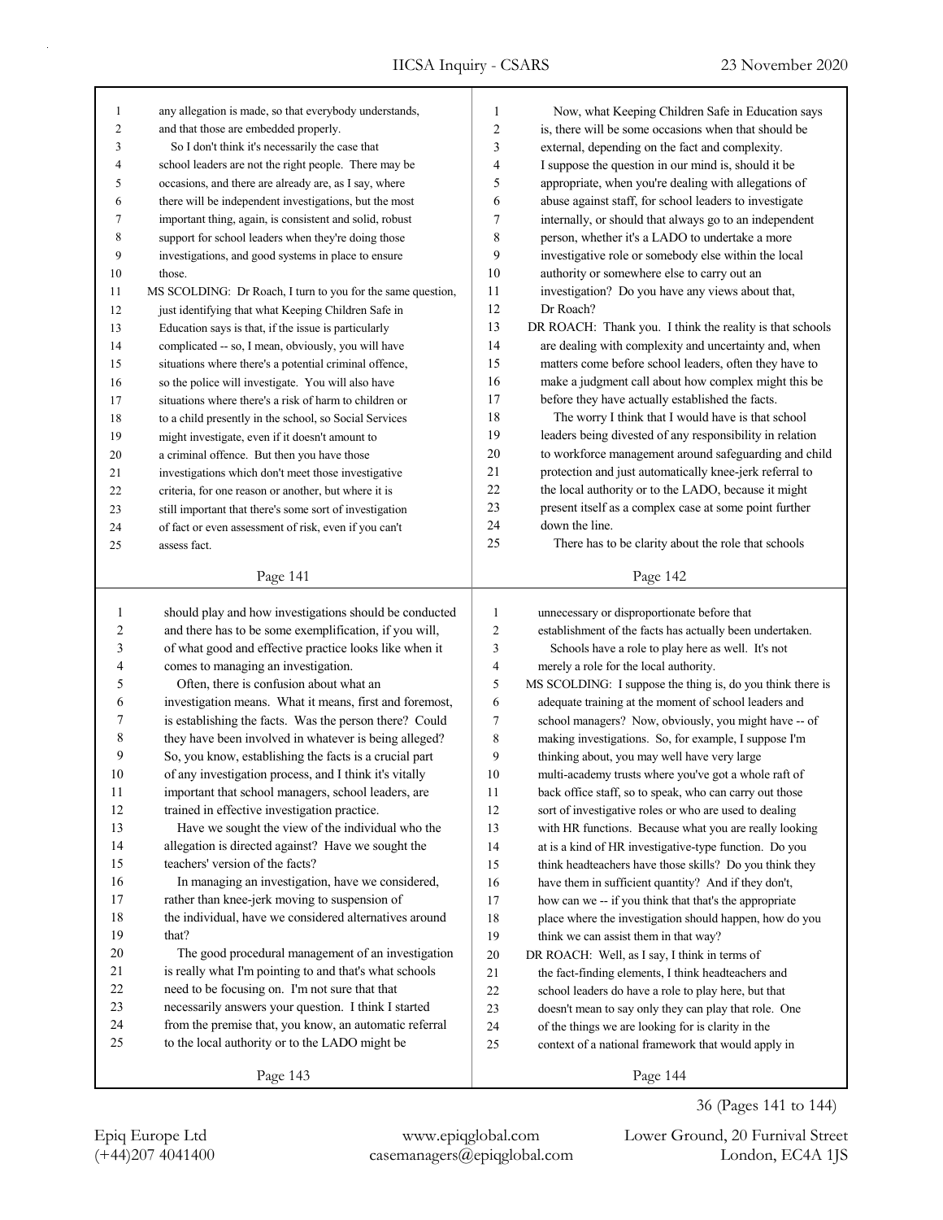any allegation is made, so that everybody understands, and that those are embedded properly.

So I don't think it's necessarily the case that school leaders are not the right people. There may be occasions, and there are already are, as I say, where there will be independent investigations, but the most important thing, again, is consistent and solid, robust support for school leaders when they're doing those investigations, and good systems in place to ensure those.

MS SCOLDING: Dr Roach, I turn to you for the same question, just identifying that what Keeping Children Safe in Education says is that, if the issue is particularly complicated -- so, I mean, obviously, you will have situations where there's a potential criminal offence, so the police will investigate. You will also have situations where there's a risk of harm to children or to a child presently in the school, so Social Services might investigate, even if it doesn't amount to a criminal offence. But then you have those investigations which don't meet those investigative criteria, for one reason or another, but where it is still important that there's some sort of investigation of fact or even assessment of risk, even if you can't assess fact.

Now, what Keeping Children Safe in Education says is, there will be some occasions when that should be external, depending on the fact and complexity. I suppose the question in our mind is, should it be appropriate, when you're dealing with allegations of abuse against staff, for school leaders to investigate internally, or should that always go to an independent person, whether it's a LADO to undertake a more investigative role or somebody else within the local authority or somewhere else to carry out an investigation? Do you have any views about that, Dr Roach?

DR ROACH: Thank you. I think the reality is that schools are dealing with complexity and uncertainty and, when matters come before school leaders, often they have to make a judgment call about how complex might this be before they have actually established the facts.

The worry I think that I would have is that school leaders being divested of any responsibility in relation to workforce management around safeguarding and child protection and just automatically knee-jerk referral to the local authority or to the LADO, because it might present itself as a complex case at some point further down the line.

There has to be clarity about the role that schools should play and how investigations should be conducted and there has to be some exemplification, if you will, of what good and effective practice looks like when it comes to managing an investigation.

Often, there is confusion about what an investigation means. What it means, first and foremost, is establishing the facts. Was the person there? Could they have been involved in whatever is being alleged? So, you know, establishing the facts is a crucial part of any investigation process, and I think it's vitally important that school managers, school leaders, are trained in effective investigation practice.

Have we sought the view of the individual who the allegation is directed against? Have we sought the teachers' version of the facts?

In managing an investigation, have we considered, rather than knee-jerk moving to suspension of the individual, have we considered alternatives around that?

The good procedural management of an investigation is really what I'm pointing to and that's what schools need to be focusing on. I'm not sure that that necessarily answers your question. I think I started from the premise that, you know, an automatic referral to the local authority or to the LADO might be unnecessary or disproportionate before that establishment of the facts has actually been undertaken.

Schools have a role to play here as well. It's not merely a role for the local authority.

MS SCOLDING: I suppose the thing is, do you think there is adequate training at the moment of school leaders and school managers? Now, obviously, you might have -- of making investigations. So, for example, I suppose I'm thinking about, you may well have very large multi-academy trusts where you've got a whole raft of back office staff, so to speak, who can carry out those sort of investigative roles or who are used to dealing with HR functions. Because what you are really looking at is a kind of HR investigative-type function. Do you think headteachers have those skills? Do you think they have them in sufficient quantity? And if they don't, how can we -- if you think that that's the appropriate place where the investigation should happen, how do you think we can assist them in that way?

DR ROACH: Well, as I say, I think in terms of the fact-finding elements, I think headteachers and school leaders do have a role to play here, but that doesn't mean to say only they can play that role. One of the things we are looking for is clarity in the context of a national framework that would apply in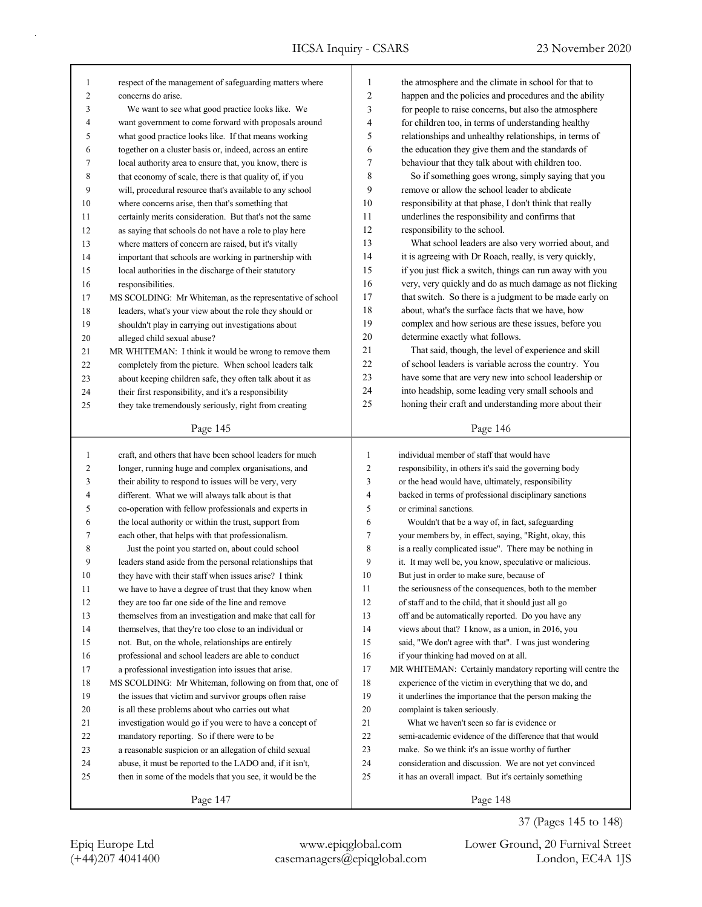respect of the management of safeguarding matters where concerns do arise.

We want to see what good practice looks like. We want government to come forward with proposals around what good practice looks like. If that means working together on a cluster basis or, indeed, across an entire local authority area to ensure that, you know, there is that economy of scale, there is that quality of, if you will, procedural resource that's available to any school where concerns arise, then that's something that certainly merits consideration. But that's not the same as saying that schools do not have a role to play here where matters of concern are raised, but it's vitally important that schools are working in partnership with local authorities in the discharge of their statutory responsibilities.

MS SCOLDING: Mr Whiteman, as the representative of school leaders, what's your view about the role they should or shouldn't play in carrying out investigations about alleged child sexual abuse?

MR WHITEMAN: I think it would be wrong to remove them completely from the picture. When school leaders talk about keeping children safe, they often talk about it as their first responsibility, and it's a responsibility they take tremendously seriously, right from creating the atmosphere and the climate in school for that to happen and the policies and procedures and the ability for people to raise concerns, but also the atmosphere for children too, in terms of understanding healthy relationships and unhealthy relationships, in terms of the education they give them and the standards of behaviour that they talk about with children too.

So if something goes wrong, simply saying that you remove or allow the school leader to abdicate responsibility at that phase, I don't think that really underlines the responsibility and confirms that responsibility to the school.

What school leaders are also very worried about, and it is agreeing with Dr Roach, really, is very quickly, if you just flick a switch, things can run away with you very, very quickly and do as much damage as not flicking that switch. So there is a judgment to be made early on about, what's the surface facts that we have, how complex and how serious are these issues, before you determine exactly what follows.

That said, though, the level of experience and skill of school leaders is variable across the country. You have some that are very new into school leadership or into headship, some leading very small schools and honing their craft and understanding more about their craft, and others that have been school leaders for much longer, running huge and complex organisations, and their ability to respond to issues will be very, very different. What we will always talk about is that co-operation with fellow professionals and experts in the local authority or within the trust, support from each other, that helps with that professionalism.

Just the point you started on, about could school leaders stand aside from the personal relationships that they have with their staff when issues arise? I think we have to have a degree of trust that they know when they are too far one side of the line and remove themselves from an investigation and make that call for themselves, that they're too close to an individual or not. But, on the whole, relationships are entirely professional and school leaders are able to conduct a professional investigation into issues that arise.

MS SCOLDING: Mr Whiteman, following on from that, one of the issues that victim and survivor groups often raise is all these problems about who carries out what investigation would go if you were to have a concept of mandatory reporting. So if there were to be a reasonable suspicion or an allegation of child sexual abuse, it must be reported to the LADO and, if it isn't, then in some of the models that you see, it would be the individual member of staff that would have responsibility, in others it's said the governing body or the head would have, ultimately, responsibility backed in terms of professional disciplinary sanctions or criminal sanctions.

Wouldn't that be a way of, in fact, safeguarding your members by, in effect, saying, "Right, okay, this is a really complicated issue". There may be nothing in it. It may well be, you know, speculative or malicious. But just in order to make sure, because of the seriousness of the consequences, both to the member of staff and to the child, that it should just all go off and be automatically reported. Do you have any views about that? I know, as a union, in 2016, you said, "We don't agree with that". I was just wondering if your thinking had moved on at all.

MR WHITEMAN: Certainly mandatory reporting will centre the experience of the victim in everything that we do, and it underlines the importance that the person making the complaint is taken seriously.

What we haven't seen so far is evidence or semi-academic evidence of the difference that that would make. So we think it's an issue worthy of further consideration and discussion. We are not yet convinced it has an overall impact. But it's certainly something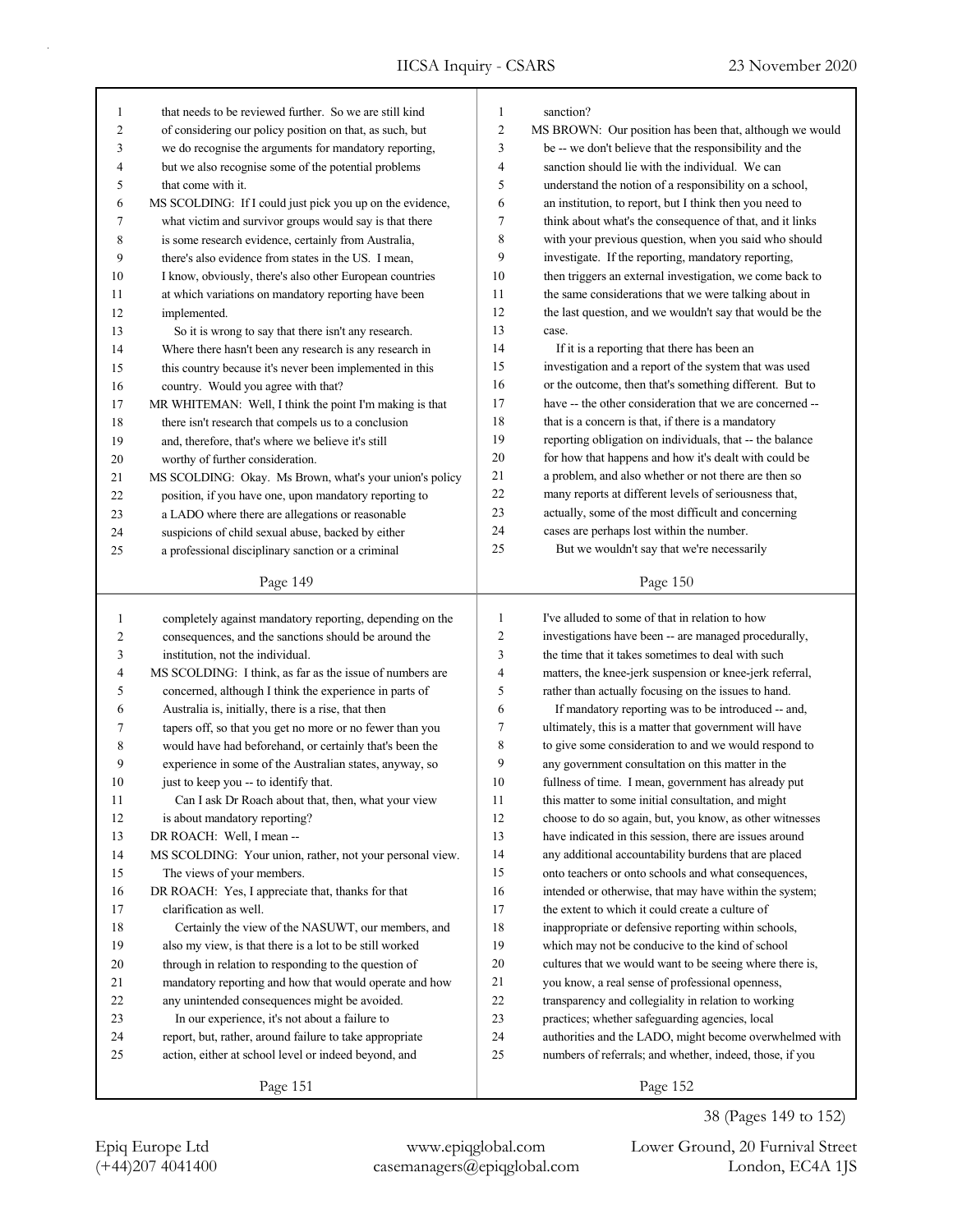that needs to be reviewed further. So we are still kind of considering our policy position on that, as such, but we do recognise the arguments for mandatory reporting, but we also recognise some of the potential problems that come with it.

MS SCOLDING: If I could just pick you up on the evidence, what victim and survivor groups would say is that there is some research evidence, certainly from Australia, there's also evidence from states in the US. I mean, I know, obviously, there's also other European countries at which variations on mandatory reporting have been implemented.

So it is wrong to say that there isn't any research. Where there hasn't been any research is any research in this country because it's never been implemented in this country. Would you agree with that?

MR WHITEMAN: Well, I think the point I'm making is that there isn't research that compels us to a conclusion and, therefore, that's where we believe it's still worthy of further consideration.

MS SCOLDING: Okay. Ms Brown, what's your union's policy position, if you have one, upon mandatory reporting to a LADO where there are allegations or reasonable suspicions of child sexual abuse, backed by either a professional disciplinary sanction or a criminal sanction?

MS BROWN: Our position has been that, although we would be -- we don't believe that the responsibility and the sanction should lie with the individual. We can understand the notion of a responsibility on a school, an institution, to report, but I think then you need to think about what's the consequence of that, and it links with your previous question, when you said who should investigate. If the reporting, mandatory reporting, then triggers an external investigation, we come back to the same considerations that we were talking about in the last question, and we wouldn't say that would be the case.

If it is a reporting that there has been an investigation and a report of the system that was used or the outcome, then that's something different. But to have -- the other consideration that we are concerned -- that is a concern is that, if there is a mandatory reporting obligation on individuals, that -- the balance for how that happens and how it's dealt with could be a problem, and also whether or not there are then so many reports at different levels of seriousness that, actually, some of the most difficult and concerning cases are perhaps lost within the number.

But we wouldn't say that we're necessarily completely against mandatory reporting, depending on the consequences, and the sanctions should be around the institution, not the individual.

MS SCOLDING: I think, as far as the issue of numbers are concerned, although I think the experience in parts of Australia is, initially, there is a rise, that then tapers off, so that you get no more or no fewer than you would have had beforehand, or certainly that's been the experience in some of the Australian states, anyway, so just to keep you -- to identify that.

Can I ask Dr Roach about that, then, what your view is about mandatory reporting?

DR ROACH: Well, I mean --

MS SCOLDING: Your union, rather, not your personal view. The views of your members.

DR ROACH: Yes, I appreciate that, thanks for that clarification as well.

Certainly the view of the NASUWT, our members, and also my view, is that there is a lot to be still worked through in relation to responding to the question of mandatory reporting and how that would operate and how any unintended consequences might be avoided.

In our experience, it's not about a failure to report, but, rather, around failure to take appropriate action, either at school level or indeed beyond, and I've alluded to some of that in relation to how investigations have been -- are managed procedurally, the time that it takes sometimes to deal with such matters, the knee-jerk suspension or knee-jerk referral, rather than actually focusing on the issues to hand.

If mandatory reporting was to be introduced -- and, ultimately, this is a matter that government will have to give some consideration to and we would respond to any government consultation on this matter in the fullness of time. I mean, government has already put this matter to some initial consultation, and might choose to do so again, but, you know, as other witnesses have indicated in this session, there are issues around any additional accountability burdens that are placed onto teachers or onto schools and what consequences, intended or otherwise, that may have within the system; the extent to which it could create a culture of inappropriate or defensive reporting within schools, which may not be conducive to the kind of school cultures that we would want to be seeing where there is, you know, a real sense of professional openness, transparency and collegiality in relation to working practices; whether safeguarding agencies, local authorities and the LADO, might become overwhelmed with numbers of referrals; and whether, indeed, those, if you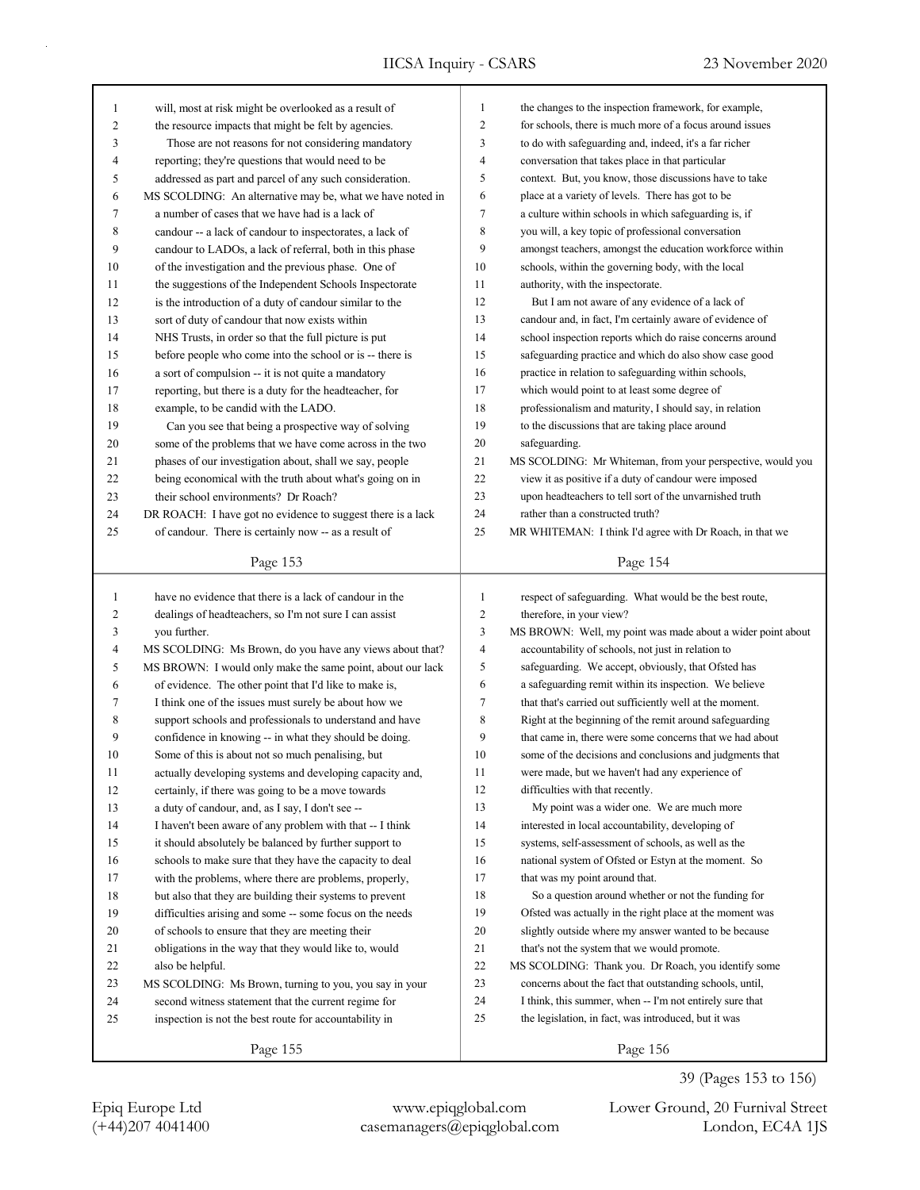will, most at risk might be overlooked as a result of the resource impacts that might be felt by agencies.

Those are not reasons for not considering mandatory reporting; they're questions that would need to be addressed as part and parcel of any such consideration.

MS SCOLDING: An alternative may be, what we have noted in a number of cases that we have had is a lack of candour -- a lack of candour to inspectorates, a lack of candour to LADOs, a lack of referral, both in this phase of the investigation and the previous phase. One of the suggestions of the Independent Schools Inspectorate is the introduction of a duty of candour similar to the sort of duty of candour that now exists within NHS Trusts, in order so that the full picture is put before people who come into the school or is -- there is a sort of compulsion -- it is not quite a mandatory reporting, but there is a duty for the headteacher, for example, to be candid with the LADO.

Can you see that being a prospective way of solving some of the problems that we have come across in the two phases of our investigation about, shall we say, people being economical with the truth about what's going on in their school environments? Dr Roach?

DR ROACH: I have got no evidence to suggest there is a lack of candour. There is certainly now -- as a result of the changes to the inspection framework, for example, for schools, there is much more of a focus around issues to do with safeguarding and, indeed, it's a far richer conversation that takes place in that particular context. But, you know, those discussions have to take place at a variety of levels. There has got to be a culture within schools in which safeguarding is, if you will, a key topic of professional conversation amongst teachers, amongst the education workforce within schools, within the governing body, with the local authority, with the inspectorate.

But I am not aware of any evidence of a lack of candour and, in fact, I'm certainly aware of evidence of school inspection reports which do raise concerns around safeguarding practice and which do also show case good practice in relation to safeguarding within schools, which would point to at least some degree of professionalism and maturity, I should say, in relation to the discussions that are taking place around safeguarding.

MS SCOLDING: Mr Whiteman, from your perspective, would you view it as positive if a duty of candour were imposed upon headteachers to tell sort of the unvarnished truth rather than a constructed truth?

MR WHITEMAN: I think I'd agree with Dr Roach, in that we have no evidence that there is a lack of candour in the dealings of headteachers, so I'm not sure I can assist you further.

MS SCOLDING: Ms Brown, do you have any views about that?

MS BROWN: I would only make the same point, about our lack of evidence. The other point that I'd like to make is, I think one of the issues must surely be about how we support schools and professionals to understand and have confidence in knowing -- in what they should be doing. Some of this is about not so much penalising, but actually developing systems and developing capacity and, certainly, if there was going to be a move towards a duty of candour, and, as I say, I don't see -- I haven't been aware of any problem with that -- I think it should absolutely be balanced by further support to schools to make sure that they have the capacity to deal with the problems, where there are problems, properly, but also that they are building their systems to prevent difficulties arising and some -- some focus on the needs of schools to ensure that they are meeting their obligations in the way that they would like to, would also be helpful.

MS SCOLDING: Ms Brown, turning to you, you say in your second witness statement that the current regime for inspection is not the best route for accountability in respect of safeguarding. What would be the best route, therefore, in your view?

MS BROWN: Well, my point was made about a wider point about accountability of schools, not just in relation to safeguarding. We accept, obviously, that Ofsted has a safeguarding remit within its inspection. We believe that that's carried out sufficiently well at the moment. Right at the beginning of the remit around safeguarding that came in, there were some concerns that we had about some of the decisions and conclusions and judgments that were made, but we haven't had any experience of difficulties with that recently.

My point was a wider one. We are much more interested in local accountability, developing of systems, self-assessment of schools, as well as the national system of Ofsted or Estyn at the moment. So that was my point around that.

So a question around whether or not the funding for Ofsted was actually in the right place at the moment was slightly outside where my answer wanted to be because that's not the system that we would promote.

MS SCOLDING: Thank you. Dr Roach, you identify some concerns about the fact that outstanding schools, until, I think, this summer, when -- I'm not entirely sure that the legislation, in fact, was introduced, but it was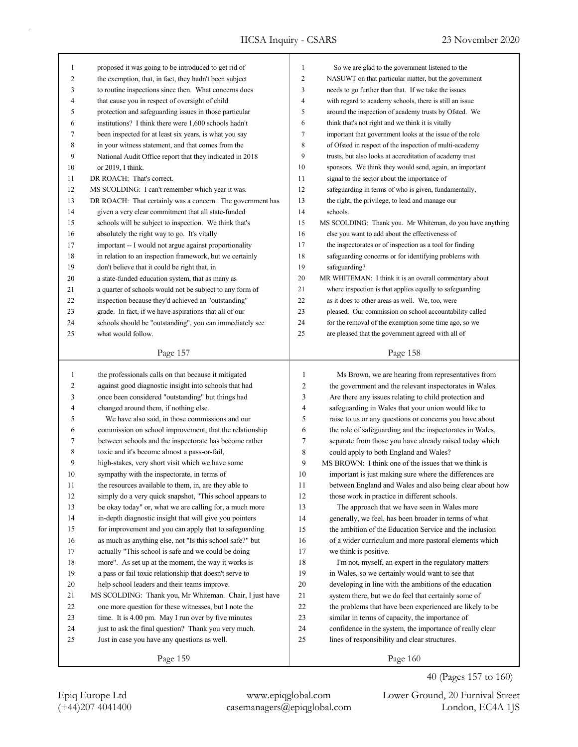proposed it was going to be introduced to get rid of the exemption, that, in fact, they hadn't been subject to routine inspections since then. What concerns does that cause you in respect of oversight of child protection and safeguarding issues in those particular institutions? I think there were 1,600 schools hadn't been inspected for at least six years, is what you say in your witness statement, and that comes from the National Audit Office report that they indicated in 2018 or 2019, I think.

DR ROACH: That's correct.

MS SCOLDING: I can't remember which year it was.

DR ROACH: That certainly was a concern. The government has given a very clear commitment that all state-funded schools will be subject to inspection. We think that's absolutely the right way to go. It's vitally important -- I would not argue against proportionality in relation to an inspection framework, but we certainly don't believe that it could be right that, in a state-funded education system, that as many as a quarter of schools would not be subject to any form of inspection because they'd achieved an "outstanding" grade. In fact, if we have aspirations that all of our schools should be "outstanding", you can immediately see what would follow.

So we are glad to the government listened to the NASUWT on that particular matter, but the government needs to go further than that. If we take the issues with regard to academy schools, there is still an issue around the inspection of academy trusts by Ofsted. We think that's not right and we think it is vitally important that government looks at the issue of the role of Ofsted in respect of the inspection of multi-academy trusts, but also looks at accreditation of academy trust sponsors. We think they would send, again, an important signal to the sector about the importance of safeguarding in terms of who is given, fundamentally, the right, the privilege, to lead and manage our schools.

MS SCOLDING: Thank you. Mr Whiteman, do you have anything else you want to add about the effectiveness of the inspectorates or of inspection as a tool for finding safeguarding concerns or for identifying problems with safeguarding?

MR WHITEMAN: I think it is an overall commentary about where inspection is that applies equally to safeguarding as it does to other areas as well. We, too, were pleased. Our commission on school accountability called for the removal of the exemption some time ago, so we are pleased that the government agreed with all of the professionals calls on that because it mitigated against good diagnostic insight into schools that had once been considered "outstanding" but things had changed around them, if nothing else.

We have also said, in those commissions and our commission on school improvement, that the relationship between schools and the inspectorate has become rather toxic and it's become almost a pass-or-fail, high-stakes, very short visit which we have some sympathy with the inspectorate, in terms of the resources available to them, in, are they able to simply do a very quick snapshot, "This school appears to be okay today" or, what we are calling for, a much more in-depth diagnostic insight that will give you pointers for improvement and you can apply that to safeguarding as much as anything else, not "Is this school safe?" but actually "This school is safe and we could be doing more". As set up at the moment, the way it works is a pass or fail toxic relationship that doesn't serve to help school leaders and their teams improve.

MS SCOLDING: Thank you, Mr Whiteman. Chair, I just have one more question for these witnesses, but I note the time. It is 4.00 pm. May I run over by five minutes just to ask the final question? Thank you very much. Just in case you have any questions as well.

Ms Brown, we are hearing from representatives from the government and the relevant inspectorates in Wales. Are there any issues relating to child protection and safeguarding in Wales that your union would like to raise to us or any questions or concerns you have about the role of safeguarding and the inspectorates in Wales, separate from those you have already raised today which could apply to both England and Wales?

MS BROWN: I think one of the issues that we think is important is just making sure where the differences are between England and Wales and also being clear about how those work in practice in different schools.

The approach that we have seen in Wales more generally, we feel, has been broader in terms of what the ambition of the Education Service and the inclusion of a wider curriculum and more pastoral elements which we think is positive.

I'm not, myself, an expert in the regulatory matters in Wales, so we certainly would want to see that developing in line with the ambitions of the education system there, but we do feel that certainly some of the problems that have been experienced are likely to be similar in terms of capacity, the importance of confidence in the system, the importance of really clear lines of responsibility and clear structures.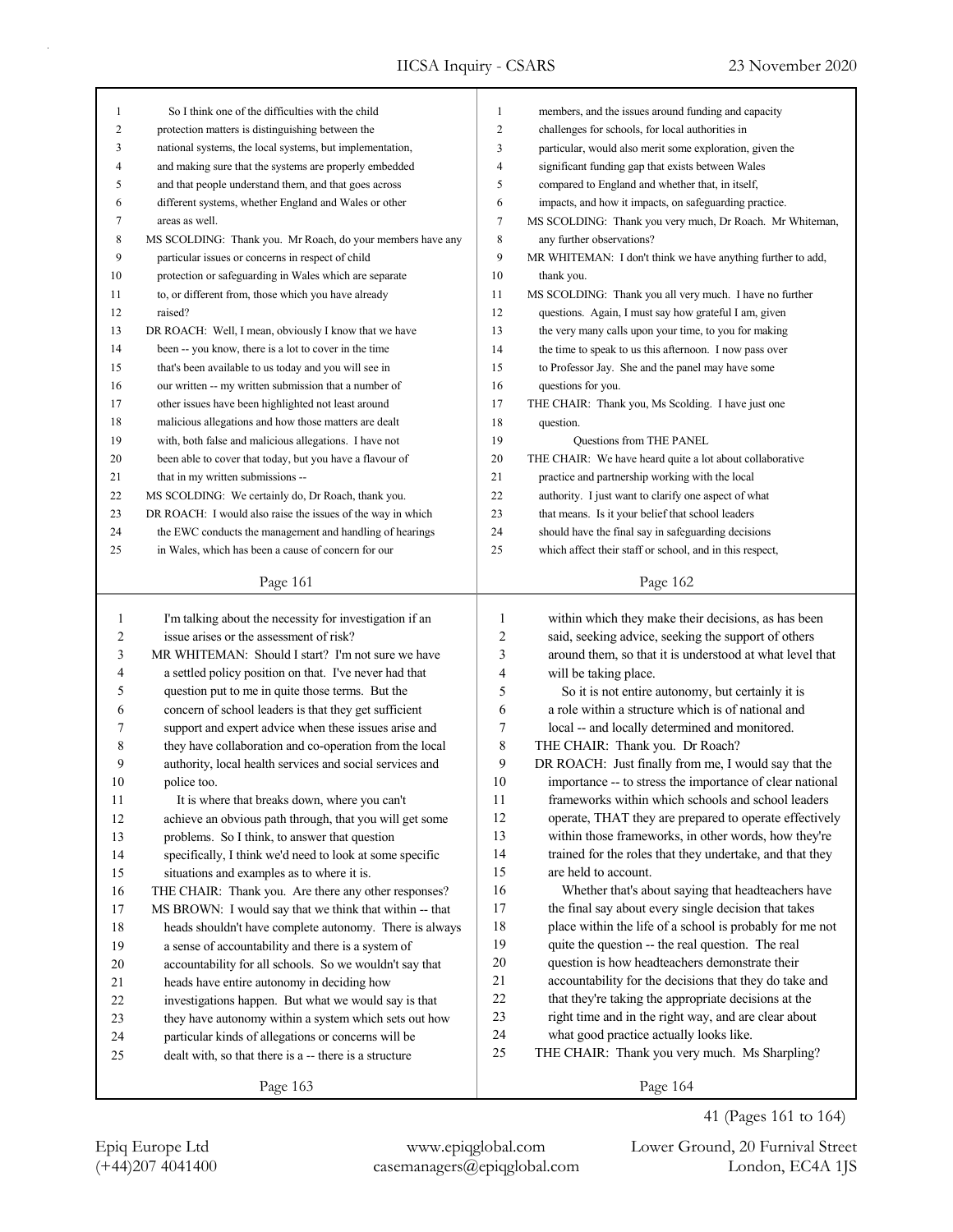So I think one of the difficulties with the child protection matters is distinguishing between the national systems, the local systems, but implementation, and making sure that the systems are properly embedded and that people understand them, and that goes across different systems, whether England and Wales or other areas as well.

MS SCOLDING: Thank you. Mr Roach, do your members have any particular issues or concerns in respect of child protection or safeguarding in Wales which are separate to, or different from, those which you have already raised?

DR ROACH: Well, I mean, obviously I know that we have been -- you know, there is a lot to cover in the time that's been available to us today and you will see in our written -- my written submission that a number of other issues have been highlighted not least around malicious allegations and how those matters are dealt with, both false and malicious allegations. I have not been able to cover that today, but you have a flavour of that in my written submissions --

MS SCOLDING: We certainly do, Dr Roach, thank you.

DR ROACH: I would also raise the issues of the way in which the EWC conducts the management and handling of hearings in Wales, which has been a cause of concern for our members, and the issues around funding and capacity challenges for schools, for local authorities in particular, would also merit some exploration, given the significant funding gap that exists between Wales compared to England and whether that, in itself, impacts, and how it impacts, on safeguarding practice.

MS SCOLDING: Thank you very much, Dr Roach. Mr Whiteman, any further observations?

MR WHITEMAN: I don't think we have anything further to add, thank you.

MS SCOLDING: Thank you all very much. I have no further questions. Again, I must say how grateful I am, given the very many calls upon your time, to you for making the time to speak to us this afternoon. I now pass over to Professor Jay. She and the panel may have some questions for you.

THE CHAIR: Thank you, Ms Scolding. I have just one question.

Questions from THE PANEL

THE CHAIR: We have heard quite a lot about collaborative practice and partnership working with the local authority. I just want to clarify one aspect of what that means. Is it your belief that school leaders should have the final say in safeguarding decisions which affect their staff or school, and in this respect, I'm talking about the necessity for investigation if an issue arises or the assessment of risk?

MR WHITEMAN: Should I start? I'm not sure we have a settled policy position on that. I've never had that question put to me in quite those terms. But the concern of school leaders is that they get sufficient support and expert advice when these issues arise and they have collaboration and co-operation from the local authority, local health services and social services and police too.

It is where that breaks down, where you can't achieve an obvious path through, that you will get some problems. So I think, to answer that question specifically, I think we'd need to look at some specific situations and examples as to where it is.

THE CHAIR: Thank you. Are there any other responses?

MS BROWN: I would say that we think that within -- that heads shouldn't have complete autonomy. There is always a sense of accountability and there is a system of accountability for all schools. So we wouldn't say that heads have entire autonomy in deciding how investigations happen. But what we would say is that they have autonomy within a system which sets out how particular kinds of allegations or concerns will be dealt with, so that there is a -- there is a structure within which they make their decisions, as has been said, seeking advice, seeking the support of others around them, so that it is understood at what level that will be taking place.

So it is not entire autonomy, but certainly it is a role within a structure which is of national and local -- and locally determined and monitored.

THE CHAIR: Thank you. Dr Roach?

DR ROACH: Just finally from me, I would say that the importance -- to stress the importance of clear national frameworks within which schools and school leaders operate, THAT they are prepared to operate effectively within those frameworks, in other words, how they're trained for the roles that they undertake, and that they are held to account.

Whether that's about saying that headteachers have the final say about every single decision that takes place within the life of a school is probably for me not quite the question -- the real question. The real question is how headteachers demonstrate their accountability for the decisions that they do take and that they're taking the appropriate decisions at the right time and in the right way, and are clear about what good practice actually looks like.

THE CHAIR: Thank you very much. Ms Sharpling?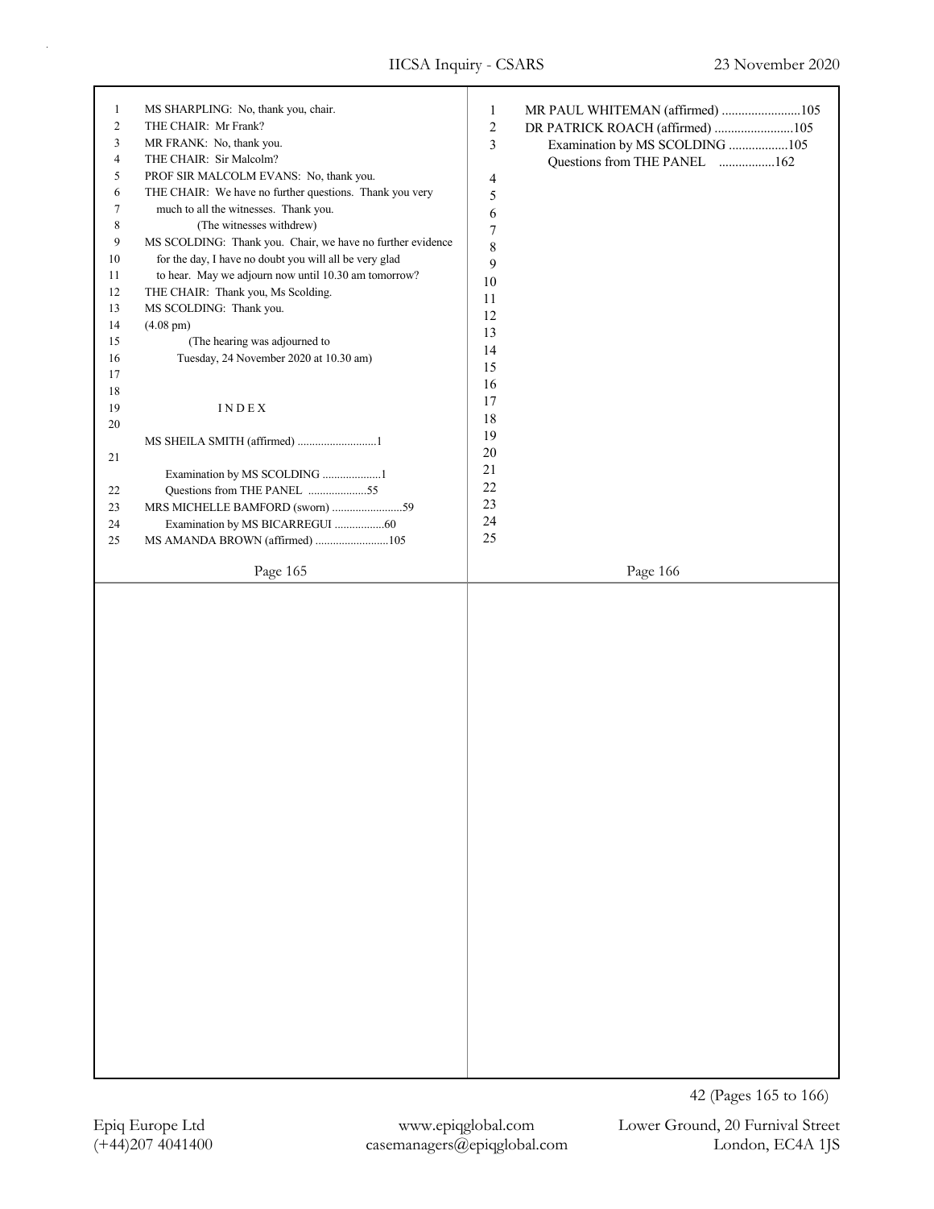MS SHARPLING: No, thank you, chair.

THE CHAIR: Mr Frank?

MR FRANK: No, thank you.

THE CHAIR: Sir Malcolm?

PROF SIR MALCOLM EVANS: No, thank you.

THE CHAIR: We have no further questions. Thank you very much to all the witnesses. Thank you.

(The witnesses withdrew)

MS SCOLDING: Thank you. Chair, we have no further evidence for the day, I have no doubt you will all be very glad to hear. May we adjourn now until 10.30 am tomorrow?

THE CHAIR: Thank you, Ms Scolding.

MS SCOLDING: Thank you.

(4.08 pm)

(The hearing was adjourned to Tuesday, 24 November 2020 at 10.30 am)

I N D E X

MS SHEILA SMITH (affirmed) ..........................1

Examination by MS SCOLDING ...................1

Questions from THE PANEL ...................55

MRS MICHELLE BAMFORD (sworn) .......................59

Examination by MS BICARREGUI ................60

MS AMANDA BROWN (affirmed) .........................105

MR PAUL WHITEMAN (affirmed) ........................105

DR PATRICK ROACH (affirmed) ........................105

Examination by MS SCOLDING ..................105

Questions from THE PANEL .................162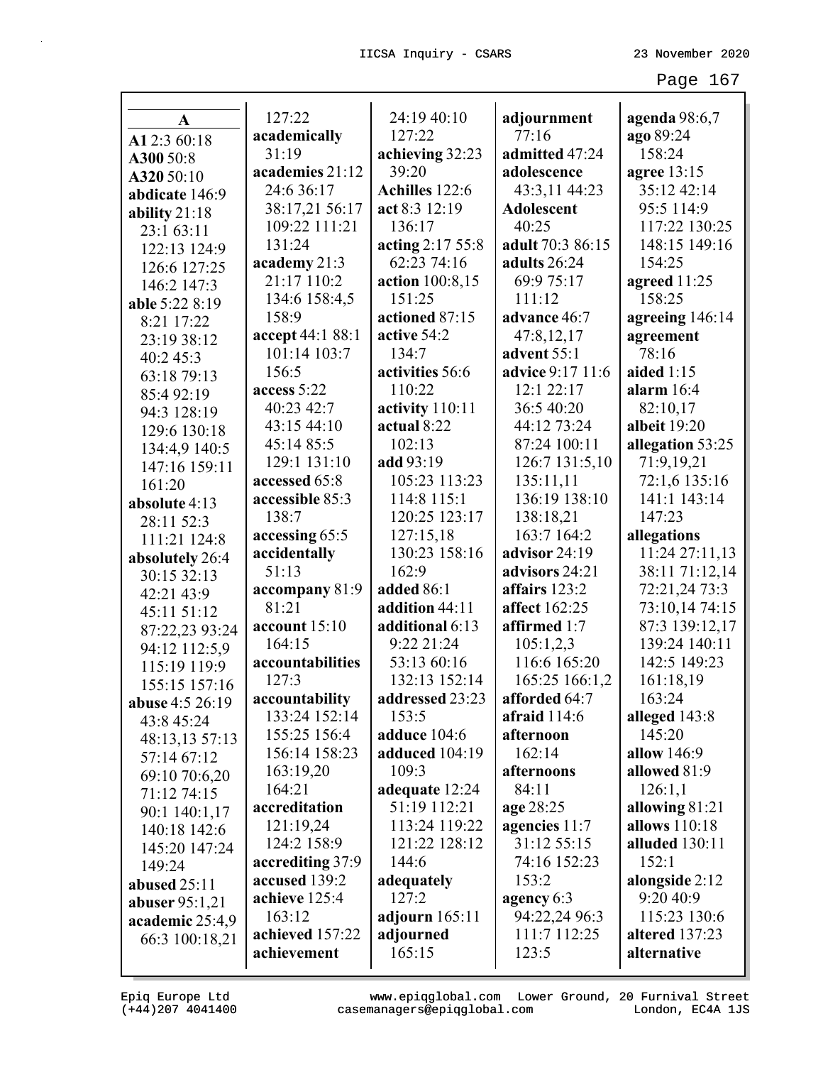**A**

**A1** 2:3 60:18
**A300** 50:8
**A320** 50:10
**abdicate** 146:9
**ability** 21:18 23:1 63:11 122:13 124:9 126:6 127:25 146:2 147:3
**able** 5:22 8:19 8:21 17:22 23:19 38:12 40:2 45:3 63:18 79:13 85:4 92:19 94:3 128:19 129:6 130:18 134:4,9 140:5 147:16 159:11 161:20
**absolute** 4:13 28:11 52:3 111:21 124:8
**absolutely** 26:4 30:15 32:13 42:21 43:9 45:11 51:12 87:22,23 93:24 94:12 112:5,9 115:19 119:9 155:15 157:16
**abuse** 4:5 26:19 43:8 45:24 48:13,13 57:13 57:14 67:12 69:10 70:6,20 71:12 74:15 90:1 140:1,17 140:18 142:6 145:20 147:24 149:24
**abused** 25:11
**abuser** 95:1,21
**academic** 25:4,9 66:3 100:18,21 127:22
**academically** 31:19
**academies** 21:12 24:6 36:17 38:17,21 56:17 109:22 111:21 131:24
**academy** 21:3 21:17 110:2 134:6 158:4,5 158:9
**accept** 44:1 88:1 101:14 103:7 156:5
**access** 5:22 40:23 42:7 43:15 44:10 45:14 85:5 129:1 131:10
**accessed** 65:8
**accessible** 85:3 138:7
**accessing** 65:5
**accidentally** 51:13
**accompany** 81:9 81:21
**account** 15:10 164:15
**accountabilities** 127:3
**accountability** 133:24 152:14 155:25 156:4 156:14 158:23 163:19,20 164:21
**accreditation** 121:19,24 124:2 158:9
**accrediting** 37:9
**accused** 139:2
**achieve** 125:4 163:12
**achieved** 157:22
**achievement** 24:19 40:10 127:22
**achieving** 32:23 39:20
**Achilles** 122:6
**act** 8:3 12:19 136:17
**acting** 2:17 55:8 62:23 74:16
**action** 100:8,15 151:25
**actioned** 87:15
**active** 54:2 134:7
**activities** 56:6 110:22
**activity** 110:11
**actual** 8:22 102:13
**add** 93:19 105:23 113:23 114:8 115:1 120:25 123:17 127:15,18 130:23 158:16 162:9
**added** 86:1
**addition** 44:11
**additional** 6:13 9:22 21:24 53:13 60:16 132:13 152:14
**addressed** 23:23 153:5
**adduce** 104:6
**adduced** 104:19 109:3
**adequate** 12:24 51:19 112:21 113:24 119:22 121:22 128:12 144:6
**adequately** 127:2
**adjourn** 165:11
**adjourned** 165:15
**adjournment** 77:16
**admitted** 47:24
**adolescence** 43:3,11 44:23
**Adolescent** 40:25
**adult** 70:3 86:15
**adults** 26:24 69:9 75:17 111:12
**advance** 46:7 47:8,12,17
**advent** 55:1
**advice** 9:17 11:6 12:1 22:17 36:5 40:20 44:12 73:24 87:24 100:11 126:7 131:5,10 135:11,11 136:19 138:10 138:18,21 163:7 164:2
**advisor** 24:19
**advisors** 24:21
**affairs** 123:2
**affect** 162:25
**affirmed** 1:7 105:1,2,3 116:6 165:20 165:25 166:1,2
**afforded** 64:7
**afraid** 114:6
**afternoon** 162:14
**afternoons** 84:11
**age** 28:25
**agencies** 11:7 31:12 55:15 74:16 152:23 153:2
**agency** 6:3 94:22,24 96:3 111:7 112:25 123:5
**agenda** 98:6,7
**ago** 89:24 158:24
**agree** 13:15 35:12 42:14 95:5 114:9 117:22 130:25 148:15 149:16 154:25
**agreed** 11:25 158:25
**agreeing** 146:14
**agreement** 78:16
**aided** 1:15
**alarm** 16:4 82:10,17
**albeit** 19:20
**allegation** 53:25 71:9,19,21 72:1,6 135:16 141:1 143:14 147:23
**allegations** 11:24 27:11,13 38:11 71:12,14 72:21,24 73:3 73:10,14 74:15 87:3 139:12,17 139:24 140:11 142:5 149:23 161:18,19 163:24
**alleged** 143:8 145:20
**allow** 146:9
**allowed** 81:9 126:1,1
**allowing** 81:21
**allows** 110:18
**alluded** 130:11 152:1
**alongside** 2:12 9:20 40:9 115:23 130:6
**altered** 137:23
**alternative**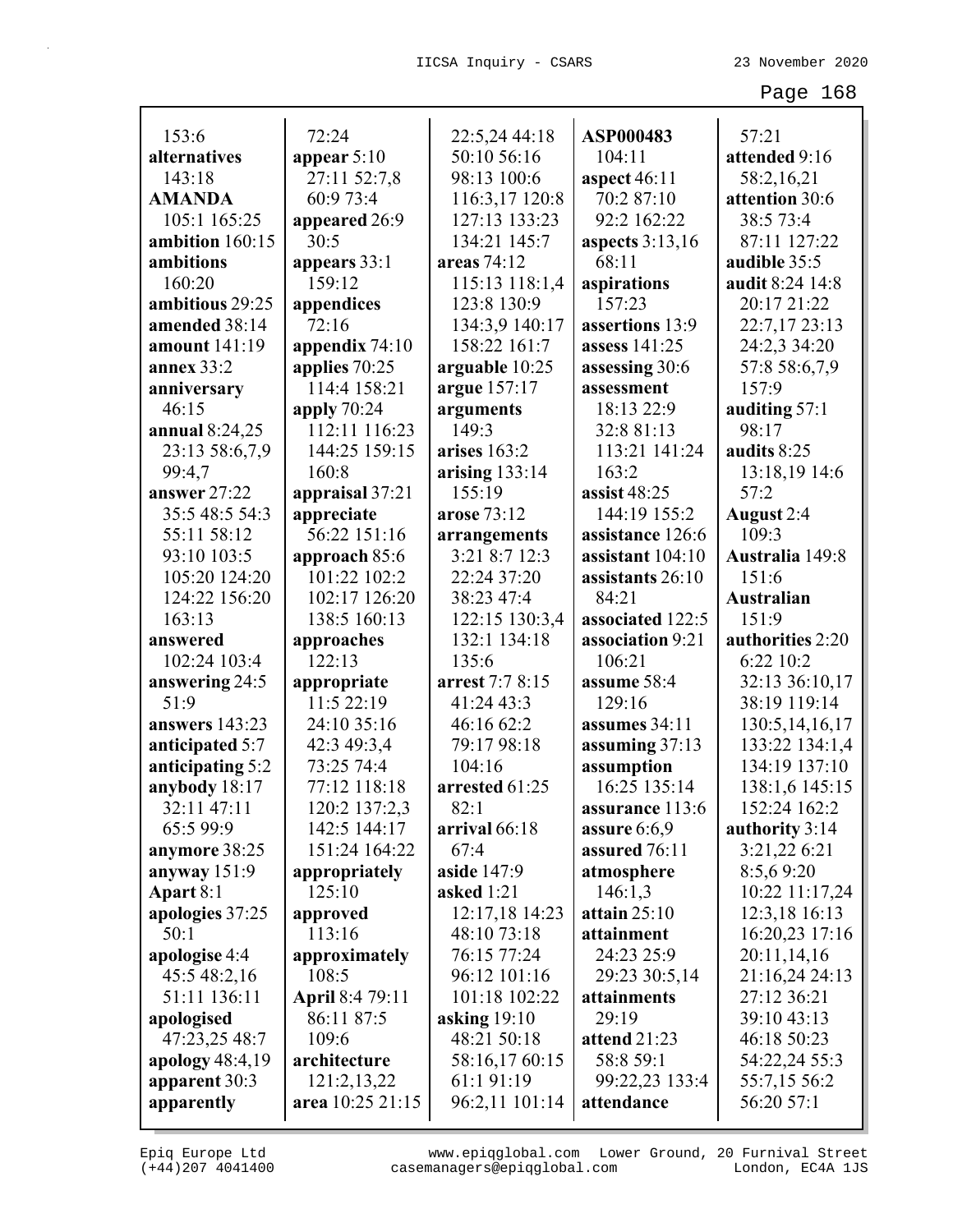153:6
**alternatives** 143:18
**AMANDA** 105:1 165:25
**ambition** 160:15
**ambitions** 160:20
**ambitious** 29:25
**amended** 38:14
**amount** 141:19
**annex** 33:2
**anniversary** 46:15
**annual** 8:24,25 23:13 58:6,7,9 99:4,7
**answer** 27:22 35:5 48:5 54:3 55:11 58:12 93:10 103:5 105:20 124:20 124:22 156:20 163:13
**answered** 102:24 103:4
**answering** 24:5 51:9
**answers** 143:23
**anticipated** 5:7
**anticipating** 5:2
**anybody** 18:17 32:11 47:11 65:5 99:9
**anymore** 38:25
**anyway** 151:9
**Apart** 8:1
**apologies** 37:25 50:1
**apologise** 4:4 45:5 48:2,16 51:11 136:11
**apologised** 47:23,25 48:7
**apology** 48:4,19
**apparent** 30:3
**apparently** 72:24
**appear** 5:10 27:11 52:7,8 60:9 73:4
**appeared** 26:9 30:5
**appears** 33:1 159:12
**appendices** 72:16
**appendix** 74:10
**applies** 70:25 114:4 158:21
**apply** 70:24 112:11 116:23 144:25 159:15 160:8
**appraisal** 37:21
**appreciate** 56:22 151:16
**approach** 85:6 101:22 102:2 102:17 126:20 138:5 160:13
**approaches** 122:13
**appropriate** 11:5 22:19 24:10 35:16 42:3 49:3,4 73:25 74:4 77:12 118:18 120:2 137:2,3 142:5 144:17 151:24 164:22
**appropriately** 125:10
**approved** 113:16
**approximately** 108:5
**April** 8:4 79:11 86:11 87:5 109:6
**architecture** 121:2,13,22
**area** 10:25 21:15 22:5,24 44:18 50:10 56:16 98:13 100:6 116:3,17 120:8 127:13 133:23 134:21 145:7
**areas** 74:12 115:13 118:1,4 123:8 130:9 134:3,9 140:17 158:22 161:7
**arguable** 10:25
**argue** 157:17
**arguments** 149:3
**arises** 163:2
**arising** 133:14 155:19
**arose** 73:12
**arrangements** 3:21 8:7 12:3 22:24 37:20 38:23 47:4 122:15 130:3,4 132:1 134:18 135:6
**arrest** 7:7 8:15 41:24 43:3 46:16 62:2 79:17 98:18 104:16
**arrested** 61:25 82:1
**arrival** 66:18 67:4
**aside** 147:9
**asked** 1:21 12:17,18 14:23 48:10 73:18 76:15 77:24 96:12 101:16 101:18 102:22
**asking** 19:10 48:21 50:18 58:16,17 60:15 61:1 91:19 96:2,11 101:14
**ASP000483** 104:11
**aspect** 46:11 70:2 87:10 92:2 162:22
**aspects** 3:13,16 68:11
**aspirations** 157:23
**assertions** 13:9
**assess** 141:25
**assessing** 30:6
**assessment** 18:13 22:9 32:8 81:13 113:21 141:24 163:2
**assist** 48:25 144:19 155:2
**assistance** 126:6
**assistant** 104:10
**assistants** 26:10 84:21
**associated** 122:5
**association** 9:21 106:21
**assume** 58:4 129:16
**assumes** 34:11
**assuming** 37:13
**assumption** 16:25 135:14
**assurance** 113:6
**assure** 6:6,9
**assured** 76:11
**atmosphere** 146:1,3
**attain** 25:10
**attainment** 24:23 25:9 29:23 30:5,14
**attainments** 29:19
**attend** 21:23 58:8 59:1 99:22,23 133:4
**attendance** 57:21
**attended** 9:16 58:2,16,21
**attention** 30:6 38:5 73:4 87:11 127:22
**audible** 35:5
**audit** 8:24 14:8 20:17 21:22 22:7,17 23:13 24:2,3 34:20 57:8 58:6,7,9 157:9
**auditing** 57:1 98:17
**audits** 8:25 13:18,19 14:6 57:2
**August** 2:4 109:3
**Australia** 149:8 151:6
**Australian** 151:9
**authorities** 2:20 6:22 10:2 32:13 36:10,17 38:19 119:14 130:5,14,16,17 133:22 134:1,4 134:19 137:10 138:1,6 145:15 152:24 162:2
**authority** 3:14 3:21,22 6:21 8:5,6 9:20 10:22 11:17,24 12:3,18 16:13 16:20,23 17:16 20:11,14,16 21:16,24 24:13 27:12 36:21 39:10 43:13 46:18 50:23 54:22,24 55:3 55:7,15 56:2 56:20 57:1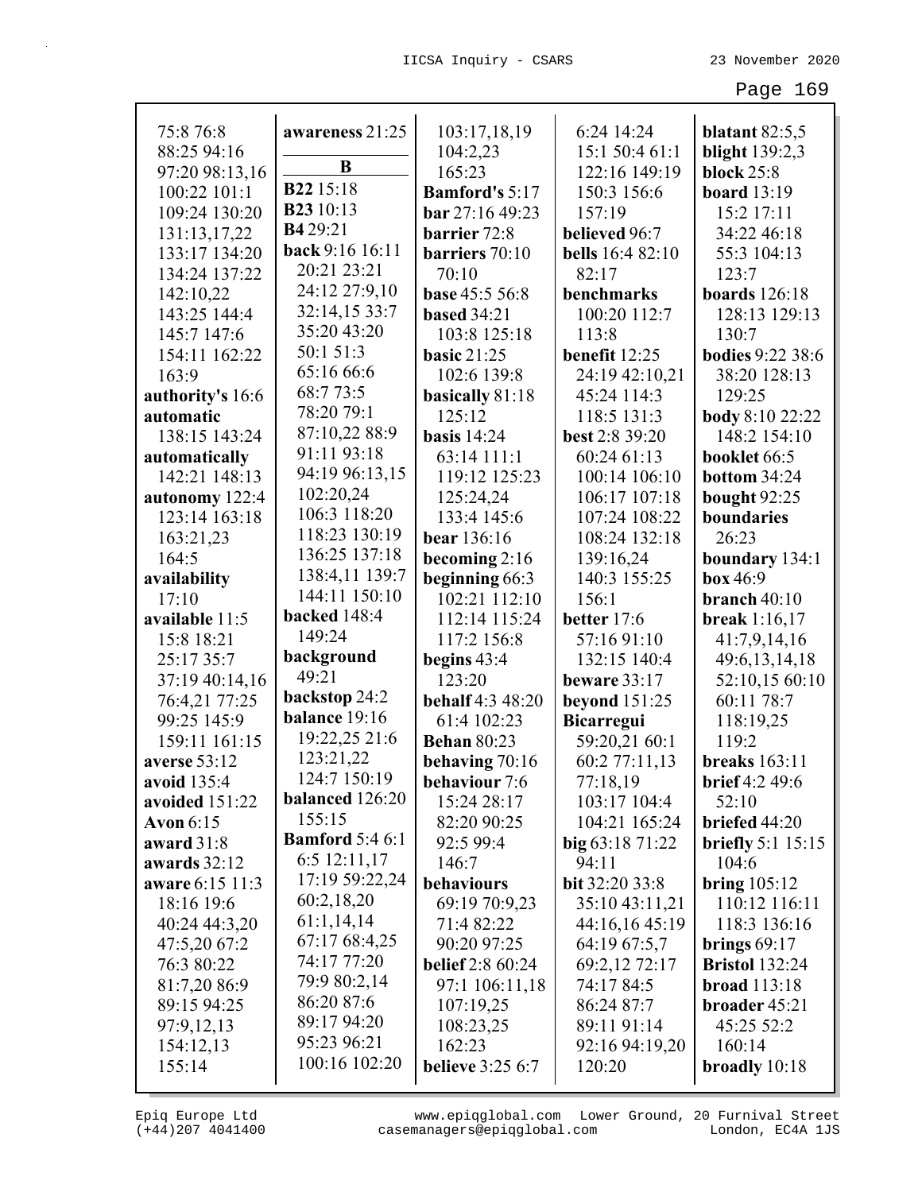75:8 76:8
88:25 94:16
97:20 98:13,16
100:22 101:1
109:24 130:20
131:13,17,22
133:17 134:20
134:24 137:22
142:10,22
143:25 144:4
145:7 147:6
154:11 162:22
163:9
**authority's** 16:6
**automatic**
138:15 143:24
**automatically**
142:21 148:13
**autonomy** 122:4
123:14 163:18
163:21,23
164:5
**availability**
17:10
**available** 11:5
15:8 18:21
25:17 35:7
37:19 40:14,16
76:4,21 77:25
99:25 145:9
159:11 161:15
**averse** 53:12
**avoid** 135:4
**avoided** 151:22
**Avon** 6:15
**award** 31:8
**awards** 32:12
**aware** 6:15 11:3
18:16 19:6
40:24 44:3,20
47:5,20 67:2
76:3 80:22
81:7,20 86:9
89:15 94:25
97:9,12,13
154:12,13
155:14

**awareness** 21:25

**B**

**B22** 15:18
**B23** 10:13
**B4** 29:21
**back** 9:16 16:11
20:21 23:21
24:12 27:9,10
32:14,15 33:7
35:20 43:20
50:1 51:3
65:16 66:6
68:7 73:5
78:20 79:1
87:10,22 88:9
91:11 93:18
94:19 96:13,15
102:20,24
106:3 118:20
118:23 130:19
136:25 137:18
138:4,11 139:7
144:11 150:10
**backed** 148:4
149:24
**background**
49:21
**backstop** 24:2
**balance** 19:16
19:22,25 21:6
123:21,22
124:7 150:19
**balanced** 126:20
155:15
**Bamford** 5:4 6:1
6:5 12:11,17
17:19 59:22,24
60:2,18,20
61:1,14,14
67:17 68:4,25
74:17 77:20
79:9 80:2,14
86:20 87:6
89:17 94:20
95:23 96:21
100:16 102:20
103:17,18,19
104:2,23
165:23
**Bamford's** 5:17
**bar** 27:16 49:23
**barrier** 72:8
**barriers** 70:10
70:10
**base** 45:5 56:8
**based** 34:21
103:8 125:18
**basic** 21:25
102:6 139:8
**basically** 81:18
125:12
**basis** 14:24
63:14 111:1
119:12 125:23
125:24,24
133:4 145:6
**bear** 136:16
**becoming** 2:16
**beginning** 66:3
102:21 112:10
112:14 115:24
117:2 156:8
**begins** 43:4
123:20
**behalf** 4:3 48:20
61:4 102:23
**Behan** 80:23
**behaving** 70:16
**behaviour** 7:6
15:24 28:17
82:20 90:25
92:5 99:4
146:7
**behaviours**
69:19 70:9,23
71:4 82:22
90:20 97:25
**belief** 2:8 60:24
97:1 106:11,18
107:19,25
108:23,25
162:23
**believe** 3:25 6:7
6:24 14:24
15:1 50:4 61:1
122:16 149:19
150:3 156:6
157:19
**believed** 96:7
**bells** 16:4 82:10
82:17
**benchmarks**
100:20 112:7
113:8
**benefit** 12:25
24:19 42:10,21
45:24 114:3
118:5 131:3
**best** 2:8 39:20
60:24 61:13
100:14 106:10
106:17 107:18
107:24 108:22
108:24 132:18
139:16,24
140:3 155:25
156:1
**better** 17:6
57:16 91:10
132:15 140:4
**beware** 33:17
**beyond** 151:25
**Bicarregui**
59:20,21 60:1
60:2 77:11,13
77:18,19
103:17 104:4
104:21 165:24
**big** 63:18 71:22
94:11
**bit** 32:20 33:8
35:10 43:11,21
44:16,16 45:19
64:19 67:5,7
69:2,12 72:17
74:17 84:5
86:24 87:7
89:11 91:14
92:16 94:19,20
120:20
**blatant** 82:5,5
**blight** 139:2,3
**block** 25:8
**board** 13:19
15:2 17:11
34:22 46:18
55:3 104:13
123:7
**boards** 126:18
128:13 129:13
130:7
**bodies** 9:22 38:6
38:20 128:13
129:25
**body** 8:10 22:22
148:2 154:10
**booklet** 66:5
**bottom** 34:24
**bought** 92:25
**boundaries**
26:23
**boundary** 134:1
**box** 46:9
**branch** 40:10
**break** 1:16,17
41:7,9,14,16
49:6,13,14,18
52:10,15 60:10
60:11 78:7
118:19,25
119:2
**breaks** 163:11
**brief** 4:2 49:6
52:10
**briefed** 44:20
**briefly** 5:1 15:15
104:6
**bring** 105:12
110:12 116:11
118:3 136:16
**brings** 69:17
**Bristol** 132:24
**broad** 113:18
**broader** 45:21
45:25 52:2
160:14
**broadly** 10:18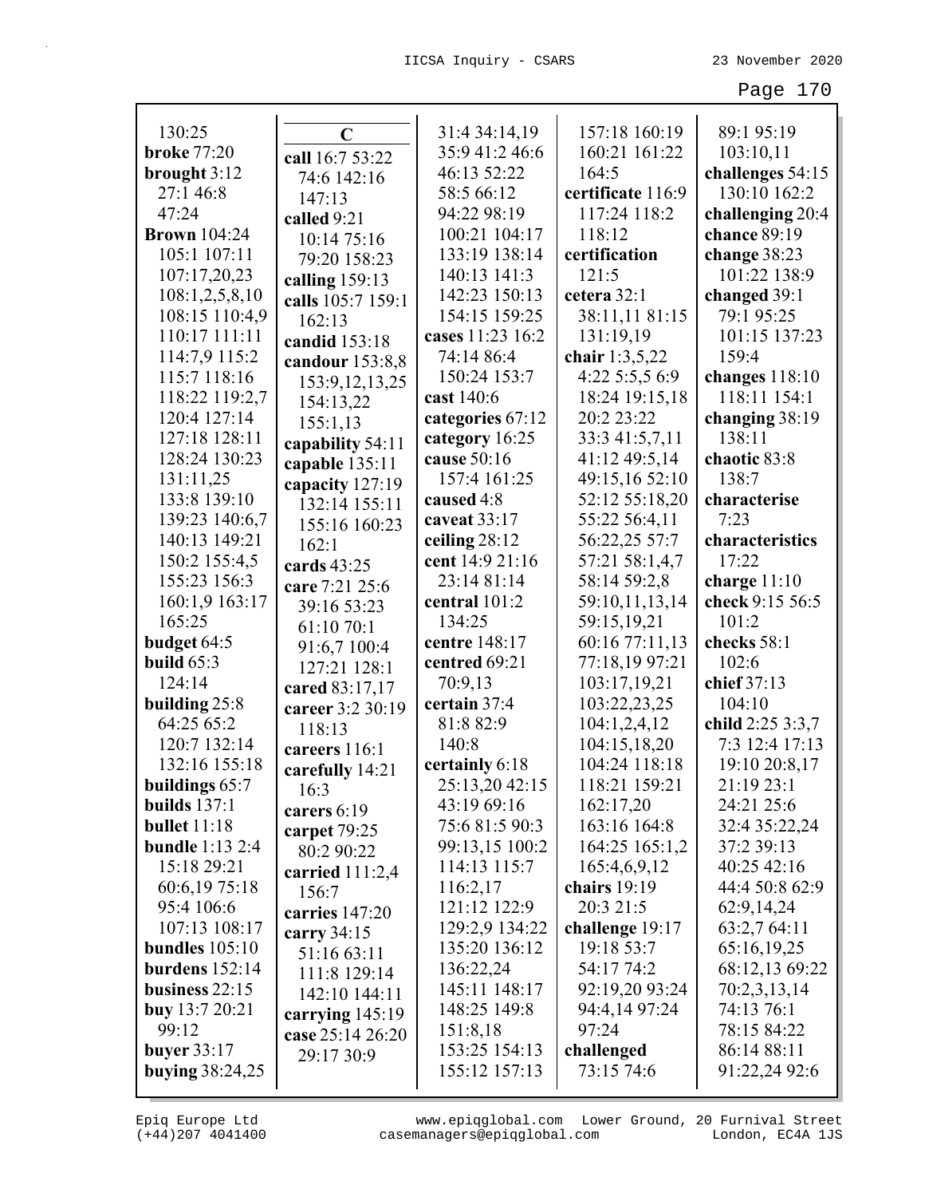130:25
**broke** 77:20
**brought** 3:12
27:1 46:8
47:24
**Brown** 104:24
105:1 107:11
107:17,20,23
108:1,2,5,8,10
108:15 110:4,9
110:17 111:11
114:7,9 115:2
115:7 118:16
118:22 119:2,7
120:4 127:14
127:18 128:11
128:24 130:23
131:11,25
133:8 139:10
139:23 140:6,7
140:13 149:21
150:2 155:4,5
155:23 156:3
160:1,9 163:17
165:25
**budget** 64:5
**build** 65:3
124:14
**building** 25:8
64:25 65:2
120:7 132:14
132:16 155:18
**buildings** 65:7
**builds** 137:1
**bullet** 11:18
**bundle** 1:13 2:4
15:18 29:21
60:6,19 75:18
95:4 106:6
107:13 108:17
**bundles** 105:10
**burdens** 152:14
**business** 22:15
**buy** 13:7 20:21
99:12
**buyer** 33:17
**buying** 38:24,25

## C

**call** 16:7 53:22
74:6 142:16
147:13
**called** 9:21
10:14 75:16
79:20 158:23
**calling** 159:13
**calls** 105:7 159:1
162:13
**candid** 153:18
**candour** 153:8,8
153:9,12,13,25
154:13,22
155:1,13
**capability** 54:11
**capable** 135:11
**capacity** 127:19
132:14 155:11
155:16 160:23
162:1
**cards** 43:25
**care** 7:21 25:6
39:16 53:23
61:10 70:1
91:6,7 100:4
127:21 128:1
**cared** 83:17,17
**career** 3:2 30:19
118:13
**careers** 116:1
**carefully** 14:21
16:3
**carers** 6:19
**carpet** 79:25
80:2 90:22
**carried** 111:2,4
156:7
**carries** 147:20
**carry** 34:15
51:16 63:11
111:8 129:14
142:10 144:11
**carrying** 145:19
**case** 25:14 26:20
29:17 30:9
31:4 34:14,19
35:9 41:2 46:6
46:13 52:22
58:5 66:12
94:22 98:19
100:21 104:17
133:19 138:14
140:13 141:3
142:23 150:13
154:15 159:25
**cases** 11:23 16:2
74:14 86:4
150:24 153:7
**cast** 140:6
**categories** 67:12
**category** 16:25
**cause** 50:16
157:4 161:25
**caused** 4:8
**caveat** 33:17
**ceiling** 28:12
**cent** 14:9 21:16
23:14 81:14
**central** 101:2
134:25
**centre** 148:17
**centred** 69:21
70:9,13
**certain** 37:4
81:8 82:9
140:8
**certainly** 6:18
25:13,20 42:15
43:19 69:16
75:6 81:5 90:3
99:13,15 100:2
114:13 115:7
116:2,17
121:12 122:9
129:2,9 134:22
135:20 136:12
136:22,24
145:11 148:17
148:25 149:8
151:8,18
153:25 154:13
155:12 157:13
157:18 160:19
160:21 161:22
164:5
**certificate** 116:9
117:24 118:2
118:12
**certification**
121:5
**cetera** 32:1
38:11,11 81:15
131:19,19
**chair** 1:3,5,22
4:22 5:5,5 6:9
18:24 19:15,18
20:2 23:22
33:3 41:5,7,11
41:12 49:5,14
49:15,16 52:10
52:12 55:18,20
55:22 56:4,11
56:22,25 57:7
57:21 58:1,4,7
58:14 59:2,8
59:10,11,13,14
59:15,19,21
60:16 77:11,13
77:18,19 97:21
103:17,19,21
103:22,23,25
104:1,2,4,12
104:15,18,20
104:24 118:18
118:21 159:21
162:17,20
163:16 164:8
164:25 165:1,2
165:4,6,9,12
**chairs** 19:19
20:3 21:5
**challenge** 19:17
19:18 53:7
54:17 74:2
92:19,20 93:24
94:4,14 97:24
97:24
**challenged**
73:15 74:6
89:1 95:19
103:10,11
**challenges** 54:15
130:10 162:2
**challenging** 20:4
**chance** 89:19
**change** 38:23
101:22 138:9
**changed** 39:1
79:1 95:25
101:15 137:23
159:4
**changes** 118:10
118:11 154:1
**changing** 38:19
138:11
**chaotic** 83:8
138:7
**characterise**
7:23
**characteristics**
17:22
**charge** 11:10
**check** 9:15 56:5
101:2
**checks** 58:1
102:6
**chief** 37:13
104:10
**child** 2:25 3:3,7
7:3 12:4 17:13
19:10 20:8,17
21:19 23:1
24:21 25:6
32:4 35:22,24
37:2 39:13
40:25 42:16
44:4 50:8 62:9
62:9,14,24
63:2,7 64:11
65:16,19,25
68:12,13 69:22
70:2,3,13,14
74:13 76:1
78:15 84:22
86:14 88:11
91:22,24 92:6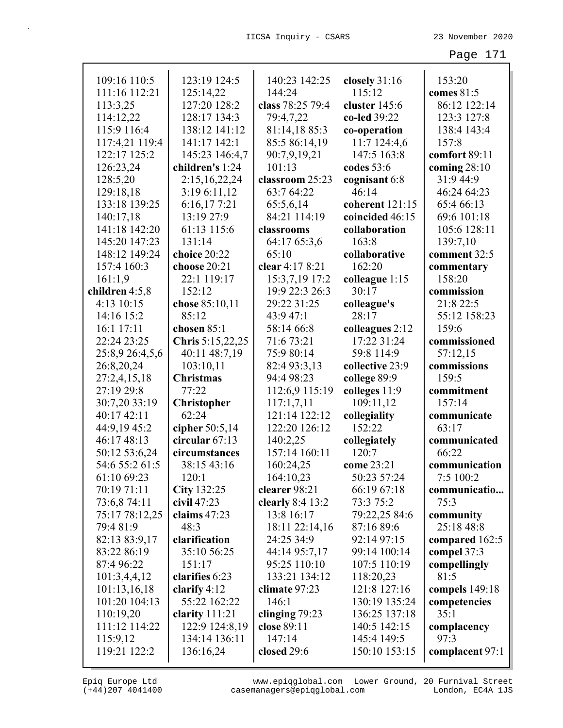109:16 110:5
111:16 112:21
113:3,25
114:12,22
115:9 116:4
117:4,21 119:4
122:17 125:2
126:23,24
128:5,20
129:18,18
133:18 139:25
140:17,18
141:18 142:20
145:20 147:23
148:12 149:24
157:4 160:3
161:1,9
**children** 4:5,8
4:13 10:15
14:16 15:2
16:1 17:11
22:24 23:25
25:8,9 26:4,5,6
26:8,20,24
27:2,4,15,18
27:19 29:8
30:7,20 33:19
40:17 42:11
44:9,19 45:2
46:17 48:13
50:12 53:6,24
54:6 55:2 61:5
61:10 69:23
70:19 71:11
73:6,8 74:11
75:17 78:12,25
79:4 81:9
82:13 83:9,17
83:22 86:19
87:4 96:22
101:3,4,4,12
101:13,16,18
101:20 104:13
110:19,20
111:12 114:22
115:9,12
119:21 122:2
123:19 124:5
125:14,22
127:20 128:2
128:17 134:3
138:12 141:12
141:17 142:1
145:23 146:4,7
**children's** 1:24
2:15,16,22,24
3:19 6:11,12
6:16,17 7:21
13:19 27:9
61:13 115:6
131:14
**choice** 20:22
**choose** 20:21
22:1 119:17
152:12
**chose** 85:10,11
85:12
**chosen** 85:1
**Chris** 5:15,22,25
40:11 48:7,19
103:10,11
**Christmas**
77:22
**Christopher**
62:24
**cipher** 50:5,14
**circular** 67:13
**circumstances**
38:15 43:16
120:1
**City** 132:25
**civil** 47:23
**claims** 47:23
48:3
**clarification**
35:10 56:25
151:17
**clarifies** 6:23
**clarify** 4:12
55:22 162:22
**clarity** 111:21
122:9 124:8,19
134:14 136:11
136:16,24
140:23 142:25
144:24
**class** 78:25 79:4
79:4,7,22
81:14,18 85:3
85:5 86:14,19
90:7,9,19,21
101:13
**classroom** 25:23
63:7 64:22
65:5,6,14
84:21 114:19
**classrooms**
64:17 65:3,6
65:10
**clear** 4:17 8:21
15:3,7,19 17:2
19:9 22:3 26:3
29:22 31:25
43:9 47:1
58:14 66:8
71:6 73:21
75:9 80:14
82:4 93:3,13
94:4 98:23
112:6,9 115:19
117:1,7,11
121:14 122:12
122:20 126:12
140:2,25
157:14 160:11
160:24,25
164:10,23
**clearer** 98:21
**clearly** 8:4 13:2
13:8 16:17
18:11 22:14,16
24:25 34:9
44:14 95:7,17
95:25 110:10
133:21 134:12
**climate** 97:23
146:1
**clinging** 79:23
**close** 89:11
147:14
**closed** 29:6
**closely** 31:16
115:12
**cluster** 145:6
**co-led** 39:22
**co-operation**
11:7 124:4,6
147:5 163:8
**codes** 53:6
**cognisant** 6:8
46:14
**coherent** 121:15
**coincided** 46:15
**collaboration**
163:8
**collaborative**
162:20
**colleague** 1:15
30:17
**colleague's**
28:17
**colleagues** 2:12
17:22 31:24
59:8 114:9
**collective** 23:9
**college** 89:9
**colleges** 11:9
109:11,12
**collegiality**
152:22
**collegiately**
120:7
**come** 23:21
50:23 57:24
66:19 67:18
73:3 75:2
79:22,25 84:6
87:16 89:6
92:14 97:15
99:14 100:14
107:5 110:19
118:20,23
121:8 127:16
130:19 135:24
136:25 137:18
140:5 142:15
145:4 149:5
150:10 153:15
153:20
**comes** 81:5
86:12 122:14
123:3 127:8
138:4 143:4
157:8
**comfort** 89:11
**coming** 28:10
31:9 44:9
46:24 64:23
65:4 66:13
69:6 101:18
105:6 128:11
139:7,10
**comment** 32:5
**commentary**
158:20
**commission**
21:8 22:5
55:12 158:23
159:6
**commissioned**
57:12,15
**commissions**
159:5
**commitment**
157:14
**communicate**
63:17
**communicated**
66:22
**communication**
7:5 100:2
**communicatio...**
75:3
**community**
25:18 48:8
**compared** 162:5
**compel** 37:3
**compellingly**
81:5
**compels** 149:18
**competencies**
35:1
**complacency**
97:3
**complacent** 97:1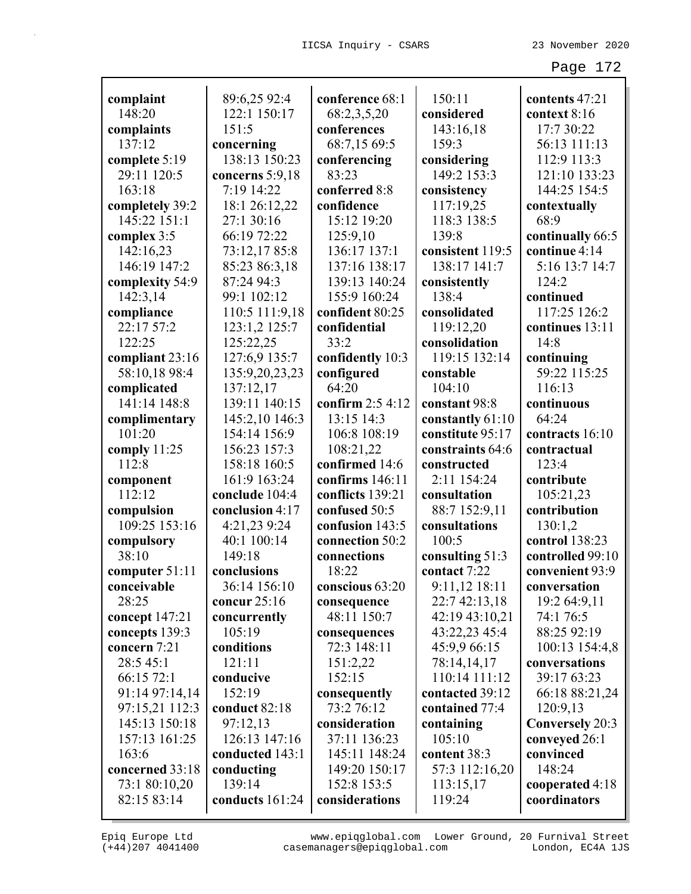**complaint** 148:20
**complaints** 137:12
**complete** 5:19 29:11 120:5 163:18
**completely** 39:2 145:22 151:1
**complex** 3:5 142:16,23 146:19 147:2
**complexity** 54:9 142:3,14
**compliance** 22:17 57:2 122:25
**compliant** 23:16 58:10,18 98:4
**complicated** 141:14 148:8
**complimentary** 101:20
**comply** 11:25 112:8
**component** 112:12
**compulsion** 109:25 153:16
**compulsory** 38:10
**computer** 51:11
**conceivable** 28:25
**concept** 147:21
**concepts** 139:3
**concern** 7:21 28:5 45:1 66:15 72:1 91:14 97:14,14 97:15,21 112:3 145:13 150:18 157:13 161:25 163:6
**concerned** 33:18 73:1 80:10,20 82:15 83:14 89:6,25 92:4 122:1 150:17 151:5
**concerning** 138:13 150:23
**concerns** 5:9,18 7:19 14:22 18:1 26:12,22 27:1 30:16 66:19 72:22 73:12,17 85:8 85:23 86:3,18 87:24 94:3 99:1 102:12 110:5 111:9,18 123:1,2 125:7 125:22,25 127:6,9 135:7 135:9,20,23,23 137:12,17 139:11 140:15 145:2,10 146:3 154:14 156:9 156:23 157:3 158:18 160:5 161:9 163:24
**conclude** 104:4
**conclusion** 4:17 4:21,23 9:24 40:1 100:14 149:18
**conclusions** 36:14 156:10
**concur** 25:16
**concurrently** 105:19
**conditions** 121:11
**conducive** 152:19
**conduct** 82:18 97:12,13 126:13 147:16
**conducted** 143:1
**conducting** 139:14
**conducts** 161:24
**conference** 68:1 68:2,3,5,20
**conferences** 68:7,15 69:5
**conferencing** 83:23
**conferred** 8:8
**confidence** 15:12 19:20 125:9,10 136:17 137:1 137:16 138:17 139:13 140:24 155:9 160:24
**confident** 80:25
**confidential** 33:2
**confidently** 10:3
**configured** 64:20
**confirm** 2:5 4:12 13:15 14:3 106:8 108:19 108:21,22
**confirmed** 14:6
**confirms** 146:11
**conflicts** 139:21
**confused** 50:5
**confusion** 143:5
**connection** 50:2
**connections** 18:22
**conscious** 63:20
**consequence** 48:11 150:7
**consequences** 72:3 148:11 151:2,22 152:15
**consequently** 73:2 76:12
**consideration** 37:11 136:23 145:11 148:24 149:20 150:17 152:8 153:5
**considerations** 150:11
**considered** 143:16,18 159:3
**considering** 149:2 153:3
**consistency** 117:19,25 118:3 138:5 139:8
**consistent** 119:5 138:17 141:7
**consistently** 138:4
**consolidated** 119:12,20
**consolidation** 119:15 132:14
**constable** 104:10
**constant** 98:8
**constantly** 61:10
**constitute** 95:17
**constraints** 64:6
**constructed** 2:11 154:24
**consultation** 88:7 152:9,11
**consultations** 100:5
**consulting** 51:3
**contact** 7:22 9:11,12 18:11 22:7 42:13,18 42:19 43:10,21 43:22,23 45:4 45:9,9 66:15 78:14,14,17 110:14 111:12
**contacted** 39:12
**contained** 77:4
**containing** 105:10
**content** 38:3 57:3 112:16,20 113:15,17 119:24
**contents** 47:21
**context** 8:16 17:7 30:22 56:13 111:13 112:9 113:3 121:10 133:23 144:25 154:5
**contextually** 68:9
**continually** 66:5
**continue** 4:14 5:16 13:7 14:7 124:2
**continued** 117:25 126:2
**continues** 13:11 14:8
**continuing** 59:22 115:25 116:13
**continuous** 64:24
**contracts** 16:10
**contractual** 123:4
**contribute** 105:21,23
**contribution** 130:1,2
**control** 138:23
**controlled** 99:10
**convenient** 93:9
**conversation** 19:2 64:9,11 74:1 76:5 88:25 92:19 100:13 154:4,8
**conversations** 39:17 63:23 66:18 88:21,24 120:9,13
**Conversely** 20:3
**conveyed** 26:1
**convinced** 148:24
**cooperated** 4:18
**coordinators**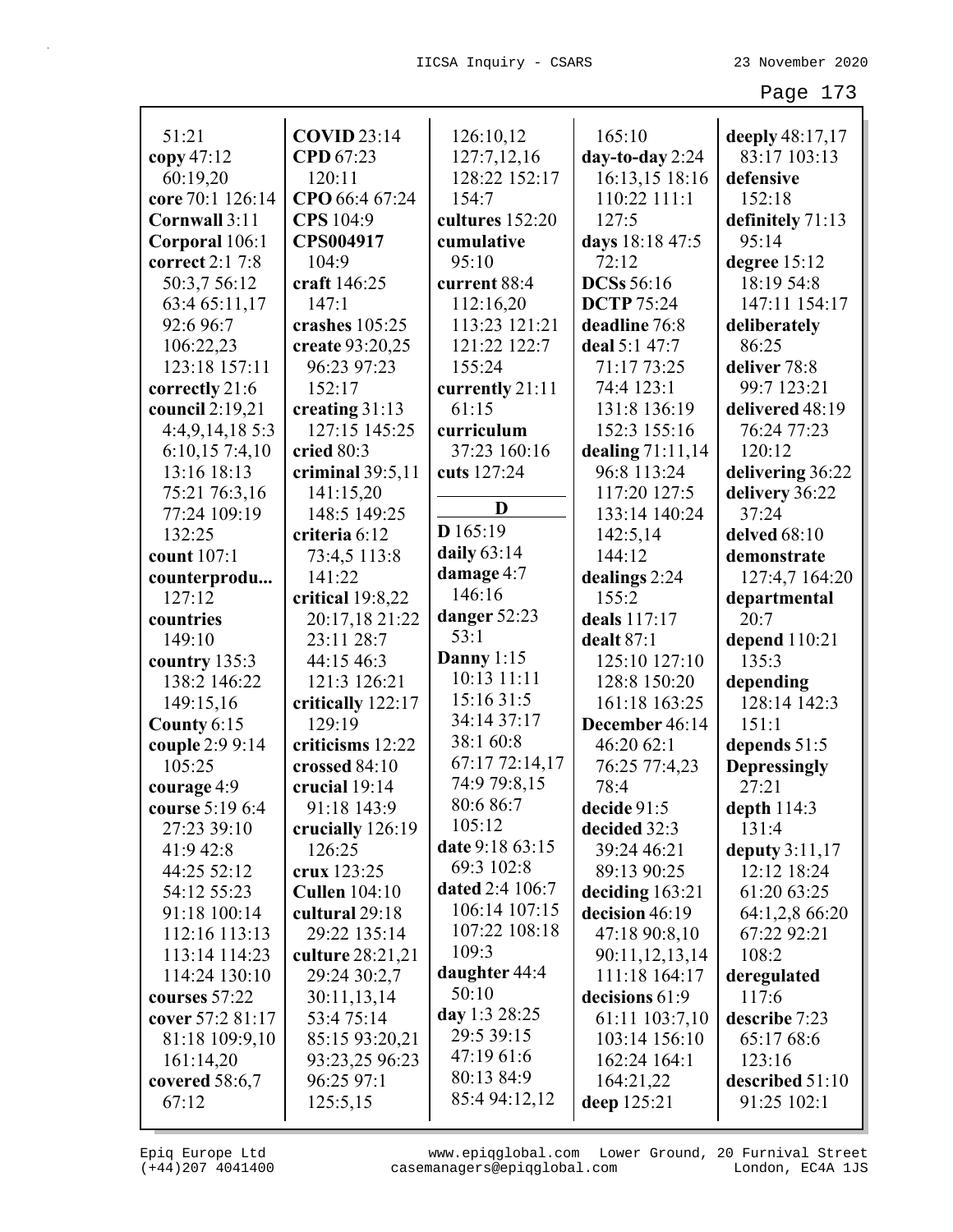51:21
**copy** 47:12 60:19,20
**core** 70:1 126:14
**Cornwall** 3:11
**Corporal** 106:1
**correct** 2:1 7:8 50:3,7 56:12 63:4 65:11,17 92:6 96:7 106:22,23 123:18 157:11
**correctly** 21:6
**council** 2:19,21 4:4,9,14,18 5:3 6:10,15 7:4,10 13:16 18:13 75:21 76:3,16 77:24 109:19 132:25
**count** 107:1
**counterprodu...** 127:12
**countries** 149:10
**country** 135:3 138:2 146:22 149:15,16
**County** 6:15
**couple** 2:9 9:14 105:25
**courage** 4:9
**course** 5:19 6:4 27:23 39:10 41:9 42:8 44:25 52:12 54:12 55:23 91:18 100:14 112:16 113:13 113:14 114:23 114:24 130:10
**courses** 57:22
**cover** 57:2 81:17 81:18 109:9,10 161:14,20
**covered** 58:6,7 67:12

**COVID** 23:14
**CPD** 67:23 120:11
**CPO** 66:4 67:24
**CPS** 104:9
**CPS004917** 104:9
**craft** 146:25 147:1
**crashes** 105:25
**create** 93:20,25 96:23 97:23 152:17
**creating** 31:13 127:15 145:25
**cried** 80:3
**criminal** 39:5,11 141:15,20 148:5 149:25
**criteria** 6:12 73:4,5 113:8 141:22
**critical** 19:8,22 20:17,18 21:22 23:11 28:7 44:15 46:3 121:3 126:21
**critically** 122:17 129:19
**criticisms** 12:22
**crossed** 84:10
**crucial** 19:14 91:18 143:9
**crucially** 126:19 126:25
**crux** 123:25
**Cullen** 104:10
**cultural** 29:18 29:22 135:14
**culture** 28:21,21 29:24 30:2,7 30:11,13,14 53:4 75:14 85:15 93:20,21 93:23,25 96:23 96:25 97:1 125:5,15

126:10,12 127:7,12,16 128:22 152:17 154:7
**cultures** 152:20
**cumulative** 95:10
**current** 88:4 112:16,20 113:23 121:21 121:22 122:7 155:24
**currently** 21:11 61:15
**curriculum** 37:23 160:16
**cuts** 127:24

## D

**D** 165:19
**daily** 63:14
**damage** 4:7 146:16
**danger** 52:23 53:1
**Danny** 1:15 10:13 11:11 15:16 31:5 34:14 37:17 38:1 60:8 67:17 72:14,17 74:9 79:8,15 80:6 86:7 105:12
**date** 9:18 63:15 69:3 102:8
**dated** 2:4 106:7 106:14 107:15 107:22 108:18 109:3
**daughter** 44:4 50:10
**day** 1:3 28:25 29:5 39:15 47:19 61:6 80:13 84:9 85:4 94:12,12

165:10
**day-to-day** 2:24 16:13,15 18:16 110:22 111:1 127:5
**days** 18:18 47:5 72:12
**DCSs** 56:16
**DCTP** 75:24
**deadline** 76:8
**deal** 5:1 47:7 71:17 73:25 74:4 123:1 131:8 136:19 152:3 155:16
**dealing** 71:11,14 96:8 113:24 117:20 127:5 133:14 140:24 142:5,14 144:12
**dealings** 2:24 155:2
**deals** 117:17
**dealt** 87:1 125:10 127:10 128:8 150:20 161:18 163:25
**December** 46:14 46:20 62:1 76:25 77:4,23 78:4
**decide** 91:5
**decided** 32:3 39:24 46:21 89:13 90:25
**deciding** 163:21
**decision** 46:19 47:18 90:8,10 90:11,12,13,14 111:18 164:17
**decisions** 61:9 61:11 103:7,10 103:14 156:10 162:24 164:1 164:21,22
**deep** 125:21

**deeply** 48:17,17 83:17 103:13
**defensive** 152:18
**definitely** 71:13 95:14
**degree** 15:12 18:19 54:8 147:11 154:17
**deliberately** 86:25
**deliver** 78:8 99:7 123:21
**delivered** 48:19 76:24 77:23 120:12
**delivering** 36:22
**delivery** 36:22 37:24
**delved** 68:10
**demonstrate** 127:4,7 164:20
**departmental** 20:7
**depend** 110:21 135:3
**depending** 128:14 142:3 151:1
**depends** 51:5
**Depressingly** 27:21
**depth** 114:3 131:4
**deputy** 3:11,17 12:12 18:24 61:20 63:25 64:1,2,8 66:20 67:22 92:21 108:2
**deregulated** 117:6
**describe** 7:23 65:17 68:6 123:16
**described** 51:10 91:25 102:1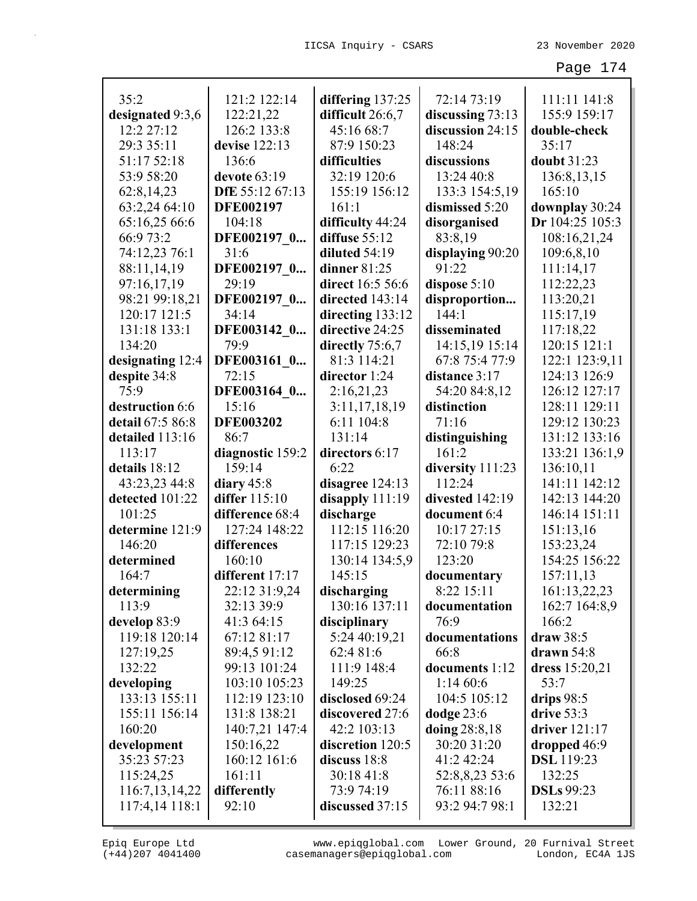35:2
**designated** 9:3,6 12:2 27:12 29:3 35:11 51:17 52:18 53:9 58:20 62:8,14,23 63:2,24 64:10 65:16,25 66:6 66:9 73:2 74:12,23 76:1 88:11,14,19 97:16,17,19 98:21 99:18,21 120:17 121:5 131:18 133:1 134:20
**designating** 12:4
**despite** 34:8 75:9
**destruction** 6:6
**detail** 67:5 86:8
**detailed** 113:16 113:17
**details** 18:12 43:23,23 44:8
**detected** 101:22 101:25
**determine** 121:9 146:20
**determined** 164:7
**determining** 113:9
**develop** 83:9 119:18 120:14 127:19,25 132:22
**developing** 133:13 155:11 155:11 156:14 160:20
**development** 35:23 57:23 115:24,25 116:7,13,14,22 117:4,14 118:1 121:2 122:14 122:21,22 126:2 133:8
**devise** 122:13 136:6
**devote** 63:19
**DfE** 55:12 67:13
**DFE002197** 104:18
**DFE002197_0...** 31:6
**DFE002197_0...** 29:19
**DFE002197_0...** 34:14
**DFE003142_0...** 79:9
**DFE003161_0...** 72:15
**DFE003164_0...** 15:16
**DFE003202** 86:7
**diagnostic** 159:2 159:14
**diary** 45:8
**differ** 115:10
**difference** 68:4 127:24 148:22
**differences** 160:10
**different** 17:17 22:12 31:9,24 32:13 39:9 41:3 64:15 67:12 81:17 89:4,5 91:12 99:13 101:24 103:10 105:23 112:19 123:10 131:8 138:21 140:7,21 147:4 150:16,22 160:12 161:6 161:11
**differently** 92:10
**differing** 137:25
**difficult** 26:6,7 45:16 68:7 87:9 150:23
**difficulties** 32:19 120:6 155:19 156:12 161:1
**difficulty** 44:24
**diffuse** 55:12
**diluted** 54:19
**dinner** 81:25
**direct** 16:5 56:6
**directed** 143:14
**directing** 133:12
**directive** 24:25
**directly** 75:6,7 81:3 114:21
**director** 1:24 2:16,21,23 3:11,17,18,19 6:11 104:8 131:14
**directors** 6:17 6:22
**disagree** 124:13
**disapply** 111:19
**discharge** 112:15 116:20 117:15 129:23 130:14 134:5,9 145:15
**discharging** 130:16 137:11
**disciplinary** 5:24 40:19,21 62:4 81:6 111:9 148:4 149:25
**disclosed** 69:24
**discovered** 27:6 42:2 103:13
**discretion** 120:5
**discuss** 18:8 30:18 41:8 73:9 74:19
**discussed** 37:15 72:14 73:19
**discussing** 73:13
**discussion** 24:15 148:24
**discussions** 13:24 40:8 133:3 154:5,19
**dismissed** 5:20
**disorganised** 83:8,19
**displaying** 90:20 91:22
**dispose** 5:10
**disproportion...** 144:1
**disseminated** 14:15,19 15:14 67:8 75:4 77:9
**distance** 3:17 54:20 84:8,12
**distinction** 71:16
**distinguishing** 161:2
**diversity** 111:23 112:24
**divested** 142:19
**document** 6:4 10:17 27:15 72:10 79:8 123:20
**documentary** 8:22 15:11
**documentation** 76:9
**documentations** 66:8
**documents** 1:12 1:14 60:6 104:5 105:12
**dodge** 23:6
**doing** 28:8,18 30:20 31:20 41:2 42:24 52:8,8,23 53:6 76:11 88:16 93:2 94:7 98:1 111:11 141:8 155:9 159:17
**double-check** 35:17
**doubt** 31:23 136:8,13,15 165:10
**downplay** 30:24
**Dr** 104:25 105:3 108:16,21,24 109:6,8,10 111:14,17 112:22,23 113:20,21 115:17,19 117:18,22 120:15 121:1 122:1 123:9,11 124:13 126:9 126:12 127:17 128:11 129:11 129:12 130:23 131:12 133:16 133:21 136:1,9 136:10,11 141:11 142:12 142:13 144:20 146:14 151:11 151:13,16 153:23,24 154:25 156:22 157:11,13 161:13,22,23 162:7 164:8,9 166:2
**draw** 38:5
**drawn** 54:8
**dress** 15:20,21 53:7
**drips** 98:5
**drive** 53:3
**driver** 121:17
**dropped** 46:9
**DSL** 119:23 132:25
**DSLs** 99:23 132:21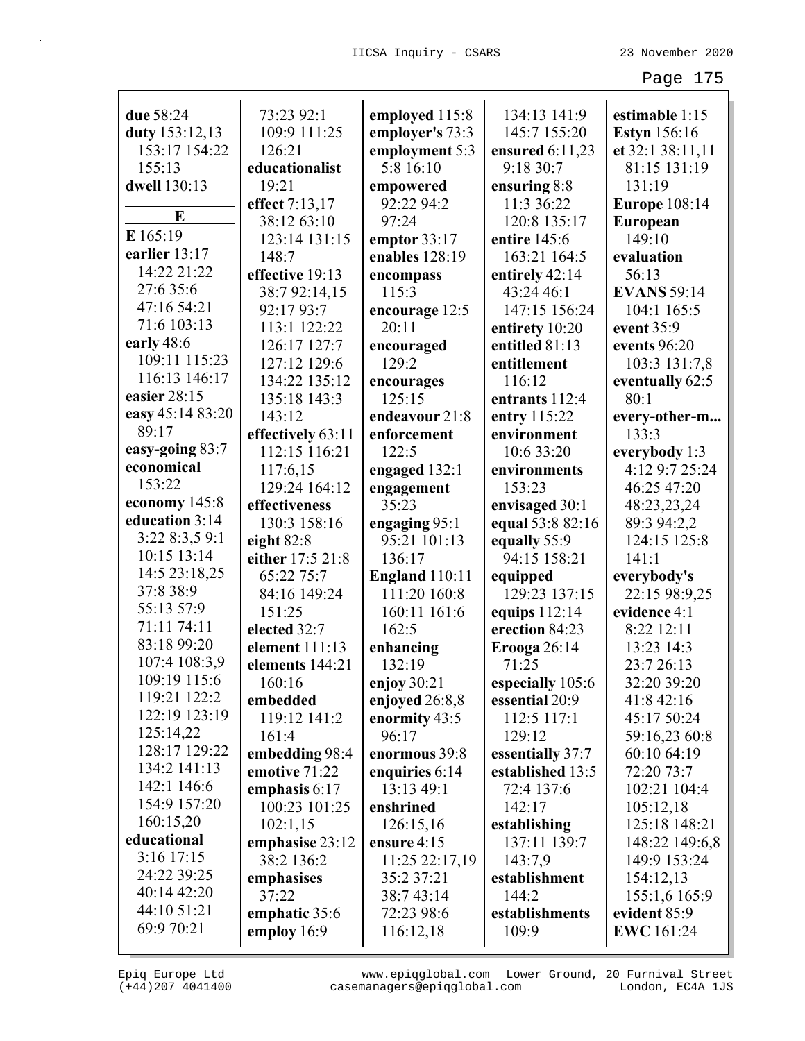**due** 58:24
**duty** 153:12,13 153:17 154:22 155:13
**dwell** 130:13

**E**

**E** 165:19
**earlier** 13:17 14:22 21:22 27:6 35:6 47:16 54:21 71:6 103:13
**early** 48:6 109:11 115:23 116:13 146:17
**easier** 28:15
**easy** 45:14 83:20 89:17
**easy-going** 83:7
**economical** 153:22
**economy** 145:8
**education** 3:14 3:22 8:3,5 9:1 10:15 13:14 14:5 23:18,25 37:8 38:9 55:13 57:9 71:11 74:11 83:18 99:20 107:4 108:3,9 109:19 115:6 119:21 122:2 122:19 123:19 125:14,22 128:17 129:22 134:2 141:13 142:1 146:6 154:9 157:20 160:15,20
**educational** 3:16 17:15 24:22 39:25 40:14 42:20 44:10 51:21 69:9 70:21 73:23 92:1 109:9 111:25 126:21
**educationalist** 19:21
**effect** 7:13,17 38:12 63:10 123:14 131:15 148:7
**effective** 19:13 38:7 92:14,15 92:17 93:7 113:1 122:22 126:17 127:7 127:12 129:6 134:22 135:12 135:18 143:3 143:12
**effectively** 63:11 112:15 116:21 117:6,15 129:24 164:12
**effectiveness** 130:3 158:16
**eight** 82:8
**either** 17:5 21:8 65:22 75:7 84:16 149:24 151:25
**elected** 32:7
**element** 111:13
**elements** 144:21 160:16
**embedded** 119:12 141:2 161:4
**embedding** 98:4
**emotive** 71:22
**emphasis** 6:17 100:23 101:25 102:1,15
**emphasise** 23:12 38:2 136:2
**emphasises** 37:22
**emphatic** 35:6
**employ** 16:9
**employed** 115:8
**employer's** 73:3
**employment** 5:3 5:8 16:10
**empowered** 92:22 94:2 97:24
**emptor** 33:17
**enables** 128:19
**encompass** 115:3
**encourage** 12:5 20:11
**encouraged** 129:2
**encourages** 125:15
**endeavour** 21:8
**enforcement** 122:5
**engaged** 132:1
**engagement** 35:23
**engaging** 95:1 95:21 101:13 136:17
**England** 110:11 111:20 160:8 160:11 161:6 162:5
**enhancing** 132:19
**enjoy** 30:21
**enjoyed** 26:8,8
**enormity** 43:5 96:17
**enormous** 39:8
**enquiries** 6:14 13:13 49:1
**enshrined** 126:15,16
**ensure** 4:15 11:25 22:17,19 35:2 37:21 38:7 43:14 72:23 98:6 116:12,18 134:13 141:9 145:7 155:20
**ensured** 6:11,23 9:18 30:7
**ensuring** 8:8 11:3 36:22 120:8 135:17
**entire** 145:6 163:21 164:5
**entirely** 42:14 43:24 46:1 147:15 156:24
**entirety** 10:20
**entitled** 81:13
**entitlement** 116:12
**entrants** 112:4
**entry** 115:22
**environment** 10:6 33:20
**environments** 153:23
**envisaged** 30:1
**equal** 53:8 82:16
**equally** 55:9 94:15 158:21
**equipped** 129:23 137:15
**equips** 112:14
**erection** 84:23
**Erooga** 26:14 71:25
**especially** 105:6
**essential** 20:9 112:5 117:1 129:12
**essentially** 37:7
**established** 13:5 72:4 137:6 142:17
**establishing** 137:11 139:7 143:7,9
**establishment** 144:2
**establishments** 109:9
**estimable** 1:15
**Estyn** 156:16
**et** 32:1 38:11,11 81:15 131:19 131:19
**Europe** 108:14
**European** 149:10
**evaluation** 56:13
**EVANS** 59:14 104:1 165:5
**event** 35:9
**events** 96:20 103:3 131:7,8
**eventually** 62:5 80:1
**every-other-m...** 133:3
**everybody** 1:3 4:12 9:7 25:24 46:25 47:20 48:23,23,24 89:3 94:2,2 124:15 125:8 141:1
**everybody's** 22:15 98:9,25
**evidence** 4:1 8:22 12:11 13:23 14:3 23:7 26:13 32:20 39:20 41:8 42:16 45:17 50:24 59:16,23 60:8 60:10 64:19 72:20 73:7 102:21 104:4 105:12,18 125:18 148:21 148:22 149:6,8 149:9 153:24 154:12,13 155:1,6 165:9
**evident** 85:9
**EWC** 161:24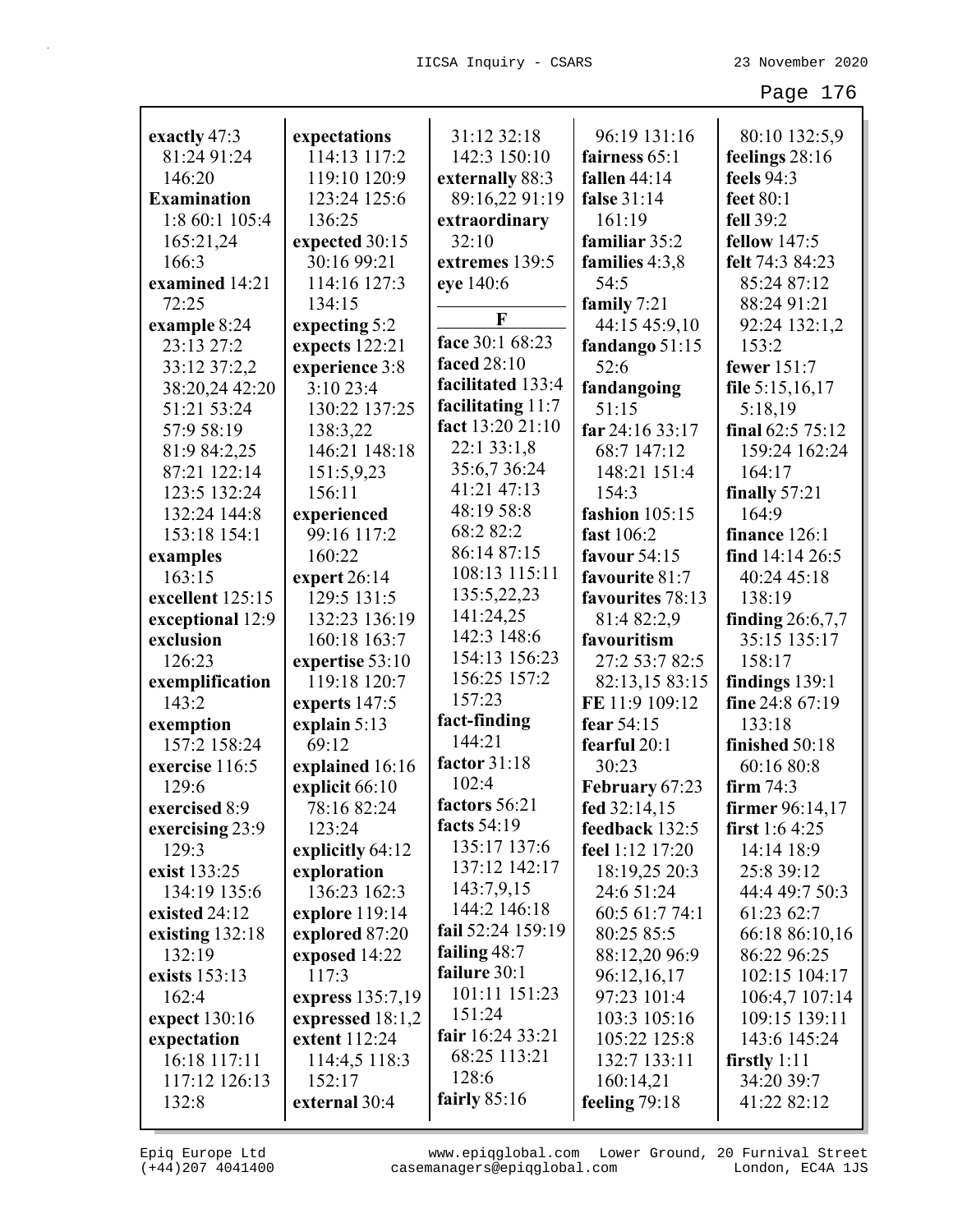**exactly** 47:3 81:24 91:24 146:20
**Examination** 1:8 60:1 105:4 165:21,24 166:3
**examined** 14:21 72:25
**example** 8:24 23:13 27:2 33:12 37:2,2 38:20,24 42:20 51:21 53:24 57:9 58:19 81:9 84:2,25 87:21 122:14 123:5 132:24 132:24 144:8 153:18 154:1
**examples** 163:15
**excellent** 125:15
**exceptional** 12:9
**exclusion** 126:23
**exemplification** 143:2
**exemption** 157:2 158:24
**exercise** 116:5 129:6
**exercised** 8:9
**exercising** 23:9 129:3
**exist** 133:25 134:19 135:6
**existed** 24:12
**existing** 132:18 132:19
**exists** 153:13 162:4
**expect** 130:16
**expectation** 16:18 117:11 117:12 126:13 132:8
**expectations** 114:13 117:2 119:10 120:9 123:24 125:6 136:25
**expected** 30:15 30:16 99:21 114:16 127:3 134:15
**expecting** 5:2
**expects** 122:21
**experience** 3:8 3:10 23:4 130:22 137:25 138:3,22 146:21 148:18 151:5,9,23 156:11
**experienced** 99:16 117:2 160:22
**expert** 26:14 129:5 131:5 132:23 136:19 160:18 163:7
**expertise** 53:10 119:18 120:7
**experts** 147:5
**explain** 5:13 69:12
**explained** 16:16
**explicit** 66:10 78:16 82:24 123:24
**explicitly** 64:12
**exploration** 136:23 162:3
**explore** 119:14
**explored** 87:20
**exposed** 14:22 117:3
**express** 135:7,19
**expressed** 18:1,2
**extent** 112:24 114:4,5 118:3 152:17
**external** 30:4 31:12 32:18 142:3 150:10
**externally** 88:3 89:16,22 91:19
**extraordinary** 32:10
**extremes** 139:5
**eye** 140:6

**F**

**face** 30:1 68:23
**faced** 28:10
**facilitated** 133:4
**facilitating** 11:7
**fact** 13:20 21:10 22:1 33:1,8 35:6,7 36:24 41:21 47:13 48:19 58:8 68:2 82:2 86:14 87:15 108:13 115:11 135:5,22,23 141:24,25 142:3 148:6 154:13 156:23 156:25 157:2 157:23
**fact-finding** 144:21
**factor** 31:18 102:4
**factors** 56:21
**facts** 54:19 135:17 137:6 137:12 142:17 143:7,9,15 144:2 146:18
**fail** 52:24 159:19
**failing** 48:7
**failure** 30:1 101:11 151:23 151:24
**fair** 16:24 33:21 68:25 113:21 128:6
**fairly** 85:16
96:19 131:16
**fairness** 65:1
**fallen** 44:14
**false** 31:14 161:19
**familiar** 35:2
**families** 4:3,8 54:5
**family** 7:21 44:15 45:9,10
**fandango** 51:15 52:6
**fandangoing** 51:15
**far** 24:16 33:17 68:7 147:12 148:21 151:4 154:3
**fashion** 105:15
**fast** 106:2
**favour** 54:15
**favourite** 81:7
**favourites** 78:13 81:4 82:2,9
**favouritism** 27:2 53:7 82:5 82:13,15 83:15
**FE** 11:9 109:12
**fear** 54:15
**fearful** 20:1 30:23
**February** 67:23
**fed** 32:14,15
**feedback** 132:5
**feel** 1:12 17:20 18:19,25 20:3 24:6 51:24 60:5 61:7 74:1 80:25 85:5 88:12,20 96:9 96:12,16,17 97:23 101:4 103:3 105:16 105:22 125:8 132:7 133:11 160:14,21
**feeling** 79:18
80:10 132:5,9
**feelings** 28:16
**feels** 94:3
**feet** 80:1
**fell** 39:2
**fellow** 147:5
**felt** 74:3 84:23 85:24 87:12 88:24 91:21 92:24 132:1,2 153:2
**fewer** 151:7
**file** 5:15,16,17 5:18,19
**final** 62:5 75:12 159:24 162:24 164:17
**finally** 57:21 164:9
**finance** 126:1
**find** 14:14 26:5 40:24 45:18 138:19
**finding** 26:6,7,7 35:15 135:17 158:17
**findings** 139:1
**fine** 24:8 67:19 133:18
**finished** 50:18 60:16 80:8
**firm** 74:3
**firmer** 96:14,17
**first** 1:6 4:25 14:14 18:9 25:8 39:12 44:4 49:7 50:3 61:23 62:7 66:18 86:10,16 86:22 96:25 102:15 104:17 106:4,7 107:14 109:15 139:11 143:6 145:24
**firstly** 1:11 34:20 39:7 41:22 82:12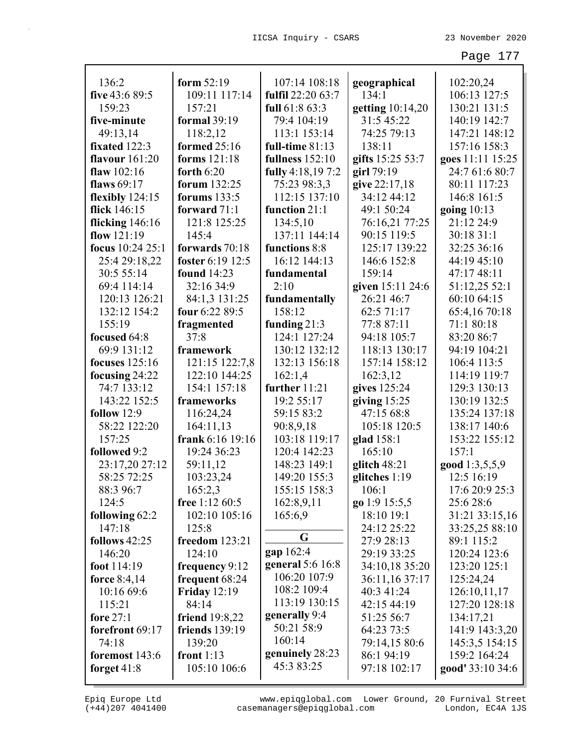136:2
**five** 43:6 89:5 159:23
**five-minute** 49:13,14
**fixated** 122:3
**flavour** 161:20
**flaw** 102:16
**flaws** 69:17
**flexibly** 124:15
**flick** 146:15
**flicking** 146:16
**flow** 121:19
**focus** 10:24 25:1 25:4 29:18,22 30:5 55:14 69:4 114:14 120:13 126:21 132:12 154:2 155:19
**focused** 64:8 69:9 131:12
**focuses** 125:16
**focusing** 24:22 74:7 133:12 143:22 152:5
**follow** 12:9 58:22 122:20 157:25
**followed** 9:2 23:17,20 27:12 58:25 72:25 88:3 96:7 124:5
**following** 62:2 147:18
**follows** 42:25 146:20
**foot** 114:19
**force** 8:4,14 10:16 69:6 115:21
**fore** 27:1
**forefront** 69:17 74:18
**foremost** 143:6
**forget** 41:8

**form** 52:19 109:11 117:14 157:21
**formal** 39:19 118:2,12
**formed** 25:16
**forms** 121:18
**forth** 6:20
**forum** 132:25
**forums** 133:5
**forward** 71:1 121:8 125:25 145:4
**forwards** 70:18
**foster** 6:19 12:5
**found** 14:23 32:16 34:9 84:1,3 131:25
**four** 6:22 89:5
**fragmented** 37:8
**framework** 121:15 122:7,8 122:10 144:25 154:1 157:18
**frameworks** 116:24,24 164:11,13
**frank** 6:16 19:16 19:24 36:23 59:11,12 103:23,24 165:2,3
**free** 1:12 60:5 102:10 105:16 125:8
**freedom** 123:21 124:10
**frequency** 9:12
**frequent** 68:24
**Friday** 12:19 84:14
**friend** 19:8,22
**friends** 139:19 139:20
**front** 1:13 105:10 106:6

107:14 108:18
**fulfil** 22:20 63:7
**full** 61:8 63:3 79:4 104:19 113:1 153:14
**full-time** 81:13
**fullness** 152:10
**fully** 4:18,19 7:2 75:23 98:3,3 112:15 137:10
**function** 21:1 134:5,10 137:11 144:14
**functions** 8:8 16:12 144:13
**fundamental** 2:10
**fundamentally** 158:12
**funding** 21:3 124:1 127:24 130:12 132:12 132:13 156:18 162:1,4
**further** 11:21 19:2 55:17 59:15 83:2 90:8,9,18 103:18 119:17 120:4 142:23 148:23 149:1 149:20 155:3 155:15 158:3 162:8,9,11 165:6,9

## G

**gap** 162:4
**general** 5:6 16:8 106:20 107:9 108:2 109:4 113:19 130:15
**generally** 9:4 50:21 58:9 160:14
**genuinely** 28:23 45:3 83:25

**geographical** 134:1
**getting** 10:14,20 31:5 45:22 74:25 79:13 138:11
**gifts** 15:25 53:7
**girl** 79:19
**give** 22:17,18 34:12 44:12 49:1 50:24 76:16,21 77:25 90:15 119:5 125:17 139:22 146:6 152:8 159:14
**given** 15:11 24:6 26:21 46:7 62:5 71:17 77:8 87:11 94:18 105:7 118:13 130:17 157:14 158:12 162:3,12
**gives** 125:24
**giving** 15:25 47:15 68:8 105:18 120:5
**glad** 158:1 165:10
**glitch** 48:21
**glitches** 1:19 106:1
**go** 1:9 15:5,5 18:10 19:1 24:12 25:22 27:9 28:13 29:19 33:25 34:10,18 35:20 36:11,16 37:17 40:3 41:24 42:15 44:19 51:25 56:7 64:23 73:5 79:14,15 80:6 86:1 94:19 97:18 102:17

102:20,24 106:13 127:5 130:21 131:5 140:19 142:7 147:21 148:12 157:16 158:3
**goes** 11:11 15:25 24:7 61:6 80:7 80:11 117:23 146:8 161:5
**going** 10:13 21:12 24:9 30:18 31:1 32:25 36:16 44:19 45:10 47:17 48:11 51:12,25 52:1 60:10 64:15 65:4,16 70:18 71:1 80:18 83:20 86:7 94:19 104:21 106:4 113:5 114:19 119:7 129:3 130:13 130:19 132:5 135:24 137:18 138:17 140:6 153:22 155:12 157:1
**good** 1:3,5,5,9 12:5 16:19 17:6 20:9 25:3 25:6 28:6 31:21 33:15,16 33:25,25 88:10 89:1 115:2 120:24 123:6 123:20 125:1 125:24,24 126:10,11,17 127:20 128:18 134:17,21 141:9 143:3,20 145:3,5 154:15 159:2 164:24
**good'** 33:10 34:6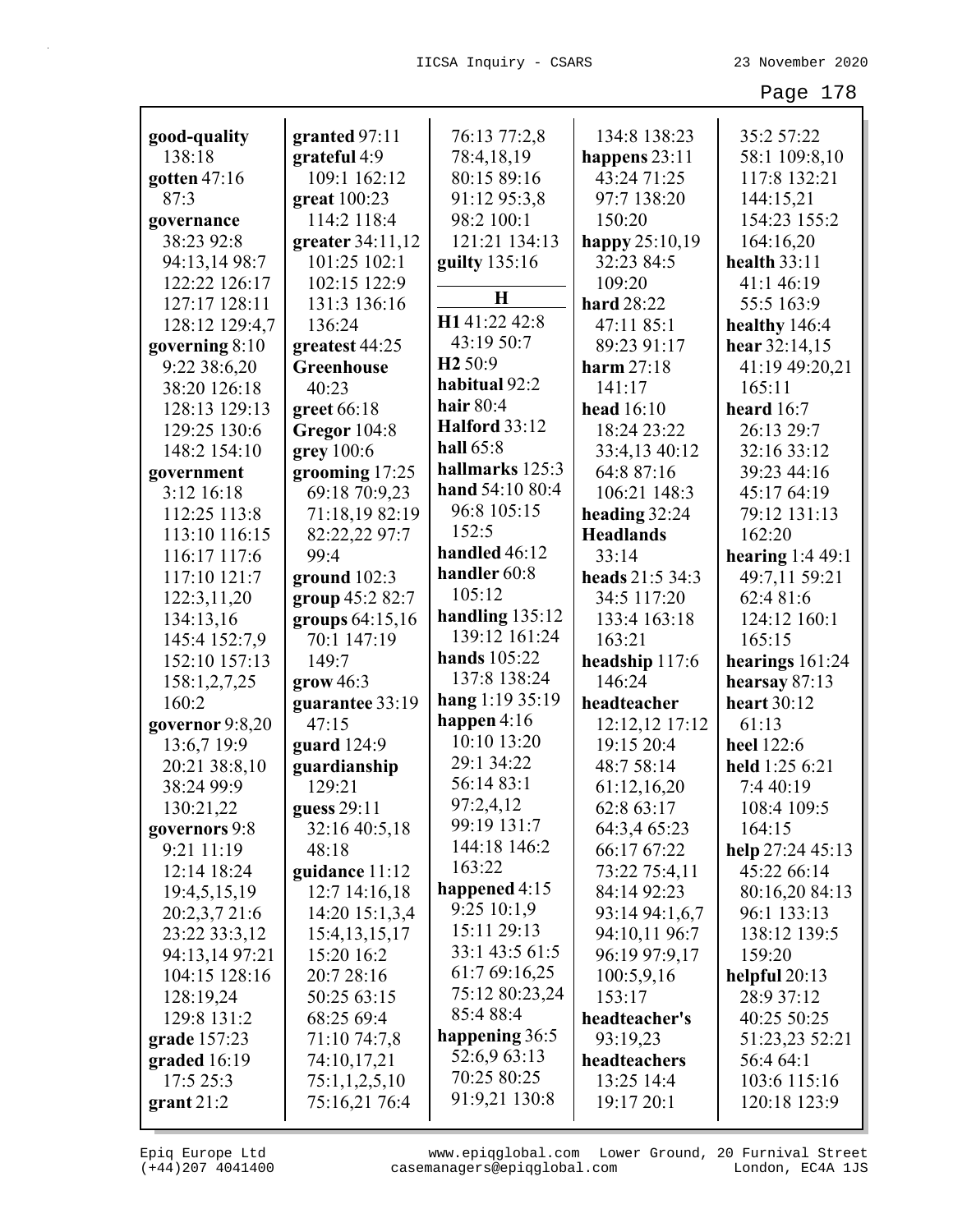**good-quality** 138:18
**gotten** 47:16 87:3
**governance** 38:23 92:8 94:13,14 98:7 122:22 126:17 127:17 128:11 128:12 129:4,7
**governing** 8:10 9:22 38:6,20 38:20 126:18 128:13 129:13 129:25 130:6 148:2 154:10
**government** 3:12 16:18 112:25 113:8 113:10 116:15 116:17 117:6 117:10 121:7 122:3,11,20 134:13,16 145:4 152:7,9 152:10 157:13 158:1,2,7,25 160:2
**governor** 9:8,20 13:6,7 19:9 20:21 38:8,10 38:24 99:9 130:21,22
**governors** 9:8 9:21 11:19 12:14 18:24 19:4,5,15,19 20:2,3,7 21:6 23:22 33:3,12 94:13,14 97:21 104:15 128:16 128:19,24 129:8 131:2
**grade** 157:23
**graded** 16:19 17:5 25:3
**grant** 21:2
**granted** 97:11
**grateful** 4:9 109:1 162:12
**great** 100:23 114:2 118:4
**greater** 34:11,12 101:25 102:1 102:15 122:9 131:3 136:16 136:24
**greatest** 44:25
**Greenhouse** 40:23
**greet** 66:18
**Gregor** 104:8
**grey** 100:6
**grooming** 17:25 69:18 70:9,23 71:18,19 82:19 82:22,22 97:7 99:4
**ground** 102:3
**group** 45:2 82:7
**groups** 64:15,16 70:1 147:19 149:7
**grow** 46:3
**guarantee** 33:19 47:15
**guard** 124:9
**guardianship** 129:21
**guess** 29:11 32:16 40:5,18 48:18
**guidance** 11:12 12:7 14:16,18 14:20 15:1,3,4 15:4,13,15,17 15:20 16:2 20:7 28:16 50:25 63:15 68:25 69:4 71:10 74:7,8 74:10,17,21 75:1,1,2,5,10 75:16,21 76:4 76:13 77:2,8 78:4,18,19 80:15 89:16 91:12 95:3,8 98:2 100:1 121:21 134:13
**guilty** 135:16

**H**

**H1** 41:22 42:8 43:19 50:7
**H2** 50:9
**habitual** 92:2
**hair** 80:4
**Halford** 33:12
**hall** 65:8
**hallmarks** 125:3
**hand** 54:10 80:4 96:8 105:15 152:5
**handled** 46:12
**handler** 60:8 105:12
**handling** 135:12 139:12 161:24
**hands** 105:22 137:8 138:24
**hang** 1:19 35:19
**happen** 4:16 10:10 13:20 29:1 34:22 56:14 83:1 97:2,4,12 99:19 131:7 144:18 146:2 163:22
**happened** 4:15 9:25 10:1,9 15:11 29:13 33:1 43:5 61:5 61:7 69:16,25 75:12 80:23,24 85:4 88:4
**happening** 36:5 52:6,9 63:13 70:25 80:25 91:9,21 130:8 134:8 138:23
**happens** 23:11 43:24 71:25 97:7 138:20 150:20
**happy** 25:10,19 32:23 84:5 109:20
**hard** 28:22 47:11 85:1 89:23 91:17
**harm** 27:18 141:17
**head** 16:10 18:24 23:22 33:4,13 40:12 64:8 87:16 106:21 148:3
**heading** 32:24
**Headlands** 33:14
**heads** 21:5 34:3 34:5 117:20 133:4 163:18 163:21
**headship** 117:6 146:24
**headteacher** 12:12,12 17:12 19:15 20:4 48:7 58:14 61:12,16,20 62:8 63:17 64:3,4 65:23 66:17 67:22 73:22 75:4,11 84:14 92:23 93:14 94:1,6,7 94:10,11 96:7 96:19 97:9,17 100:5,9,16 153:17
**headteacher's** 93:19,23
**headteachers** 13:25 14:4 19:17 20:1 35:2 57:22 58:1 109:8,10 117:8 132:21 144:15,21 154:23 155:2 164:16,20
**health** 33:11 41:1 46:19 55:5 163:9
**healthy** 146:4
**hear** 32:14,15 41:19 49:20,21 165:11
**heard** 16:7 26:13 29:7 32:16 33:12 39:23 44:16 45:17 64:19 79:12 131:13 162:20
**hearing** 1:4 49:1 49:7,11 59:21 62:4 81:6 124:12 160:1 165:15
**hearings** 161:24
**hearsay** 87:13
**heart** 30:12 61:13
**heel** 122:6
**held** 1:25 6:21 7:4 40:19 108:4 109:5 164:15
**help** 27:24 45:13 45:22 66:14 80:16,20 84:13 96:1 133:13 138:12 139:5 159:20
**helpful** 20:13 28:9 37:12 40:25 50:25 51:23,23 52:21 56:4 64:1 103:6 115:16 120:18 123:9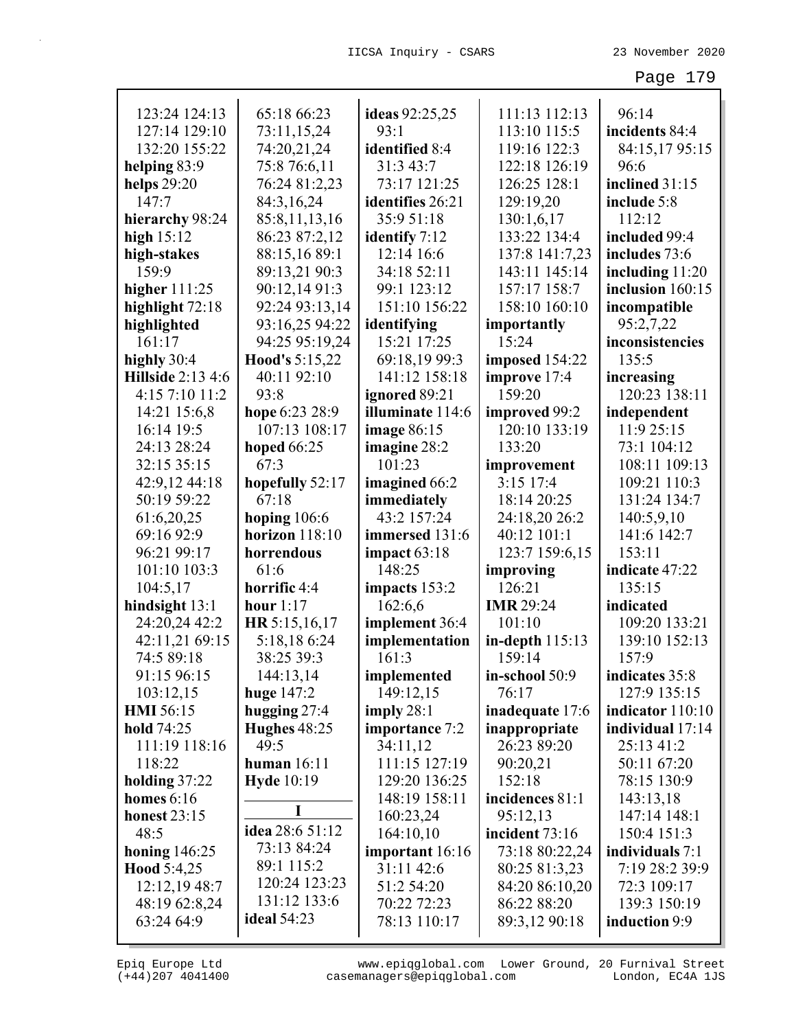123:24 124:13 127:14 129:10 132:20 155:22
**helping** 83:9
**helps** 29:20 147:7
**hierarchy** 98:24
**high** 15:12
**high-stakes** 159:9
**higher** 111:25
**highlight** 72:18
**highlighted** 161:17
**highly** 30:4
**Hillside** 2:13 4:6 4:15 7:10 11:2 14:21 15:6,8 16:14 19:5 24:13 28:24 32:15 35:15 42:9,12 44:18 50:19 59:22 61:6,20,25 69:16 92:9 96:21 99:17 101:10 103:3 104:5,17
**hindsight** 13:1 24:20,24 42:2 42:11,21 69:15 74:5 89:18 91:15 96:15 103:12,15
**HMI** 56:15
**hold** 74:25 111:19 118:16 118:22
**holding** 37:22
**homes** 6:16
**honest** 23:15 48:5
**honing** 146:25
**Hood** 5:4,25 12:12,19 48:7 48:19 62:8,24 63:24 64:9 65:18 66:23 73:11,15,24 74:20,21,24 75:8 76:6,11 76:24 81:2,23 84:3,16,24 85:8,11,13,16 86:23 87:2,12 88:15,16 89:1 89:13,21 90:3 90:12,14 91:3 92:24 93:13,14 93:16,25 94:22 94:25 95:19,24
**Hood's** 5:15,22 40:11 92:10 93:8
**hope** 6:23 28:9 107:13 108:17
**hoped** 66:25 67:3
**hopefully** 52:17 67:18
**hoping** 106:6
**horizon** 118:10
**horrendous** 61:6
**horrific** 4:4
**hour** 1:17
**HR** 5:15,16,17 5:18,18 6:24 38:25 39:3 144:13,14
**huge** 147:2
**hugging** 27:4
**Hughes** 48:25 49:5
**human** 16:11
**Hyde** 10:19

**I**

**idea** 28:6 51:12 73:13 84:24 89:1 115:2 120:24 123:23 131:12 133:6
**ideal** 54:23
**ideas** 92:25,25 93:1
**identified** 8:4 31:3 43:7 73:17 121:25
**identifies** 26:21 35:9 51:18
**identify** 7:12 12:14 16:6 34:18 52:11 99:1 123:12 151:10 156:22
**identifying** 15:21 17:25 69:18,19 99:3 141:12 158:18
**ignored** 89:21
**illuminate** 114:6
**image** 86:15
**imagine** 28:2 101:23
**imagined** 66:2
**immediately** 43:2 157:24
**immersed** 131:6
**impact** 63:18 148:25
**impacts** 153:2 162:6,6
**implement** 36:4
**implementation** 161:3
**implemented** 149:12,15
**imply** 28:1
**importance** 7:2 34:11,12 111:15 127:19 129:20 136:25 148:19 158:11 160:23,24 164:10,10
**important** 16:16 31:11 42:6 51:2 54:20 70:22 72:23 78:13 110:17 111:13 112:13 113:10 115:5 119:16 122:3 122:18 126:19 126:25 128:1 129:19,20 130:1,6,17 133:22 134:4 137:8 141:7,23 143:11 145:14 157:17 158:7 158:10 160:10
**importantly** 15:24
**imposed** 154:22
**improve** 17:4 159:20
**improved** 99:2 120:10 133:19 133:20
**improvement** 3:15 17:4 18:14 20:25 24:18,20 26:2 40:12 101:1 123:7 159:6,15
**improving** 126:21
**IMR** 29:24 101:10
**in-depth** 115:13 159:14
**in-school** 50:9 76:17
**inadequate** 17:6
**inappropriate** 26:23 89:20 90:20,21 152:18
**incidences** 81:1 95:12,13
**incident** 73:16 73:18 80:22,24 80:25 81:3,23 84:20 86:10,20 86:22 88:20 89:3,12 90:18 96:14
**incidents** 84:4 84:15,17 95:15 96:6
**inclined** 31:15
**include** 5:8 112:12
**included** 99:4
**includes** 73:6
**including** 11:20
**inclusion** 160:15
**incompatible** 95:2,7,22
**inconsistencies** 135:5
**increasing** 120:23 138:11
**independent** 11:9 25:15 73:1 104:12 108:11 109:13 109:21 110:3 131:24 134:7 140:5,9,10 141:6 142:7 153:11
**indicate** 47:22 135:15
**indicated** 109:20 133:21 139:10 152:13 157:9
**indicates** 35:8 127:9 135:15
**indicator** 110:10
**individual** 17:14 25:13 41:2 50:11 67:20 78:15 130:9 143:13,18 147:14 148:1 150:4 151:3
**individuals** 7:1 7:19 28:2 39:9 72:3 109:17 139:3 150:19
**induction** 9:9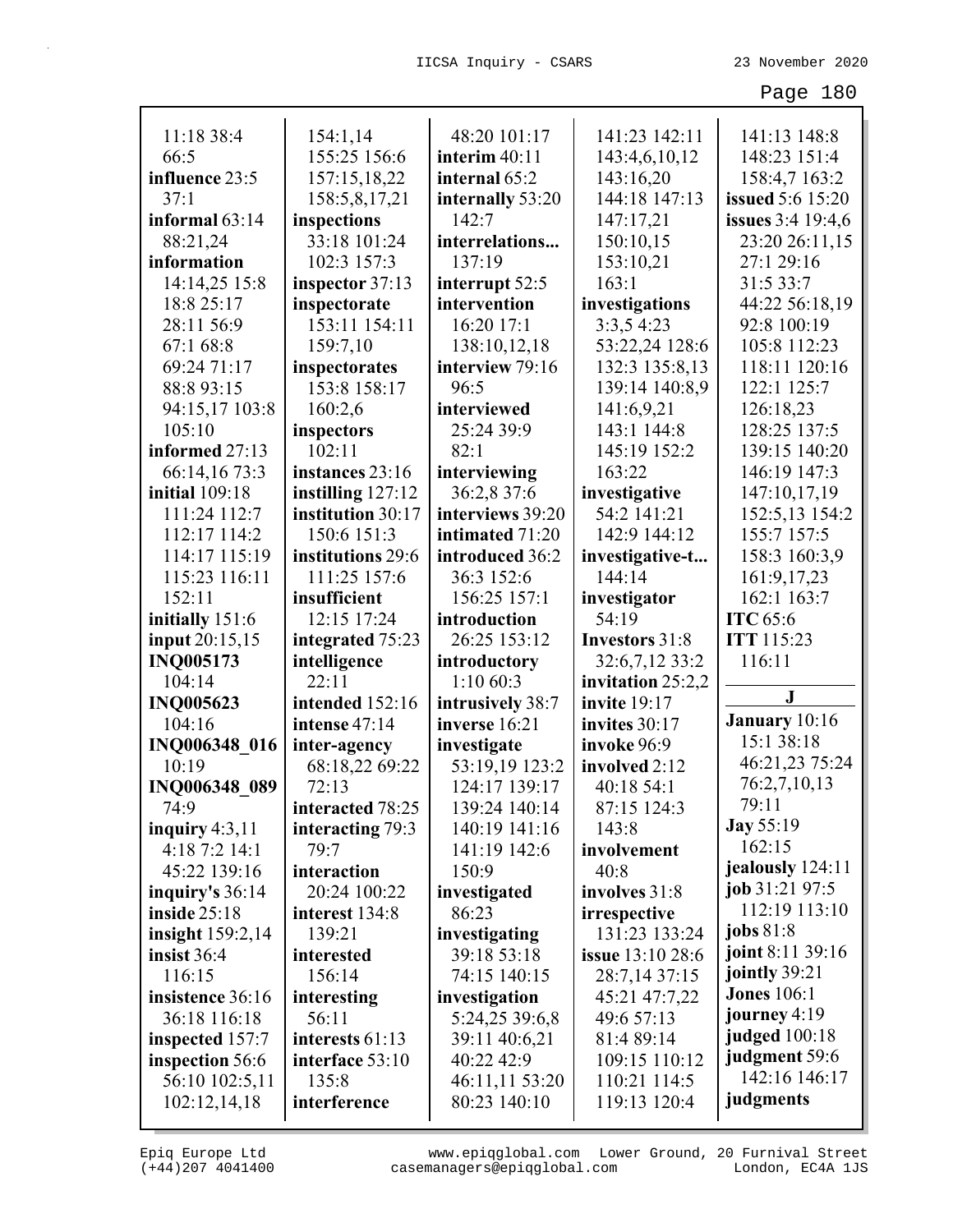11:18 38:4 66:5
**influence** 23:5 37:1
**informal** 63:14 88:21,24
**information** 14:14,25 15:8 18:8 25:17 28:11 56:9 67:1 68:8 69:24 71:17 88:8 93:15 94:15,17 103:8 105:10
**informed** 27:13 66:14,16 73:3
**initial** 109:18 111:24 112:7 112:17 114:2 114:17 115:19 115:23 116:11 152:11
**initially** 151:6
**input** 20:15,15
**INQ005173** 104:14
**INQ005623** 104:16
**INQ006348_016** 10:19
**INQ006348_089** 74:9
**inquiry** 4:3,11 4:18 7:2 14:1 45:22 139:16
**inquiry's** 36:14
**inside** 25:18
**insight** 159:2,14
**insist** 36:4 116:15
**insistence** 36:16 36:18 116:18
**inspected** 157:7
**inspection** 56:6 56:10 102:5,11 102:12,14,18 154:1,14 155:25 156:6 157:15,18,22 158:5,8,17,21
**inspections** 33:18 101:24 102:3 157:3
**inspector** 37:13
**inspectorate** 153:11 154:11 159:7,10
**inspectorates** 153:8 158:17 160:2,6
**inspectors** 102:11
**instances** 23:16
**instilling** 127:12
**institution** 30:17 150:6 151:3
**institutions** 29:6 111:25 157:6
**insufficient** 12:15 17:24
**integrated** 75:23
**intelligence** 22:11
**intended** 152:16
**intense** 47:14
**inter-agency** 68:18,22 69:22 72:13
**interacted** 78:25
**interacting** 79:3 79:7
**interaction** 20:24 100:22
**interest** 134:8 139:21
**interested** 156:14
**interesting** 56:11
**interests** 61:13
**interface** 53:10 135:8
**interference** 48:20 101:17
**interim** 40:11
**internal** 65:2
**internally** 53:20 142:7
**interrelations...** 137:19
**interrupt** 52:5
**intervention** 16:20 17:1 138:10,12,18
**interview** 79:16 96:5
**interviewed** 25:24 39:9 82:1
**interviewing** 36:2,8 37:6
**interviews** 39:20
**intimated** 71:20
**introduced** 36:2 36:3 152:6 156:25 157:1
**introduction** 26:25 153:12
**introductory** 1:10 60:3
**intrusively** 38:7
**inverse** 16:21
**investigate** 53:19,19 123:2 124:17 139:17 139:24 140:14 140:19 141:16 141:19 142:6 150:9
**investigated** 86:23
**investigating** 39:18 53:18 74:15 140:15
**investigation** 5:24,25 39:6,8 39:11 40:6,21 40:22 42:9 46:11,11 53:20 80:23 140:10 141:23 142:11 143:4,6,10,12 143:16,20 144:18 147:13 147:17,21 150:10,15 153:10,21 163:1
**investigations** 3:3,5 4:23 53:22,24 128:6 132:3 135:8,13 139:14 140:8,9 141:6,9,21 143:1 144:8 145:19 152:2 163:22
**investigative** 54:2 141:21 142:9 144:12
**investigative-t...** 144:14
**investigator** 54:19
**Investors** 31:8 32:6,7,12 33:2
**invitation** 25:2,2
**invite** 19:17
**invites** 30:17
**invoke** 96:9
**involved** 2:12 40:18 54:1 87:15 124:3 143:8
**involvement** 40:8
**involves** 31:8
**irrespective** 131:23 133:24
**issue** 13:10 28:6 28:7,14 37:15 45:21 47:7,22 49:6 57:13 81:4 89:14 109:15 110:12 110:21 114:5 119:13 120:4 141:13 148:8 148:23 151:4 158:4,7 163:2
**issued** 5:6 15:20
**issues** 3:4 19:4,6 23:20 26:11,15 27:1 29:16 31:5 33:7 44:22 56:18,19 92:8 100:19 105:8 112:23 118:11 120:16 122:1 125:7 126:18,23 128:25 137:5 139:15 140:20 146:19 147:3 147:10,17,19 152:5,13 154:2 155:7 157:5 158:3 160:3,9 161:9,17,23 162:1 163:7
**ITC** 65:6
**ITT** 115:23 116:11

## J

**January** 10:16 15:1 38:18 46:21,23 75:24 76:2,7,10,13 79:11
**Jay** 55:19 162:15
**jealously** 124:11
**job** 31:21 97:5 112:19 113:10
**jobs** 81:8
**joint** 8:11 39:16
**jointly** 39:21
**Jones** 106:1
**journey** 4:19
**judged** 100:18
**judgment** 59:6 142:16 146:17
**judgments**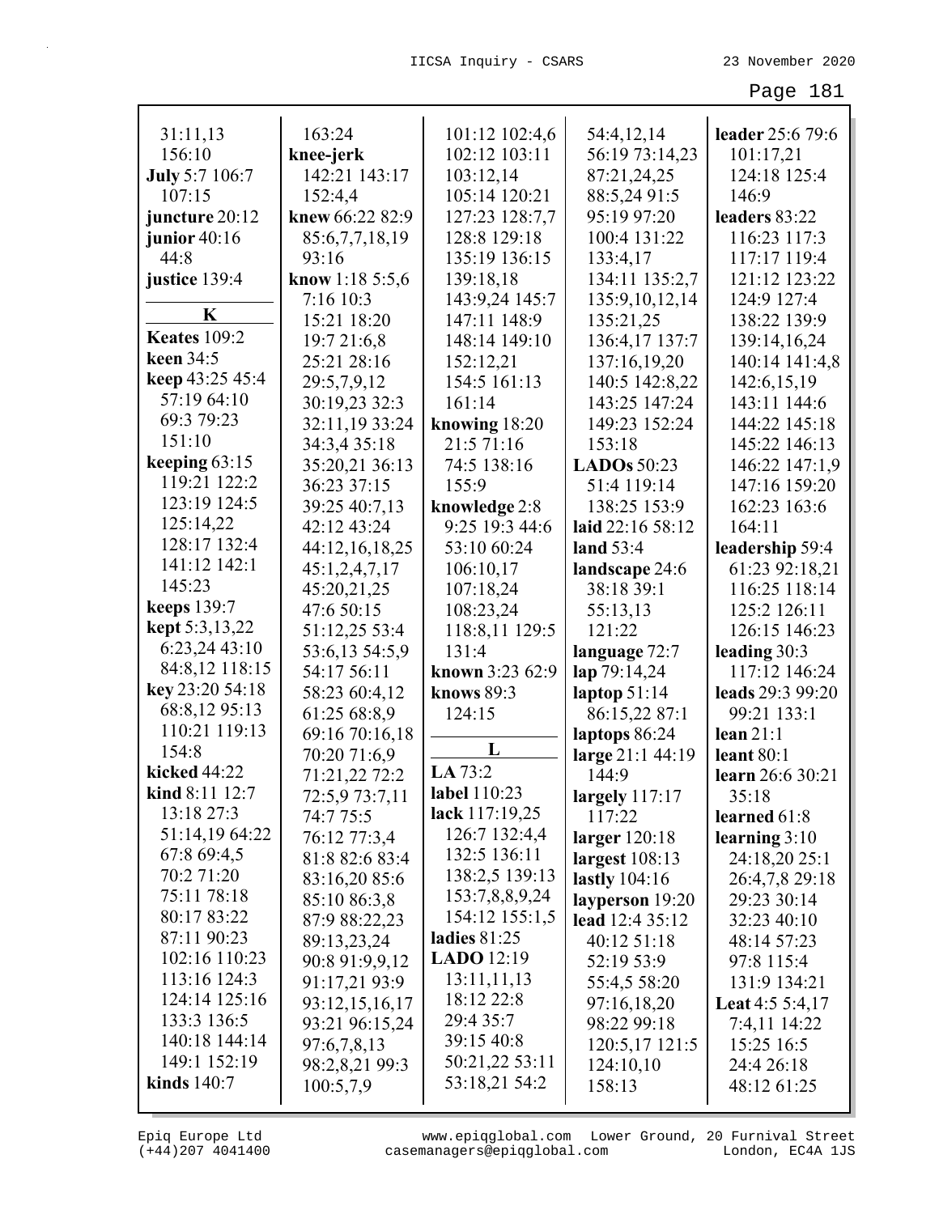31:11,13 156:10
**July** 5:7 106:7 107:15
**juncture** 20:12
**junior** 40:16 44:8
**justice** 139:4

**K**

**Keates** 109:2
**keen** 34:5
**keep** 43:25 45:4 57:19 64:10 69:3 79:23 151:10
**keeping** 63:15 119:21 122:2 123:19 124:5 125:14,22 128:17 132:4 141:12 142:1 145:23
**keeps** 139:7
**kept** 5:3,13,22 6:23,24 43:10 84:8,12 118:15
**key** 23:20 54:18 68:8,12 95:13 110:21 119:13 154:8
**kicked** 44:22
**kind** 8:11 12:7 13:18 27:3 51:14,19 64:22 67:8 69:4,5 70:2 71:20 75:11 78:18 80:17 83:22 87:11 90:23 102:16 110:23 113:16 124:3 124:14 125:16 133:3 136:5 140:18 144:14 149:1 152:19
**kinds** 140:7

163:24
**knee-jerk** 142:21 143:17 152:4,4
**knew** 66:22 82:9 85:6,7,7,18,19 93:16
**know** 1:18 5:5,6 7:16 10:3 15:21 18:20 19:7 21:6,8 25:21 28:16 29:5,7,9,12 30:19,23 32:3 32:11,19 33:24 34:3,4 35:18 35:20,21 36:13 36:23 37:15 39:25 40:7,13 42:12 43:24 44:12,16,18,25 45:1,2,4,7,17 45:20,21,25 47:6 50:15 51:12,25 53:4 53:6,13 54:5,9 54:17 56:11 58:23 60:4,12 61:25 68:8,9 69:16 70:16,18 70:20 71:6,9 71:21,22 72:2 72:5,9 73:7,11 74:7 75:5 76:12 77:3,4 81:8 82:6 83:4 83:16,20 85:6 85:10 86:3,8 87:9 88:22,23 89:13,23,24 90:8 91:9,9,12 91:17,21 93:9 93:12,15,16,17 93:21 96:15,24 97:6,7,8,13 98:2,8,21 99:3 100:5,7,9

101:12 102:4,6 102:12 103:11 103:12,14 105:14 120:21 127:23 128:7,7 128:8 129:18 135:19 136:15 139:18,18 143:9,24 145:7 147:11 148:9 148:14 149:10 152:12,21 154:5 161:13 161:14
**knowing** 18:20 21:5 71:16 74:5 138:16 155:9
**knowledge** 2:8 9:25 19:3 44:6 53:10 60:24 106:10,17 107:18,24 108:23,24 118:8,11 129:5 131:4
**known** 3:23 62:9
**knows** 89:3 124:15

**L**

**LA** 73:2
**label** 110:23
**lack** 117:19,25 126:7 132:4,4 132:5 136:11 138:2,5 139:13 153:7,8,8,9,24 154:12 155:1,5
**ladies** 81:25
**LADO** 12:19 13:11,11,13 18:12 22:8 29:4 35:7 39:15 40:8 50:21,22 53:11 53:18,21 54:2

54:4,12,14 56:19 73:14,23 87:21,24,25 88:5,24 91:5 95:19 97:20 100:4 131:22 133:4,17 134:11 135:2,7 135:9,10,12,14 135:21,25 136:4,17 137:7 137:16,19,20 140:5 142:8,22 143:25 147:24 149:23 152:24 153:18
**LADOs** 50:23 51:4 119:14 138:25 153:9
**laid** 22:16 58:12
**land** 53:4
**landscape** 24:6 38:18 39:1 55:13,13 121:22
**language** 72:7
**lap** 79:14,24
**laptop** 51:14 86:15,22 87:1
**laptops** 86:24
**large** 21:1 44:19 144:9
**largely** 117:17 117:22
**larger** 120:18
**largest** 108:13
**lastly** 104:16
**layperson** 19:20
**lead** 12:4 35:12 40:12 51:18 52:19 53:9 55:4,5 58:20 97:16,18,20 98:22 99:18 120:5,17 121:5 124:10,10 158:13

**leader** 25:6 79:6 101:17,21 124:18 125:4 146:9
**leaders** 83:22 116:23 117:3 117:17 119:4 121:12 123:22 124:9 127:4 138:22 139:9 139:14,16,24 140:14 141:4,8 142:6,15,19 143:11 144:6 144:22 145:18 145:22 146:13 146:22 147:1,9 147:16 159:20 162:23 163:6 164:11
**leadership** 59:4 61:23 92:18,21 116:25 118:14 125:2 126:11 126:15 146:23
**leading** 30:3 117:12 146:24
**leads** 29:3 99:20 99:21 133:1
**lean** 21:1
**leant** 80:1
**learn** 26:6 30:21 35:18
**learned** 61:8
**learning** 3:10 24:18,20 25:1 26:4,7,8 29:18 29:23 30:14 32:23 40:10 48:14 57:23 97:8 115:4 131:9 134:21
**Leat** 4:5 5:4,17 7:4,11 14:22 15:25 16:5 24:4 26:18 48:12 61:25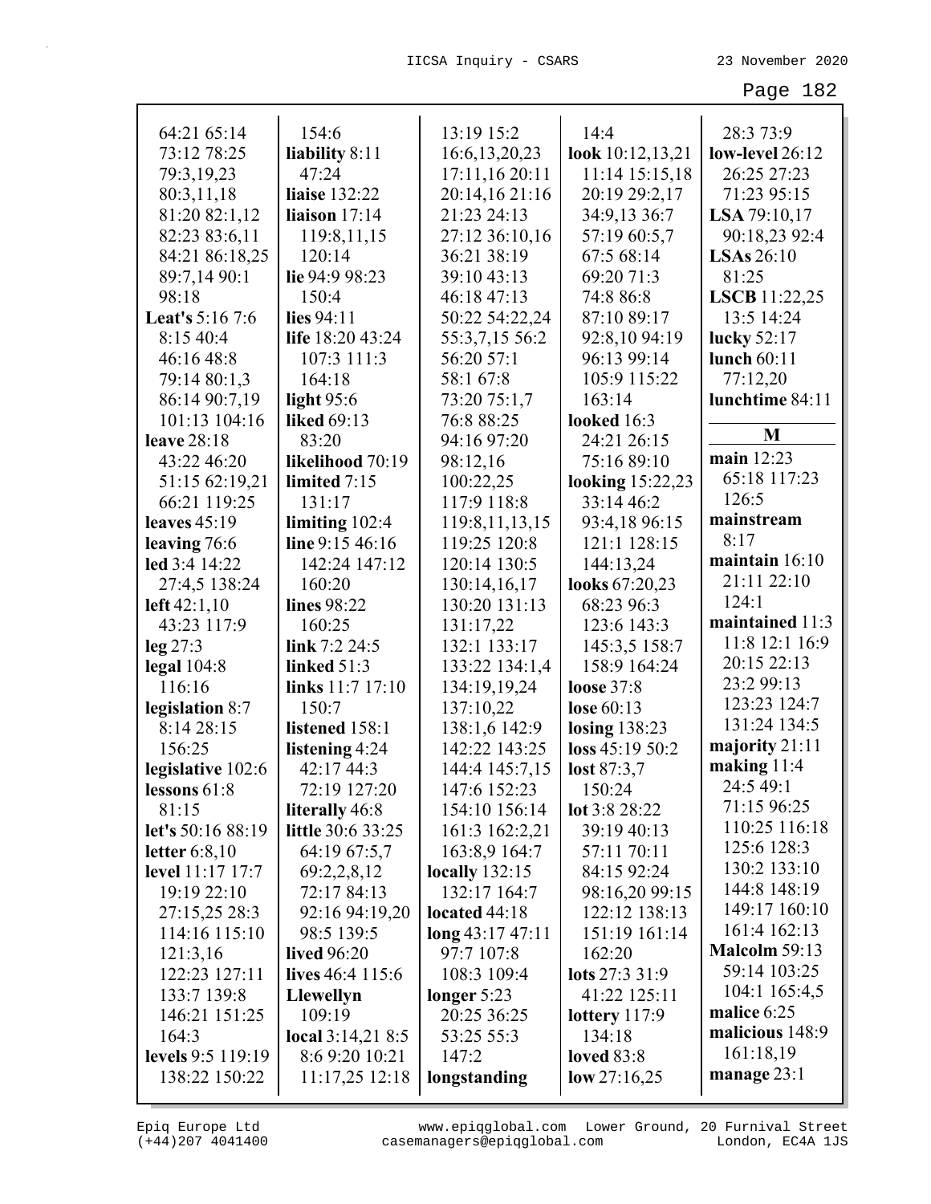64:21 65:14
73:12 78:25
79:3,19,23
80:3,11,18
81:20 82:1,12
82:23 83:6,11
84:21 86:18,25
89:7,14 90:1
98:18
**Leat's** 5:16 7:6
8:15 40:4
46:16 48:8
79:14 80:1,3
86:14 90:7,19
101:13 104:16
**leave** 28:18
43:22 46:20
51:15 62:19,21
66:21 119:25
**leaves** 45:19
**leaving** 76:6
**led** 3:4 14:22
27:4,5 138:24
**left** 42:1,10
43:23 117:9
**leg** 27:3
**legal** 104:8
116:16
**legislation** 8:7
8:14 28:15
156:25
**legislative** 102:6
**lessons** 61:8
81:15
**let's** 50:16 88:19
**letter** 6:8,10
**level** 11:17 17:7
19:19 22:10
27:15,25 28:3
114:16 115:10
121:3,16
122:23 127:11
133:7 139:8
146:21 151:25
164:3
**levels** 9:5 119:19
138:22 150:22

154:6
**liability** 8:11
47:24
**liaise** 132:22
**liaison** 17:14
119:8,11,15
120:14
**lie** 94:9 98:23
150:4
**lies** 94:11
**life** 18:20 43:24
107:3 111:3
164:18
**light** 95:6
**liked** 69:13
83:20
**likelihood** 70:19
**limited** 7:15
131:17
**limiting** 102:4
**line** 9:15 46:16
142:24 147:12
160:20
**lines** 98:22
160:25
**link** 7:2 24:5
**linked** 51:3
**links** 11:7 17:10
150:7
**listened** 158:1
**listening** 4:24
42:17 44:3
72:19 127:20
**literally** 46:8
**little** 30:6 33:25
64:19 67:5,7
69:2,2,8,12
72:17 84:13
92:16 94:19,20
98:5 139:5
**lived** 96:20
**lives** 46:4 115:6
**Llewellyn**
109:19
**local** 3:14,21 8:5
8:6 9:20 10:21
11:17,25 12:18

13:19 15:2
16:6,13,20,23
17:11,16 20:11
20:14,16 21:16
21:23 24:13
27:12 36:10,16
36:21 38:19
39:10 43:13
46:18 47:13
50:22 54:22,24
55:3,7,15 56:2
56:20 57:1
58:1 67:8
73:20 75:1,7
76:8 88:25
94:16 97:20
98:12,16
100:22,25
117:9 118:8
119:8,11,13,15
119:25 120:8
120:14 130:5
130:14,16,17
130:20 131:13
131:17,22
132:1 133:17
133:22 134:1,4
134:19,19,24
137:10,22
138:1,6 142:9
142:22 143:25
144:4 145:7,15
147:6 152:23
154:10 156:14
161:3 162:2,21
163:8,9 164:7
**locally** 132:15
132:17 164:7
**located** 44:18
**long** 43:17 47:11
97:7 107:8
108:3 109:4
**longer** 5:23
20:25 36:25
53:25 55:3
147:2
**longstanding**

14:4
**look** 10:12,13,21
11:14 15:15,18
20:19 29:2,17
34:9,13 36:7
57:19 60:5,7
67:5 68:14
69:20 71:3
74:8 86:8
87:10 89:17
92:8,10 94:19
96:13 99:14
105:9 115:22
163:14
**looked** 16:3
24:21 26:15
75:16 89:10
**looking** 15:22,23
33:14 46:2
93:4,18 96:15
121:1 128:15
144:13,24
**looks** 67:20,23
68:23 96:3
123:6 143:3
145:3,5 158:7
158:9 164:24
**loose** 37:8
**lose** 60:13
**losing** 138:23
**loss** 45:19 50:2
**lost** 87:3,7
150:24
**lot** 3:8 28:22
39:19 40:13
57:11 70:11
84:15 92:24
98:16,20 99:15
122:12 138:13
151:19 161:14
162:20
**lots** 27:3 31:9
41:22 125:11
**lottery** 117:9
134:18
**loved** 83:8
**low** 27:16,25

28:3 73:9
**low-level** 26:12
26:25 27:23
71:23 95:15
**LSA** 79:10,17
90:18,23 92:4
**LSAs** 26:10
81:25
**LSCB** 11:22,25
13:5 14:24
**lucky** 52:17
**lunch** 60:11
77:12,20
**lunchtime** 84:11

## M

**main** 12:23
65:18 117:23
126:5
**mainstream**
8:17
**maintain** 16:10
21:11 22:10
124:1
**maintained** 11:3
11:8 12:1 16:9
20:15 22:13
23:2 99:13
123:23 124:7
131:24 134:5
**majority** 21:11
**making** 11:4
24:5 49:1
71:15 96:25
110:25 116:18
125:6 128:3
130:2 133:10
144:8 148:19
149:17 160:10
161:4 162:13
**Malcolm** 59:13
59:14 103:25
104:1 165:4,5
**malice** 6:25
**malicious** 148:9
161:18,19
**manage** 23:1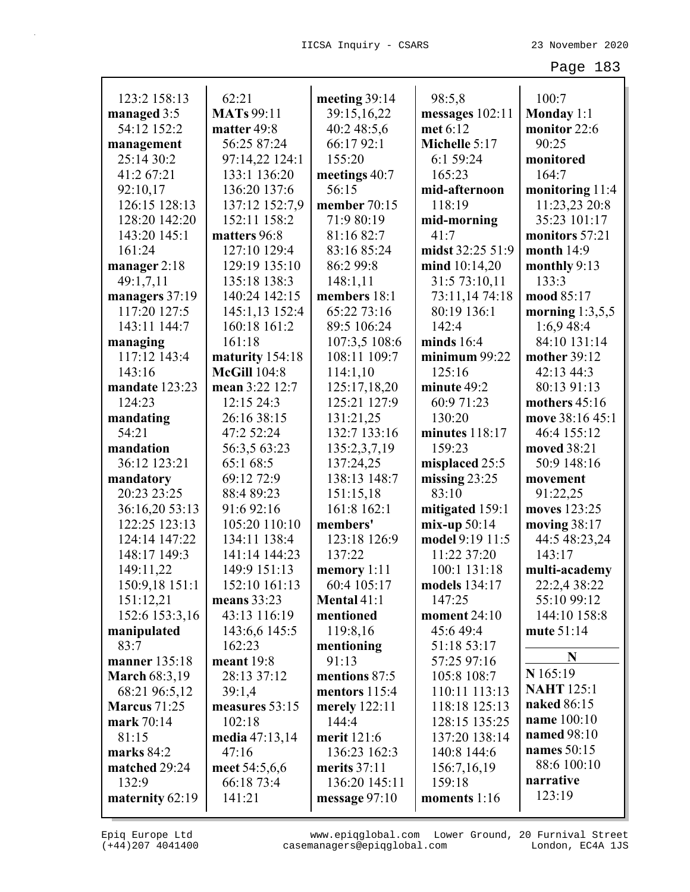123:2 158:13
**managed** 3:5
54:12 152:2
**management**
25:14 30:2
41:2 67:21
92:10,17
126:15 128:13
128:20 142:20
143:20 145:1
161:24
**manager** 2:18
49:1,7,11
**managers** 37:19
117:20 127:5
143:11 144:7
**managing**
117:12 143:4
143:16
**mandate** 123:23
124:23
**mandating**
54:21
**mandation**
36:12 123:21
**mandatory**
20:23 23:25
36:16,20 53:13
122:25 123:13
124:14 147:22
148:17 149:3
149:11,22
150:9,18 151:1
151:12,21
152:6 153:3,16
**manipulated**
83:7
**manner** 135:18
**March** 68:3,19
68:21 96:5,12
**Marcus** 71:25
**mark** 70:14
81:15
**marks** 84:2
**matched** 29:24
132:9
**maternity** 62:19

62:21
**MATs** 99:11
**matter** 49:8
56:25 87:24
97:14,22 124:1
133:1 136:20
136:20 137:6
137:12 152:7,9
152:11 158:2
**matters** 96:8
127:10 129:4
129:19 135:10
135:18 138:3
140:24 142:15
145:1,13 152:4
160:18 161:2
161:18
**maturity** 154:18
**McGill** 104:8
**mean** 3:22 12:7
12:15 24:3
26:16 38:15
47:2 52:24
56:3,5 63:23
65:1 68:5
69:12 72:9
88:4 89:23
91:6 92:16
105:20 110:10
134:11 138:4
141:14 144:23
149:9 151:13
152:10 161:13
**means** 33:23
43:13 116:19
143:6,6 145:5
162:23
**meant** 19:8
28:13 37:12
39:1,4
**measures** 53:15
102:18
**media** 47:13,14
47:16
**meet** 54:5,6,6
66:18 73:4
141:21

**meeting** 39:14
39:15,16,22
40:2 48:5,6
66:17 92:1
155:20
**meetings** 40:7
56:15
**member** 70:15
71:9 80:19
81:16 82:7
83:16 85:24
86:2 99:8
148:1,11
**members** 18:1
65:22 73:16
89:5 106:24
107:3,5 108:6
108:11 109:7
114:1,10
125:17,18,20
125:21 127:9
131:21,25
132:7 133:16
135:2,3,7,19
137:24,25
138:13 148:7
151:15,18
161:8 162:1
**members'**
123:18 126:9
137:22
**memory** 1:11
60:4 105:17
**Mental** 41:1
**mentioned**
119:8,16
**mentioning**
91:13
**mentions** 87:5
**mentors** 115:4
**merely** 122:11
144:4
**merit** 121:6
136:23 162:3
**merits** 37:11
136:20 145:11
**message** 97:10

98:5,8
**messages** 102:11
**met** 6:12
**Michelle** 5:17
6:1 59:24
165:23
**mid-afternoon**
118:19
**mid-morning**
41:7
**midst** 32:25 51:9
**mind** 10:14,20
31:5 73:10,11
73:11,14 74:18
80:19 136:1
142:4
**minds** 16:4
**minimum** 99:22
125:16
**minute** 49:2
60:9 71:23
130:20
**minutes** 118:17
159:23
**misplaced** 25:5
**missing** 23:25
83:10
**mitigated** 159:1
**mix-up** 50:14
**model** 9:19 11:5
11:22 37:20
100:1 131:18
**models** 134:17
147:25
**moment** 24:10
45:6 49:4
51:18 53:17
57:25 97:16
105:8 108:7
110:11 113:13
118:18 125:13
128:15 135:25
137:20 138:14
140:8 144:6
156:7,16,19
159:18
**moments** 1:16

100:7
**Monday** 1:1
**monitor** 22:6
90:25
**monitored**
164:7
**monitoring** 11:4
11:23,23 20:8
35:23 101:17
**monitors** 57:21
**month** 14:9
**monthly** 9:13
133:3
**mood** 85:17
**morning** 1:3,5,5
1:6,9 48:4
84:10 131:14
**mother** 39:12
42:13 44:3
80:13 91:13
**mothers** 45:16
**move** 38:16 45:1
46:4 155:12
**moved** 38:21
50:9 148:16
**movement**
91:22,25
**moves** 123:25
**moving** 38:17
44:5 48:23,24
143:17
**multi-academy**
22:2,4 38:22
55:10 99:12
144:10 158:8
**mute** 51:14

**N**

**N** 165:19
**NAHT** 125:1
**naked** 86:15
**name** 100:10
**named** 98:10
**names** 50:15
88:6 100:10
**narrative**
123:19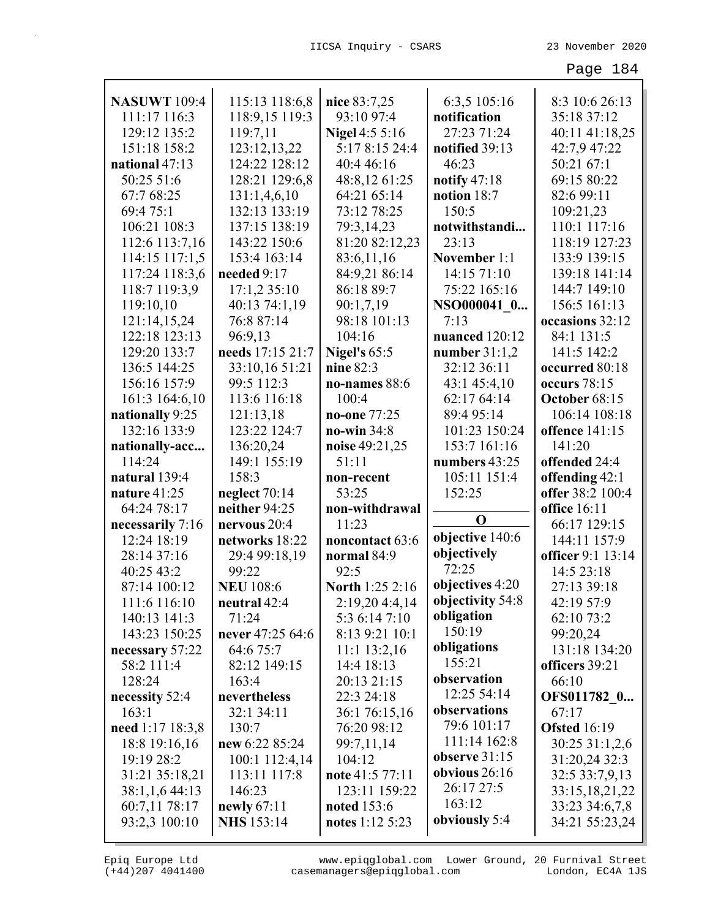**NASUWT** 109:4 111:17 116:3 129:12 135:2 151:18 158:2
**national** 47:13 50:25 51:6 67:7 68:25 69:4 75:1 106:21 108:3 112:6 113:7,16 114:15 117:1,5 117:24 118:3,6 118:7 119:3,9 119:10,10 121:14,15,24 122:18 123:13 129:20 133:7 136:5 144:25 156:16 157:9 161:3 164:6,10
**nationally** 9:25 132:16 133:9
**nationally-acc...** 114:24
**natural** 139:4
**nature** 41:25 64:24 78:17
**necessarily** 7:16 12:24 18:19 28:14 37:16 40:25 43:2 87:14 100:12 111:6 116:10 140:13 141:3 143:23 150:25
**necessary** 57:22 58:2 111:4 128:24
**necessity** 52:4 163:1
**need** 1:17 18:3,8 18:8 19:16,16 19:19 28:2 31:21 35:18,21 38:1,1,6 44:13 60:7,11 78:17 93:2,3 100:10 115:13 118:6,8 118:9,15 119:3 119:7,11 123:12,13,22 124:22 128:12 128:21 129:6,8 131:1,4,6,10 132:13 133:19 137:15 138:19 143:22 150:6 153:4 163:14
**needed** 9:17 17:1,2 35:10 40:13 74:1,19 76:8 87:14 96:9,13
**needs** 17:15 21:7 33:10,16 51:21 99:5 112:3 113:6 116:18 121:13,18 123:22 124:7 136:20,24 149:1 155:19 158:3
**neglect** 70:14
**neither** 94:25
**nervous** 20:4
**networks** 18:22 29:4 99:18,19 99:22
**NEU** 108:6
**neutral** 42:4 71:24
**never** 47:25 64:6 64:6 75:7 82:12 149:15 163:4
**nevertheless** 32:1 34:11 130:7
**new** 6:22 85:24 100:1 112:4,14 113:11 117:8 146:23
**newly** 67:11
**NHS** 153:14
**nice** 83:7,25 93:10 97:4
**Nigel** 4:5 5:16 5:17 8:15 24:4 40:4 46:16 48:8,12 61:25 64:21 65:14 73:12 78:25 79:3,14,23 81:20 82:12,23 83:6,11,16 84:9,21 86:14 86:18 89:7 90:1,7,19 98:18 101:13 104:16
**Nigel's** 65:5
**nine** 82:3
**no-names** 88:6 100:4
**no-one** 77:25
**no-win** 34:8
**noise** 49:21,25 51:11
**non-recent** 53:25
**non-withdrawal** 11:23
**noncontact** 63:6
**normal** 84:9 92:5
**North** 1:25 2:16 2:19,20 4:4,14 5:3 6:14 7:10 8:13 9:21 10:1 11:1 13:2,16 14:4 18:13 20:13 21:15 22:3 24:18 36:1 76:15,16 76:20 98:12 99:7,11,14 104:12
**note** 41:5 77:11 123:11 159:22
**noted** 153:6
**notes** 1:12 5:23 6:3,5 105:16
**notification** 27:23 71:24
**notified** 39:13 46:23
**notify** 47:18
**notion** 18:7 150:5
**notwithstandi...** 23:13
**November** 1:1 14:15 71:10 75:22 165:16
**NSO000041_0...** 7:13
**nuanced** 120:12
**number** 31:1,2 32:12 36:11 43:1 45:4,10 62:17 64:14 89:4 95:14 101:23 150:24 153:7 161:16
**numbers** 43:25 105:11 151:4 152:25

**O**

**objective** 140:6
**objectively** 72:25
**objectives** 4:20
**objectivity** 54:8
**obligation** 150:19
**obligations** 155:21
**observation** 12:25 54:14
**observations** 79:6 101:17 111:14 162:8
**observe** 31:15
**obvious** 26:16 26:17 27:5 163:12
**obviously** 5:4 8:3 10:6 26:13 35:18 37:12 40:11 41:18,25 42:7,9 47:22 50:21 67:1 69:15 80:22 82:6 99:11 109:21,23 110:1 117:16 118:19 127:23 133:9 139:15 139:18 141:14 144:7 149:10 156:5 161:13
**occasions** 32:12 84:1 131:5 141:5 142:2
**occurred** 80:18
**occurs** 78:15
**October** 68:15 106:14 108:18
**offence** 141:15 141:20
**offended** 24:4
**offending** 42:1
**offer** 38:2 100:4
**office** 16:11 66:17 129:15 144:11 157:9
**officer** 9:1 13:14 14:5 23:18 27:13 39:18 42:19 57:9 62:10 73:2 99:20,24 131:18 134:20
**officers** 39:21 66:10
**OFS011782_0...** 67:17
**Ofsted** 16:19 30:25 31:1,2,6 31:20,24 32:3 32:5 33:7,9,13 33:15,18,21,22 33:23 34:6,7,8 34:21 55:23,24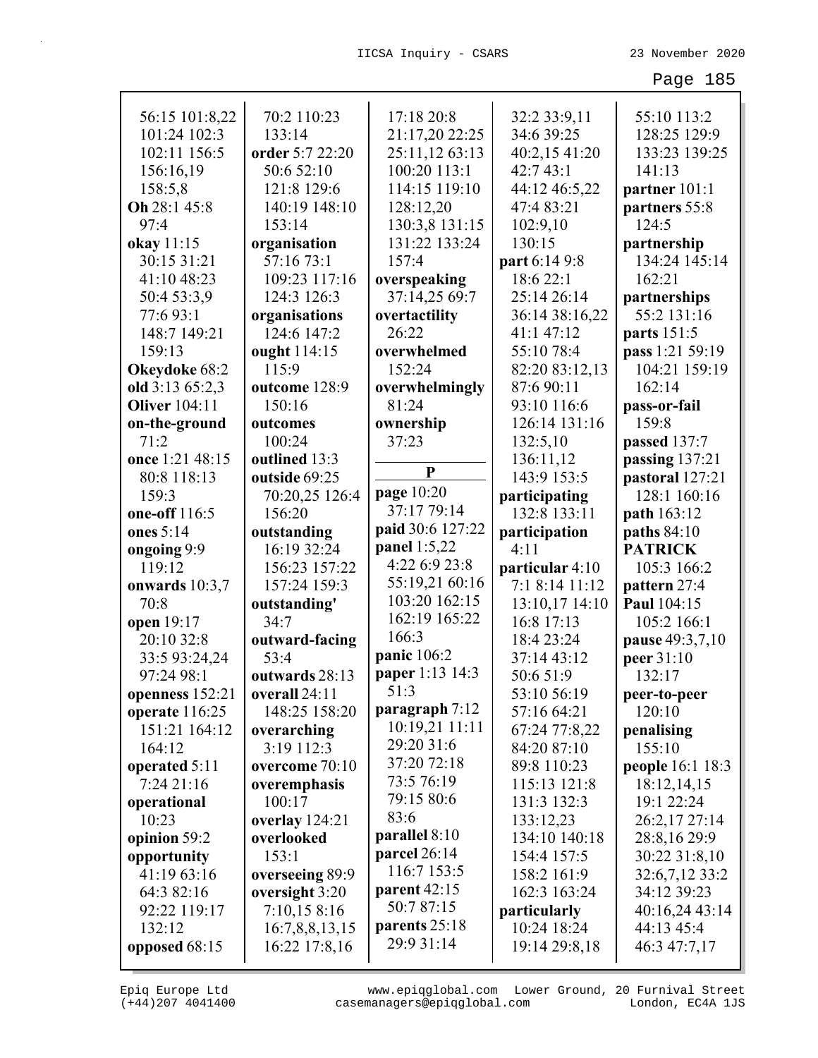56:15 101:8,22
101:24 102:3
102:11 156:5
156:16,19
158:5,8

**Oh** 28:1 45:8
97:4

**okay** 11:15
30:15 31:21
41:10 48:23
50:4 53:3,9
77:6 93:1
148:7 149:21
159:13

**Okeydoke** 68:2

**old** 3:13 65:2,3

**Oliver** 104:11

**on-the-ground**
71:2

**once** 1:21 48:15
80:8 118:13
159:3

**one-off** 116:5

**ones** 5:14

**ongoing** 9:9
119:12

**onwards** 10:3,7
70:8

**open** 19:17
20:10 32:8
33:5 93:24,24
97:24 98:1

**openness** 152:21

**operate** 116:25
151:21 164:12
164:12

**operated** 5:11
7:24 21:16

**operational**
10:23

**opinion** 59:2

**opportunity**
41:19 63:16
64:3 82:16
92:22 119:17
132:12

**opposed** 68:15

70:2 110:23
133:14

**order** 5:7 22:20
50:6 52:10
121:8 129:6
140:19 148:10
153:14

**organisation**
57:16 73:1
109:23 117:16
124:3 126:3

**organisations**
124:6 147:2

**ought** 114:15
115:9

**outcome** 128:9
150:16

**outcomes**
100:24

**outlined** 13:3

**outside** 69:25
70:20,25 126:4
156:20

**outstanding**
16:19 32:24
156:23 157:22
157:24 159:3

**outstanding'**
34:7

**outward-facing**
53:4

**outwards** 28:13

**overall** 24:11
148:25 158:20

**overarching**
3:19 112:3

**overcome** 70:10

**overemphasis**
100:17

**overlay** 124:21

**overlooked**
153:1

**overseeing** 89:9

**oversight** 3:20
7:10,15 8:16
16:7,8,8,13,15
16:22 17:8,16

17:18 20:8
21:17,20 22:25
25:11,12 63:13
100:20 113:1
114:15 119:10
128:12,20
130:3,8 131:15
131:22 133:24
157:4

**overspeaking**
37:14,25 69:7

**overtactility**
26:22

**overwhelmed**
152:24

**overwhelmingly**
81:24

**ownership**
37:23

**P**

**page** 10:20
37:17 79:14

**paid** 30:6 127:22

**panel** 1:5,22
4:22 6:9 23:8
55:19,21 60:16
103:20 162:15
162:19 165:22
166:3

**panic** 106:2

**paper** 1:13 14:3
51:3

**paragraph** 7:12
10:19,21 11:11
29:20 31:6
37:20 72:18
73:5 76:19
79:15 80:6
83:6

**parallel** 8:10

**parcel** 26:14
116:7 153:5

**parent** 42:15
50:7 87:15

**parents** 25:18
29:9 31:14

32:2 33:9,11
34:6 39:25
40:2,15 41:20
42:7 43:1
44:12 46:5,22
47:4 83:21
102:9,10
130:15

**part** 6:14 9:8
18:6 22:1
25:14 26:14
36:14 38:16,22
41:1 47:12
55:10 78:4
82:20 83:12,13
87:6 90:11
93:10 116:6
126:14 131:16
132:5,10
136:11,12
143:9 153:5

**participating**
132:8 133:11

**participation**
4:11

**particular** 4:10
7:1 8:14 11:12
13:10,17 14:10
16:8 17:13
18:4 23:24
37:14 43:12
50:6 51:9
53:10 56:19
57:16 64:21
67:24 77:8,22
84:20 87:10
89:8 110:23
115:13 121:8
131:3 132:3
133:12,23
134:10 140:18
154:4 157:5
158:2 161:9
162:3 163:24

**particularly**
10:24 18:24
19:14 29:8,18

55:10 113:2
128:25 129:9
133:23 139:25
141:13

**partner** 101:1

**partners** 55:8
124:5

**partnership**
134:24 145:14
162:21

**partnerships**
55:2 131:16

**parts** 151:5

**pass** 1:21 59:19
104:21 159:19
162:14

**pass-or-fail**
159:8

**passed** 137:7

**passing** 137:21

**pastoral** 127:21
128:1 160:16

**path** 163:12

**paths** 84:10

**PATRICK**
105:3 166:2

**pattern** 27:4

**Paul** 104:15
105:2 166:1

**pause** 49:3,7,10

**peer** 31:10
132:17

**peer-to-peer**
120:10

**penalising**
155:10

**people** 16:1 18:3
18:12,14,15
19:1 22:24
26:2,17 27:14
28:8,16 29:9
30:22 31:8,10
32:6,7,12 33:2
34:12 39:23
40:16,24 43:14
44:13 45:4
46:3 47:7,17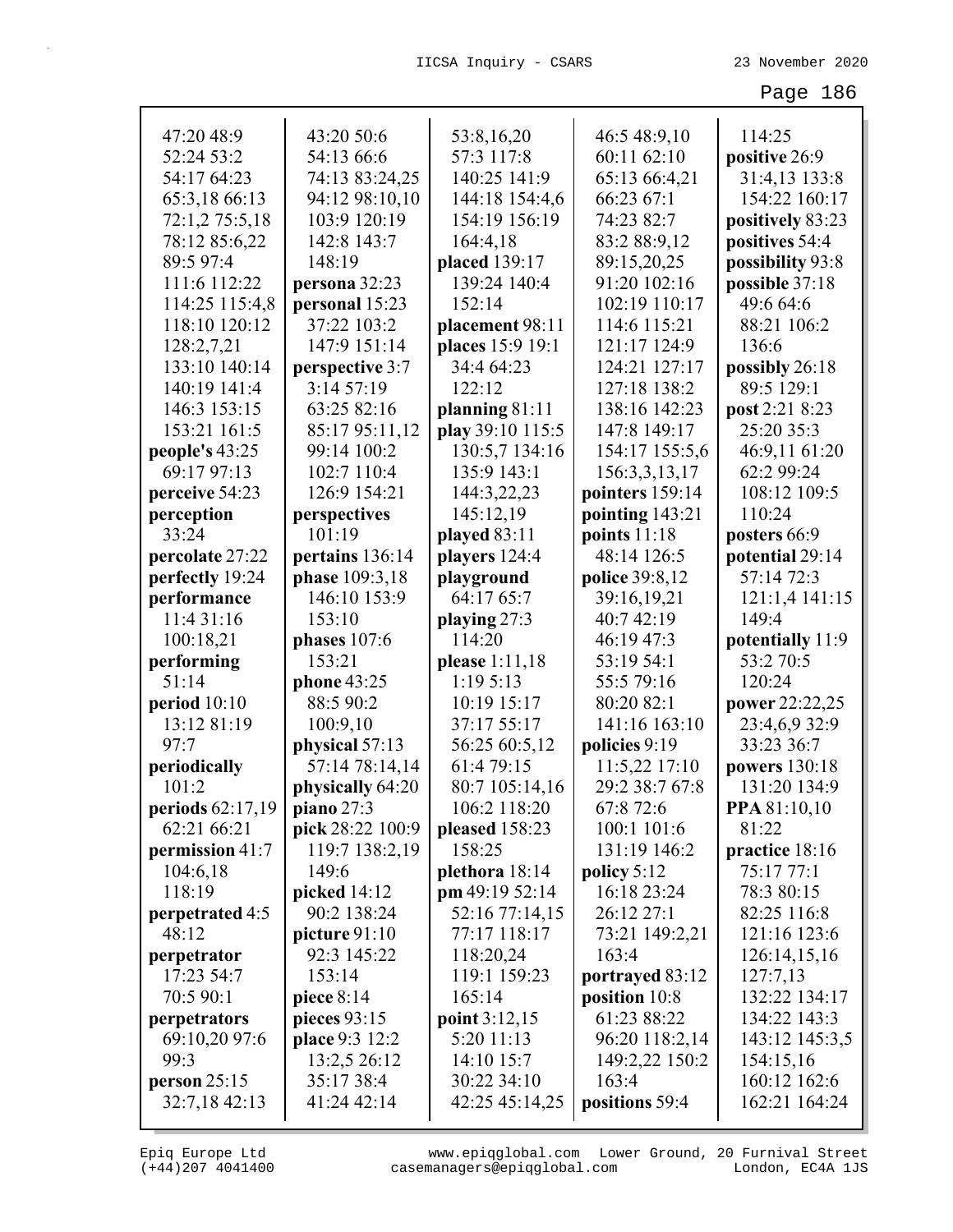47:20 48:9
52:24 53:2
54:17 64:23
65:3,18 66:13
72:1,2 75:5,18
78:12 85:6,22
89:5 97:4
111:6 112:22
114:25 115:4,8
118:10 120:12
128:2,7,21
133:10 140:14
140:19 141:4
146:3 153:15
153:21 161:5
**people's** 43:25
69:17 97:13
**perceive** 54:23
**perception**
33:24
**percolate** 27:22
**perfectly** 19:24
**performance**
11:4 31:16
100:18,21
**performing**
51:14
**period** 10:10
13:12 81:19
97:7
**periodically**
101:2
**periods** 62:17,19
62:21 66:21
**permission** 41:7
104:6,18
118:19
**perpetrated** 4:5
48:12
**perpetrator**
17:23 54:7
70:5 90:1
**perpetrators**
69:10,20 97:6
99:3
**person** 25:15
32:7,18 42:13
43:20 50:6
54:13 66:6
74:13 83:24,25
94:12 98:10,10
103:9 120:19
142:8 143:7
148:19
**persona** 32:23
**personal** 15:23
37:22 103:2
147:9 151:14
**perspective** 3:7
3:14 57:19
63:25 82:16
85:17 95:11,12
99:14 100:2
102:7 110:4
126:9 154:21
**perspectives**
101:19
**pertains** 136:14
**phase** 109:3,18
146:10 153:9
153:10
**phases** 107:6
153:21
**phone** 43:25
88:5 90:2
100:9,10
**physical** 57:13
57:14 78:14,14
**physically** 64:20
**piano** 27:3
**pick** 28:22 100:9
119:7 138:2,19
149:6
**picked** 14:12
90:2 138:24
**picture** 91:10
92:3 145:22
153:14
**piece** 8:14
**pieces** 93:15
**place** 9:3 12:2
13:2,5 26:12
35:17 38:4
41:24 42:14
53:8,16,20
57:3 117:8
140:25 141:9
144:18 154:4,6
154:19 156:19
164:4,18
**placed** 139:17
139:24 140:4
152:14
**placement** 98:11
**places** 15:9 19:1
34:4 64:23
122:12
**planning** 81:11
**play** 39:10 115:5
130:5,7 134:16
135:9 143:1
144:3,22,23
145:12,19
**played** 83:11
**players** 124:4
**playground**
64:17 65:7
**playing** 27:3
114:20
**please** 1:11,18
1:19 5:13
10:19 15:17
37:17 55:17
56:25 60:5,12
61:4 79:15
80:7 105:14,16
106:2 118:20
**pleased** 158:23
158:25
**plethora** 18:14
**pm** 49:19 52:14
52:16 77:14,15
77:17 118:17
118:20,24
119:1 159:23
165:14
**point** 3:12,15
5:20 11:13
14:10 15:7
30:22 34:10
42:25 45:14,25
46:5 48:9,10
60:11 62:10
65:13 66:4,21
66:23 67:1
74:23 82:7
83:2 88:9,12
89:15,20,25
91:20 102:16
102:19 110:17
114:6 115:21
121:17 124:9
124:21 127:17
127:18 138:2
138:16 142:23
147:8 149:17
154:17 155:5,6
156:3,3,13,17
**pointers** 159:14
**pointing** 143:21
**points** 11:18
48:14 126:5
**police** 39:8,12
39:16,19,21
40:7 42:19
46:19 47:3
53:19 54:1
55:5 79:16
80:20 82:1
141:16 163:10
**policies** 9:19
11:5,22 17:10
29:2 38:7 67:8
67:8 72:6
100:1 101:6
131:19 146:2
**policy** 5:12
16:18 23:24
26:12 27:1
73:21 149:2,21
163:4
**portrayed** 83:12
**position** 10:8
61:23 88:22
96:20 118:2,14
149:2,22 150:2
163:4
**positions** 59:4
114:25
**positive** 26:9
31:4,13 133:8
154:22 160:17
**positively** 83:23
**positives** 54:4
**possibility** 93:8
**possible** 37:18
49:6 64:6
88:21 106:2
136:6
**possibly** 26:18
89:5 129:1
**post** 2:21 8:23
25:20 35:3
46:9,11 61:20
62:2 99:24
108:12 109:5
110:24
**posters** 66:9
**potential** 29:14
57:14 72:3
121:1,4 141:15
149:4
**potentially** 11:9
53:2 70:5
120:24
**power** 22:22,25
23:4,6,9 32:9
33:23 36:7
**powers** 130:18
131:20 134:9
**PPA** 81:10,10
81:22
**practice** 18:16
75:17 77:1
78:3 80:15
82:25 116:8
121:16 123:6
126:14,15,16
127:7,13
132:22 134:17
134:22 143:3
143:12 145:3,5
154:15,16
160:12 162:6
162:21 164:24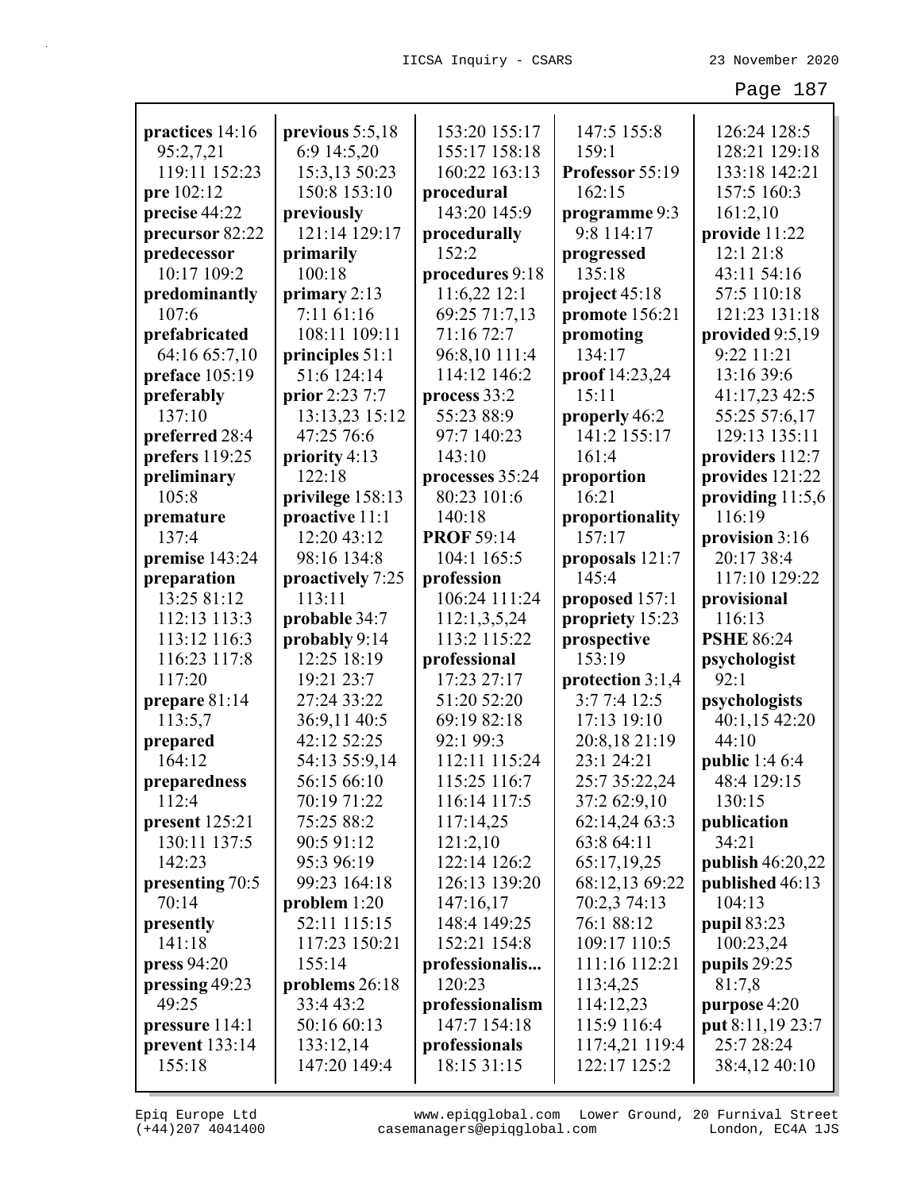**practices** 14:16 95:2,7,21 119:11 152:23
**pre** 102:12
**precise** 44:22
**precursor** 82:22
**predecessor** 10:17 109:2
**predominantly** 107:6
**prefabricated** 64:16 65:7,10
**preface** 105:19
**preferably** 137:10
**preferred** 28:4
**prefers** 119:25
**preliminary** 105:8
**premature** 137:4
**premise** 143:24
**preparation** 13:25 81:12 112:13 113:3 113:12 116:3 116:23 117:8 117:20
**prepare** 81:14 113:5,7
**prepared** 164:12
**preparedness** 112:4
**present** 125:21 130:11 137:5 142:23
**presenting** 70:5 70:14
**presently** 141:18
**press** 94:20
**pressing** 49:23 49:25
**pressure** 114:1
**prevent** 133:14 155:18

**previous** 5:5,18 6:9 14:5,20 15:3,13 50:23 150:8 153:10
**previously** 121:14 129:17
**primarily** 100:18
**primary** 2:13 7:11 61:16 108:11 109:11
**principles** 51:1 51:6 124:14
**prior** 2:23 7:7 13:13,23 15:12 47:25 76:6
**priority** 4:13 122:18
**privilege** 158:13
**proactive** 11:1 12:20 43:12 98:16 134:8
**proactively** 7:25 113:11
**probable** 34:7
**probably** 9:14 12:25 18:19 19:21 23:7 27:24 33:22 36:9,11 40:5 42:12 52:25 54:13 55:9,14 56:15 66:10 70:19 71:22 75:25 88:2 90:5 91:12 95:3 96:19 99:23 164:18
**problem** 1:20 52:11 115:15 117:23 150:21 155:14
**problems** 26:18 33:4 43:2 50:16 60:13 133:12,14 147:20 149:4

153:20 155:17 155:17 158:18 160:22 163:13
**procedural** 143:20 145:9
**procedurally** 152:2
**procedures** 9:18 11:6,22 12:1 69:25 71:7,13 71:16 72:7 96:8,10 111:4 114:12 146:2
**process** 33:2 55:23 88:9 97:7 140:23 143:10
**processes** 35:24 80:23 101:6 140:18
**PROF** 59:14 104:1 165:5
**profession** 106:24 111:24 112:1,3,5,24 113:2 115:22
**professional** 17:23 27:17 51:20 52:20 69:19 82:18 92:1 99:3 112:11 115:24 115:25 116:7 116:14 117:5 117:14,25 121:2,10 122:14 126:2 126:13 139:20 147:16,17 148:4 149:25 152:21 154:8
**professionalis...** 120:23
**professionalism** 147:7 154:18
**professionals** 18:15 31:15

147:5 155:8 159:1
**Professor** 55:19 162:15
**programme** 9:3 9:8 114:17
**progressed** 135:18
**project** 45:18
**promote** 156:21
**promoting** 134:17
**proof** 14:23,24 15:11
**properly** 46:2 141:2 155:17 161:4
**proportion** 16:21
**proportionality** 157:17
**proposals** 121:7 145:4
**proposed** 157:1
**propriety** 15:23
**prospective** 153:19
**protection** 3:1,4 3:7 7:4 12:5 17:13 19:10 20:8,18 21:19 23:1 24:21 25:7 35:22,24 37:2 62:9,10 62:14,24 63:3 63:8 64:11 65:17,19,25 68:12,13 69:22 70:2,3 74:13 76:1 88:12 109:17 110:5 111:16 112:21 113:4,25 114:12,23 115:9 116:4 117:4,21 119:4 122:17 125:2

126:24 128:5 128:21 129:18 133:18 142:21 157:5 160:3 161:2,10
**provide** 11:22 12:1 21:8 43:11 54:16 57:5 110:18 121:23 131:18
**provided** 9:5,19 9:22 11:21 13:16 39:6 41:17,23 42:5 55:25 57:6,17 129:13 135:11
**providers** 112:7
**provides** 121:22
**providing** 11:5,6 116:19
**provision** 3:16 20:17 38:4 117:10 129:22
**provisional** 116:13
**PSHE** 86:24
**psychologist** 92:1
**psychologists** 40:1,15 42:20 44:10
**public** 1:4 6:4 48:4 129:15 130:15
**publication** 34:21
**publish** 46:20,22
**published** 46:13 104:13
**pupil** 83:23 100:23,24
**pupils** 29:25 81:7,8
**purpose** 4:20
**put** 8:11,19 23:7 25:7 28:24 38:4,12 40:10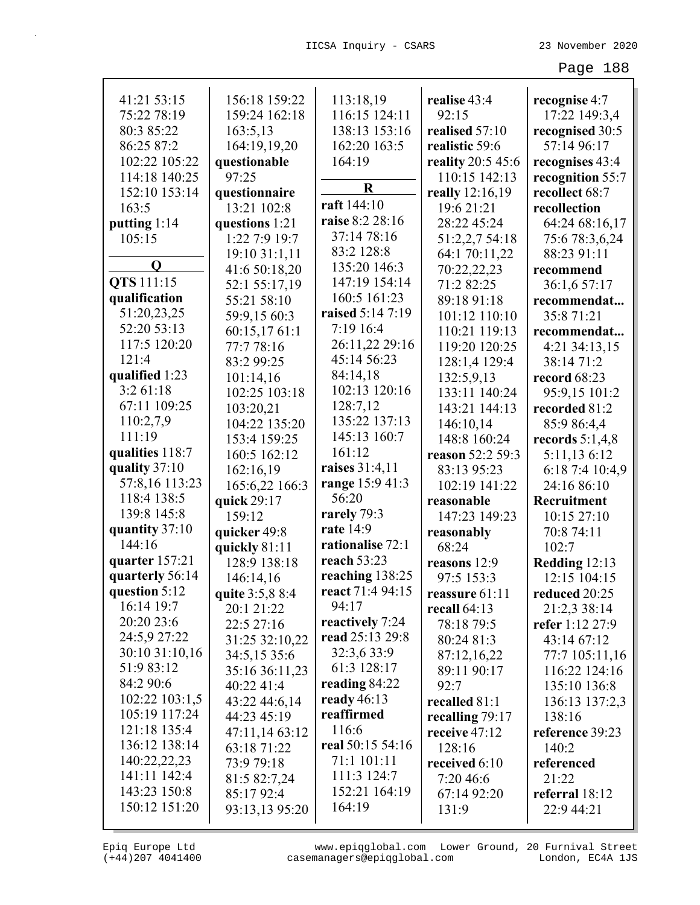41:21 53:15 75:22 78:19 80:3 85:22 86:25 87:2 102:22 105:22 114:18 140:25 152:10 153:14 163:5
**putting** 1:14 105:15

**Q**

**QTS** 111:15
**qualification** 51:20,23,25 52:20 53:13 117:5 120:20 121:4
**qualified** 1:23 3:2 61:18 67:11 109:25 110:2,7,9 111:19
**qualities** 118:7
**quality** 37:10 57:8,16 113:23 118:4 138:5 139:8 145:8
**quantity** 37:10 144:16
**quarter** 157:21
**quarterly** 56:14
**question** 5:12 16:14 19:7 20:20 23:6 24:5,9 27:22 30:10 31:10,16 51:9 83:12 84:2 90:6 102:22 103:1,5 105:19 117:24 121:18 135:4 136:12 138:14 140:22,22,23 141:11 142:4 143:23 150:8 150:12 151:20 156:18 159:22 159:24 162:18 163:5,13 164:19,19,20
**questionable** 97:25
**questionnaire** 13:21 102:8
**questions** 1:21 1:22 7:9 19:7 19:10 31:1,11 41:6 50:18,20 52:1 55:17,19 55:21 58:10 59:9,15 60:3 60:15,17 61:1 77:7 78:16 83:2 99:25 101:14,16 102:25 103:18 103:20,21 104:22 135:20 153:4 159:25 160:5 162:12 162:16,19 165:6,22 166:3
**quick** 29:17 159:12
**quicker** 49:8
**quickly** 81:11 128:9 138:18 146:14,16
**quite** 3:5,8 8:4 20:1 21:22 22:5 27:16 31:25 32:10,22 34:5,15 35:6 35:16 36:11,23 40:22 41:4 43:22 44:6,14 44:23 45:19 47:11,14 63:12 63:18 71:22 73:9 79:18 81:5 82:7,24 85:17 92:4 93:13,13 95:20 113:18,19 116:15 124:11 138:13 153:16 162:20 163:5 164:19

**R**

**raft** 144:10
**raise** 8:2 28:16 37:14 78:16 83:2 128:8 135:20 146:3 147:19 154:14 160:5 161:23
**raised** 5:14 7:19 7:19 16:4 26:11,22 29:16 45:14 56:23 84:14,18 102:13 120:16 128:7,12 135:22 137:13 145:13 160:7 161:12
**raises** 31:4,11
**range** 15:9 41:3 56:20
**rarely** 79:3
**rate** 14:9
**rationalise** 72:1
**reach** 53:23
**reaching** 138:25
**react** 71:4 94:15 94:17
**reactively** 7:24
**read** 25:13 29:8 32:3,6 33:9 61:3 128:17
**reading** 84:22
**ready** 46:13
**reaffirmed** 116:6
**real** 50:15 54:16 71:1 101:11 111:3 124:7 152:21 164:19 164:19
**realise** 43:4 92:15
**realised** 57:10
**realistic** 59:6
**reality** 20:5 45:6 110:15 142:13
**really** 12:16,19 19:6 21:21 28:22 45:24 51:2,2,7 54:18 64:1 70:11,22 70:22,22,23 71:2 82:25 89:18 91:18 101:12 110:10 110:21 119:13 119:20 120:25 128:1,4 129:4 132:5,9,13 133:11 140:24 143:21 144:13 146:10,14 148:8 160:24
**reason** 52:2 59:3 83:13 95:23 102:19 141:22
**reasonable** 147:23 149:23
**reasonably** 68:24
**reasons** 12:9 97:5 153:3
**reassure** 61:11
**recall** 64:13 78:18 79:5 80:24 81:3 87:12,16,22 89:11 90:17 92:7
**recalled** 81:1
**recalling** 79:17
**receive** 47:12 128:16
**received** 6:10 7:20 46:6 67:14 92:20 131:9
**recognise** 4:7 17:22 149:3,4
**recognised** 30:5 57:14 96:17
**recognises** 43:4
**recognition** 55:7
**recollect** 68:7
**recollection** 64:24 68:16,17 75:6 78:3,6,24 88:23 91:11
**recommend** 36:1,6 57:17
**recommendat...** 35:8 71:21
**recommendat...** 4:21 34:13,15 38:14 71:2
**record** 68:23 95:9,15 101:2
**recorded** 81:2 85:9 86:4,4
**records** 5:1,4,8 5:11,13 6:12 6:18 7:4 10:4,9 24:16 86:10
**Recruitment** 10:15 27:10 70:8 74:11 102:7
**Redding** 12:13 12:15 104:15
**reduced** 20:25 21:2,3 38:14
**refer** 1:12 27:9 43:14 67:12 77:7 105:11,16 116:22 124:16 135:10 136:8 136:13 137:2,3 138:16
**reference** 39:23 140:2
**referenced** 21:22
**referral** 18:12 22:9 44:21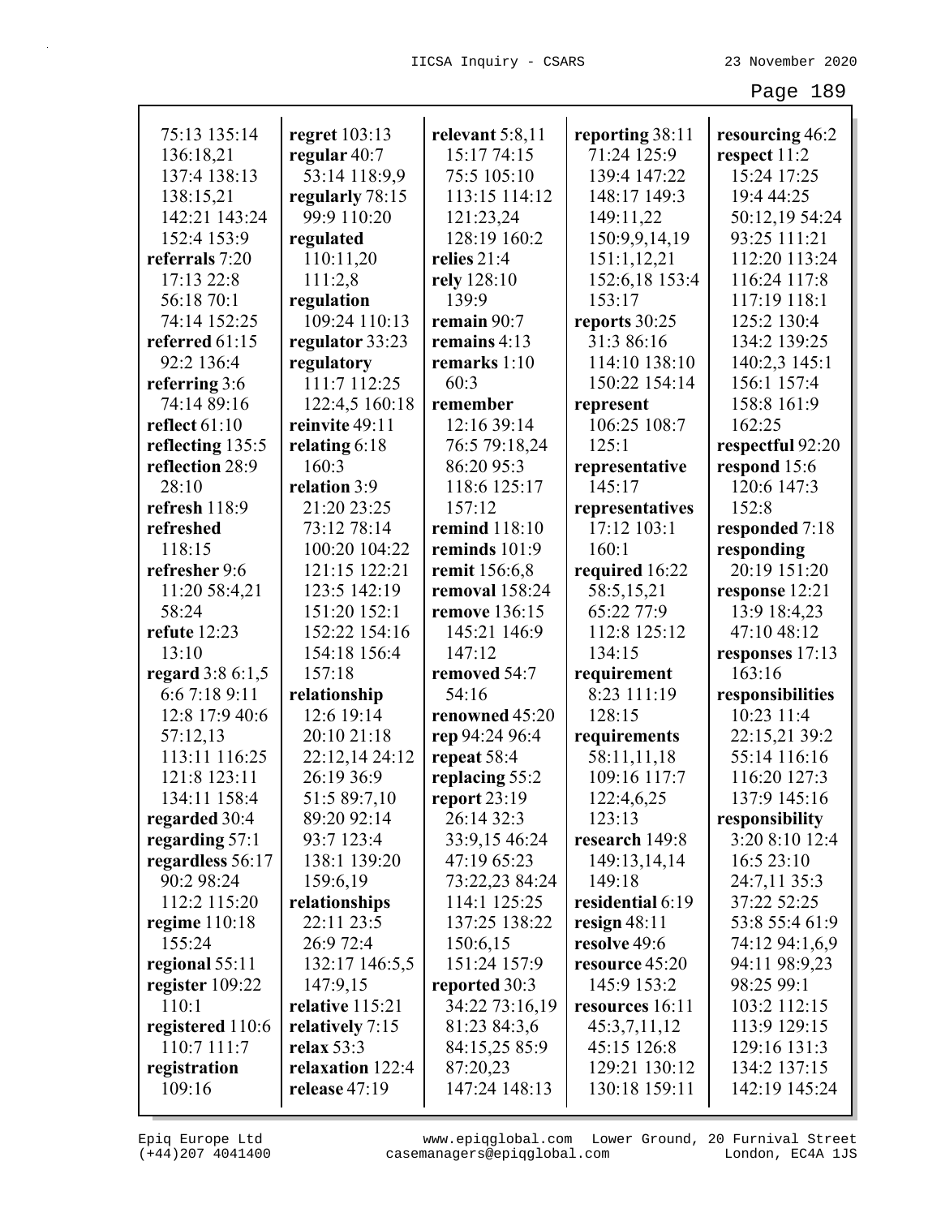75:13 135:14
136:18,21
137:4 138:13
138:15,21
142:21 143:24
152:4 153:9
**referrals** 7:20
17:13 22:8
56:18 70:1
74:14 152:25
**referred** 61:15
92:2 136:4
**referring** 3:6
74:14 89:16
**reflect** 61:10
**reflecting** 135:5
**reflection** 28:9
28:10
**refresh** 118:9
**refreshed**
118:15
**refresher** 9:6
11:20 58:4,21
58:24
**refute** 12:23
13:10
**regard** 3:8 6:1,5
6:6 7:18 9:11
12:8 17:9 40:6
57:12,13
113:11 116:25
121:8 123:11
134:11 158:4
**regarded** 30:4
**regarding** 57:1
**regardless** 56:17
90:2 98:24
112:2 115:20
**regime** 110:18
155:24
**regional** 55:11
**register** 109:22
110:1
**registered** 110:6
110:7 111:7
**registration**
109:16

**regret** 103:13
**regular** 40:7
53:14 118:9,9
**regularly** 78:15
99:9 110:20
**regulated**
110:11,20
111:2,8
**regulation**
109:24 110:13
**regulator** 33:23
**regulatory**
111:7 112:25
122:4,5 160:18
**reinvite** 49:11
**relating** 6:18
160:3
**relation** 3:9
21:20 23:25
73:12 78:14
100:20 104:22
121:15 122:21
123:5 142:19
151:20 152:1
152:22 154:16
154:18 156:4
157:18
**relationship**
12:6 19:14
20:10 21:18
22:12,14 24:12
26:19 36:9
51:5 89:7,10
89:20 92:14
93:7 123:4
138:1 139:20
159:6,19
**relationships**
22:11 23:5
26:9 72:4
132:17 146:5,5
147:9,15
**relative** 115:21
**relatively** 7:15
**relax** 53:3
**relaxation** 122:4
**release** 47:19

**relevant** 5:8,11
15:17 74:15
75:5 105:10
113:15 114:12
121:23,24
128:19 160:2
**relies** 21:4
**rely** 128:10
139:9
**remain** 90:7
**remains** 4:13
**remarks** 1:10
60:3
**remember**
12:16 39:14
76:5 79:18,24
86:20 95:3
118:6 125:17
157:12
**remind** 118:10
**reminds** 101:9
**remit** 156:6,8
**removal** 158:24
**remove** 136:15
145:21 146:9
147:12
**removed** 54:7
54:16
**renowned** 45:20
**rep** 94:24 96:4
**repeat** 58:4
**replacing** 55:2
**report** 23:19
26:14 32:3
33:9,15 46:24
47:19 65:23
73:22,23 84:24
114:1 125:25
137:25 138:22
150:6,15
151:24 157:9
**reported** 30:3
34:22 73:16,19
81:23 84:3,6
84:15,25 85:9
87:20,23
147:24 148:13

**reporting** 38:11
71:24 125:9
139:4 147:22
148:17 149:3
149:11,22
150:9,9,14,19
151:1,12,21
152:6,18 153:4
153:17
**reports** 30:25
31:3 86:16
114:10 138:10
150:22 154:14
**represent**
106:25 108:7
125:1
**representative**
145:17
**representatives**
17:12 103:1
160:1
**required** 16:22
58:5,15,21
65:22 77:9
112:8 125:12
134:15
**requirement**
8:23 111:19
128:15
**requirements**
58:11,11,18
109:16 117:7
122:4,6,25
123:13
**research** 149:8
149:13,14,14
149:18
**residential** 6:19
**resign** 48:11
**resolve** 49:6
**resource** 45:20
145:9 153:2
**resources** 16:11
45:3,7,11,12
45:15 126:8
129:21 130:12
130:18 159:11

**resourcing** 46:2
**respect** 11:2
15:24 17:25
19:4 44:25
50:12,19 54:24
93:25 111:21
112:20 113:24
116:24 117:8
117:19 118:1
125:2 130:4
134:2 139:25
140:2,3 145:1
156:1 157:4
158:8 161:9
162:25
**respectful** 92:20
**respond** 15:6
120:6 147:3
152:8
**responded** 7:18
**responding**
20:19 151:20
**response** 12:21
13:9 18:4,23
47:10 48:12
**responses** 17:13
163:16
**responsibilities**
10:23 11:4
22:15,21 39:2
55:14 116:16
116:20 127:3
137:9 145:16
**responsibility**
3:20 8:10 12:4
16:5 23:10
24:7,11 35:3
37:22 52:25
53:8 55:4 61:9
74:12 94:1,6,9
94:11 98:9,23
98:25 99:1
103:2 112:15
113:9 129:15
129:16 131:3
134:2 137:15
142:19 145:24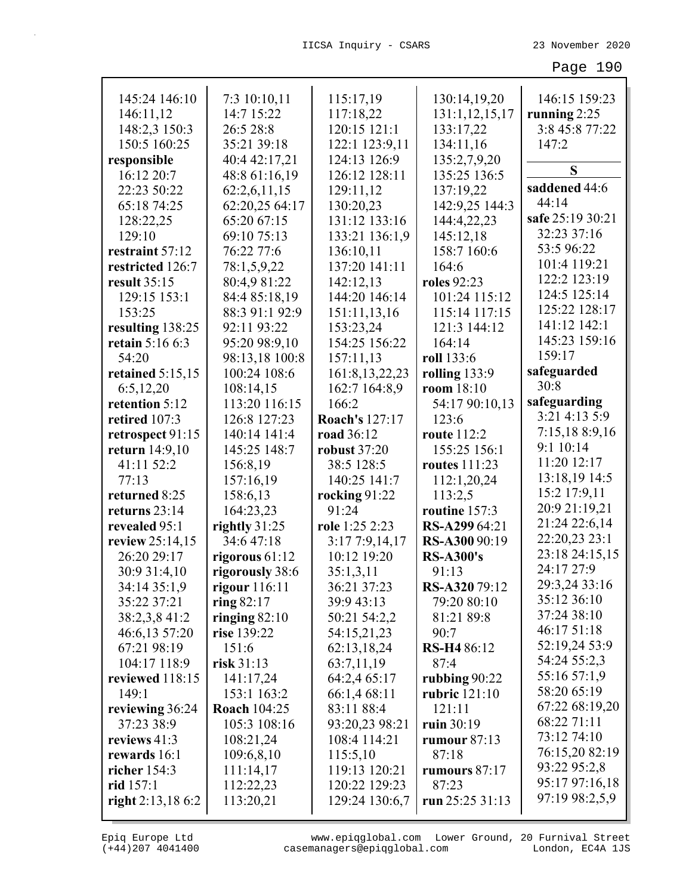145:24 146:10
146:11,12
148:2,3 150:3
150:5 160:25
**responsible**
16:12 20:7
22:23 50:22
65:18 74:25
128:22,25
129:10
**restraint** 57:12
**restricted** 126:7
**result** 35:15
129:15 153:1
153:25
**resulting** 138:25
**retain** 5:16 6:3
54:20
**retained** 5:15,15
6:5,12,20
**retention** 5:12
**retired** 107:3
**retrospect** 91:15
**return** 14:9,10
41:11 52:2
77:13
**returned** 8:25
**returns** 23:14
**revealed** 95:1
**review** 25:14,15
26:20 29:17
30:9 31:4,10
34:14 35:1,9
35:22 37:21
38:2,3,8 41:2
46:6,13 57:20
67:21 98:19
104:17 118:9
**reviewed** 118:15
149:1
**reviewing** 36:24
37:23 38:9
**reviews** 41:3
**rewards** 16:1
**richer** 154:3
**rid** 157:1
**right** 2:13,18 6:2
7:3 10:10,11
14:7 15:22
26:5 28:8
35:21 39:18
40:4 42:17,21
48:8 61:16,19
62:2,6,11,15
62:20,25 64:17
65:20 67:15
69:10 75:13
76:22 77:6
78:1,5,9,22
80:4,9 81:22
84:4 85:18,19
88:3 91:1 92:9
92:11 93:22
95:20 98:9,10
98:13,18 100:8
100:24 108:6
108:14,15
113:20 116:15
126:8 127:23
140:14 141:4
145:25 148:7
156:8,19
157:16,19
158:6,13
164:23,23
**rightly** 31:25
34:6 47:18
**rigorous** 61:12
**rigorously** 38:6
**rigour** 116:11
**ring** 82:17
**ringing** 82:10
**rise** 139:22
151:6
**risk** 31:13
141:17,24
153:1 163:2
**Roach** 104:25
105:3 108:16
108:21,24
109:6,8,10
111:14,17
112:22,23
113:20,21
115:17,19
117:18,22
120:15 121:1
122:1 123:9,11
124:13 126:9
126:12 128:11
129:11,12
130:20,23
131:12 133:16
133:21 136:1,9
136:10,11
137:20 141:11
142:12,13
144:20 146:14
151:11,13,16
153:23,24
154:25 156:22
157:11,13
161:8,13,22,23
162:7 164:8,9
166:2
**Roach's** 127:17
**road** 36:12
**robust** 37:20
38:5 128:5
140:25 141:7
**rocking** 91:22
91:24
**role** 1:25 2:23
3:17 7:9,14,17
10:12 19:20
35:1,3,11
36:21 37:23
39:9 43:13
50:21 54:2,2
54:15,21,23
62:13,18,24
63:7,11,19
64:2,4 65:17
66:1,4 68:11
83:11 88:4
93:20,23 98:21
108:4 114:21
115:5,10
119:13 120:21
120:22 129:23
129:24 130:6,7
130:14,19,20
131:1,12,15,17
133:17,22
134:11,16
135:2,7,9,20
135:25 136:5
137:19,22
142:9,25 144:3
144:4,22,23
145:12,18
158:7 160:6
164:6
**roles** 92:23
101:24 115:12
115:14 117:15
121:3 144:12
164:14
**roll** 133:6
**rolling** 133:9
**room** 18:10
54:17 90:10,13
123:6
**route** 112:2
155:25 156:1
**routes** 111:23
112:1,20,24
113:2,5
**routine** 157:3
**RS-A299** 64:21
**RS-A300** 90:19
**RS-A300's**
91:13
**RS-A320** 79:12
79:20 80:10
81:21 89:8
90:7
**RS-H4** 86:12
87:4
**rubbing** 90:22
**rubric** 121:10
121:11
**ruin** 30:19
**rumour** 87:13
87:18
**rumours** 87:17
87:23
**run** 25:25 31:13
146:15 159:23
**running** 2:25
3:8 45:8 77:22
147:2

## S

**saddened** 44:6
44:14
**safe** 25:19 30:21
32:23 37:16
53:5 96:22
101:4 119:21
122:2 123:19
124:5 125:14
125:22 128:17
141:12 142:1
145:23 159:16
159:17
**safeguarded**
30:8
**safeguarding**
3:21 4:13 5:9
7:15,18 8:9,16
9:1 10:14
11:20 12:17
13:18,19 14:5
15:2 17:9,11
20:9 21:19,21
21:24 22:6,14
22:20,23 23:1
23:18 24:15,15
24:17 27:9
29:3,24 33:16
35:12 36:10
37:24 38:10
46:17 51:18
52:19,24 53:9
54:24 55:2,3
55:16 57:1,9
58:20 65:19
67:22 68:19,20
68:22 71:11
73:12 74:10
76:15,20 82:19
93:22 95:2,8
95:17 97:16,18
97:19 98:2,5,9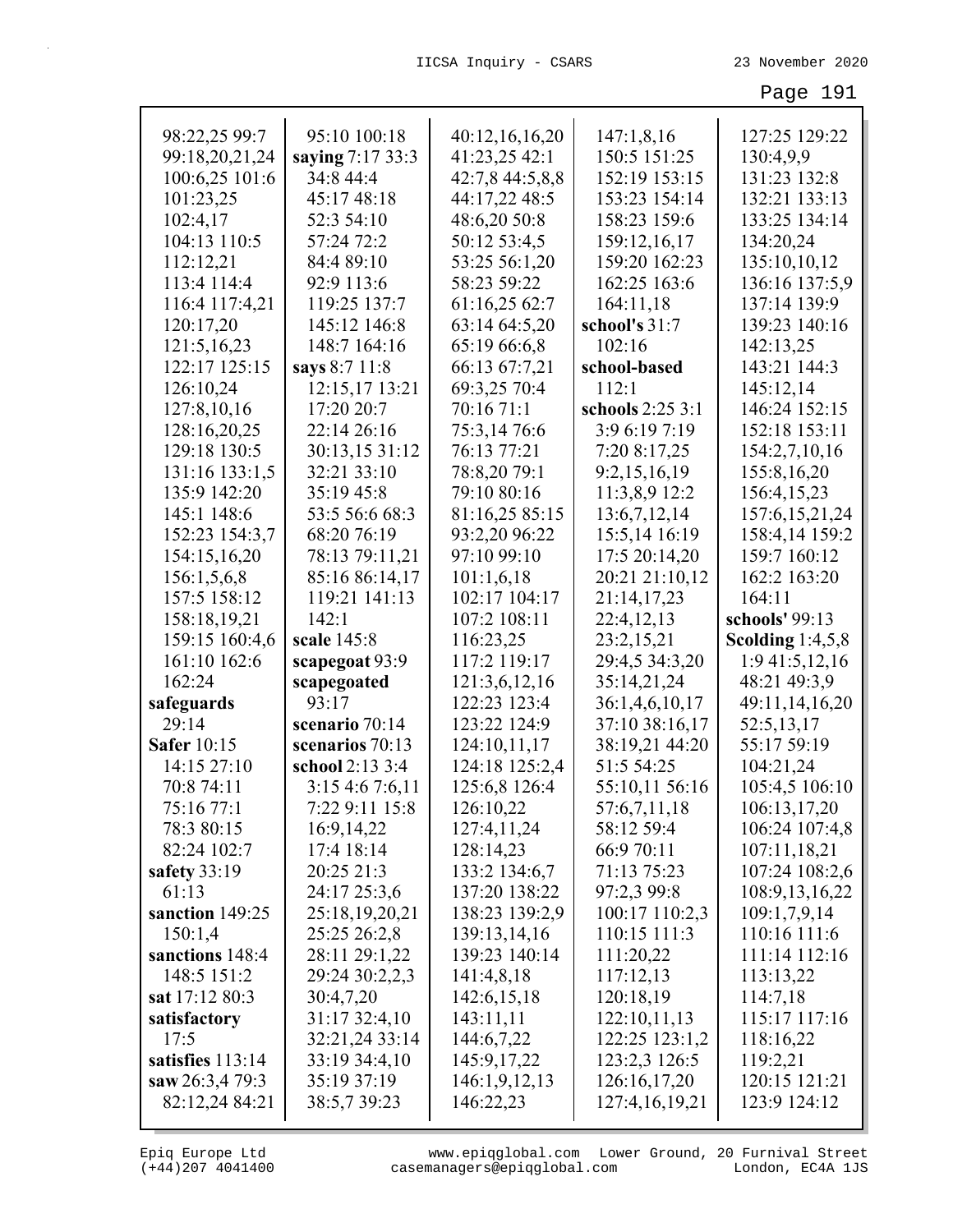98:22,25 99:7
99:18,20,21,24
100:6,25 101:6
101:23,25
102:4,17
104:13 110:5
112:12,21
113:4 114:4
116:4 117:4,21
120:17,20
121:5,16,23
122:17 125:15
126:10,24
127:8,10,16
128:16,20,25
129:18 130:5
131:16 133:1,5
135:9 142:20
145:1 148:6
152:23 154:3,7
154:15,16,20
156:1,5,6,8
157:5 158:12
158:18,19,21
159:15 160:4,6
161:10 162:6
162:24
**safeguards** 29:14
**Safer** 10:15 14:15 27:10 70:8 74:11 75:16 77:1 78:3 80:15 82:24 102:7
**safety** 33:19 61:13
**sanction** 149:25 150:1,4
**sanctions** 148:4 148:5 151:2
**sat** 17:12 80:3
**satisfactory** 17:5
**satisfies** 113:14
**saw** 26:3,4 79:3 82:12,24 84:21 95:10 100:18
**saying** 7:17 33:3 34:8 44:4 45:17 48:18 52:3 54:10 57:24 72:2 84:4 89:10 92:9 113:6 119:25 137:7 145:12 146:8 148:7 164:16
**says** 8:7 11:8 12:15,17 13:21 17:20 20:7 22:14 26:16 30:13,15 31:12 32:21 33:10 35:19 45:8 53:5 56:6 68:3 68:20 76:19 78:13 79:11,21 85:16 86:14,17 119:21 141:13 142:1
**scale** 145:8
**scapegoat** 93:9
**scapegoated** 93:17
**scenario** 70:14
**scenarios** 70:13
**school** 2:13 3:4 3:15 4:6 7:6,11 7:22 9:11 15:8 16:9,14,22 17:4 18:14 20:25 21:3 24:17 25:3,6 25:18,19,20,21 25:25 26:2,8 28:11 29:1,22 29:24 30:2,2,3 30:4,7,20 31:17 32:4,10 32:21,24 33:14 33:19 34:4,10 35:19 37:19 38:5,7 39:23 40:12,16,16,20 41:23,25 42:1 42:7,8 44:5,8,8 44:17,22 48:5 48:6,20 50:8 50:12 53:4,5 53:25 56:1,20 58:23 59:22 61:16,25 62:7 63:14 64:5,20 65:19 66:6,8 66:13 67:7,21 69:3,25 70:4 70:16 71:1 75:3,14 76:6 76:13 77:21 78:8,20 79:1 79:10 80:16 81:16,25 85:15 93:2,20 96:22 97:10 99:10 101:1,6,18 102:17 104:17 107:2 108:11 116:23,25 117:2 119:17 121:3,6,12,16 122:23 123:4 123:22 124:9 124:10,11,17 124:18 125:2,4 125:6,8 126:4 126:10,22 127:4,11,24 128:14,23 133:2 134:6,7 137:20 138:22 138:23 139:2,9 139:13,14,16 139:23 140:14 141:4,8,18 142:6,15,18 143:11,11 144:6,7,22 145:9,17,22 146:1,9,12,13 146:22,23 147:1,8,16 150:5 151:25 152:19 153:15 153:23 154:14 158:23 159:6 159:12,16,17 159:20 162:23 162:25 163:6 164:11,18
**school's** 31:7 102:16
**school-based** 112:1
**schools** 2:25 3:1 3:9 6:19 7:19 7:20 8:17,25 9:2,15,16,19 11:3,8,9 12:2 13:6,7,12,14 15:5,14 16:19 17:5 20:14,20 20:21 21:10,12 21:14,17,23 22:4,12,13 23:2,15,21 29:4,5 34:3,20 35:14,21,24 36:1,4,6,10,17 37:10 38:16,17 38:19,21 44:20 51:5 54:25 55:10,11 56:16 57:6,7,11,18 58:12 59:4 66:9 70:11 71:13 75:23 97:2,3 99:8 100:17 110:2,3 110:15 111:3 111:20,22 117:12,13 120:18,19 122:10,11,13 122:25 123:1,2 123:2,3 126:5 126:16,17,20 127:4,16,19,21 127:25 129:22 130:4,9,9 131:23 132:8 132:21 133:13 133:25 134:14 134:20,24 135:10,10,12 136:16 137:5,9 137:14 139:9 139:23 140:16 142:13,25 143:21 144:3 145:12,14 146:24 152:15 152:18 153:11 154:2,7,10,16 155:8,16,20 156:4,15,23 157:6,15,21,24 158:4,14 159:2 159:7 160:12 162:2 163:20 164:11
**schools'** 99:13
**Scolding** 1:4,5,8 1:9 41:5,12,16 48:21 49:3,9 49:11,14,16,20 52:5,13,17 55:17 59:19 104:21,24 105:4,5 106:10 106:13,17,20 106:24 107:4,8 107:11,18,21 107:24 108:2,6 108:9,13,16,22 109:1,7,9,14 110:16 111:6 111:14 112:16 113:13,22 114:7,18 115:17 117:16 118:16,22 119:2,21 120:15 121:21 123:9 124:12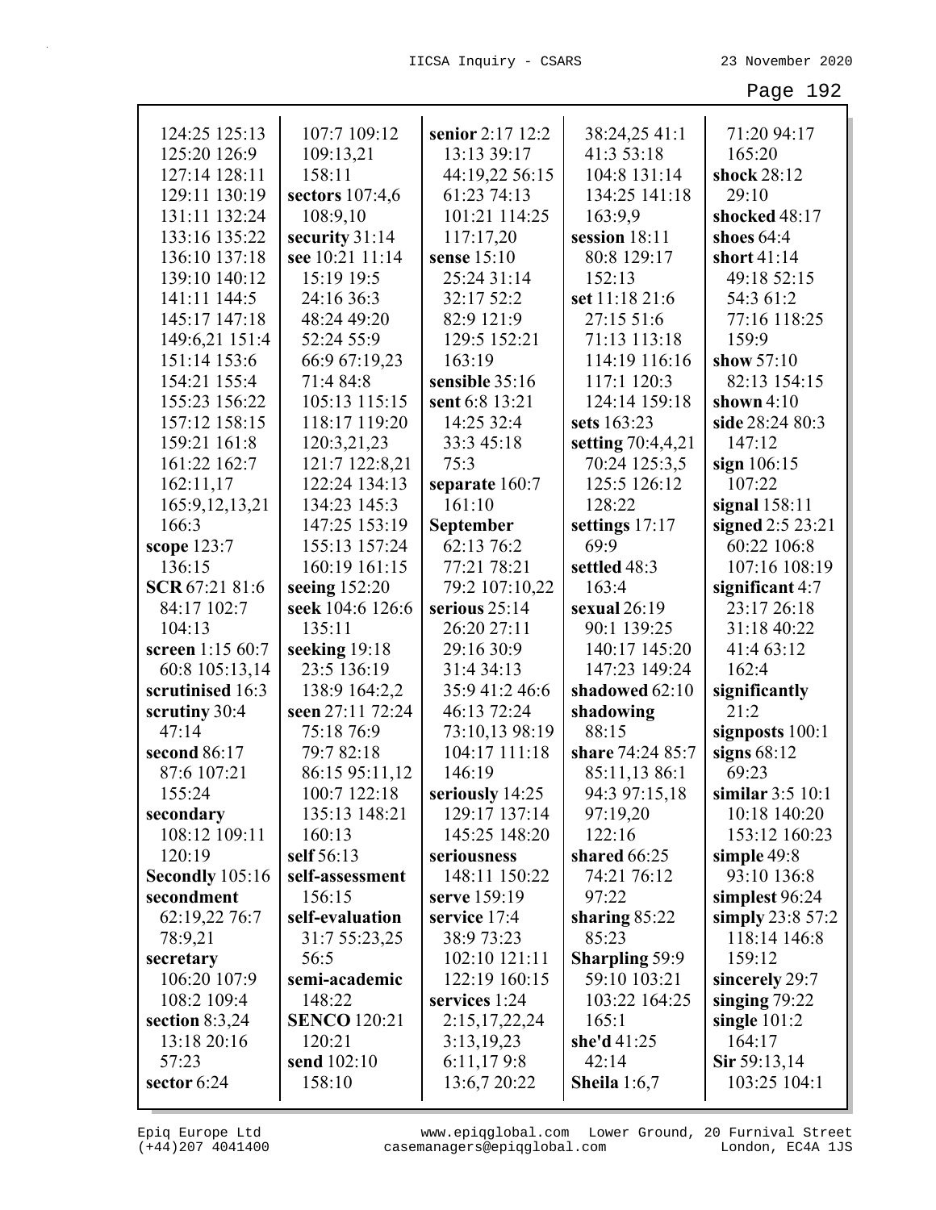124:25 125:13
125:20 126:9
127:14 128:11
129:11 130:19
131:11 132:24
133:16 135:22
136:10 137:18
139:10 140:12
141:11 144:5
145:17 147:18
149:6,21 151:4
151:14 153:6
154:21 155:4
155:23 156:22
157:12 158:15
159:21 161:8
161:22 162:7
162:11,17
165:9,12,13,21
166:3
**scope** 123:7
136:15
**SCR** 67:21 81:6
84:17 102:7
104:13
**screen** 1:15 60:7
60:8 105:13,14
**scrutinised** 16:3
**scrutiny** 30:4
47:14
**second** 86:17
87:6 107:21
155:24
**secondary**
108:12 109:11
120:19
**Secondly** 105:16
**secondment**
62:19,22 76:7
78:9,21
**secretary**
106:20 107:9
108:2 109:4
**section** 8:3,24
13:18 20:16
57:23
**sector** 6:24
107:7 109:12
109:13,21
158:11
**sectors** 107:4,6
108:9,10
**security** 31:14
**see** 10:21 11:14
15:19 19:5
24:16 36:3
48:24 49:20
52:24 55:9
66:9 67:19,23
71:4 84:8
105:13 115:15
118:17 119:20
120:3,21,23
121:7 122:8,21
122:24 134:13
134:23 145:3
147:25 153:19
155:13 157:24
160:19 161:15
**seeing** 152:20
**seek** 104:6 126:6
135:11
**seeking** 19:18
23:5 136:19
138:9 164:2,2
**seen** 27:11 72:24
75:18 76:9
79:7 82:18
86:15 95:11,12
100:7 122:18
135:13 148:21
160:13
**self** 56:13
**self-assessment**
156:15
**self-evaluation**
31:7 55:23,25
56:5
**semi-academic**
148:22
**SENCO** 120:21
120:21
**send** 102:10
158:10
**senior** 2:17 12:2
13:13 39:17
44:19,22 56:15
61:23 74:13
101:21 114:25
117:17,20
**sense** 15:10
25:24 31:14
32:17 52:2
82:9 121:9
129:5 152:21
163:19
**sensible** 35:16
**sent** 6:8 13:21
14:25 32:4
33:3 45:18
75:3
**separate** 160:7
161:10
**September**
62:13 76:2
77:21 78:21
79:2 107:10,22
**serious** 25:14
26:20 27:11
29:16 30:9
31:4 34:13
35:9 41:2 46:6
46:13 72:24
73:10,13 98:19
104:17 111:18
146:19
**seriously** 14:25
129:17 137:14
145:25 148:20
**seriousness**
148:11 150:22
**serve** 159:19
**service** 17:4
38:9 73:23
102:10 121:11
122:19 160:15
**services** 1:24
2:15,17,22,24
3:13,19,23
6:11,17 9:8
13:6,7 20:22
38:24,25 41:1
41:3 53:18
104:8 131:14
134:25 141:18
163:9,9
**session** 18:11
80:8 129:17
152:13
**set** 11:18 21:6
27:15 51:6
71:13 113:18
114:19 116:16
117:1 120:3
124:14 159:18
**sets** 163:23
**setting** 70:4,4,21
70:24 125:3,5
125:5 126:12
128:22
**settings** 17:17
69:9
**settled** 48:3
163:4
**sexual** 26:19
90:1 139:25
140:17 145:20
147:23 149:24
**shadowed** 62:10
**shadowing**
88:15
**share** 74:24 85:7
85:11,13 86:1
94:3 97:15,18
97:19,20
122:16
**shared** 66:25
74:21 76:12
97:22
**sharing** 85:22
85:23
**Sharpling** 59:9
59:10 103:21
103:22 164:25
165:1
**she'd** 41:25
42:14
**Sheila** 1:6,7
71:20 94:17
165:20
**shock** 28:12
29:10
**shocked** 48:17
**shoes** 64:4
**short** 41:14
49:18 52:15
54:3 61:2
77:16 118:25
159:9
**show** 57:10
82:13 154:15
**shown** 4:10
**side** 28:24 80:3
147:12
**sign** 106:15
107:22
**signal** 158:11
**signed** 2:5 23:21
60:22 106:8
107:16 108:19
**significant** 4:7
23:17 26:18
31:18 40:22
41:4 63:12
162:4
**significantly**
21:2
**signposts** 100:1
**signs** 68:12
69:23
**similar** 3:5 10:1
10:18 140:20
153:12 160:23
**simple** 49:8
93:10 136:8
**simplest** 96:24
**simply** 23:8 57:2
118:14 146:8
159:12
**sincerely** 29:7
**singing** 79:22
**single** 101:2
164:17
**Sir** 59:13,14
103:25 104:1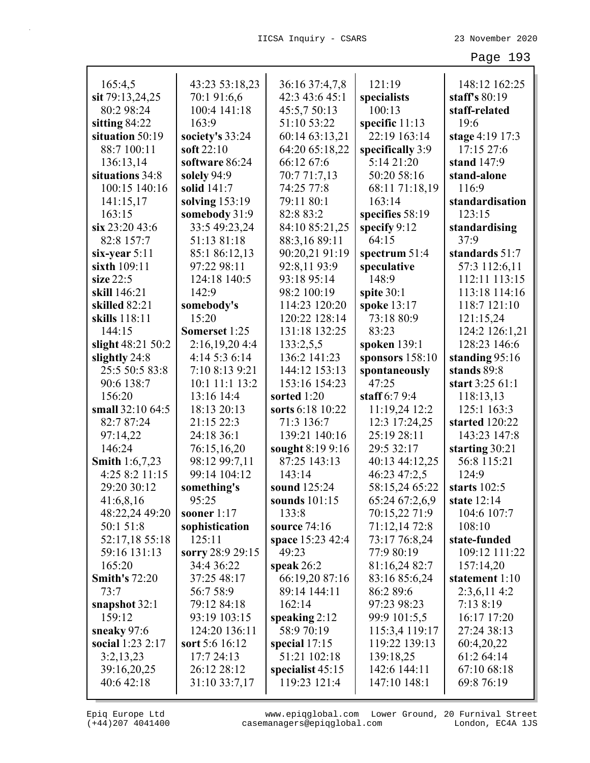165:4,5
**sit** 79:13,24,25 80:2 98:24
**sitting** 84:22
**situation** 50:19 88:7 100:11 136:13,14
**situations** 34:8 100:15 140:16 141:15,17 163:15
**six** 23:20 43:6 82:8 157:7
**six-year** 5:11
**sixth** 109:11
**size** 22:5
**skill** 146:21
**skilled** 82:21
**skills** 118:11 144:15
**slight** 48:21 50:2
**slightly** 24:8 25:5 50:5 83:8 90:6 138:7 156:20
**small** 32:10 64:5 82:7 87:24 97:14,22 146:24
**Smith** 1:6,7,23 4:25 8:2 11:15 29:20 30:12 41:6,8,16 48:22,24 49:20 50:1 51:8 52:17,18 55:18 59:16 131:13 165:20
**Smith's** 72:20 73:7
**snapshot** 32:1 159:12
**sneaky** 97:6
**social** 1:23 2:17 3:2,13,23 39:16,20,25 40:6 42:18 43:23 53:18,23 70:1 91:6,6 100:4 141:18 163:9
**society's** 33:24
**soft** 22:10
**software** 86:24
**solely** 94:9
**solid** 141:7
**solving** 153:19
**somebody** 31:9 33:5 49:23,24 51:13 81:18 85:1 86:12,13 97:22 98:11 124:18 140:5 142:9
**somebody's** 15:20
**Somerset** 1:25 2:16,19,20 4:4 4:14 5:3 6:14 7:10 8:13 9:21 10:1 11:1 13:2 13:16 14:4 18:13 20:13 21:15 22:3 24:18 36:1 76:15,16,20 98:12 99:7,11 99:14 104:12
**something's** 95:25
**sooner** 1:17
**sophistication** 125:11
**sorry** 28:9 29:15 34:4 36:22 37:25 48:17 56:7 58:9 79:12 84:18 93:19 103:15 124:20 136:11
**sort** 5:6 16:12 17:7 24:13 26:12 28:12 31:10 33:7,17 36:16 37:4,7,8 42:3 43:6 45:1 45:5,7 50:13 51:10 53:22 60:14 63:13,21 64:20 65:18,22 66:12 67:6 70:7 71:7,13 74:25 77:8 79:11 80:1 82:8 83:2 84:10 85:21,25 88:3,16 89:11 90:20,21 91:19 92:8,11 93:9 93:18 95:14 98:2 100:19 114:23 120:20 120:22 128:14 131:18 132:25 133:2,5,5 136:2 141:23 144:12 153:13 153:16 154:23
**sorted** 1:20
**sorts** 6:18 10:22 71:3 136:7 139:21 140:16
**sought** 8:19 9:16 87:25 143:13 143:14
**sound** 125:24
**sounds** 101:15 133:8
**source** 74:16
**space** 15:23 42:4 49:23
**speak** 26:2 66:19,20 87:16 89:14 144:11 162:14
**speaking** 2:12 58:9 70:19
**special** 17:15 51:21 102:18
**specialist** 45:15 119:23 121:4 121:19
**specialists** 100:13
**specific** 11:13 22:19 163:14
**specifically** 3:9 5:14 21:20 50:20 58:16 68:11 71:18,19 163:14
**specifies** 58:19
**specify** 9:12 64:15
**spectrum** 51:4
**speculative** 148:9
**spite** 30:1
**spoke** 13:17 73:18 80:9 83:23
**spoken** 139:1
**sponsors** 158:10
**spontaneously** 47:25
**staff** 6:7 9:4 11:19,24 12:2 12:3 17:24,25 25:19 28:11 29:5 32:17 40:13 44:12,25 46:23 47:2,5 58:15,24 65:22 65:24 67:2,6,9 70:15,22 71:9 71:12,14 72:8 73:17 76:8,24 77:9 80:19 81:16,24 82:7 83:16 85:6,24 86:2 89:6 97:23 98:23 99:9 101:5,5 115:3,4 119:17 119:22 139:13 139:18,25 142:6 144:11 147:10 148:1 148:12 162:25
**staff's** 80:19
**staff-related** 19:6
**stage** 4:19 17:3 17:15 27:6
**stand** 147:9
**stand-alone** 116:9
**standardisation** 123:15
**standardising** 37:9
**standards** 51:7 57:3 112:6,11 112:11 113:15 113:18 114:16 118:7 121:10 121:15,24 124:2 126:1,21 128:23 146:6
**standing** 95:16
**stands** 89:8
**start** 3:25 61:1 118:13,13 125:1 163:3
**started** 120:22 143:23 147:8
**starting** 30:21 56:8 115:21 124:9
**starts** 102:5
**state** 12:14 104:6 107:7 108:10
**state-funded** 109:12 111:22 157:14,20
**statement** 1:10 2:3,6,11 4:2 7:13 8:19 16:17 17:20 27:24 38:13 60:4,20,22 61:2 64:14 67:10 68:18 69:8 76:19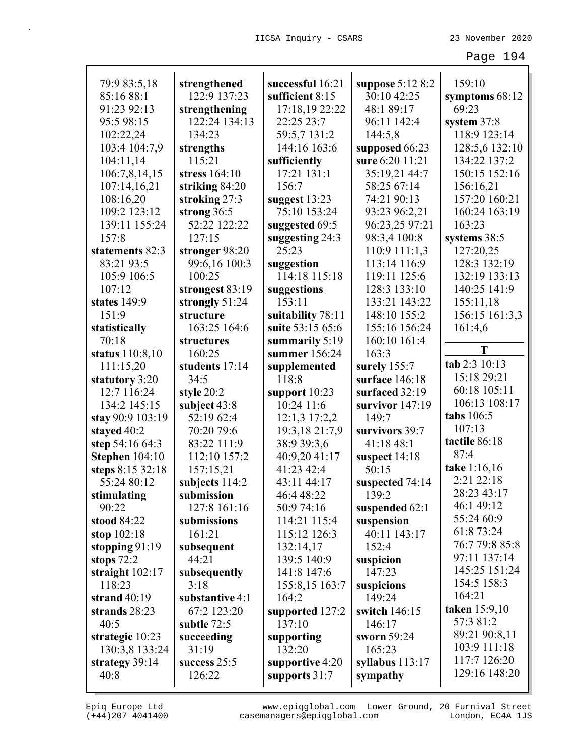79:9 83:5,18 85:16 88:1 91:23 92:13 95:5 98:15 102:22,24 103:4 104:7,9 104:11,14 106:7,8,14,15 107:14,16,21 108:16,20 109:2 123:12 139:11 155:24 157:8
**statements** 82:3 83:21 93:5 105:9 106:5 107:12
**states** 149:9 151:9
**statistically** 70:18
**status** 110:8,10 111:15,20
**statutory** 3:20 12:7 116:24 134:2 145:15
**stay** 90:9 103:19
**stayed** 40:2
**step** 54:16 64:3
**Stephen** 104:10
**steps** 8:15 32:18 55:24 80:12
**stimulating** 90:22
**stood** 84:22
**stop** 102:18
**stopping** 91:19
**stops** 72:2
**straight** 102:17 118:23
**strand** 40:19
**strands** 28:23 40:5
**strategic** 10:23 130:3,8 133:24
**strategy** 39:14 40:8
**strengthened** 122:9 137:23
**strengthening** 122:24 134:13 134:23
**strengths** 115:21
**stress** 164:10
**striking** 84:20
**stroking** 27:3
**strong** 36:5 52:22 122:22 127:15
**stronger** 98:20 99:6,16 100:3 100:25
**strongest** 83:19
**strongly** 51:24
**structure** 163:25 164:6
**structures** 160:25
**students** 17:14 34:5
**style** 20:2
**subject** 43:8 52:19 62:4 70:20 79:6 83:22 111:9 112:10 157:2 157:15,21
**subjects** 114:2
**submission** 127:8 161:16
**submissions** 161:21
**subsequent** 44:21
**subsequently** 3:18
**substantive** 4:1 67:2 123:20
**subtle** 72:5
**succeeding** 31:19
**success** 25:5 126:22
**successful** 16:21
**sufficient** 8:15 17:18,19 22:22 22:25 23:7 59:5,7 131:2 144:16 163:6
**sufficiently** 17:21 131:1 156:7
**suggest** 13:23 75:10 153:24
**suggested** 69:5
**suggesting** 24:3 25:23
**suggestion** 114:18 115:18
**suggestions** 153:11
**suitability** 78:11
**suite** 53:15 65:6
**summarily** 5:19
**summer** 156:24
**supplemented** 118:8
**support** 10:23 10:24 11:6 12:1,3 17:2,2 19:3,18 21:7,9 38:9 39:3,6 40:9,20 41:17 41:23 42:4 43:11 44:17 46:4 48:22 50:9 74:16 114:21 115:4 115:12 126:3 132:14,17 139:5 140:9 141:8 147:6 155:8,15 163:7 164:2
**supported** 127:2 137:10
**supporting** 132:20
**supportive** 4:20
**supports** 31:7
**suppose** 5:12 8:2 30:10 42:25 48:1 89:17 96:11 142:4 144:5,8
**supposed** 66:23
**sure** 6:20 11:21 35:19,21 44:7 58:25 67:14 74:21 90:13 93:23 96:2,21 96:23,25 97:21 98:3,4 100:8 110:9 111:1,3 113:14 116:9 119:11 125:6 128:3 133:10 133:21 143:22 148:10 155:2 155:16 156:24 160:10 161:4 163:3
**surely** 155:7
**surface** 146:18
**surfaced** 32:19
**survivor** 147:19 149:7
**survivors** 39:7 41:18 48:1
**suspect** 14:18 50:15
**suspected** 74:14 139:2
**suspended** 62:1
**suspension** 40:11 143:17 152:4
**suspicion** 147:23
**suspicions** 149:24
**switch** 146:15 146:17
**sworn** 59:24 165:23
**syllabus** 113:17
**sympathy** 159:10
**symptoms** 68:12 69:23
**system** 37:8 118:9 123:14 128:5,6 132:10 134:22 137:2 150:15 152:16 156:16,21 157:20 160:21 160:24 163:19 163:23
**systems** 38:5 127:20,25 128:3 132:19 132:19 133:13 140:25 141:9 155:11,18 156:15 161:3,3 161:4,6

**T**

**tab** 2:3 10:13 15:18 29:21 60:18 105:11 106:13 108:17
**tabs** 106:5 107:13
**tactile** 86:18 87:4
**take** 1:16,16 2:21 22:18 28:23 43:17 46:1 49:12 55:24 60:9 61:8 73:24 76:7 79:8 85:8 97:11 137:14 145:25 151:24 154:5 158:3 164:21
**taken** 15:9,10 57:3 81:2 89:21 90:8,11 103:9 111:18 117:7 126:20 129:16 148:20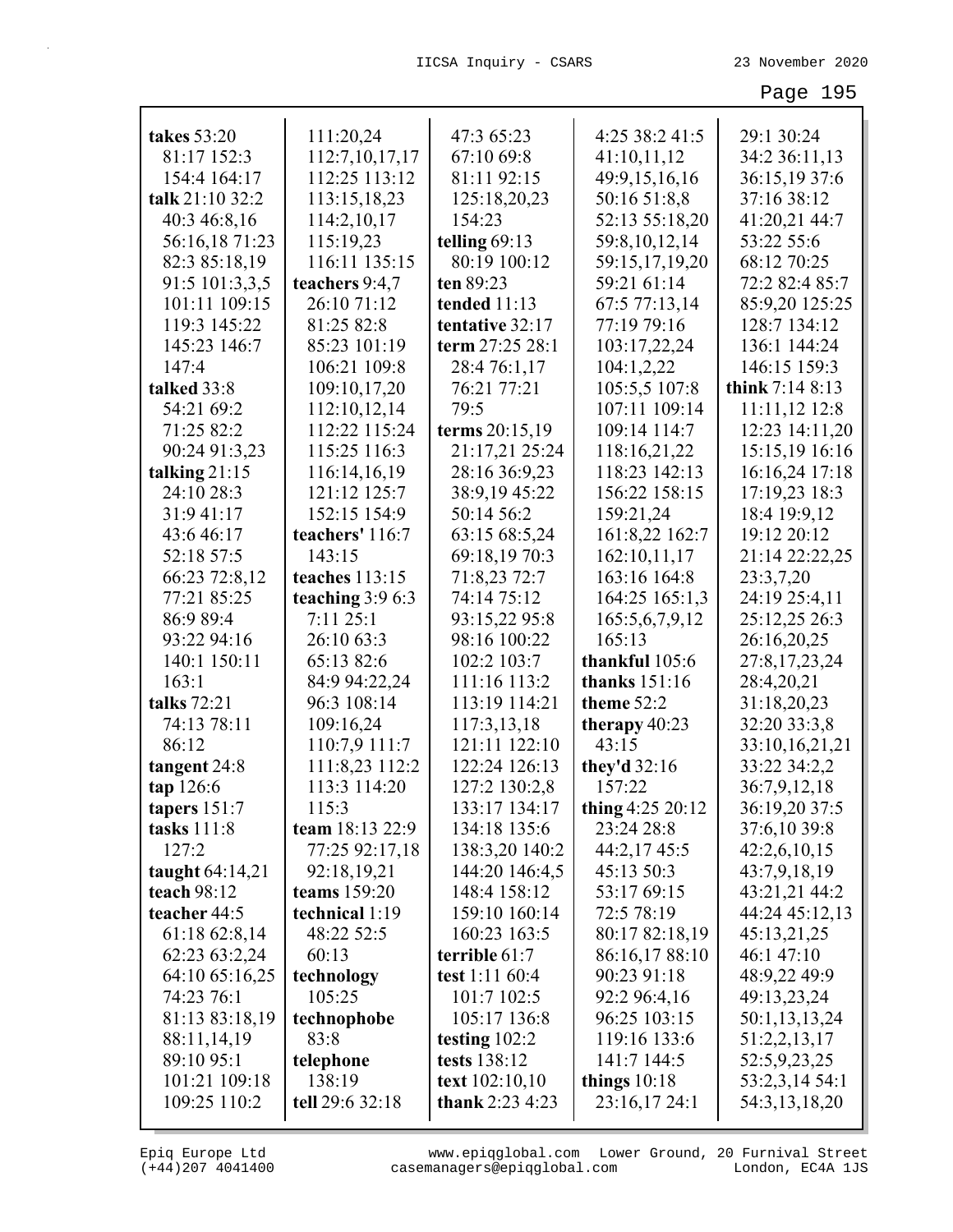**takes** 53:20 81:17 152:3 154:4 164:17
**talk** 21:10 32:2 40:3 46:8,16 56:16,18 71:23 82:3 85:18,19 91:5 101:3,3,5 101:11 109:15 119:3 145:22 145:23 146:7 147:4
**talked** 33:8 54:21 69:2 71:25 82:2 90:24 91:3,23
**talking** 21:15 24:10 28:3 31:9 41:17 43:6 46:17 52:18 57:5 66:23 72:8,12 77:21 85:25 86:9 89:4 93:22 94:16 140:1 150:11 163:1
**talks** 72:21 74:13 78:11 86:12
**tangent** 24:8
**tap** 126:6
**tapers** 151:7
**tasks** 111:8 127:2
**taught** 64:14,21
**teach** 98:12
**teacher** 44:5 61:18 62:8,14 62:23 63:2,24 64:10 65:16,25 74:23 76:1 81:13 83:18,19 88:11,14,19 89:10 95:1 101:21 109:18 109:25 110:2 111:20,24 112:7,10,17,17 112:25 113:12 113:15,18,23 114:2,10,17 115:19,23 116:11 135:15
**teachers** 9:4,7 26:10 71:12 81:25 82:8 85:23 101:19 106:21 109:8 109:10,17,20 112:10,12,14 112:22 115:24 115:25 116:3 116:14,16,19 121:12 125:7 152:15 154:9
**teachers'** 116:7 143:15
**teaches** 113:15
**teaching** 3:9 6:3 7:11 25:1 26:10 63:3 65:13 82:6 84:9 94:22,24 96:3 108:14 109:16,24 110:7,9 111:7 111:8,23 112:2 113:3 114:20 115:3
**team** 18:13 22:9 77:25 92:17,18 92:18,19,21
**teams** 159:20
**technical** 1:19 48:22 52:5 60:13
**technology** 105:25
**technophobe** 83:8
**telephone** 138:19
**tell** 29:6 32:18 47:3 65:23 67:10 69:8 81:11 92:15 125:18,20,23 154:23
**telling** 69:13 80:19 100:12
**ten** 89:23
**tended** 11:13
**tentative** 32:17
**term** 27:25 28:1 28:4 76:1,17 76:21 77:21 79:5
**terms** 20:15,19 21:17,21 25:24 28:16 36:9,23 38:9,19 45:22 50:14 56:2 63:15 68:5,24 69:18,19 70:3 71:8,23 72:7 74:14 75:12 93:15,22 95:8 98:16 100:22 102:2 103:7 111:16 113:2 113:19 114:21 117:3,13,18 121:11 122:10 122:24 126:13 127:2 130:2,8 133:17 134:17 134:18 135:6 138:3,20 140:2 144:20 146:4,5 148:4 158:12 159:10 160:14 160:23 163:5
**terrible** 61:7
**test** 1:11 60:4 101:7 102:5 105:17 136:8
**testing** 102:2
**tests** 138:12
**text** 102:10,10
**thank** 2:23 4:23 4:25 38:2 41:5 41:10,11,12 49:9,15,16,16 50:16 51:8,8 52:13 55:18,20 59:8,10,12,14 59:15,17,19,20 59:21 61:14 67:5 77:13,14 77:19 79:16 103:17,22,24 104:1,2,22 105:5,5 107:8 107:11 109:14 109:14 114:7 118:16,21,22 118:23 142:13 156:22 158:15 159:21,24 161:8,22 162:7 162:10,11,17 163:16 164:8 164:25 165:1,3 165:5,6,7,9,12 165:13
**thankful** 105:6
**thanks** 151:16
**theme** 52:2
**therapy** 40:23 43:15
**they'd** 32:16 157:22
**thing** 4:25 20:12 23:24 28:8 44:2,17 45:5 45:13 50:3 53:17 69:15 72:5 78:19 80:17 82:18,19 86:16,17 88:10 90:23 91:18 92:2 96:4,16 96:25 103:15 119:16 133:6 141:7 144:5
**things** 10:18 23:16,17 24:1 29:1 30:24 34:2 36:11,13 36:15,19 37:6 37:16 38:12 41:20,21 44:7 53:22 55:6 68:12 70:25 72:2 82:4 85:7 85:9,20 125:25 128:7 134:12 136:1 144:24 146:15 159:3
**think** 7:14 8:13 11:11,12 12:8 12:23 14:11,20 15:15,19 16:16 16:16,24 17:18 17:19,23 18:3 18:4 19:9,12 19:12 20:12 21:14 22:22,25 23:3,7,20 24:19 25:4,11 25:12,25 26:3 26:16,20,25 27:8,17,23,24 28:4,20,21 31:18,20,23 32:20 33:3,8 33:10,16,21,21 33:22 34:2,2 36:7,9,12,18 36:19,20 37:5 37:6,10 39:8 42:2,6,10,15 43:7,9,18,19 43:21,21 44:2 44:24 45:12,13 45:13,21,25 46:1 47:10 48:9,22 49:9 49:13,23,24 50:1,13,13,24 51:2,2,13,17 52:5,9,23,25 53:2,3,14 54:1 54:3,13,18,20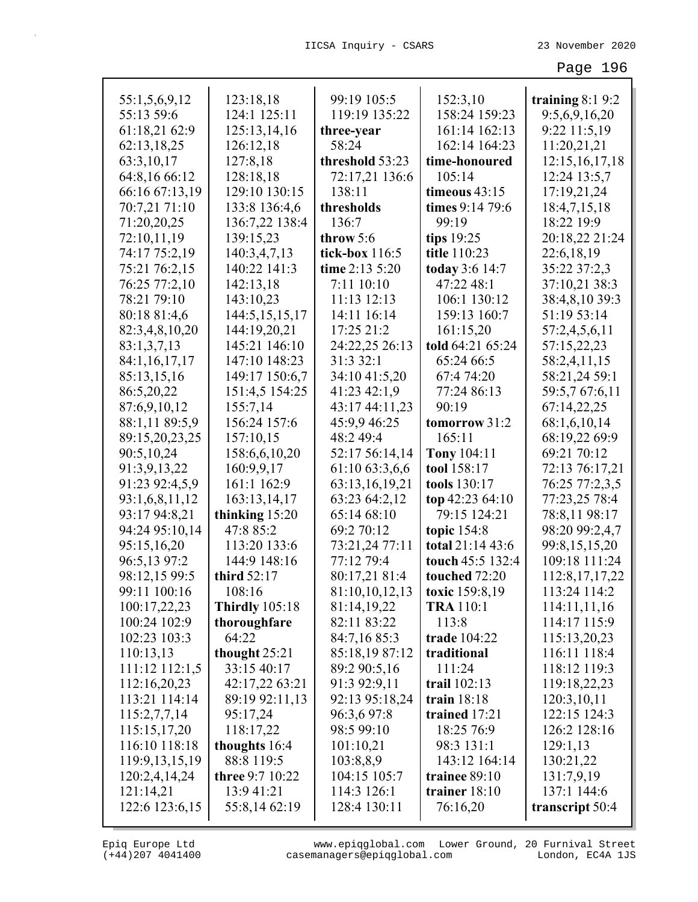55:1,5,6,9,12
55:13 59:6
61:18,21 62:9
62:13,18,25
63:3,10,17
64:8,16 66:12
66:16 67:13,19
70:7,21 71:10
71:20,20,25
72:10,11,19
74:17 75:2,19
75:21 76:2,15
76:25 77:2,10
78:21 79:10
80:18 81:4,6
82:3,4,8,10,20
83:1,3,7,13
84:1,16,17,17
85:13,15,16
86:5,20,22
87:6,9,10,12
88:1,11 89:5,9
89:15,20,23,25
90:5,10,24
91:3,9,13,22
91:23 92:4,5,9
93:1,6,8,11,12
93:17 94:8,21
94:24 95:10,14
95:15,16,20
96:5,13 97:2
98:12,15 99:5
99:11 100:16
100:17,22,23
100:24 102:9
102:23 103:3
110:13,13
111:12 112:1,5
112:16,20,23
113:21 114:14
115:2,7,7,14
115:15,17,20
116:10 118:18
119:9,13,15,19
120:2,4,14,24
121:14,21
122:6 123:6,15
123:18,18
124:1 125:11
125:13,14,16
126:12,18
127:8,18
128:18,18
129:10 130:15
133:8 136:4,6
136:7,22 138:4
139:15,23
140:3,4,7,13
140:22 141:3
142:13,18
143:10,23
144:5,15,15,17
144:19,20,21
145:21 146:10
147:10 148:23
149:17 150:6,7
151:4,5 154:25
155:7,14
156:24 157:6
157:10,15
158:6,6,10,20
160:9,9,17
161:1 162:9
163:13,14,17

**thinking** 15:20 47:8 85:2 113:20 133:6 144:9 148:16

**third** 52:17 108:16

**Thirdly** 105:18

**thoroughfare** 64:22

**thought** 25:21 33:15 40:17 42:17,22 63:21 89:19 92:11,13 95:17,24 118:17,22

**thoughts** 16:4 88:8 119:5

**three** 9:7 10:22 13:9 41:21 55:8,14 62:19 99:19 105:5 119:19 135:22

**three-year** 58:24

**threshold** 53:23 72:17,21 136:6 138:11

**thresholds** 136:7

**throw** 5:6

**tick-box** 116:5

**time** 2:13 5:20 7:11 10:10 11:13 12:13 14:11 16:14 17:25 21:2 24:22,25 26:13 31:3 32:1 34:10 41:5,20 41:23 42:1,9 43:17 44:11,23 45:9,9 46:25 48:2 49:4 52:17 56:14,14 61:10 63:3,6,6 63:13,16,19,21 63:23 64:2,12 65:14 68:10 69:2 70:12 73:21,24 77:11 77:12 79:4 80:17,21 81:4 81:10,10,12,13 81:14,19,22 82:11 83:22 84:7,16 85:3 85:18,19 87:12 89:2 90:5,16 91:3 92:9,11 92:13 95:18,24 96:3,6 97:8 98:5 99:10 101:10,21 103:8,8,9 104:15 105:7 114:3 126:1 128:4 130:11 152:3,10 158:24 159:23 161:14 162:13 162:14 164:23

**time-honoured** 105:14

**timeous** 43:15

**times** 9:14 79:6 99:19

**tips** 19:25

**title** 110:23

**today** 3:6 14:7 47:22 48:1 106:1 130:12 159:13 160:7 161:15,20

**told** 64:21 65:24 65:24 66:5 67:4 74:20 77:24 86:13 90:19

**tomorrow** 31:2 165:11

**Tony** 104:11

**tool** 158:17

**tools** 130:17

**top** 42:23 64:10 79:15 124:21

**topic** 154:8

**total** 21:14 43:6

**touch** 45:5 132:4

**touched** 72:20

**toxic** 159:8,19

**TRA** 110:1 113:8

**trade** 104:22

**traditional** 111:24

**trail** 102:13

**train** 18:18

**trained** 17:21 18:25 76:9 98:3 131:1 143:12 164:14

**trainee** 89:10

**trainer** 18:10 76:16,20

**training** 8:1 9:2 9:5,6,9,16,20 9:22 11:5,19 11:20,21,21 12:15,16,17,18 12:24 13:5,7 17:19,21,24 18:4,7,15,18 18:22 19:9 20:18,22 21:24 22:6,18,19 35:22 37:2,3 37:10,21 38:3 38:4,8,10 39:3 51:19 53:14 57:2,4,5,6,11 57:15,22,23 58:2,4,11,15 58:21,24 59:1 59:5,7 67:6,11 67:14,22,25 68:1,6,10,14 68:19,22 69:9 69:21 70:12 72:13 76:17,21 76:25 77:2,3,5 77:23,25 78:4 78:8,11 98:17 98:20 99:2,4,7 99:8,15,15,20 109:18 111:24 112:8,17,17,22 113:24 114:2 114:11,11,16 114:17 115:9 115:13,20,23 116:11 118:4 118:12 119:3 119:18,22,23 120:3,10,11 122:15 124:3 126:2 128:16 129:1,13 130:21,22 131:7,9,19 137:1 144:6

**transcript** 50:4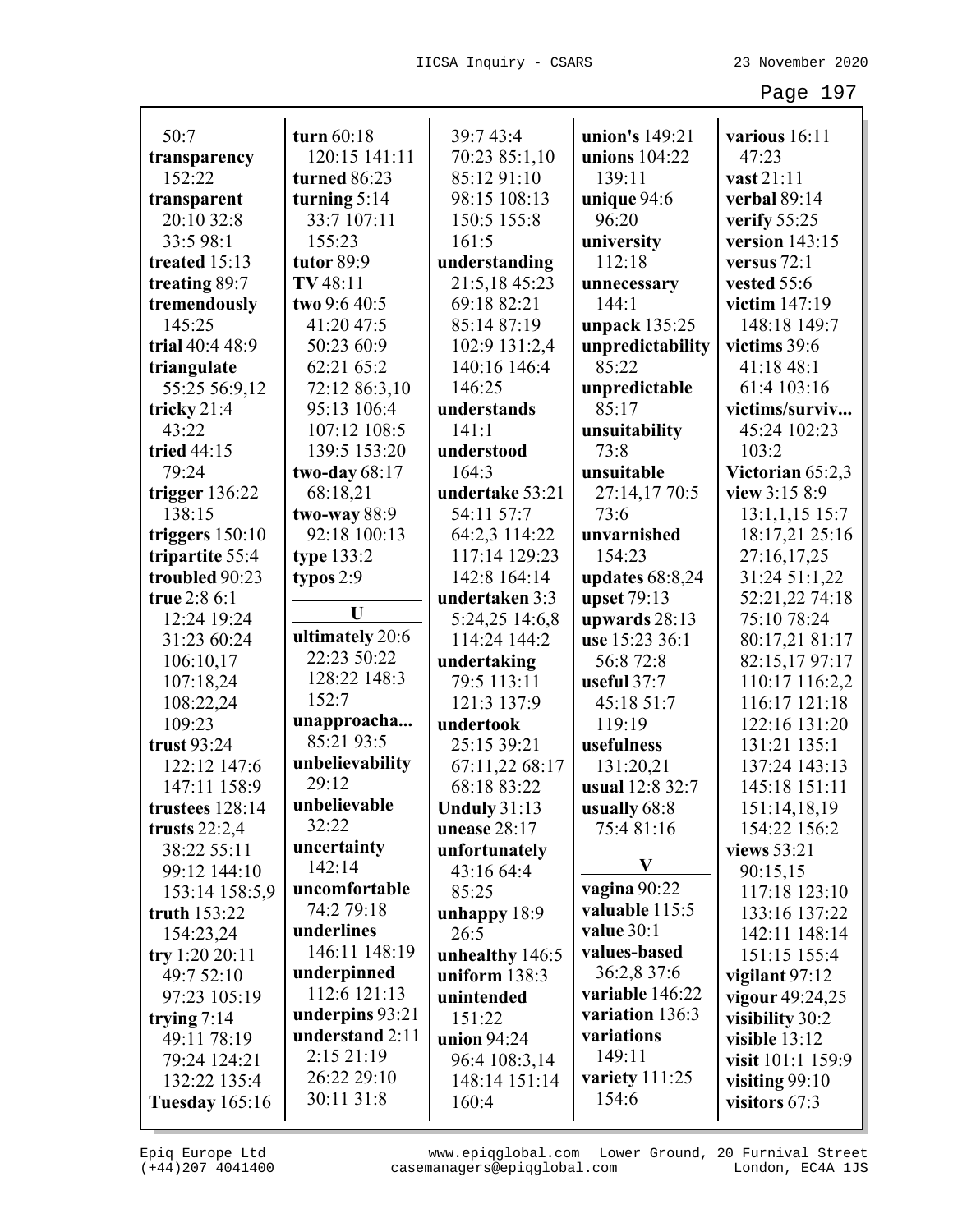50:7
**transparency** 152:22
**transparent** 20:10 32:8 33:5 98:1
**treated** 15:13
**treating** 89:7
**tremendously** 145:25
**trial** 40:4 48:9
**triangulate** 55:25 56:9,12
**tricky** 21:4 43:22
**tried** 44:15 79:24
**trigger** 136:22 138:15
**triggers** 150:10
**tripartite** 55:4
**troubled** 90:23
**true** 2:8 6:1 12:24 19:24 31:23 60:24 106:10,17 107:18,24 108:22,24 109:23
**trust** 93:24 122:12 147:6 147:11 158:9
**trustees** 128:14
**trusts** 22:2,4 38:22 55:11 99:12 144:10 153:14 158:5,9
**truth** 153:22 154:23,24
**try** 1:20 20:11 49:7 52:10 97:23 105:19
**trying** 7:14 49:11 78:19 79:24 124:21 132:22 135:4
**Tuesday** 165:16
**turn** 60:18 120:15 141:11
**turned** 86:23
**turning** 5:14 33:7 107:11 155:23
**tutor** 89:9
**TV** 48:11
**two** 9:6 40:5 41:20 47:5 50:23 60:9 62:21 65:2 72:12 86:3,10 95:13 106:4 107:12 108:5 139:5 153:20
**two-day** 68:17 68:18,21
**two-way** 88:9 92:18 100:13
**type** 133:2
**typos** 2:9

## U

**ultimately** 20:6 22:23 50:22 128:22 148:3 152:7
**unapproacha...** 85:21 93:5
**unbelievability** 29:12
**unbelievable** 32:22
**uncertainty** 142:14
**uncomfortable** 74:2 79:18
**underlines** 146:11 148:19
**underpinned** 112:6 121:13
**underpins** 93:21
**understand** 2:11 2:15 21:19 26:22 29:10 30:11 31:8 39:7 43:4 70:23 85:1,10 85:12 91:10 98:15 108:13 150:5 155:8 161:5
**understanding** 21:5,18 45:23 69:18 82:21 85:14 87:19 102:9 131:2,4 140:16 146:4 146:25
**understands** 141:1
**understood** 164:3
**undertake** 53:21 54:11 57:7 64:2,3 114:22 117:14 129:23 142:8 164:14
**undertaken** 3:3 5:24,25 14:6,8 114:24 144:2
**undertaking** 79:5 113:11 121:3 137:9
**undertook** 25:15 39:21 67:11,22 68:17 68:18 83:22
**Unduly** 31:13
**unease** 28:17
**unfortunately** 43:16 64:4 85:25
**unhappy** 18:9 26:5
**unhealthy** 146:5
**uniform** 138:3
**unintended** 151:22
**union** 94:24 96:4 108:3,14 148:14 151:14 160:4
**union's** 149:21
**unions** 104:22 139:11
**unique** 94:6 96:20
**university** 112:18
**unnecessary** 144:1
**unpack** 135:25
**unpredictability** 85:22
**unpredictable** 85:17
**unsuitability** 73:8
**unsuitable** 27:14,17 70:5 73:6
**unvarnished** 154:23
**updates** 68:8,24
**upset** 79:13
**upwards** 28:13
**use** 15:23 36:1 56:8 72:8
**useful** 37:7 45:18 51:7 119:19
**usefulness** 131:20,21
**usual** 12:8 32:7
**usually** 68:8 75:4 81:16

## V

**vagina** 90:22
**valuable** 115:5
**value** 30:1
**values-based** 36:2,8 37:6
**variable** 146:22
**variation** 136:3
**variations** 149:11
**variety** 111:25 154:6
**various** 16:11 47:23
**vast** 21:11
**verbal** 89:14
**verify** 55:25
**version** 143:15
**versus** 72:1
**vested** 55:6
**victim** 147:19 148:18 149:7
**victims** 39:6 41:18 48:1 61:4 103:16
**victims/surviv...** 45:24 102:23 103:2
**Victorian** 65:2,3
**view** 3:15 8:9 13:1,1,15 15:7 18:17,21 25:16 27:16,17,25 31:24 51:1,22 52:21,22 74:18 75:10 78:24 80:17,21 81:17 82:15,17 97:17 110:17 116:2,2 116:17 121:18 122:16 131:20 131:21 135:1 137:24 143:13 145:18 151:11 151:14,18,19 154:22 156:2
**views** 53:21 90:15,15 117:18 123:10 133:16 137:22 142:11 148:14 151:15 155:4
**vigilant** 97:12
**vigour** 49:24,25
**visibility** 30:2
**visible** 13:12
**visit** 101:1 159:9
**visiting** 99:10
**visitors** 67:3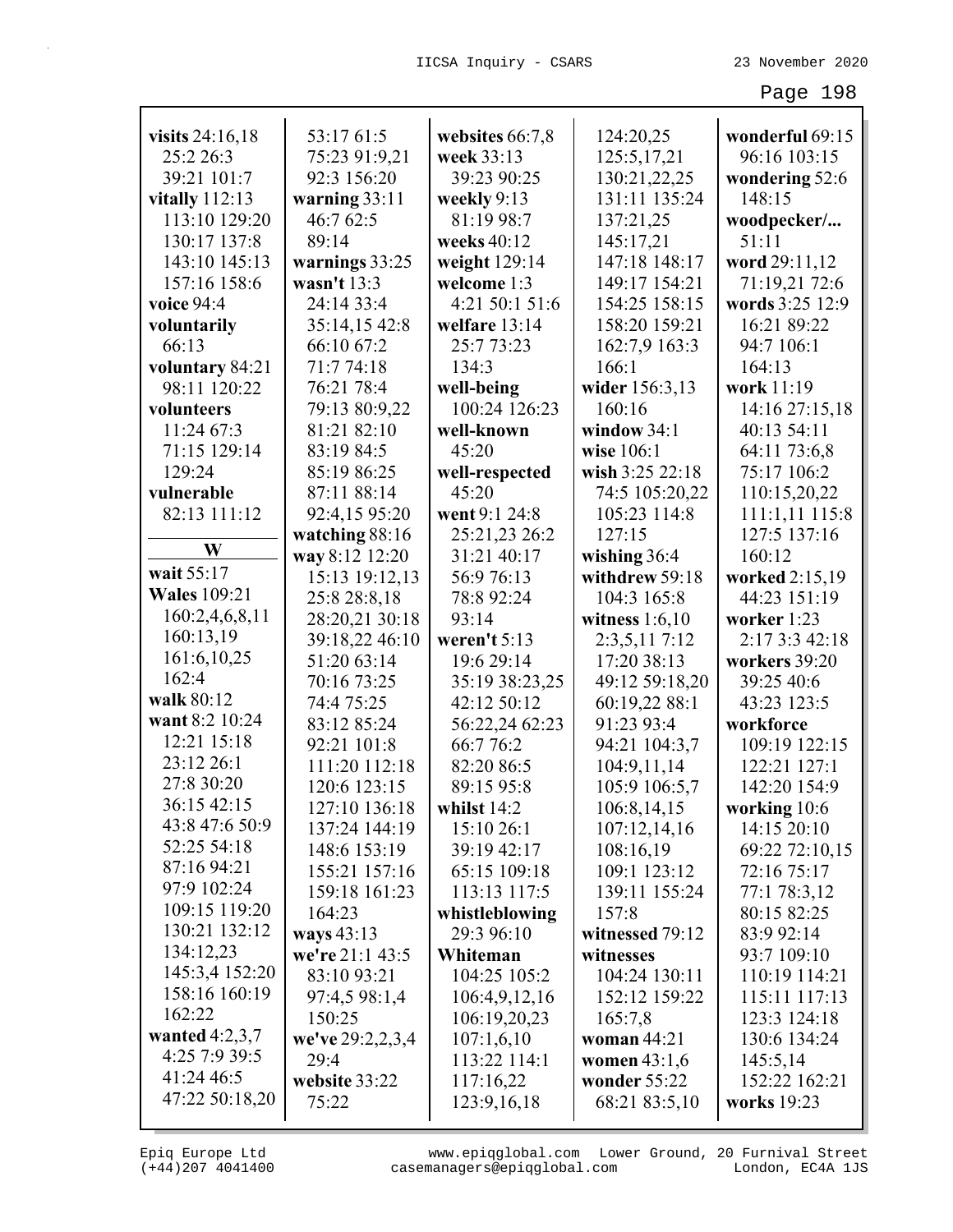**visits** 24:16,18 25:2 26:3 39:21 101:7
**vitally** 112:13 113:10 129:20 130:17 137:8 143:10 145:13 157:16 158:6
**voice** 94:4
**voluntarily** 66:13
**voluntary** 84:21 98:11 120:22
**volunteers** 11:24 67:3 71:15 129:14 129:24
**vulnerable** 82:13 111:12

**W**

**wait** 55:17
**Wales** 109:21 160:2,4,6,8,11 160:13,19 161:6,10,25 162:4
**walk** 80:12
**want** 8:2 10:24 12:21 15:18 23:12 26:1 27:8 30:20 36:15 42:15 43:8 47:6 50:9 52:25 54:18 87:16 94:21 97:9 102:24 109:15 119:20 130:21 132:12 134:12,23 145:3,4 152:20 158:16 160:19 162:22
**wanted** 4:2,3,7 4:25 7:9 39:5 41:24 46:5 47:22 50:18,20 53:17 61:5 75:23 91:9,21 92:3 156:20
**warning** 33:11 46:7 62:5 89:14
**warnings** 33:25
**wasn't** 13:3 24:14 33:4 35:14,15 42:8 66:10 67:2 71:7 74:18 76:21 78:4 79:13 80:9,22 81:21 82:10 83:19 84:5 85:19 86:25 87:11 88:14 92:4,15 95:20
**watching** 88:16
**way** 8:12 12:20 15:13 19:12,13 25:8 28:8,18 28:20,21 30:18 39:18,22 46:10 51:20 63:14 70:16 73:25 74:4 75:25 83:12 85:24 92:21 101:8 111:20 112:18 120:6 123:15 127:10 136:18 137:24 144:19 148:6 153:19 155:21 157:16 159:18 161:23 164:23
**ways** 43:13
**we're** 21:1 43:5 83:10 93:21 97:4,5 98:1,4 150:25
**we've** 29:2,2,3,4 29:4
**website** 33:22 75:22
**websites** 66:7,8
**week** 33:13 39:23 90:25
**weekly** 9:13 81:19 98:7
**weeks** 40:12
**weight** 129:14
**welcome** 1:3 4:21 50:1 51:6
**welfare** 13:14 25:7 73:23 134:3
**well-being** 100:24 126:23
**well-known** 45:20
**well-respected** 45:20
**went** 9:1 24:8 25:21,23 26:2 31:21 40:17 56:9 76:13 78:8 92:24 93:14
**weren't** 5:13 19:6 29:14 35:19 38:23,25 42:12 50:12 56:22,24 62:23 66:7 76:2 82:20 86:5 89:15 95:8
**whilst** 14:2 15:10 26:1 39:19 42:17 65:15 109:18 113:13 117:5
**whistleblowing** 29:3 96:10
**Whiteman** 104:25 105:2 106:4,9,12,16 106:19,20,23 107:1,6,10 113:22 114:1 117:16,22 123:9,16,18 124:20,25 125:5,17,21 130:21,22,25 131:11 135:24 137:21,25 145:17,21 147:18 148:17 149:17 154:21 154:25 158:15 158:20 159:21 162:7,9 163:3 166:1
**wider** 156:3,13 160:16
**window** 34:1
**wise** 106:1
**wish** 3:25 22:18 74:5 105:20,22 105:23 114:8 127:15
**wishing** 36:4
**withdrew** 59:18 104:3 165:8
**witness** 1:6,10 2:3,5,11 7:12 17:20 38:13 49:12 59:18,20 60:19,22 88:1 91:23 93:4 94:21 104:3,7 104:9,11,14 105:9 106:5,7 106:8,14,15 107:12,14,16 108:16,19 109:1 123:12 139:11 155:24 157:8
**witnessed** 79:12
**witnesses** 104:24 130:11 152:12 159:22 165:7,8
**woman** 44:21
**women** 43:1,6
**wonder** 55:22 68:21 83:5,10
**wonderful** 69:15 96:16 103:15
**wondering** 52:6 148:15
**woodpecker/...** 51:11
**word** 29:11,12 71:19,21 72:6
**words** 3:25 12:9 16:21 89:22 94:7 106:1 164:13
**work** 11:19 14:16 27:15,18 40:13 54:11 64:11 73:6,8 75:17 106:2 110:15,20,22 111:1,11 115:8 127:5 137:16 160:12
**worked** 2:15,19 44:23 151:19
**worker** 1:23 2:17 3:3 42:18
**workers** 39:20 39:25 40:6 43:23 123:5
**workforce** 109:19 122:15 122:21 127:1 142:20 154:9
**working** 10:6 14:15 20:10 69:22 72:10,15 72:16 75:17 77:1 78:3,12 80:15 82:25 83:9 92:14 93:7 109:10 110:19 114:21 115:11 117:13 123:3 124:18 130:6 134:24 145:5,14 152:22 162:21
**works** 19:23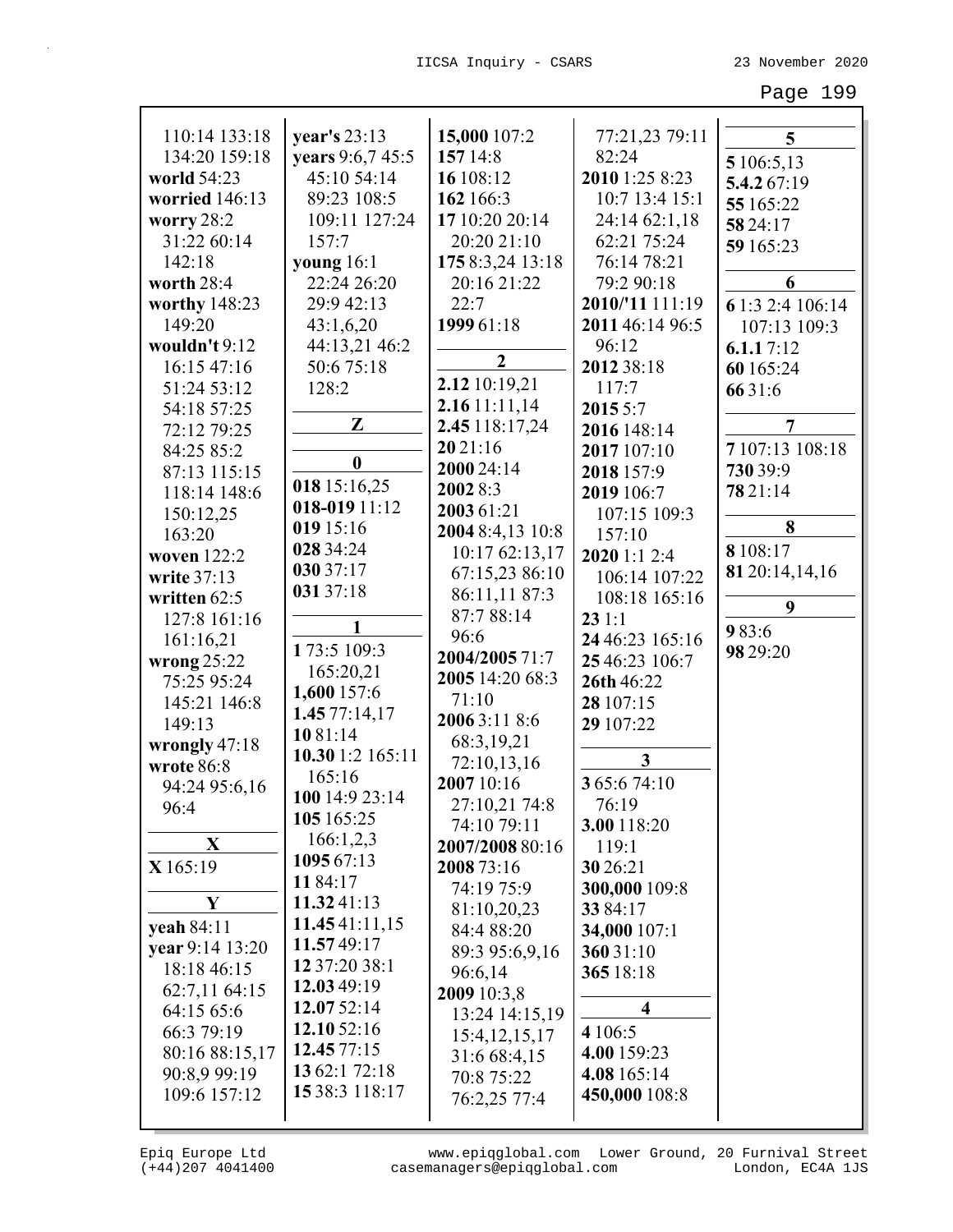110:14 133:18
134:20 159:18
**world** 54:23
**worried** 146:13
**worry** 28:2
31:22 60:14
142:18
**worth** 28:4
**worthy** 148:23
149:20
**wouldn't** 9:12
16:15 47:16
51:24 53:12
54:18 57:25
72:12 79:25
84:25 85:2
87:13 115:15
118:14 148:6
150:12,25
163:20
**woven** 122:2
**write** 37:13
**written** 62:5
127:8 161:16
161:16,21
**wrong** 25:22
75:25 95:24
145:21 146:8
149:13
**wrongly** 47:18
**wrote** 86:8
94:24 95:6,16
96:4

**X**

**X** 165:19

**Y**

**yeah** 84:11
**year** 9:14 13:20
18:18 46:15
62:7,11 64:15
64:15 65:6
66:3 79:19
80:16 88:15,17
90:8,9 99:19
109:6 157:12
**year's** 23:13
**years** 9:6,7 45:5
45:10 54:14
89:23 108:5
109:11 127:24
157:7
**young** 16:1
22:24 26:20
29:9 42:13
43:1,6,20
44:13,21 46:2
50:6 75:18
128:2

**Z**

**0**

**018** 15:16,25
**018-019** 11:12
**019** 15:16
**028** 34:24
**030** 37:17
**031** 37:18

**1**

**1** 73:5 109:3
165:20,21
**1,600** 157:6
**1.45** 77:14,17
**10** 81:14
**10.30** 1:2 165:11
165:16
**100** 14:9 23:14
**105** 165:25
166:1,2,3
**1095** 67:13
**11** 84:17
**11.32** 41:13
**11.45** 41:11,15
**11.57** 49:17
**12** 37:20 38:1
**12.03** 49:19
**12.07** 52:14
**12.10** 52:16
**12.45** 77:15
**13** 62:1 72:18
**15** 38:3 118:17
**15,000** 107:2
**157** 14:8
**16** 108:12
**162** 166:3
**17** 10:20 20:14
20:20 21:10
**175** 8:3,24 13:18
20:16 21:22
22:7
**1999** 61:18

**2**

**2.12** 10:19,21
**2.16** 11:11,14
**2.45** 118:17,24
**20** 21:16
**2000** 24:14
**2002** 8:3
**2003** 61:21
**2004** 8:4,13 10:8
10:17 62:13,17
67:15,23 86:10
86:11,11 87:3
87:7 88:14
96:6
**2004/2005** 71:7
**2005** 14:20 68:3
71:10
**2006** 3:11 8:6
68:3,19,21
72:10,13,16
**2007** 10:16
27:10,21 74:8
74:10 79:11
**2007/2008** 80:16
**2008** 73:16
74:19 75:9
81:10,20,23
84:4 88:20
89:3 95:6,9,16
96:6,14
**2009** 10:3,8
13:24 14:15,19
15:4,12,15,17
31:6 68:4,15
70:8 75:22
76:2,25 77:4
77:21,23 79:11
82:24
**2010** 1:25 8:23
10:7 13:4 15:1
24:14 62:1,18
62:21 75:24
76:14 78:21
79:2 90:18
**2010/'11** 111:19
**2011** 46:14 96:5
96:12
**2012** 38:18
117:7
**2015** 5:7
**2016** 148:14
**2017** 107:10
**2018** 157:9
**2019** 106:7
107:15 109:3
157:10
**2020** 1:1 2:4
106:14 107:22
108:18 165:16
**23** 1:1
**24** 46:23 165:16
**25** 46:23 106:7
**26th** 46:22
**28** 107:15
**29** 107:22

**3**

**3** 65:6 74:10
76:19
**3.00** 118:20
119:1
**30** 26:21
**300,000** 109:8
**33** 84:17
**34,000** 107:1
**360** 31:10
**365** 18:18

**4**

**4** 106:5
**4.00** 159:23
**4.08** 165:14
**450,000** 108:8

**5**

**5** 106:5,13
**5.4.2** 67:19
**55** 165:22
**58** 24:17
**59** 165:23

**6**

**6** 1:3 2:4 106:14
107:13 109:3
**6.1.1** 7:12
**60** 165:24
**66** 31:6

**7**

**7** 107:13 108:18
**730** 39:9
**78** 21:14

**8**

**8** 108:17
**81** 20:14,14,16

**9**

**9** 83:6
**98** 29:20